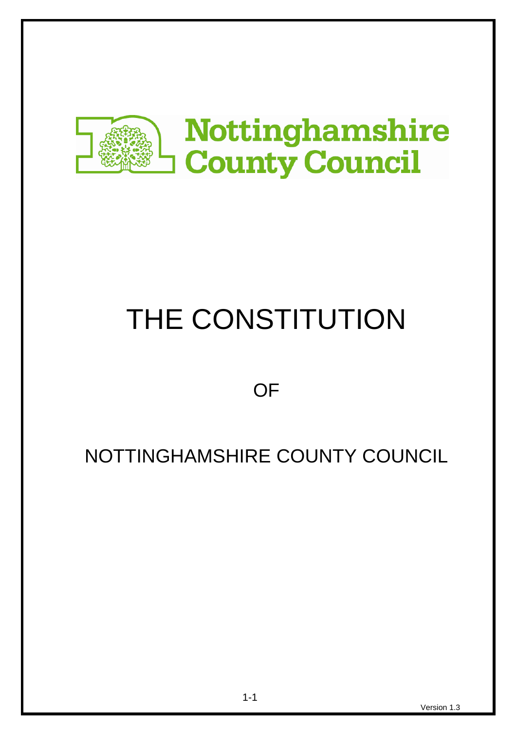Nottinghamshire County Council

# THE CONSTITUTION

OF

NOTTINGHAMSHIRE COUNTY COUNCIL

Version 1.3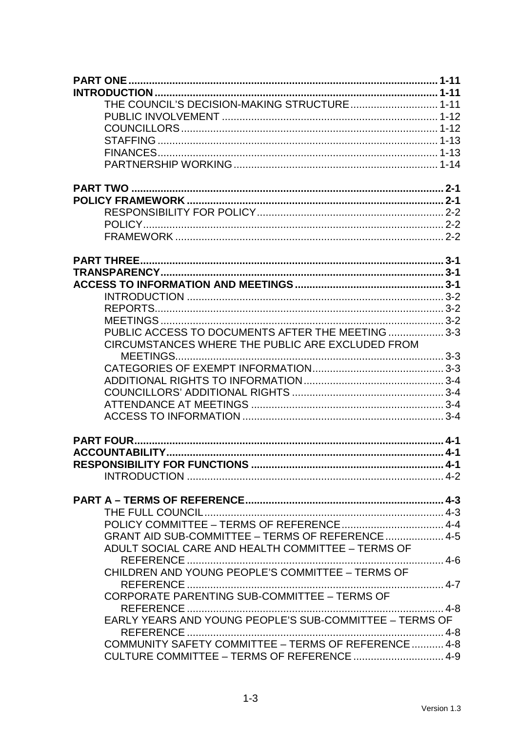**PART ONE** ........................................................................................................ **1-11**
**INTRODUCTION** ................................................................................................ **1-11**
THE COUNCIL'S DECISION-MAKING STRUCTURE............................. 1-11
PUBLIC INVOLVEMENT ......................................................................... 1-12
COUNCILLORS....................................................................................... 1-12
STAFFING ............................................................................................... 1-13
FINANCES............................................................................................... 1-13
PARTNERSHIP WORKING..................................................................... 1-14

**PART TWO** .......................................................................................................... **2-1**
**POLICY FRAMEWORK** ....................................................................................... **2-1**
RESPONSIBILITY FOR POLICY............................................................... 2-2
POLICY...................................................................................................... 2-2
FRAMEWORK ........................................................................................... 2-2

**PART THREE**....................................................................................................... **3-1**
**TRANSPARENCY**................................................................................................ **3-1**
**ACCESS TO INFORMATION AND MEETINGS** ................................................... **3-1**
INTRODUCTION ....................................................................................... 3-2
REPORTS.................................................................................................. 3-2
MEETINGS ................................................................................................ 3-2
PUBLIC ACCESS TO DOCUMENTS AFTER THE MEETING ................... 3-3
CIRCUMSTANCES WHERE THE PUBLIC ARE EXCLUDED FROM MEETINGS........................................................................................... 3-3
CATEGORIES OF EXEMPT INFORMATION............................................ 3-3
ADDITIONAL RIGHTS TO INFORMATION................................................ 3-4
COUNCILLORS' ADDITIONAL RIGHTS .................................................... 3-4
ATTENDANCE AT MEETINGS ................................................................. 3-4
ACCESS TO INFORMATION .................................................................... 3-4

**PART FOUR**......................................................................................................... **4-1**
**ACCOUNTABILITY**.............................................................................................. **4-1**
**RESPONSIBILITY FOR FUNCTIONS** ................................................................. **4-1**
INTRODUCTION ....................................................................................... 4-2

**PART A – TERMS OF REFERENCE**.................................................................... **4-3**
THE FULL COUNCIL................................................................................. 4-3
POLICY COMMITTEE – TERMS OF REFERENCE................................... 4-4
GRANT AID SUB-COMMITTEE – TERMS OF REFERENCE .................... 4-5
ADULT SOCIAL CARE AND HEALTH COMMITTEE – TERMS OF REFERENCE ....................................................................................... 4-6
CHILDREN AND YOUNG PEOPLE'S COMMITTEE – TERMS OF REFERENCE ....................................................................................... 4-7
CORPORATE PARENTING SUB-COMMITTEE – TERMS OF REFERENCE ....................................................................................... 4-8
EARLY YEARS AND YOUNG PEOPLE'S SUB-COMMITTEE – TERMS OF REFERENCE ....................................................................................... 4-8
COMMUNITY SAFETY COMMITTEE – TERMS OF REFERENCE........... 4-8
CULTURE COMMITTEE – TERMS OF REFERENCE ............................... 4-9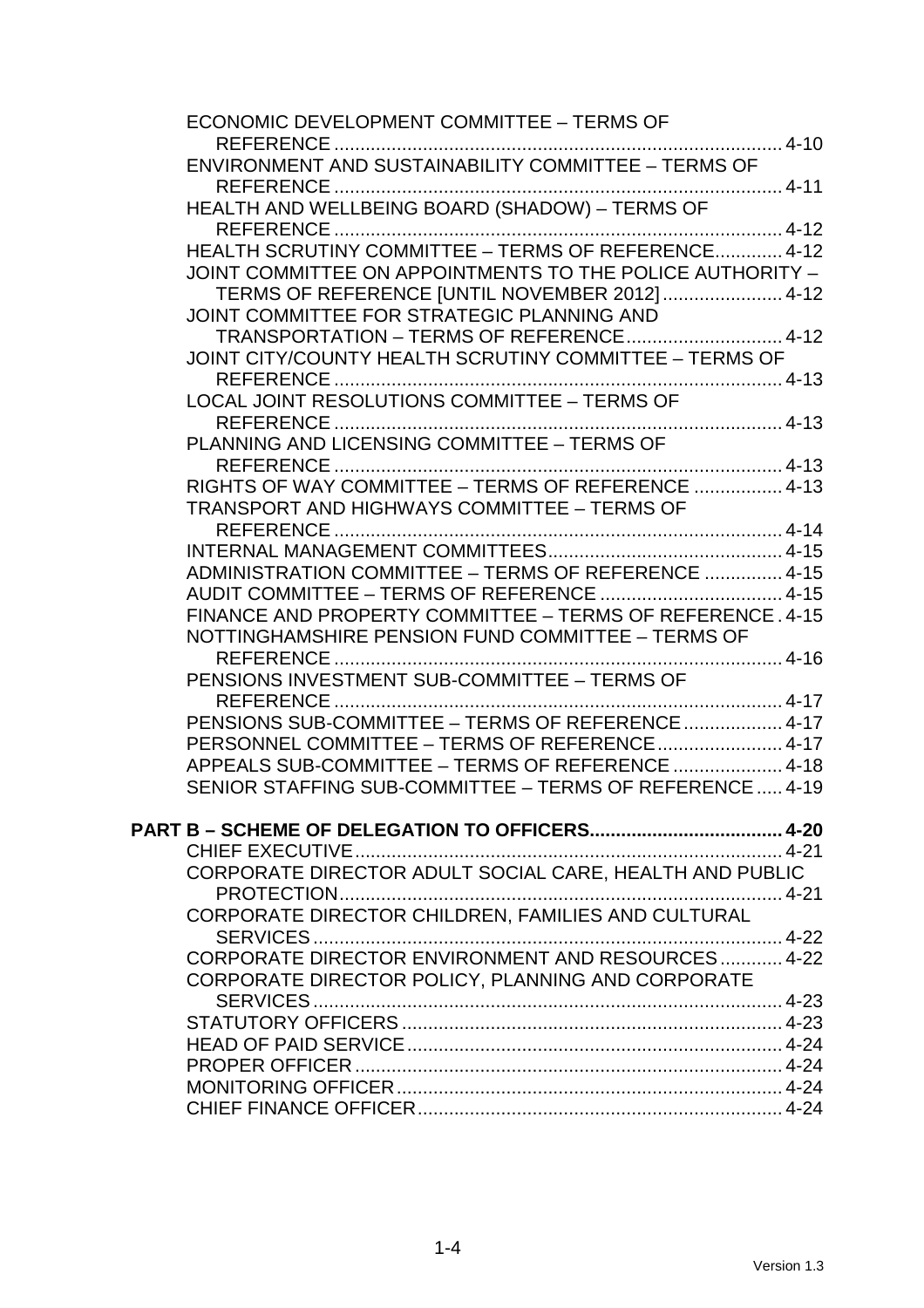ECONOMIC DEVELOPMENT COMMITTEE – TERMS OF REFERENCE ........ 4-10

ENVIRONMENT AND SUSTAINABILITY COMMITTEE – TERMS OF REFERENCE ........ 4-11

HEALTH AND WELLBEING BOARD (SHADOW) – TERMS OF REFERENCE ........ 4-12

HEALTH SCRUTINY COMMITTEE – TERMS OF REFERENCE ........ 4-12

JOINT COMMITTEE ON APPOINTMENTS TO THE POLICE AUTHORITY – TERMS OF REFERENCE [UNTIL NOVEMBER 2012] ........ 4-12

JOINT COMMITTEE FOR STRATEGIC PLANNING AND TRANSPORTATION – TERMS OF REFERENCE ........ 4-12

JOINT CITY/COUNTY HEALTH SCRUTINY COMMITTEE – TERMS OF REFERENCE ........ 4-13

LOCAL JOINT RESOLUTIONS COMMITTEE – TERMS OF REFERENCE ........ 4-13

PLANNING AND LICENSING COMMITTEE – TERMS OF REFERENCE ........ 4-13

RIGHTS OF WAY COMMITTEE – TERMS OF REFERENCE ........ 4-13

TRANSPORT AND HIGHWAYS COMMITTEE – TERMS OF REFERENCE ........ 4-14

INTERNAL MANAGEMENT COMMITTEES ........ 4-15

ADMINISTRATION COMMITTEE – TERMS OF REFERENCE ........ 4-15

AUDIT COMMITTEE – TERMS OF REFERENCE ........ 4-15

FINANCE AND PROPERTY COMMITTEE – TERMS OF REFERENCE ........ 4-15

NOTTINGHAMSHIRE PENSION FUND COMMITTEE – TERMS OF REFERENCE ........ 4-16

PENSIONS INVESTMENT SUB-COMMITTEE – TERMS OF REFERENCE ........ 4-17

PENSIONS SUB-COMMITTEE – TERMS OF REFERENCE ........ 4-17

PERSONNEL COMMITTEE – TERMS OF REFERENCE ........ 4-17

APPEALS SUB-COMMITTEE – TERMS OF REFERENCE ........ 4-18

SENIOR STAFFING SUB-COMMITTEE – TERMS OF REFERENCE ........ 4-19

**PART B – SCHEME OF DELEGATION TO OFFICERS ........ 4-20**

CHIEF EXECUTIVE ........ 4-21

CORPORATE DIRECTOR ADULT SOCIAL CARE, HEALTH AND PUBLIC PROTECTION ........ 4-21

CORPORATE DIRECTOR CHILDREN, FAMILIES AND CULTURAL SERVICES ........ 4-22

CORPORATE DIRECTOR ENVIRONMENT AND RESOURCES ........ 4-22

CORPORATE DIRECTOR POLICY, PLANNING AND CORPORATE SERVICES ........ 4-23

STATUTORY OFFICERS ........ 4-23

HEAD OF PAID SERVICE ........ 4-24

PROPER OFFICER ........ 4-24

MONITORING OFFICER ........ 4-24

CHIEF FINANCE OFFICER ........ 4-24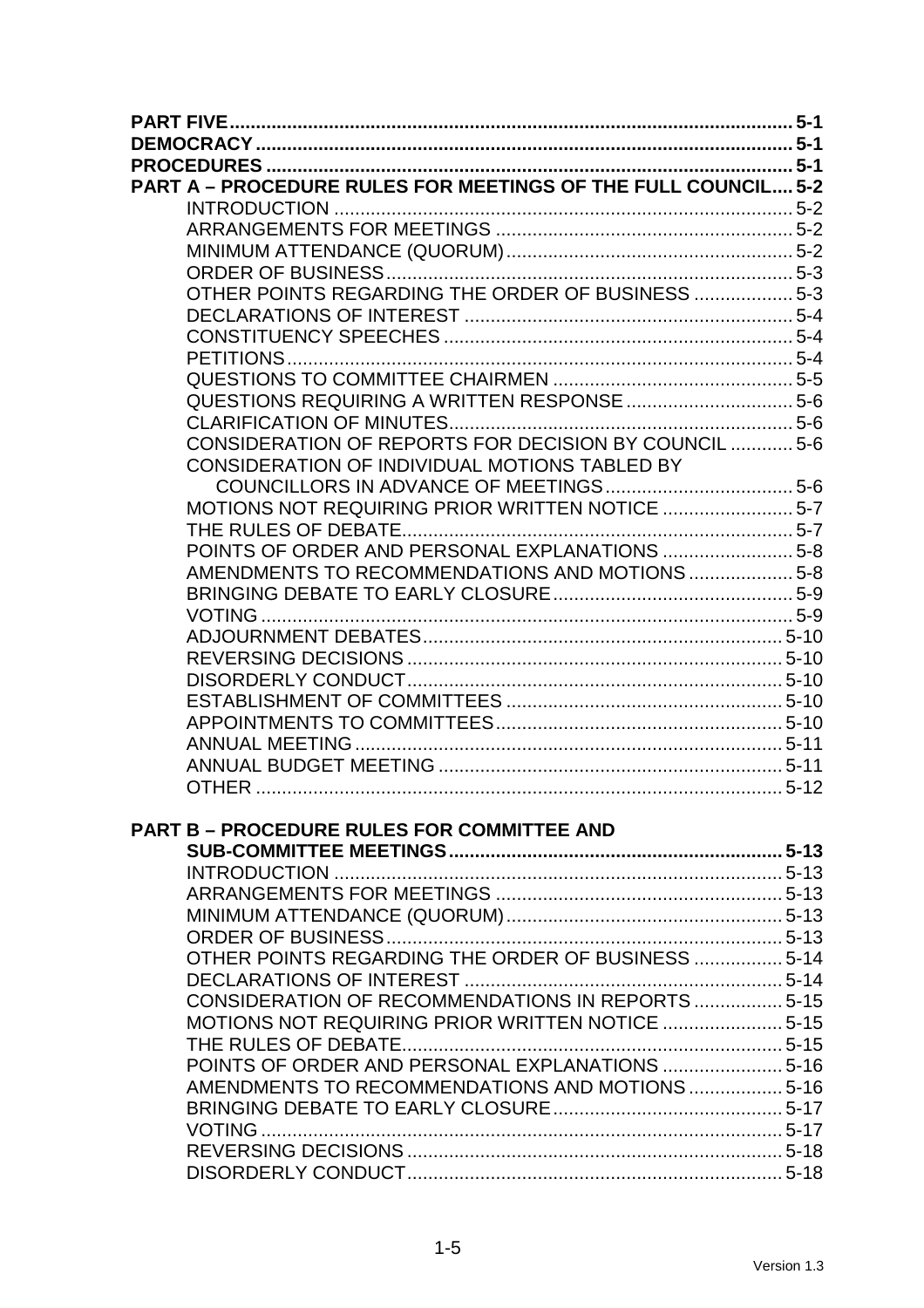**PART FIVE** .......... 5-1
**DEMOCRACY** .......... 5-1
**PROCEDURES** .......... 5-1
**PART A – PROCEDURE RULES FOR MEETINGS OF THE FULL COUNCIL** .... 5-2

- INTRODUCTION .......... 5-2
- ARRANGEMENTS FOR MEETINGS .......... 5-2
- MINIMUM ATTENDANCE (QUORUM) .......... 5-2
- ORDER OF BUSINESS .......... 5-3
- OTHER POINTS REGARDING THE ORDER OF BUSINESS .......... 5-3
- DECLARATIONS OF INTEREST .......... 5-4
- CONSTITUENCY SPEECHES .......... 5-4
- PETITIONS .......... 5-4
- QUESTIONS TO COMMITTEE CHAIRMEN .......... 5-5
- QUESTIONS REQUIRING A WRITTEN RESPONSE .......... 5-6
- CLARIFICATION OF MINUTES .......... 5-6
- CONSIDERATION OF REPORTS FOR DECISION BY COUNCIL .......... 5-6
- CONSIDERATION OF INDIVIDUAL MOTIONS TABLED BY COUNCILLORS IN ADVANCE OF MEETINGS .......... 5-6
- MOTIONS NOT REQUIRING PRIOR WRITTEN NOTICE .......... 5-7
- THE RULES OF DEBATE .......... 5-7
- POINTS OF ORDER AND PERSONAL EXPLANATIONS .......... 5-8
- AMENDMENTS TO RECOMMENDATIONS AND MOTIONS .......... 5-8
- BRINGING DEBATE TO EARLY CLOSURE .......... 5-9
- VOTING .......... 5-9
- ADJOURNMENT DEBATES .......... 5-10
- REVERSING DECISIONS .......... 5-10
- DISORDERLY CONDUCT .......... 5-10
- ESTABLISHMENT OF COMMITTEES .......... 5-10
- APPOINTMENTS TO COMMITTEES .......... 5-10
- ANNUAL MEETING .......... 5-11
- ANNUAL BUDGET MEETING .......... 5-11
- OTHER .......... 5-12

**PART B – PROCEDURE RULES FOR COMMITTEE AND SUB-COMMITTEE MEETINGS** .......... 5-13

- INTRODUCTION .......... 5-13
- ARRANGEMENTS FOR MEETINGS .......... 5-13
- MINIMUM ATTENDANCE (QUORUM) .......... 5-13
- ORDER OF BUSINESS .......... 5-13
- OTHER POINTS REGARDING THE ORDER OF BUSINESS .......... 5-14
- DECLARATIONS OF INTEREST .......... 5-14
- CONSIDERATION OF RECOMMENDATIONS IN REPORTS .......... 5-15
- MOTIONS NOT REQUIRING PRIOR WRITTEN NOTICE .......... 5-15
- THE RULES OF DEBATE .......... 5-15
- POINTS OF ORDER AND PERSONAL EXPLANATIONS .......... 5-16
- AMENDMENTS TO RECOMMENDATIONS AND MOTIONS .......... 5-16
- BRINGING DEBATE TO EARLY CLOSURE .......... 5-17
- VOTING .......... 5-17
- REVERSING DECISIONS .......... 5-18
- DISORDERLY CONDUCT .......... 5-18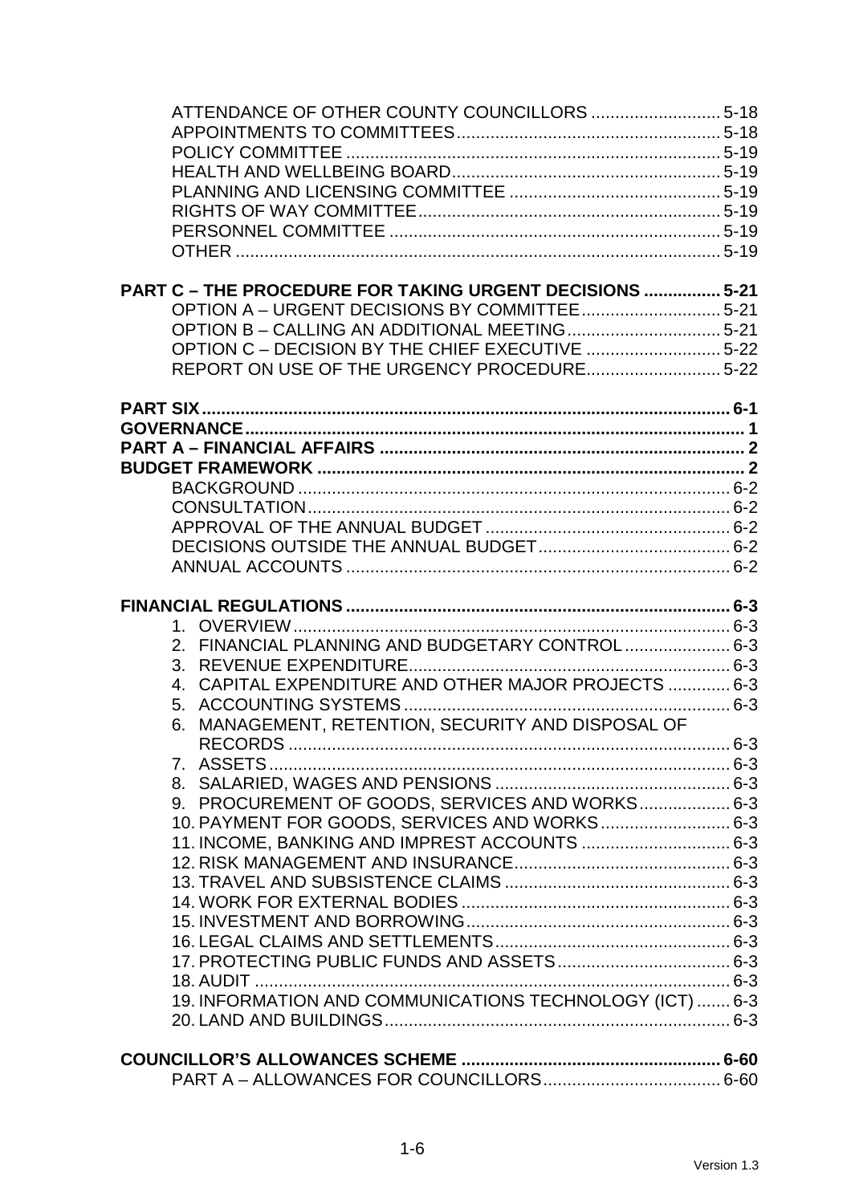ATTENDANCE OF OTHER COUNTY COUNCILLORS .......................... 5-18
APPOINTMENTS TO COMMITTEES...................................................... 5-18
POLICY COMMITTEE ............................................................................ 5-19
HEALTH AND WELLBEING BOARD....................................................... 5-19
PLANNING AND LICENSING COMMITTEE ........................................... 5-19
RIGHTS OF WAY COMMITTEE.............................................................. 5-19
PERSONNEL COMMITTEE .................................................................... 5-19
OTHER .................................................................................................. 5-19

**PART C – THE PROCEDURE FOR TAKING URGENT DECISIONS ................ 5-21**
OPTION A – URGENT DECISIONS BY COMMITTEE............................. 5-21
OPTION B – CALLING AN ADDITIONAL MEETING................................ 5-21
OPTION C – DECISION BY THE CHIEF EXECUTIVE ............................ 5-22
REPORT ON USE OF THE URGENCY PROCEDURE............................ 5-22

**PART SIX............................................................................................................. 6-1**
**GOVERNANCE...................................................................................................... 1**
**PART A – FINANCIAL AFFAIRS ........................................................................... 2**
**BUDGET FRAMEWORK ......................................................................................... 2**
BACKGROUND ....................................................................................... 6-2
CONSULTATION..................................................................................... 6-2
APPROVAL OF THE ANNUAL BUDGET ................................................. 6-2
DECISIONS OUTSIDE THE ANNUAL BUDGET....................................... 6-2
ANNUAL ACCOUNTS .............................................................................. 6-2

**FINANCIAL REGULATIONS ............................................................................... 6-3**
1. OVERVIEW........................................................................................ 6-3
2. FINANCIAL PLANNING AND BUDGETARY CONTROL ...................... 6-3
3. REVENUE EXPENDITURE.................................................................. 6-3
4. CAPITAL EXPENDITURE AND OTHER MAJOR PROJECTS ............. 6-3
5. ACCOUNTING SYSTEMS ................................................................... 6-3
6. MANAGEMENT, RETENTION, SECURITY AND DISPOSAL OF RECORDS ........................................................................................... 6-3
7. ASSETS.............................................................................................. 6-3
8. SALARIED, WAGES AND PENSIONS ................................................ 6-3
9. PROCUREMENT OF GOODS, SERVICES AND WORKS................... 6-3
10. PAYMENT FOR GOODS, SERVICES AND WORKS........................... 6-3
11. INCOME, BANKING AND IMPREST ACCOUNTS ............................... 6-3
12. RISK MANAGEMENT AND INSURANCE............................................ 6-3
13. TRAVEL AND SUBSISTENCE CLAIMS .............................................. 6-3
14. WORK FOR EXTERNAL BODIES ....................................................... 6-3
15. INVESTMENT AND BORROWING....................................................... 6-3
16. LEGAL CLAIMS AND SETTLEMENTS................................................. 6-3
17. PROTECTING PUBLIC FUNDS AND ASSETS.................................... 6-3
18. AUDIT .................................................................................................. 6-3
19. INFORMATION AND COMMUNICATIONS TECHNOLOGY (ICT) ....... 6-3
20. LAND AND BUILDINGS....................................................................... 6-3

**COUNCILLOR'S ALLOWANCES SCHEME ...................................................... 6-60**
PART A – ALLOWANCES FOR COUNCILLORS..................................... 6-60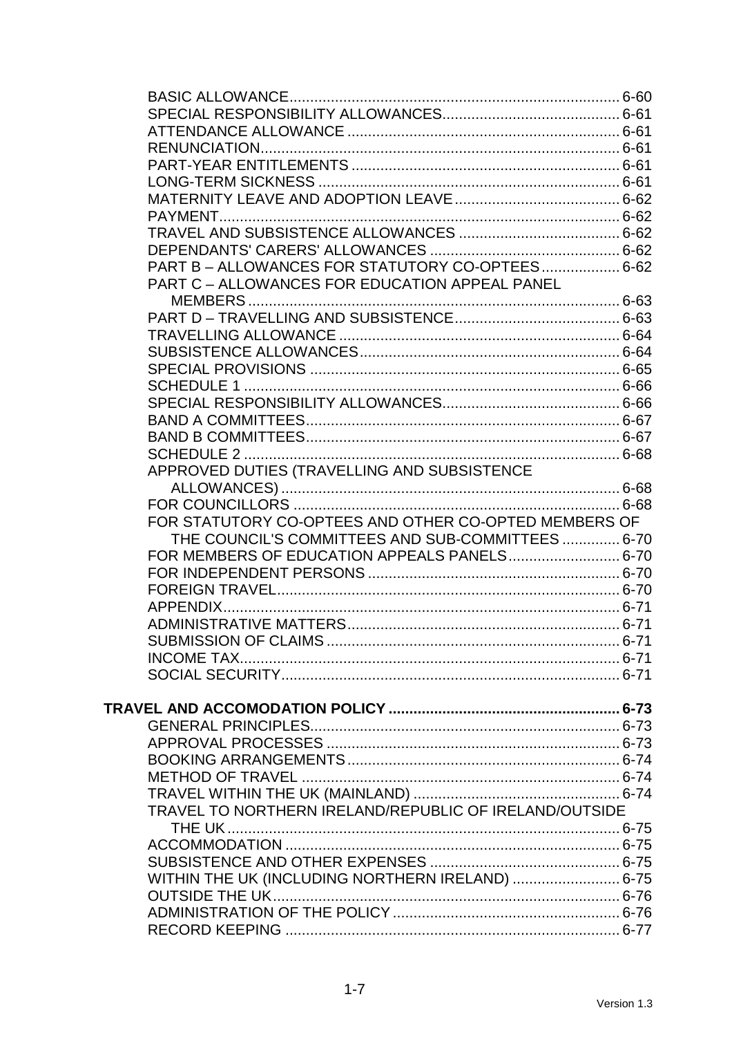BASIC ALLOWANCE ........................................................................ 6-60
SPECIAL RESPONSIBILITY ALLOWANCES.......................................... 6-61
ATTENDANCE ALLOWANCE ................................................................ 6-61
RENUNCIATION.................................................................................. 6-61
PART-YEAR ENTITLEMENTS .............................................................. 6-61
LONG-TERM SICKNESS ...................................................................... 6-61
MATERNITY LEAVE AND ADOPTION LEAVE........................................ 6-62
PAYMENT............................................................................................ 6-62
TRAVEL AND SUBSISTENCE ALLOWANCES ....................................... 6-62
DEPENDANTS' CARERS' ALLOWANCES .............................................. 6-62
PART B – ALLOWANCES FOR STATUTORY CO-OPTEES.................... 6-62
PART C – ALLOWANCES FOR EDUCATION APPEAL PANEL MEMBERS ........................................................................................ 6-63
PART D – TRAVELLING AND SUBSISTENCE........................................ 6-63
TRAVELLING ALLOWANCE .................................................................. 6-64
SUBSISTENCE ALLOWANCES.............................................................. 6-64
SPECIAL PROVISIONS .......................................................................... 6-65
SCHEDULE 1 ......................................................................................... 6-66
SPECIAL RESPONSIBILITY ALLOWANCES........................................... 6-66
BAND A COMMITTEES........................................................................... 6-67
BAND B COMMITTEES........................................................................... 6-67
SCHEDULE 2 ......................................................................................... 6-68
APPROVED DUTIES (TRAVELLING AND SUBSISTENCE ALLOWANCES) ................................................................................. 6-68
FOR COUNCILLORS ............................................................................. 6-68
FOR STATUTORY CO-OPTEES AND OTHER CO-OPTED MEMBERS OF THE COUNCIL'S COMMITTEES AND SUB-COMMITTEES .............. 6-70
FOR MEMBERS OF EDUCATION APPEALS PANELS........................... 6-70
FOR INDEPENDENT PERSONS ............................................................ 6-70
FOREIGN TRAVEL.................................................................................. 6-70
APPENDIX.............................................................................................. 6-71
ADMINISTRATIVE MATTERS................................................................. 6-71
SUBMISSION OF CLAIMS ...................................................................... 6-71
INCOME TAX.......................................................................................... 6-71
SOCIAL SECURITY................................................................................. 6-71

**TRAVEL AND ACCOMODATION POLICY ........................................................ 6-73**

GENERAL PRINCIPLES.......................................................................... 6-73
APPROVAL PROCESSES ...................................................................... 6-73
BOOKING ARRANGEMENTS.................................................................. 6-74
METHOD OF TRAVEL ............................................................................ 6-74
TRAVEL WITHIN THE UK (MAINLAND) ................................................. 6-74
TRAVEL TO NORTHERN IRELAND/REPUBLIC OF IRELAND/OUTSIDE THE UK ................................................................................................ 6-75
ACCOMMODATION ................................................................................ 6-75
SUBSISTENCE AND OTHER EXPENSES ............................................. 6-75
WITHIN THE UK (INCLUDING NORTHERN IRELAND) .......................... 6-75
OUTSIDE THE UK.................................................................................... 6-76
ADMINISTRATION OF THE POLICY....................................................... 6-76
RECORD KEEPING ................................................................................. 6-77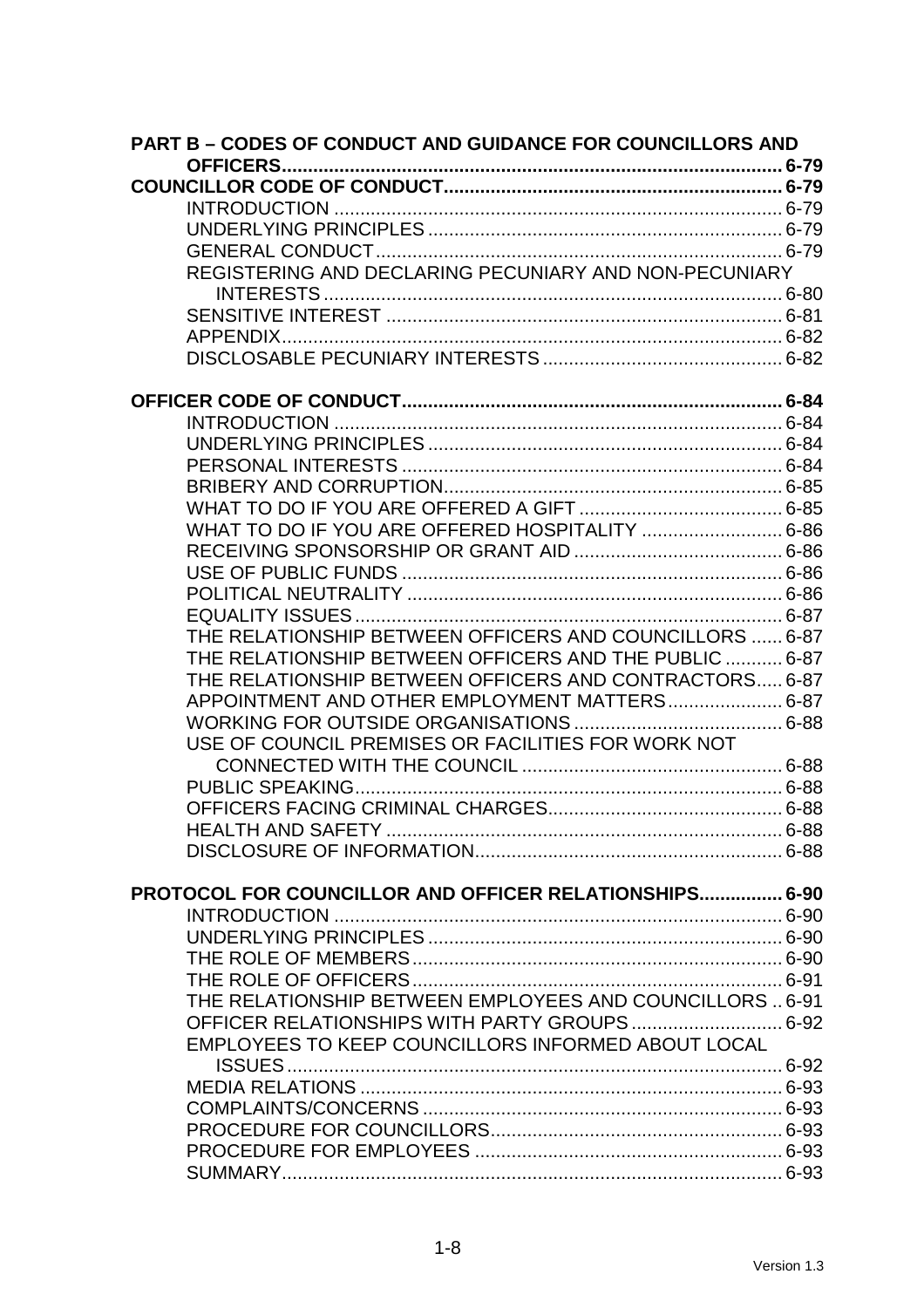**PART B – CODES OF CONDUCT AND GUIDANCE FOR COUNCILLORS AND OFFICERS................................................................................................ 6-79**

**COUNCILLOR CODE OF CONDUCT................................................................ 6-79**

INTRODUCTION ..................................................................................... 6-79
UNDERLYING PRINCIPLES ................................................................... 6-79
GENERAL CONDUCT.............................................................................. 6-79
REGISTERING AND DECLARING PECUNIARY AND NON-PECUNIARY INTERESTS ....................................................................................... 6-80
SENSITIVE INTEREST ........................................................................... 6-81
APPENDIX............................................................................................... 6-82
DISCLOSABLE PECUNIARY INTERESTS ............................................. 6-82

**OFFICER CODE OF CONDUCT....................................................................... 6-84**

INTRODUCTION ..................................................................................... 6-84
UNDERLYING PRINCIPLES ................................................................... 6-84
PERSONAL INTERESTS ........................................................................ 6-84
BRIBERY AND CORRUPTION................................................................ 6-85
WHAT TO DO IF YOU ARE OFFERED A GIFT ...................................... 6-85
WHAT TO DO IF YOU ARE OFFERED HOSPITALITY ........................... 6-86
RECEIVING SPONSORSHIP OR GRANT AID ........................................ 6-86
USE OF PUBLIC FUNDS ......................................................................... 6-86
POLITICAL NEUTRALITY ........................................................................ 6-86
EQUALITY ISSUES .................................................................................. 6-87
THE RELATIONSHIP BETWEEN OFFICERS AND COUNCILLORS ...... 6-87
THE RELATIONSHIP BETWEEN OFFICERS AND THE PUBLIC ........... 6-87
THE RELATIONSHIP BETWEEN OFFICERS AND CONTRACTORS..... 6-87
APPOINTMENT AND OTHER EMPLOYMENT MATTERS...................... 6-87
WORKING FOR OUTSIDE ORGANISATIONS ........................................ 6-88
USE OF COUNCIL PREMISES OR FACILITIES FOR WORK NOT CONNECTED WITH THE COUNCIL ................................................. 6-88
PUBLIC SPEAKING.................................................................................. 6-88
OFFICERS FACING CRIMINAL CHARGES............................................. 6-88
HEALTH AND SAFETY ............................................................................ 6-88
DISCLOSURE OF INFORMATION........................................................... 6-88

**PROTOCOL FOR COUNCILLOR AND OFFICER RELATIONSHIPS................ 6-90**

INTRODUCTION ...................................................................................... 6-90
UNDERLYING PRINCIPLES .................................................................... 6-90
THE ROLE OF MEMBERS....................................................................... 6-90
THE ROLE OF OFFICERS....................................................................... 6-91
THE RELATIONSHIP BETWEEN EMPLOYEES AND COUNCILLORS .. 6-91
OFFICER RELATIONSHIPS WITH PARTY GROUPS ............................. 6-92
EMPLOYEES TO KEEP COUNCILLORS INFORMED ABOUT LOCAL ISSUES ............................................................................................... 6-92
MEDIA RELATIONS ................................................................................. 6-93
COMPLAINTS/CONCERNS ..................................................................... 6-93
PROCEDURE FOR COUNCILLORS........................................................ 6-93
PROCEDURE FOR EMPLOYEES ........................................................... 6-93
SUMMARY................................................................................................ 6-93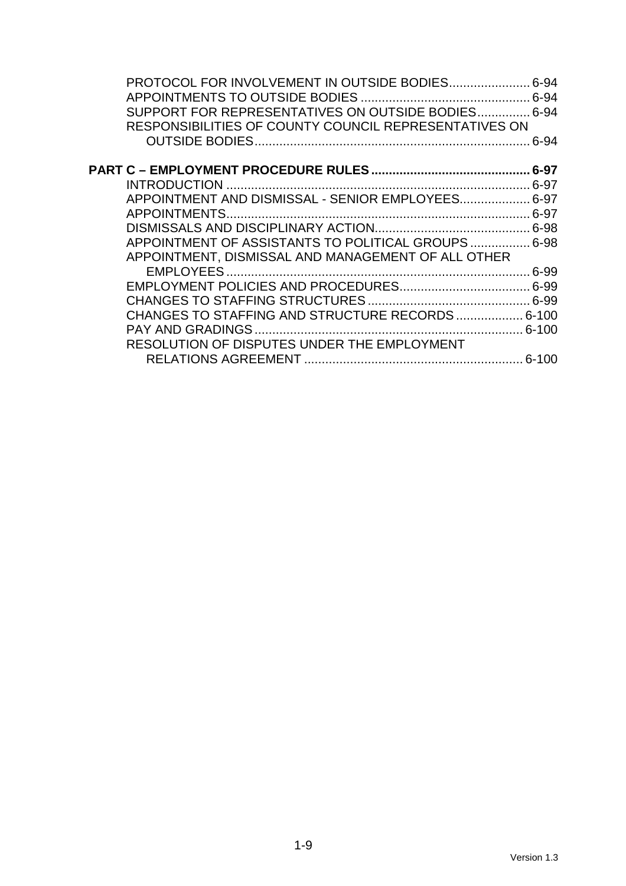PROTOCOL FOR INVOLVEMENT IN OUTSIDE BODIES....................... 6-94
APPOINTMENTS TO OUTSIDE BODIES ............................................... 6-94
SUPPORT FOR REPRESENTATIVES ON OUTSIDE BODIES............... 6-94
RESPONSIBILITIES OF COUNTY COUNCIL REPRESENTATIVES ON OUTSIDE BODIES.............................................................................. 6-94

**PART C – EMPLOYMENT PROCEDURE RULES ............................................ 6-97**
INTRODUCTION ..................................................................................... 6-97
APPOINTMENT AND DISMISSAL - SENIOR EMPLOYEES.................... 6-97
APPOINTMENTS...................................................................................... 6-97
DISMISSALS AND DISCIPLINARY ACTION............................................ 6-98
APPOINTMENT OF ASSISTANTS TO POLITICAL GROUPS ................. 6-98
APPOINTMENT, DISMISSAL AND MANAGEMENT OF ALL OTHER EMPLOYEES ...................................................................................... 6-99
EMPLOYMENT POLICIES AND PROCEDURES..................................... 6-99
CHANGES TO STAFFING STRUCTURES .............................................. 6-99
CHANGES TO STAFFING AND STRUCTURE RECORDS ................... 6-100
PAY AND GRADINGS ............................................................................ 6-100
RESOLUTION OF DISPUTES UNDER THE EMPLOYMENT RELATIONS AGREEMENT .............................................................. 6-100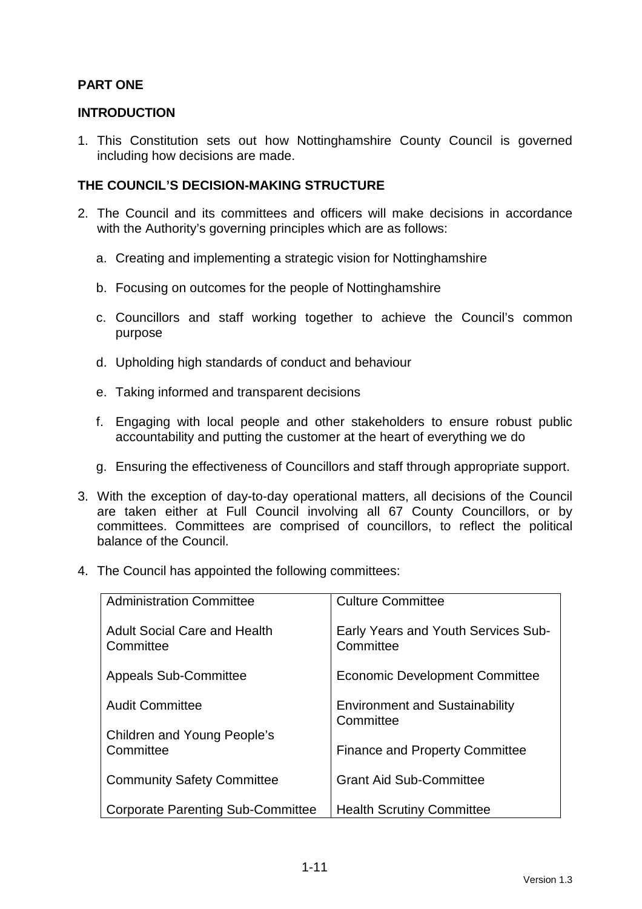## PART ONE

## INTRODUCTION

1. This Constitution sets out how Nottinghamshire County Council is governed including how decisions are made.

## THE COUNCIL'S DECISION-MAKING STRUCTURE

2. The Council and its committees and officers will make decisions in accordance with the Authority's governing principles which are as follows:

   a. Creating and implementing a strategic vision for Nottinghamshire

   b. Focusing on outcomes for the people of Nottinghamshire

   c. Councillors and staff working together to achieve the Council's common purpose

   d. Upholding high standards of conduct and behaviour

   e. Taking informed and transparent decisions

   f. Engaging with local people and other stakeholders to ensure robust public accountability and putting the customer at the heart of everything we do

   g. Ensuring the effectiveness of Councillors and staff through appropriate support.

3. With the exception of day-to-day operational matters, all decisions of the Council are taken either at Full Council involving all 67 County Councillors, or by committees. Committees are comprised of councillors, to reflect the political balance of the Council.

4. The Council has appointed the following committees:

| | |
|---|---|
| Administration Committee | Culture Committee |
| Adult Social Care and Health Committee | Early Years and Youth Services Sub-Committee |
| Appeals Sub-Committee | Economic Development Committee |
| Audit Committee | Environment and Sustainability Committee |
| Children and Young People's Committee | Finance and Property Committee |
| Community Safety Committee | Grant Aid Sub-Committee |
| Corporate Parenting Sub-Committee | Health Scrutiny Committee |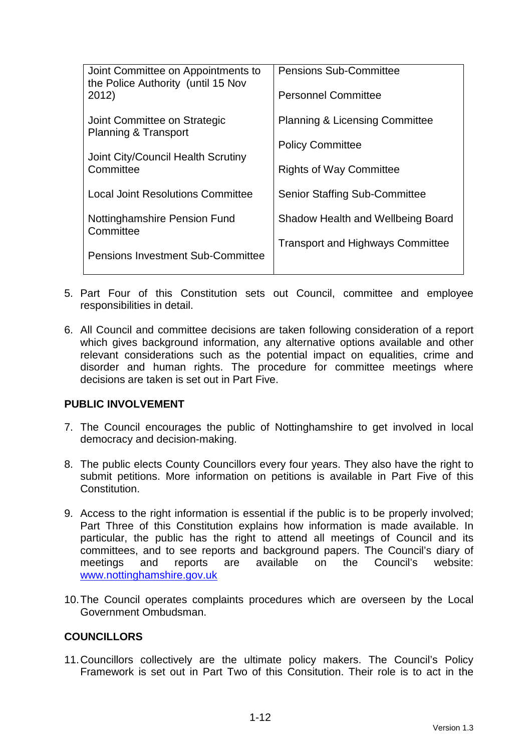| Joint Committee on Appointments to the Police Authority (until 15 Nov 2012) | Pensions Sub-Committee |
| --- | --- |
| | Personnel Committee |
| Joint Committee on Strategic Planning & Transport | Planning & Licensing Committee |
| | Policy Committee |
| Joint City/Council Health Scrutiny Committee | Rights of Way Committee |
| Local Joint Resolutions Committee | Senior Staffing Sub-Committee |
| Nottinghamshire Pension Fund Committee | Shadow Health and Wellbeing Board |
| | Transport and Highways Committee |
| Pensions Investment Sub-Committee | |

5. Part Four of this Constitution sets out Council, committee and employee responsibilities in detail.

6. All Council and committee decisions are taken following consideration of a report which gives background information, any alternative options available and other relevant considerations such as the potential impact on equalities, crime and disorder and human rights. The procedure for committee meetings where decisions are taken is set out in Part Five.

**PUBLIC INVOLVEMENT**

7. The Council encourages the public of Nottinghamshire to get involved in local democracy and decision-making.

8. The public elects County Councillors every four years. They also have the right to submit petitions. More information on petitions is available in Part Five of this Constitution.

9. Access to the right information is essential if the public is to be properly involved; Part Three of this Constitution explains how information is made available. In particular, the public has the right to attend all meetings of Council and its committees, and to see reports and background papers. The Council's diary of meetings and reports are available on the Council's website: [www.nottinghamshire.gov.uk](http://www.nottinghamshire.gov.uk)

10. The Council operates complaints procedures which are overseen by the Local Government Ombudsman.

**COUNCILLORS**

11. Councillors collectively are the ultimate policy makers. The Council's Policy Framework is set out in Part Two of this Consitution. Their role is to act in the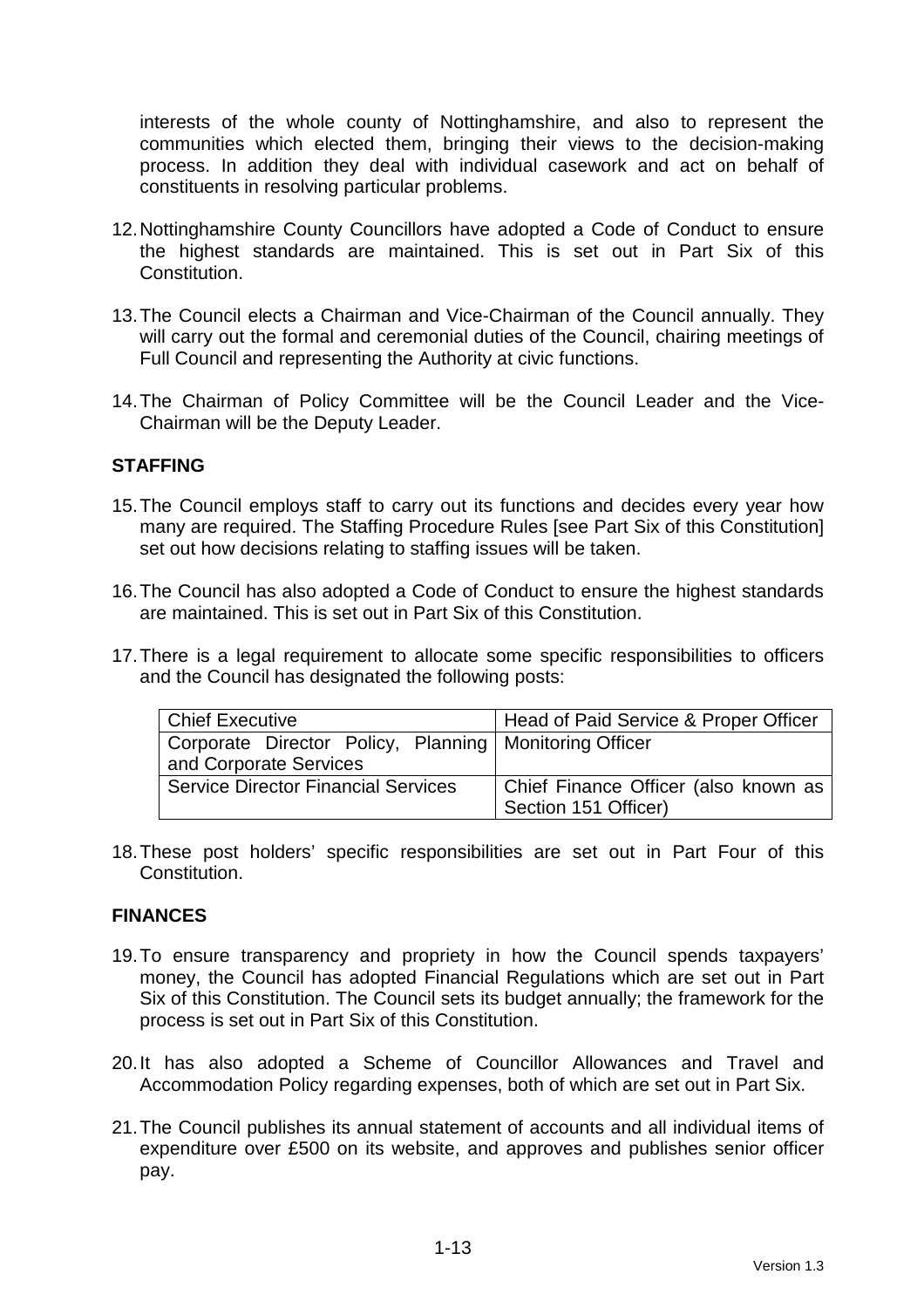interests of the whole county of Nottinghamshire, and also to represent the communities which elected them, bringing their views to the decision-making process. In addition they deal with individual casework and act on behalf of constituents in resolving particular problems.

12. Nottinghamshire County Councillors have adopted a Code of Conduct to ensure the highest standards are maintained. This is set out in Part Six of this Constitution.

13. The Council elects a Chairman and Vice-Chairman of the Council annually. They will carry out the formal and ceremonial duties of the Council, chairing meetings of Full Council and representing the Authority at civic functions.

14. The Chairman of Policy Committee will be the Council Leader and the Vice-Chairman will be the Deputy Leader.

## STAFFING

15. The Council employs staff to carry out its functions and decides every year how many are required. The Staffing Procedure Rules [see Part Six of this Constitution] set out how decisions relating to staffing issues will be taken.

16. The Council has also adopted a Code of Conduct to ensure the highest standards are maintained. This is set out in Part Six of this Constitution.

17. There is a legal requirement to allocate some specific responsibilities to officers and the Council has designated the following posts:

| Chief Executive | Head of Paid Service & Proper Officer |
|---|---|
| Corporate Director Policy, Planning and Corporate Services | Monitoring Officer |
| Service Director Financial Services | Chief Finance Officer (also known as Section 151 Officer) |

18. These post holders' specific responsibilities are set out in Part Four of this Constitution.

## FINANCES

19. To ensure transparency and propriety in how the Council spends taxpayers' money, the Council has adopted Financial Regulations which are set out in Part Six of this Constitution. The Council sets its budget annually; the framework for the process is set out in Part Six of this Constitution.

20. It has also adopted a Scheme of Councillor Allowances and Travel and Accommodation Policy regarding expenses, both of which are set out in Part Six.

21. The Council publishes its annual statement of accounts and all individual items of expenditure over £500 on its website, and approves and publishes senior officer pay.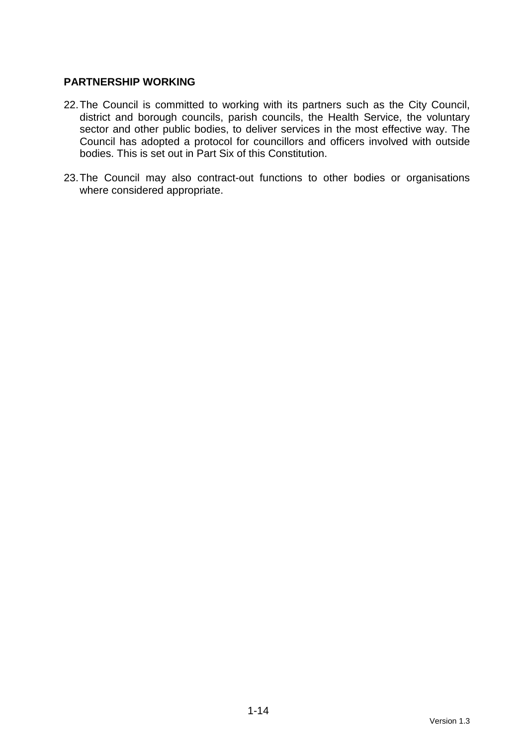**PARTNERSHIP WORKING**

22. The Council is committed to working with its partners such as the City Council, district and borough councils, parish councils, the Health Service, the voluntary sector and other public bodies, to deliver services in the most effective way. The Council has adopted a protocol for councillors and officers involved with outside bodies. This is set out in Part Six of this Constitution.

23. The Council may also contract-out functions to other bodies or organisations where considered appropriate.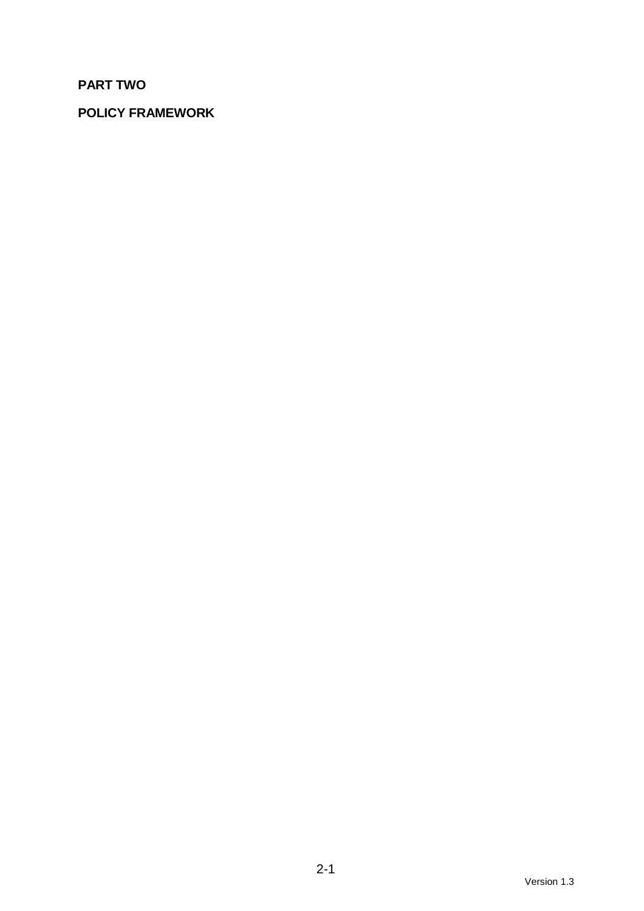# PART TWO

## POLICY FRAMEWORK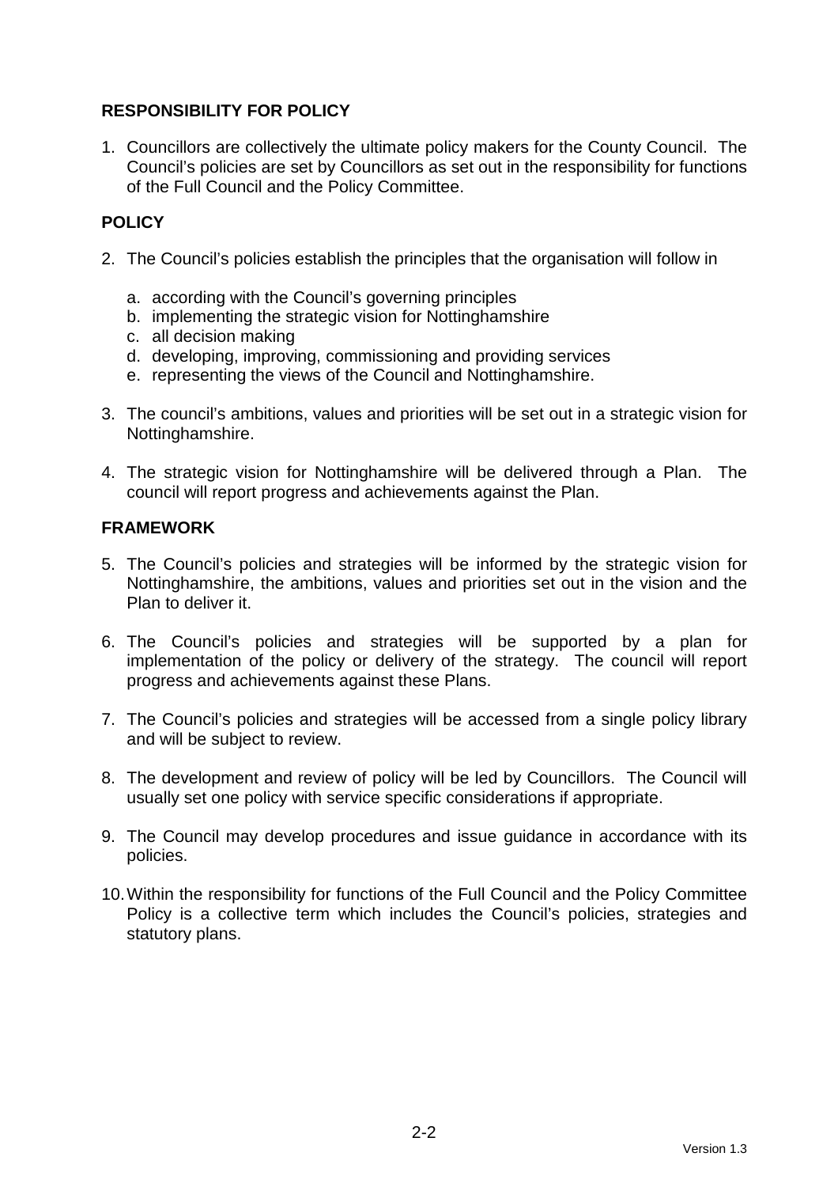## RESPONSIBILITY FOR POLICY

1. Councillors are collectively the ultimate policy makers for the County Council. The Council's policies are set by Councillors as set out in the responsibility for functions of the Full Council and the Policy Committee.

## POLICY

2. The Council's policies establish the principles that the organisation will follow in

   a. according with the Council's governing principles
   b. implementing the strategic vision for Nottinghamshire
   c. all decision making
   d. developing, improving, commissioning and providing services
   e. representing the views of the Council and Nottinghamshire.

3. The council's ambitions, values and priorities will be set out in a strategic vision for Nottinghamshire.

4. The strategic vision for Nottinghamshire will be delivered through a Plan. The council will report progress and achievements against the Plan.

## FRAMEWORK

5. The Council's policies and strategies will be informed by the strategic vision for Nottinghamshire, the ambitions, values and priorities set out in the vision and the Plan to deliver it.

6. The Council's policies and strategies will be supported by a plan for implementation of the policy or delivery of the strategy. The council will report progress and achievements against these Plans.

7. The Council's policies and strategies will be accessed from a single policy library and will be subject to review.

8. The development and review of policy will be led by Councillors. The Council will usually set one policy with service specific considerations if appropriate.

9. The Council may develop procedures and issue guidance in accordance with its policies.

10. Within the responsibility for functions of the Full Council and the Policy Committee Policy is a collective term which includes the Council's policies, strategies and statutory plans.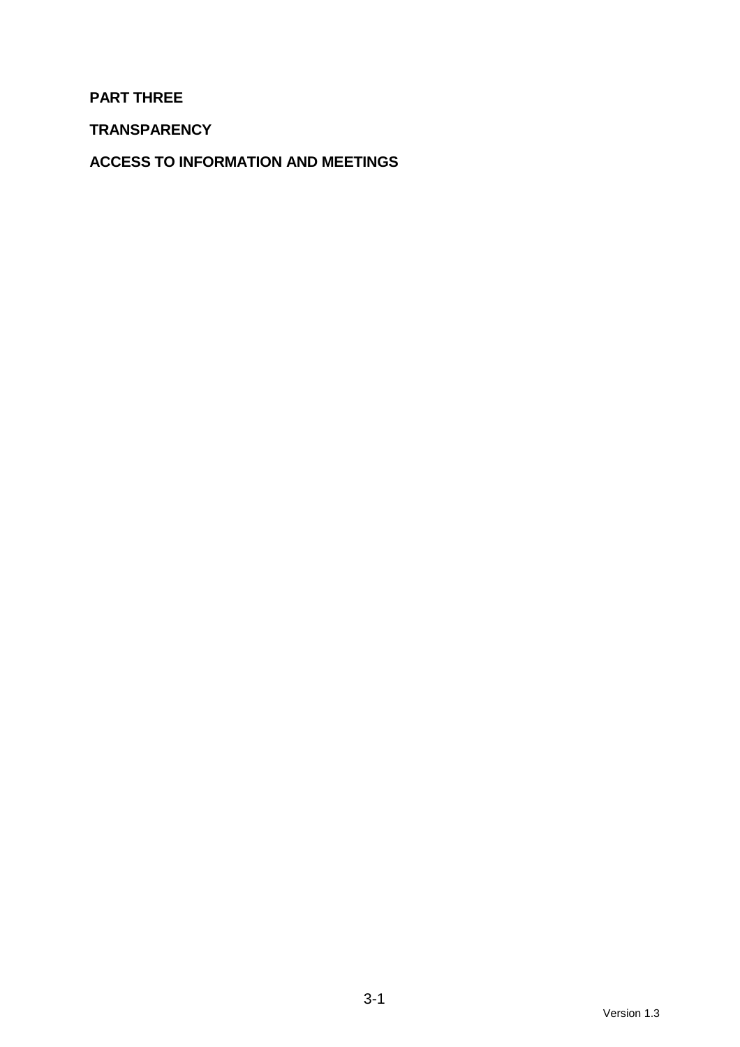# PART THREE

## TRANSPARENCY

## ACCESS TO INFORMATION AND MEETINGS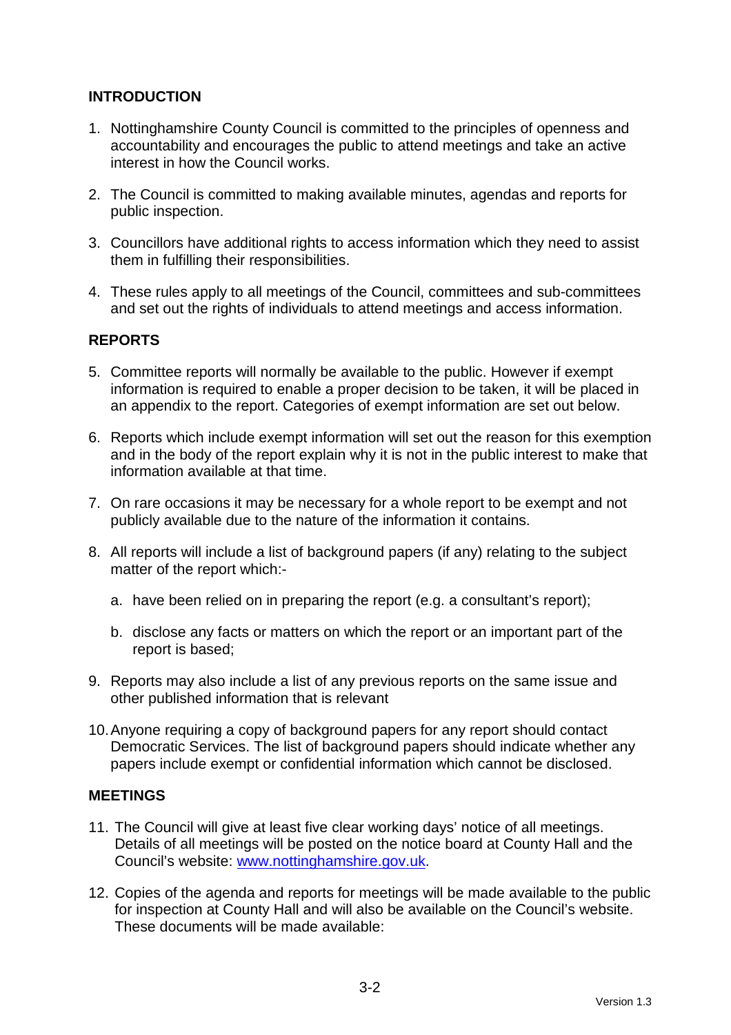## INTRODUCTION

1. Nottinghamshire County Council is committed to the principles of openness and accountability and encourages the public to attend meetings and take an active interest in how the Council works.

2. The Council is committed to making available minutes, agendas and reports for public inspection.

3. Councillors have additional rights to access information which they need to assist them in fulfilling their responsibilities.

4. These rules apply to all meetings of the Council, committees and sub-committees and set out the rights of individuals to attend meetings and access information.

## REPORTS

5. Committee reports will normally be available to the public. However if exempt information is required to enable a proper decision to be taken, it will be placed in an appendix to the report. Categories of exempt information are set out below.

6. Reports which include exempt information will set out the reason for this exemption and in the body of the report explain why it is not in the public interest to make that information available at that time.

7. On rare occasions it may be necessary for a whole report to be exempt and not publicly available due to the nature of the information it contains.

8. All reports will include a list of background papers (if any) relating to the subject matter of the report which:-

   a. have been relied on in preparing the report (e.g. a consultant's report);

   b. disclose any facts or matters on which the report or an important part of the report is based;

9. Reports may also include a list of any previous reports on the same issue and other published information that is relevant

10. Anyone requiring a copy of background papers for any report should contact Democratic Services. The list of background papers should indicate whether any papers include exempt or confidential information which cannot be disclosed.

## MEETINGS

11. The Council will give at least five clear working days' notice of all meetings. Details of all meetings will be posted on the notice board at County Hall and the Council's website: www.nottinghamshire.gov.uk.

12. Copies of the agenda and reports for meetings will be made available to the public for inspection at County Hall and will also be available on the Council's website. These documents will be made available: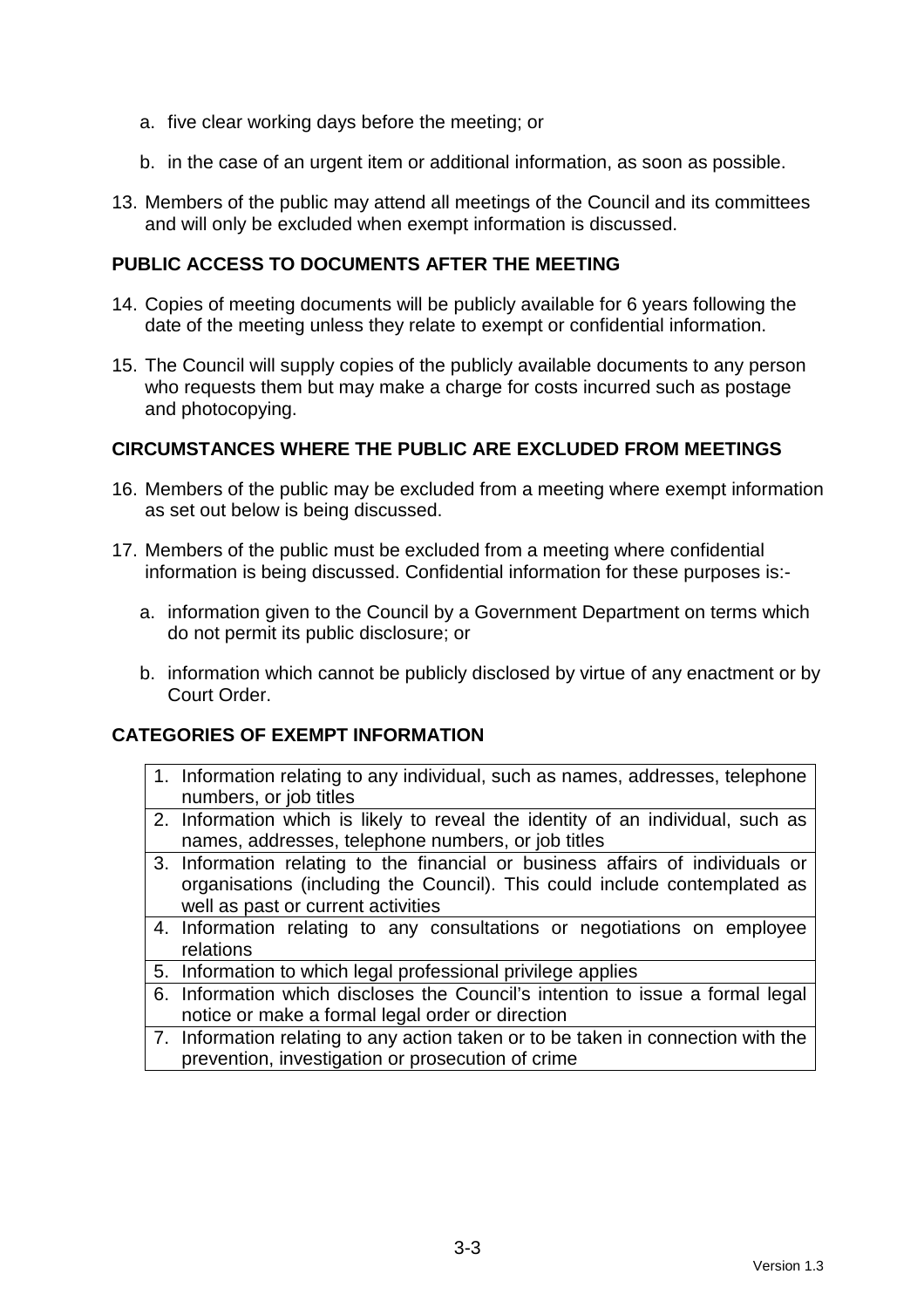a. five clear working days before the meeting; or

b. in the case of an urgent item or additional information, as soon as possible.

13. Members of the public may attend all meetings of the Council and its committees and will only be excluded when exempt information is discussed.

## PUBLIC ACCESS TO DOCUMENTS AFTER THE MEETING

14. Copies of meeting documents will be publicly available for 6 years following the date of the meeting unless they relate to exempt or confidential information.

15. The Council will supply copies of the publicly available documents to any person who requests them but may make a charge for costs incurred such as postage and photocopying.

## CIRCUMSTANCES WHERE THE PUBLIC ARE EXCLUDED FROM MEETINGS

16. Members of the public may be excluded from a meeting where exempt information as set out below is being discussed.

17. Members of the public must be excluded from a meeting where confidential information is being discussed. Confidential information for these purposes is:-

    a. information given to the Council by a Government Department on terms which do not permit its public disclosure; or

    b. information which cannot be publicly disclosed by virtue of any enactment or by Court Order.

## CATEGORIES OF EXEMPT INFORMATION

| Category |
|---|
| 1. Information relating to any individual, such as names, addresses, telephone numbers, or job titles |
| 2. Information which is likely to reveal the identity of an individual, such as names, addresses, telephone numbers, or job titles |
| 3. Information relating to the financial or business affairs of individuals or organisations (including the Council). This could include contemplated as well as past or current activities |
| 4. Information relating to any consultations or negotiations on employee relations |
| 5. Information to which legal professional privilege applies |
| 6. Information which discloses the Council's intention to issue a formal legal notice or make a formal legal order or direction |
| 7. Information relating to any action taken or to be taken in connection with the prevention, investigation or prosecution of crime |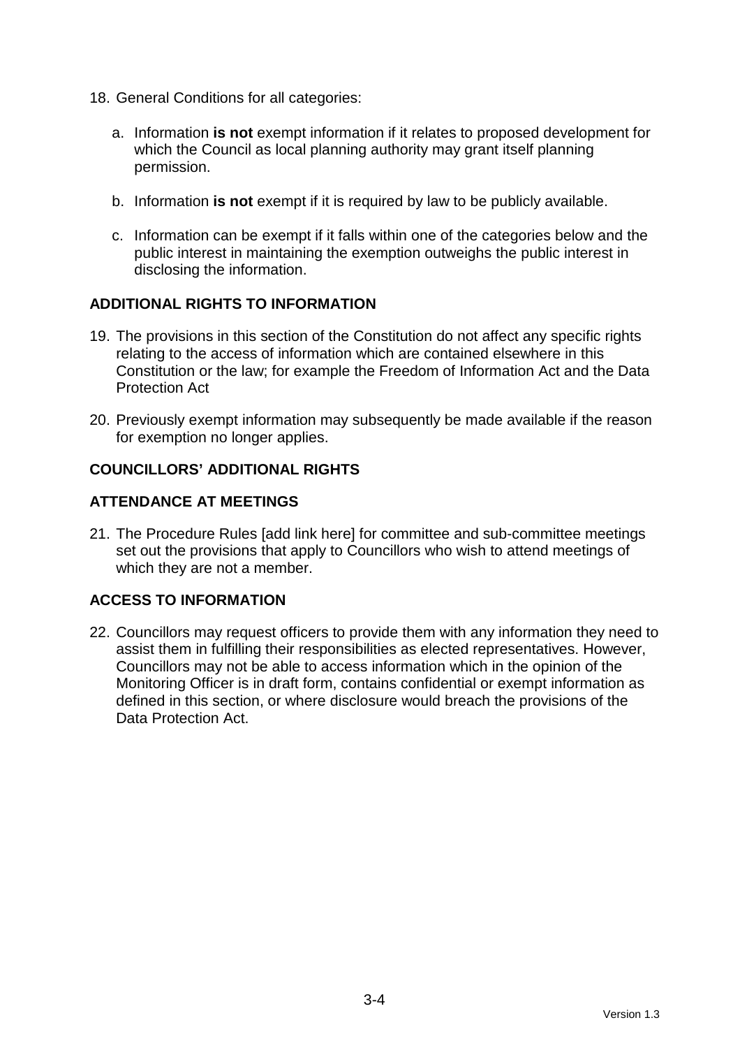18. General Conditions for all categories:

    a. Information **is not** exempt information if it relates to proposed development for which the Council as local planning authority may grant itself planning permission.

    b. Information **is not** exempt if it is required by law to be publicly available.

    c. Information can be exempt if it falls within one of the categories below and the public interest in maintaining the exemption outweighs the public interest in disclosing the information.

## ADDITIONAL RIGHTS TO INFORMATION

19. The provisions in this section of the Constitution do not affect any specific rights relating to the access of information which are contained elsewhere in this Constitution or the law; for example the Freedom of Information Act and the Data Protection Act

20. Previously exempt information may subsequently be made available if the reason for exemption no longer applies.

## COUNCILLORS' ADDITIONAL RIGHTS

## ATTENDANCE AT MEETINGS

21. The Procedure Rules [add link here] for committee and sub-committee meetings set out the provisions that apply to Councillors who wish to attend meetings of which they are not a member.

## ACCESS TO INFORMATION

22. Councillors may request officers to provide them with any information they need to assist them in fulfilling their responsibilities as elected representatives. However, Councillors may not be able to access information which in the opinion of the Monitoring Officer is in draft form, contains confidential or exempt information as defined in this section, or where disclosure would breach the provisions of the Data Protection Act.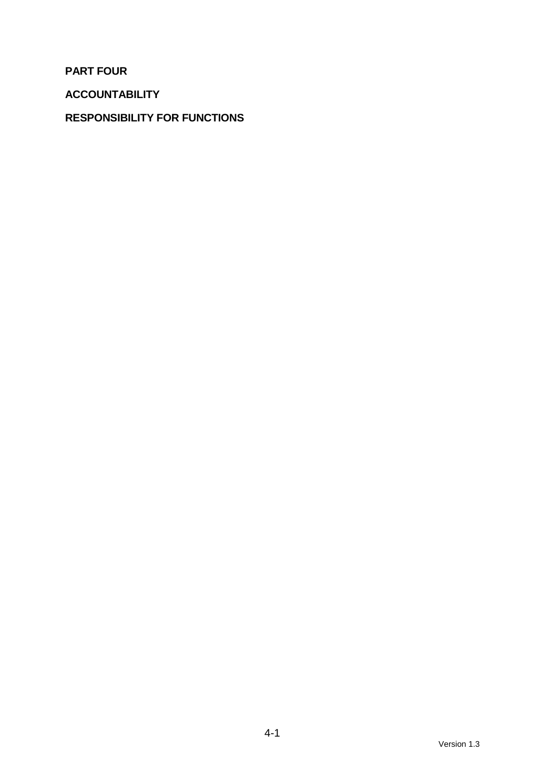# PART FOUR

## ACCOUNTABILITY

## RESPONSIBILITY FOR FUNCTIONS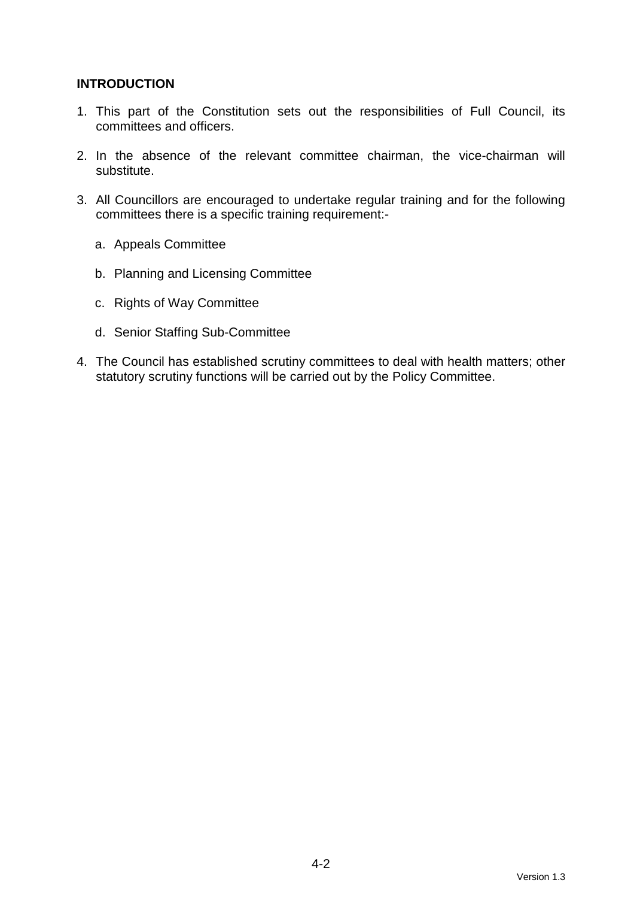## INTRODUCTION

1. This part of the Constitution sets out the responsibilities of Full Council, its committees and officers.

2. In the absence of the relevant committee chairman, the vice-chairman will substitute.

3. All Councillors are encouraged to undertake regular training and for the following committees there is a specific training requirement:-

   a. Appeals Committee

   b. Planning and Licensing Committee

   c. Rights of Way Committee

   d. Senior Staffing Sub-Committee

4. The Council has established scrutiny committees to deal with health matters; other statutory scrutiny functions will be carried out by the Policy Committee.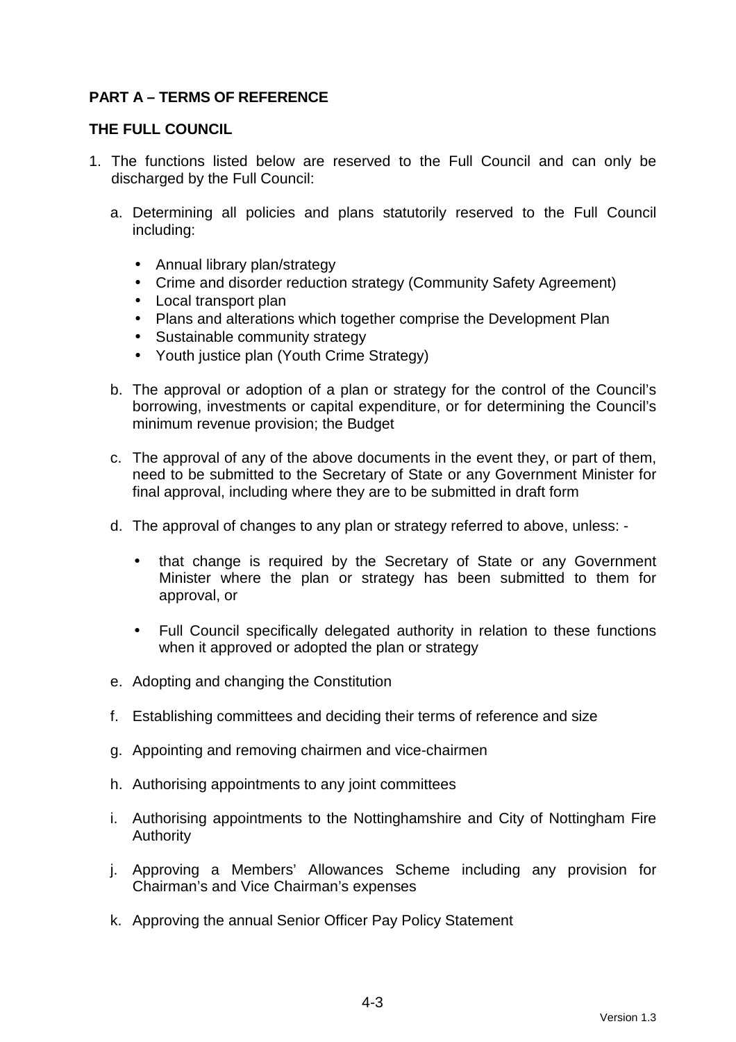**PART A – TERMS OF REFERENCE**

**THE FULL COUNCIL**

1. The functions listed below are reserved to the Full Council and can only be discharged by the Full Council:

   a. Determining all policies and plans statutorily reserved to the Full Council including:

      - Annual library plan/strategy
      - Crime and disorder reduction strategy (Community Safety Agreement)
      - Local transport plan
      - Plans and alterations which together comprise the Development Plan
      - Sustainable community strategy
      - Youth justice plan (Youth Crime Strategy)

   b. The approval or adoption of a plan or strategy for the control of the Council's borrowing, investments or capital expenditure, or for determining the Council's minimum revenue provision; the Budget

   c. The approval of any of the above documents in the event they, or part of them, need to be submitted to the Secretary of State or any Government Minister for final approval, including where they are to be submitted in draft form

   d. The approval of changes to any plan or strategy referred to above, unless: -

      - that change is required by the Secretary of State or any Government Minister where the plan or strategy has been submitted to them for approval, or

      - Full Council specifically delegated authority in relation to these functions when it approved or adopted the plan or strategy

   e. Adopting and changing the Constitution

   f. Establishing committees and deciding their terms of reference and size

   g. Appointing and removing chairmen and vice-chairmen

   h. Authorising appointments to any joint committees

   i. Authorising appointments to the Nottinghamshire and City of Nottingham Fire Authority

   j. Approving a Members' Allowances Scheme including any provision for Chairman's and Vice Chairman's expenses

   k. Approving the annual Senior Officer Pay Policy Statement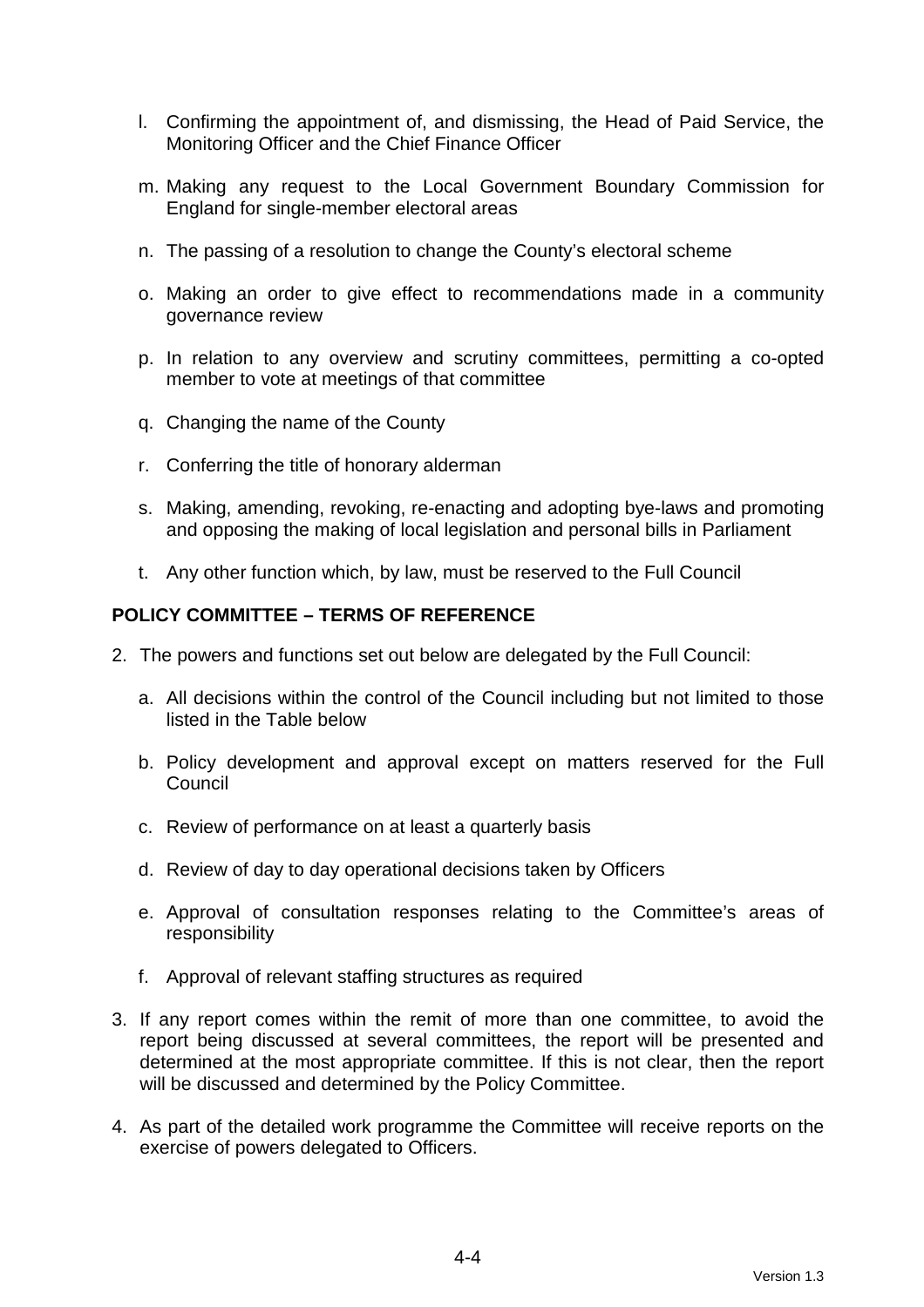l. Confirming the appointment of, and dismissing, the Head of Paid Service, the Monitoring Officer and the Chief Finance Officer

m. Making any request to the Local Government Boundary Commission for England for single-member electoral areas

n. The passing of a resolution to change the County's electoral scheme

o. Making an order to give effect to recommendations made in a community governance review

p. In relation to any overview and scrutiny committees, permitting a co-opted member to vote at meetings of that committee

q. Changing the name of the County

r. Conferring the title of honorary alderman

s. Making, amending, revoking, re-enacting and adopting bye-laws and promoting and opposing the making of local legislation and personal bills in Parliament

t. Any other function which, by law, must be reserved to the Full Council

**POLICY COMMITTEE – TERMS OF REFERENCE**

2. The powers and functions set out below are delegated by the Full Council:

   a. All decisions within the control of the Council including but not limited to those listed in the Table below

   b. Policy development and approval except on matters reserved for the Full Council

   c. Review of performance on at least a quarterly basis

   d. Review of day to day operational decisions taken by Officers

   e. Approval of consultation responses relating to the Committee's areas of responsibility

   f. Approval of relevant staffing structures as required

3. If any report comes within the remit of more than one committee, to avoid the report being discussed at several committees, the report will be presented and determined at the most appropriate committee. If this is not clear, then the report will be discussed and determined by the Policy Committee.

4. As part of the detailed work programme the Committee will receive reports on the exercise of powers delegated to Officers.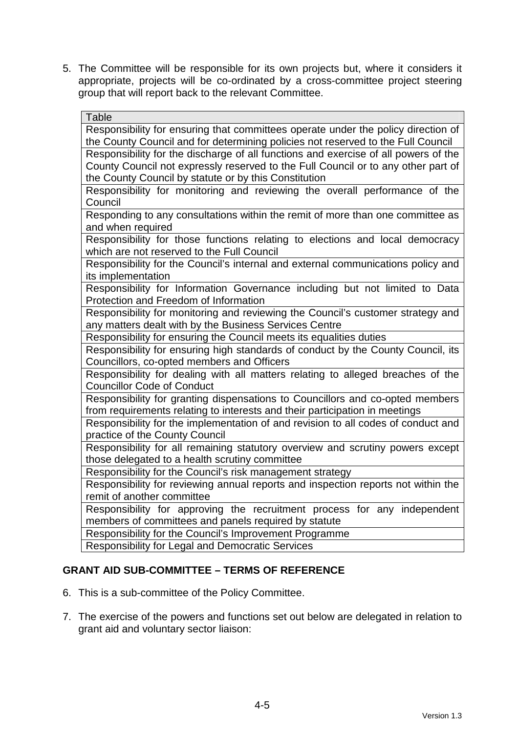5. The Committee will be responsible for its own projects but, where it considers it appropriate, projects will be co-ordinated by a cross-committee project steering group that will report back to the relevant Committee.

| Table |
|---|
| Responsibility for ensuring that committees operate under the policy direction of the County Council and for determining policies not reserved to the Full Council |
| Responsibility for the discharge of all functions and exercise of all powers of the County Council not expressly reserved to the Full Council or to any other part of the County Council by statute or by this Constitution |
| Responsibility for monitoring and reviewing the overall performance of the Council |
| Responding to any consultations within the remit of more than one committee as and when required |
| Responsibility for those functions relating to elections and local democracy which are not reserved to the Full Council |
| Responsibility for the Council's internal and external communications policy and its implementation |
| Responsibility for Information Governance including but not limited to Data Protection and Freedom of Information |
| Responsibility for monitoring and reviewing the Council's customer strategy and any matters dealt with by the Business Services Centre |
| Responsibility for ensuring the Council meets its equalities duties |
| Responsibility for ensuring high standards of conduct by the County Council, its Councillors, co-opted members and Officers |
| Responsibility for dealing with all matters relating to alleged breaches of the Councillor Code of Conduct |
| Responsibility for granting dispensations to Councillors and co-opted members from requirements relating to interests and their participation in meetings |
| Responsibility for the implementation of and revision to all codes of conduct and practice of the County Council |
| Responsibility for all remaining statutory overview and scrutiny powers except those delegated to a health scrutiny committee |
| Responsibility for the Council's risk management strategy |
| Responsibility for reviewing annual reports and inspection reports not within the remit of another committee |
| Responsibility for approving the recruitment process for any independent members of committees and panels required by statute |
| Responsibility for the Council's Improvement Programme |
| Responsibility for Legal and Democratic Services |

## GRANT AID SUB-COMMITTEE – TERMS OF REFERENCE

6. This is a sub-committee of the Policy Committee.

7. The exercise of the powers and functions set out below are delegated in relation to grant aid and voluntary sector liaison: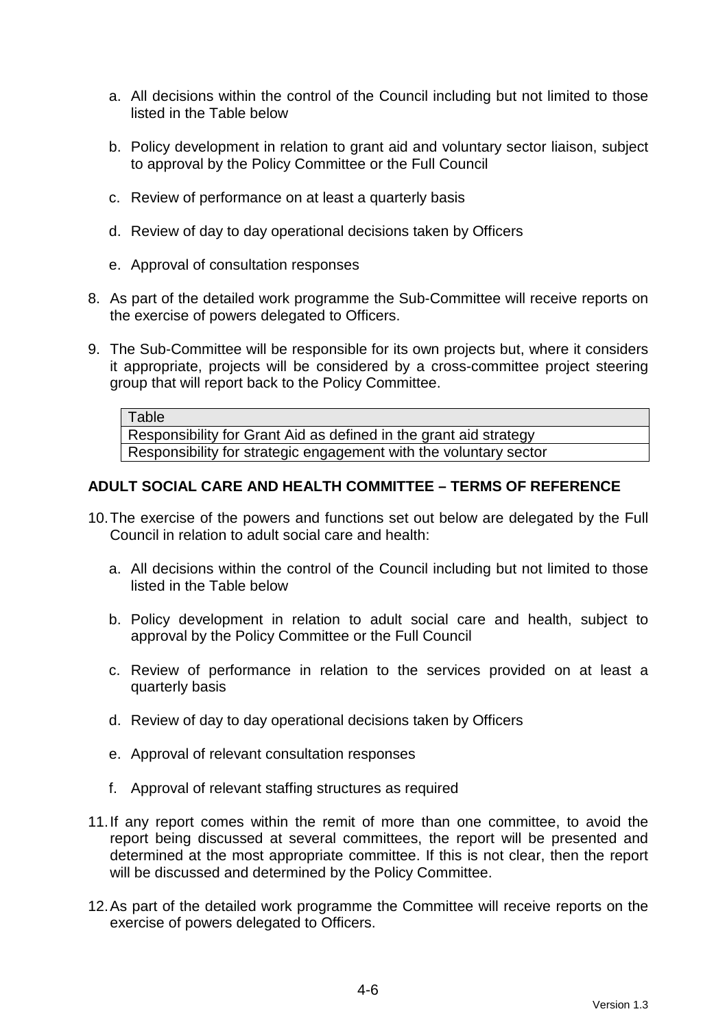a. All decisions within the control of the Council including but not limited to those listed in the Table below

b. Policy development in relation to grant aid and voluntary sector liaison, subject to approval by the Policy Committee or the Full Council

c. Review of performance on at least a quarterly basis

d. Review of day to day operational decisions taken by Officers

e. Approval of consultation responses

8. As part of the detailed work programme the Sub-Committee will receive reports on the exercise of powers delegated to Officers.

9. The Sub-Committee will be responsible for its own projects but, where it considers it appropriate, projects will be considered by a cross-committee project steering group that will report back to the Policy Committee.

| Table |
| --- |
| Responsibility for Grant Aid as defined in the grant aid strategy |
| Responsibility for strategic engagement with the voluntary sector |

## ADULT SOCIAL CARE AND HEALTH COMMITTEE – TERMS OF REFERENCE

10. The exercise of the powers and functions set out below are delegated by the Full Council in relation to adult social care and health:

a. All decisions within the control of the Council including but not limited to those listed in the Table below

b. Policy development in relation to adult social care and health, subject to approval by the Policy Committee or the Full Council

c. Review of performance in relation to the services provided on at least a quarterly basis

d. Review of day to day operational decisions taken by Officers

e. Approval of relevant consultation responses

f. Approval of relevant staffing structures as required

11. If any report comes within the remit of more than one committee, to avoid the report being discussed at several committees, the report will be presented and determined at the most appropriate committee. If this is not clear, then the report will be discussed and determined by the Policy Committee.

12. As part of the detailed work programme the Committee will receive reports on the exercise of powers delegated to Officers.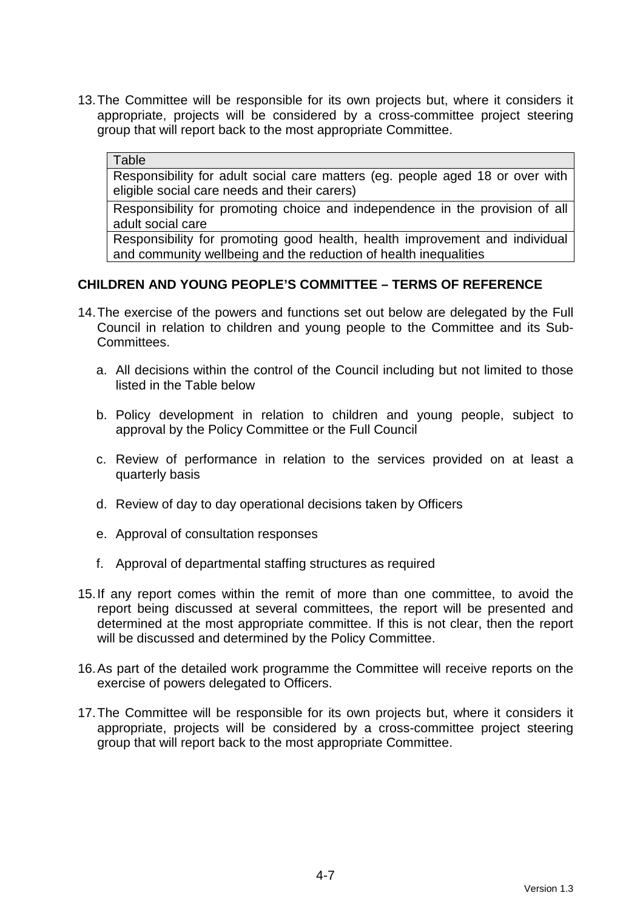13. The Committee will be responsible for its own projects but, where it considers it appropriate, projects will be considered by a cross-committee project steering group that will report back to the most appropriate Committee.

| Table |
| --- |
| Responsibility for adult social care matters (eg. people aged 18 or over with eligible social care needs and their carers) |
| Responsibility for promoting choice and independence in the provision of all adult social care |
| Responsibility for promoting good health, health improvement and individual and community wellbeing and the reduction of health inequalities |

## CHILDREN AND YOUNG PEOPLE'S COMMITTEE – TERMS OF REFERENCE

14. The exercise of the powers and functions set out below are delegated by the Full Council in relation to children and young people to the Committee and its Sub-Committees.

    a. All decisions within the control of the Council including but not limited to those listed in the Table below

    b. Policy development in relation to children and young people, subject to approval by the Policy Committee or the Full Council

    c. Review of performance in relation to the services provided on at least a quarterly basis

    d. Review of day to day operational decisions taken by Officers

    e. Approval of consultation responses

    f. Approval of departmental staffing structures as required

15. If any report comes within the remit of more than one committee, to avoid the report being discussed at several committees, the report will be presented and determined at the most appropriate committee. If this is not clear, then the report will be discussed and determined by the Policy Committee.

16. As part of the detailed work programme the Committee will receive reports on the exercise of powers delegated to Officers.

17. The Committee will be responsible for its own projects but, where it considers it appropriate, projects will be considered by a cross-committee project steering group that will report back to the most appropriate Committee.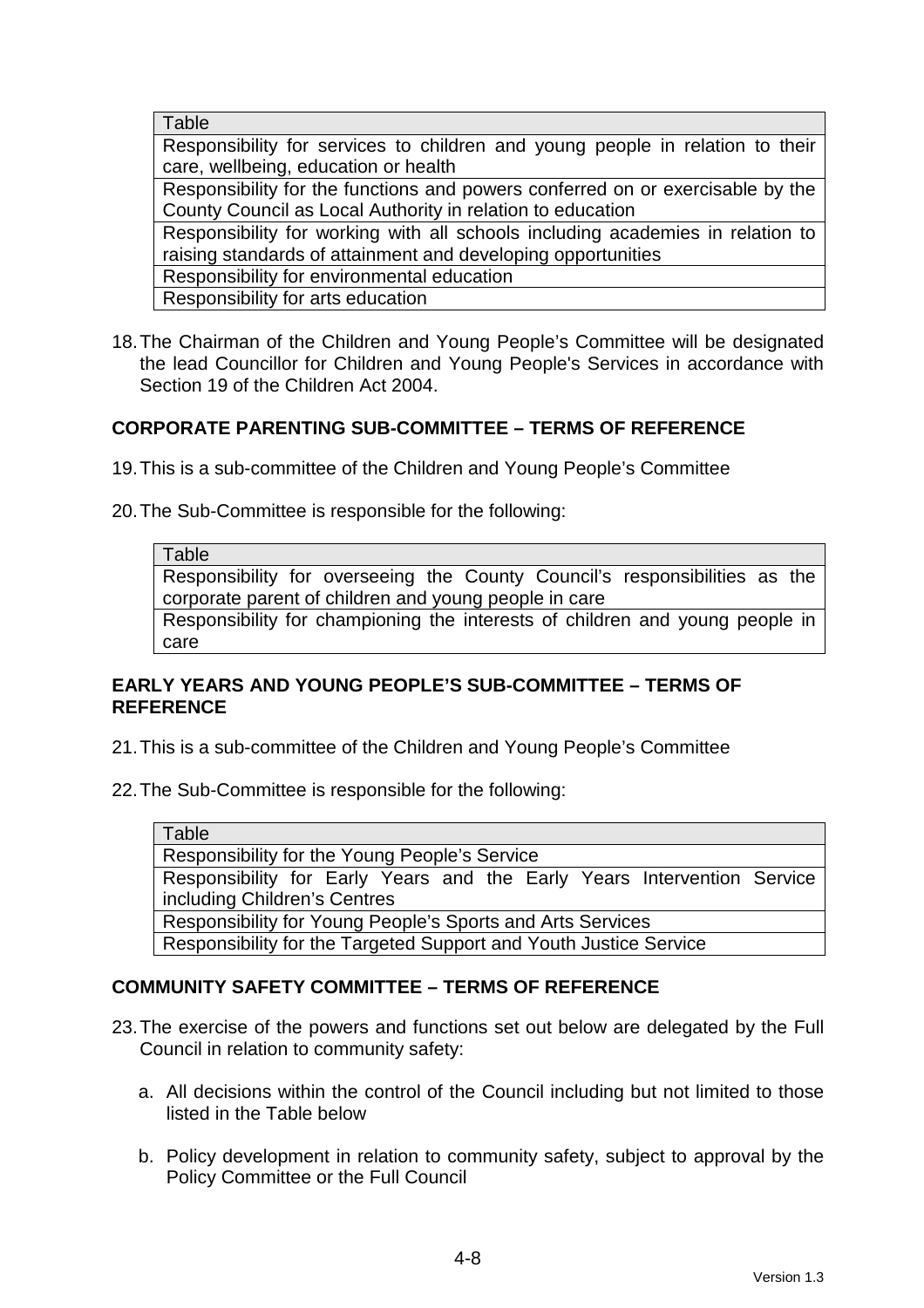| Table |
| --- |
| Responsibility for services to children and young people in relation to their care, wellbeing, education or health |
| Responsibility for the functions and powers conferred on or exercisable by the County Council as Local Authority in relation to education |
| Responsibility for working with all schools including academies in relation to raising standards of attainment and developing opportunities |
| Responsibility for environmental education |
| Responsibility for arts education |

18. The Chairman of the Children and Young People's Committee will be designated the lead Councillor for Children and Young People's Services in accordance with Section 19 of the Children Act 2004.

**CORPORATE PARENTING SUB-COMMITTEE – TERMS OF REFERENCE**

19. This is a sub-committee of the Children and Young People's Committee

20. The Sub-Committee is responsible for the following:

| Table |
| --- |
| Responsibility for overseeing the County Council's responsibilities as the corporate parent of children and young people in care |
| Responsibility for championing the interests of children and young people in care |

**EARLY YEARS AND YOUNG PEOPLE'S SUB-COMMITTEE – TERMS OF REFERENCE**

21. This is a sub-committee of the Children and Young People's Committee

22. The Sub-Committee is responsible for the following:

| Table |
| --- |
| Responsibility for the Young People's Service |
| Responsibility for Early Years and the Early Years Intervention Service including Children's Centres |
| Responsibility for Young People's Sports and Arts Services |
| Responsibility for the Targeted Support and Youth Justice Service |

**COMMUNITY SAFETY COMMITTEE – TERMS OF REFERENCE**

23. The exercise of the powers and functions set out below are delegated by the Full Council in relation to community safety:

    a. All decisions within the control of the Council including but not limited to those listed in the Table below

    b. Policy development in relation to community safety, subject to approval by the Policy Committee or the Full Council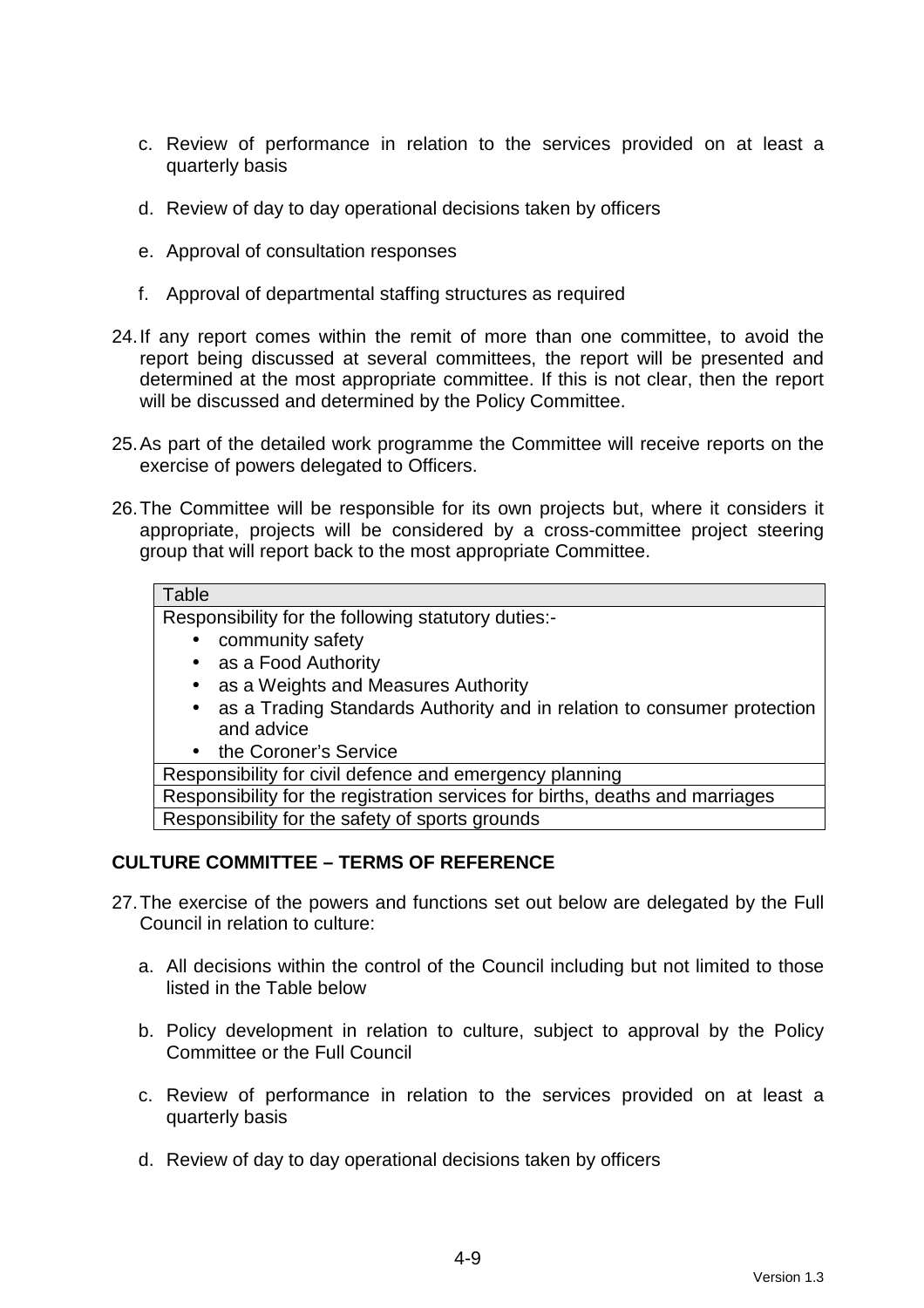c. Review of performance in relation to the services provided on at least a quarterly basis

d. Review of day to day operational decisions taken by officers

e. Approval of consultation responses

f. Approval of departmental staffing structures as required

24. If any report comes within the remit of more than one committee, to avoid the report being discussed at several committees, the report will be presented and determined at the most appropriate committee. If this is not clear, then the report will be discussed and determined by the Policy Committee.

25. As part of the detailed work programme the Committee will receive reports on the exercise of powers delegated to Officers.

26. The Committee will be responsible for its own projects but, where it considers it appropriate, projects will be considered by a cross-committee project steering group that will report back to the most appropriate Committee.

| Table |
|---|
| Responsibility for the following statutory duties:-<br>• community safety<br>• as a Food Authority<br>• as a Weights and Measures Authority<br>• as a Trading Standards Authority and in relation to consumer protection and advice<br>• the Coroner's Service |
| Responsibility for civil defence and emergency planning |
| Responsibility for the registration services for births, deaths and marriages |
| Responsibility for the safety of sports grounds |

## CULTURE COMMITTEE – TERMS OF REFERENCE

27. The exercise of the powers and functions set out below are delegated by the Full Council in relation to culture:

a. All decisions within the control of the Council including but not limited to those listed in the Table below

b. Policy development in relation to culture, subject to approval by the Policy Committee or the Full Council

c. Review of performance in relation to the services provided on at least a quarterly basis

d. Review of day to day operational decisions taken by officers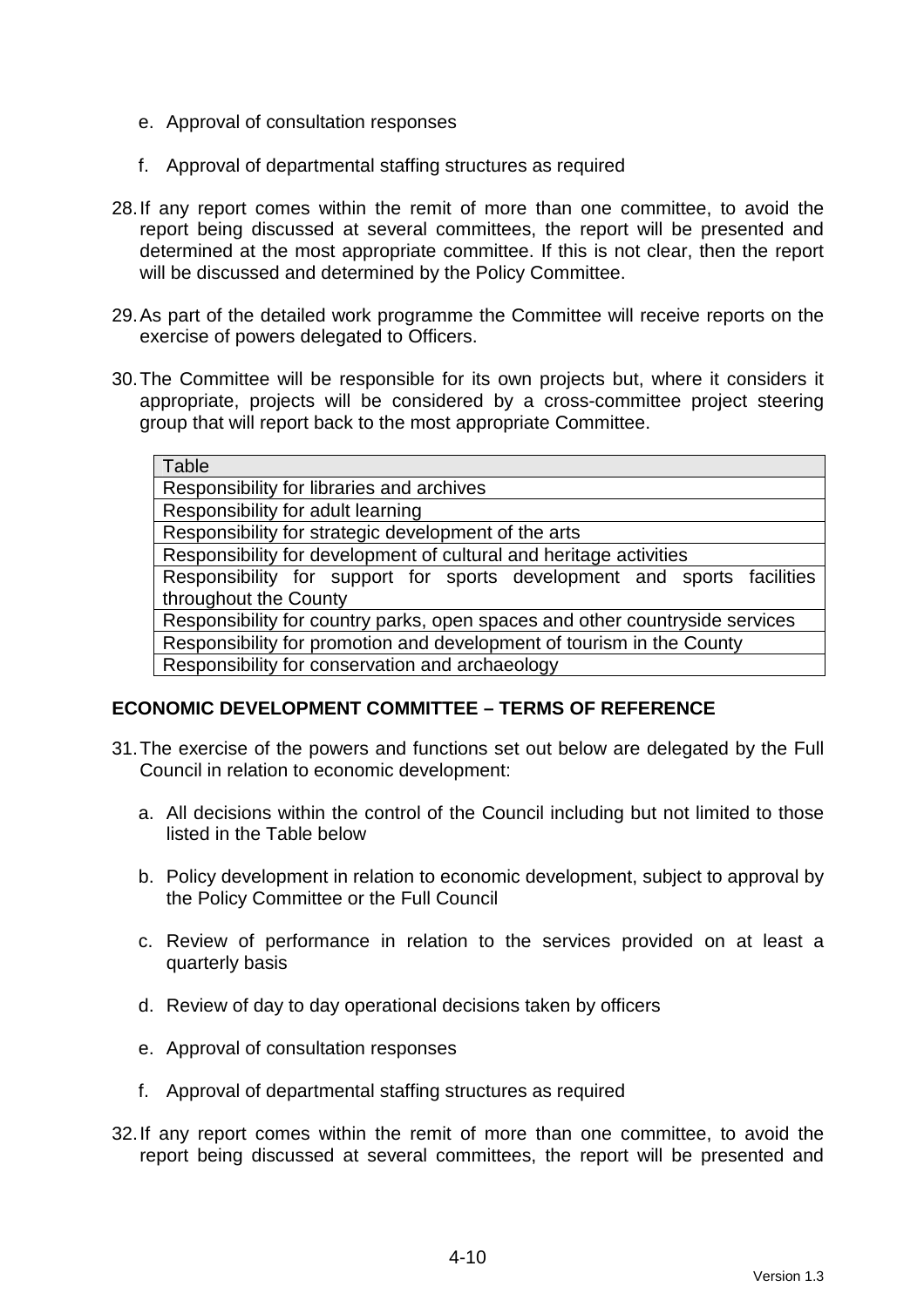e. Approval of consultation responses

f. Approval of departmental staffing structures as required

28. If any report comes within the remit of more than one committee, to avoid the report being discussed at several committees, the report will be presented and determined at the most appropriate committee. If this is not clear, then the report will be discussed and determined by the Policy Committee.

29. As part of the detailed work programme the Committee will receive reports on the exercise of powers delegated to Officers.

30. The Committee will be responsible for its own projects but, where it considers it appropriate, projects will be considered by a cross-committee project steering group that will report back to the most appropriate Committee.

| Table |
|---|
| Responsibility for libraries and archives |
| Responsibility for adult learning |
| Responsibility for strategic development of the arts |
| Responsibility for development of cultural and heritage activities |
| Responsibility for support for sports development and sports facilities throughout the County |
| Responsibility for country parks, open spaces and other countryside services |
| Responsibility for promotion and development of tourism in the County |
| Responsibility for conservation and archaeology |

## ECONOMIC DEVELOPMENT COMMITTEE – TERMS OF REFERENCE

31. The exercise of the powers and functions set out below are delegated by the Full Council in relation to economic development:

    a. All decisions within the control of the Council including but not limited to those listed in the Table below

    b. Policy development in relation to economic development, subject to approval by the Policy Committee or the Full Council

    c. Review of performance in relation to the services provided on at least a quarterly basis

    d. Review of day to day operational decisions taken by officers

    e. Approval of consultation responses

    f. Approval of departmental staffing structures as required

32. If any report comes within the remit of more than one committee, to avoid the report being discussed at several committees, the report will be presented and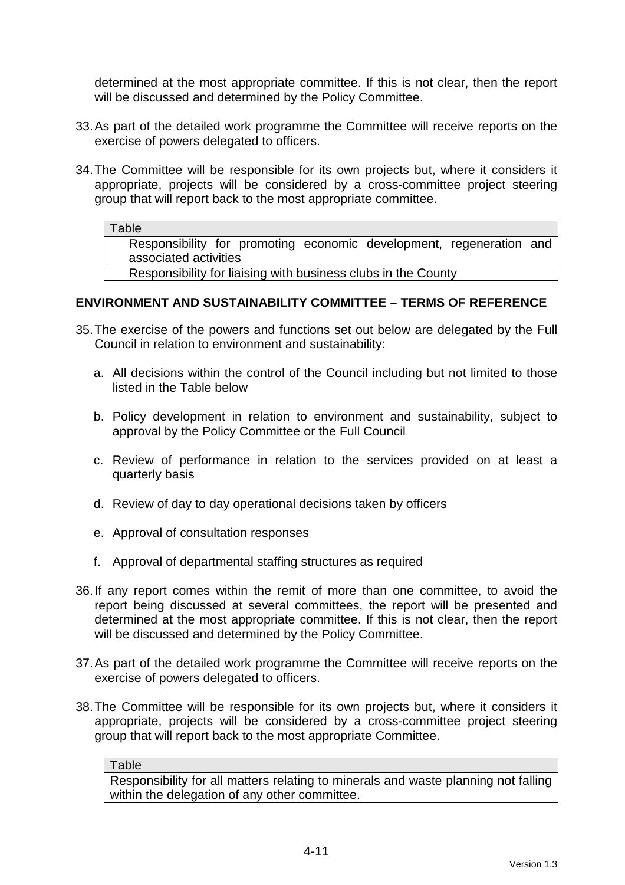determined at the most appropriate committee. If this is not clear, then the report will be discussed and determined by the Policy Committee.

33. As part of the detailed work programme the Committee will receive reports on the exercise of powers delegated to officers.

34. The Committee will be responsible for its own projects but, where it considers it appropriate, projects will be considered by a cross-committee project steering group that will report back to the most appropriate committee.

| Table |
|---|
| Responsibility for promoting economic development, regeneration and associated activities |
| Responsibility for liaising with business clubs in the County |

## ENVIRONMENT AND SUSTAINABILITY COMMITTEE – TERMS OF REFERENCE

35. The exercise of the powers and functions set out below are delegated by the Full Council in relation to environment and sustainability:

    a. All decisions within the control of the Council including but not limited to those listed in the Table below

    b. Policy development in relation to environment and sustainability, subject to approval by the Policy Committee or the Full Council

    c. Review of performance in relation to the services provided on at least a quarterly basis

    d. Review of day to day operational decisions taken by officers

    e. Approval of consultation responses

    f. Approval of departmental staffing structures as required

36. If any report comes within the remit of more than one committee, to avoid the report being discussed at several committees, the report will be presented and determined at the most appropriate committee. If this is not clear, then the report will be discussed and determined by the Policy Committee.

37. As part of the detailed work programme the Committee will receive reports on the exercise of powers delegated to officers.

38. The Committee will be responsible for its own projects but, where it considers it appropriate, projects will be considered by a cross-committee project steering group that will report back to the most appropriate Committee.

| Table |
|---|
| Responsibility for all matters relating to minerals and waste planning not falling within the delegation of any other committee. |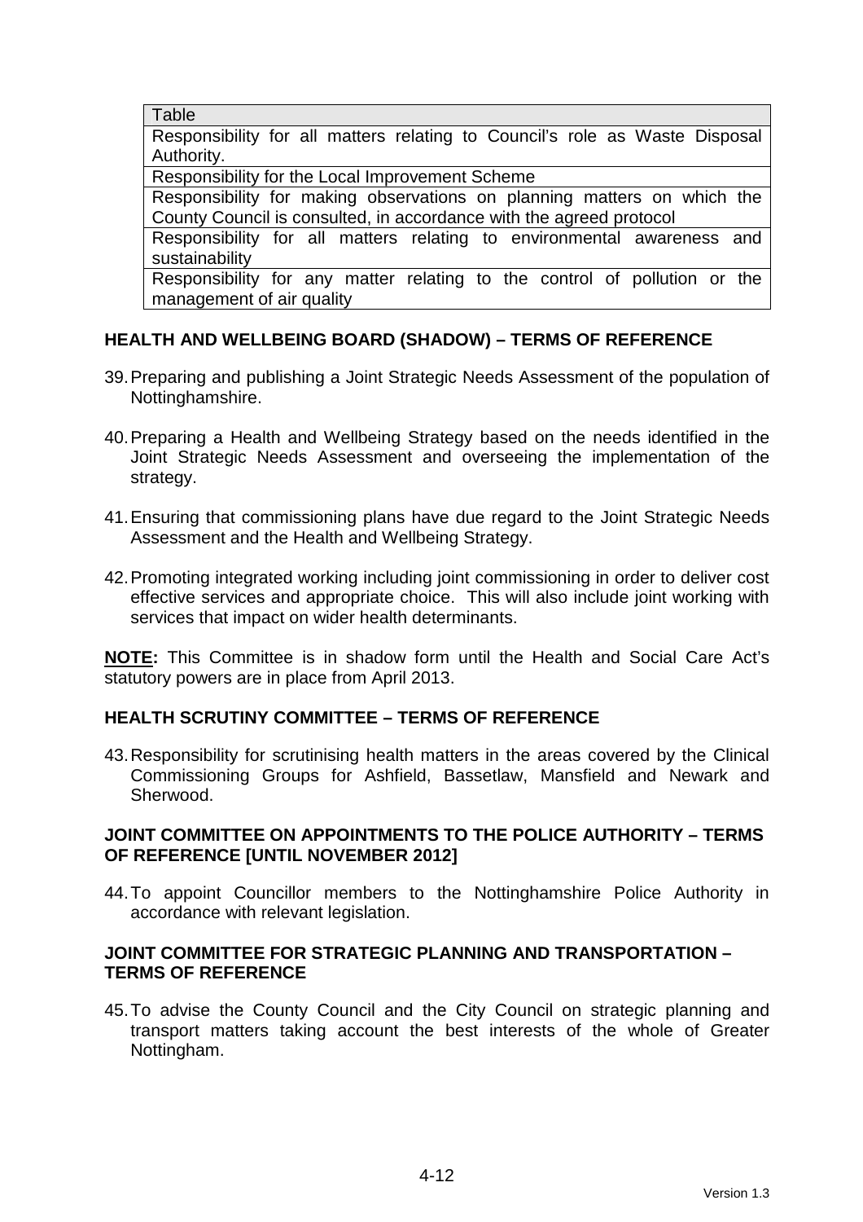| Table |
| --- |
| Responsibility for all matters relating to Council's role as Waste Disposal Authority. |
| Responsibility for the Local Improvement Scheme |
| Responsibility for making observations on planning matters on which the County Council is consulted, in accordance with the agreed protocol |
| Responsibility for all matters relating to environmental awareness and sustainability |
| Responsibility for any matter relating to the control of pollution or the management of air quality |

## HEALTH AND WELLBEING BOARD (SHADOW) – TERMS OF REFERENCE

39. Preparing and publishing a Joint Strategic Needs Assessment of the population of Nottinghamshire.

40. Preparing a Health and Wellbeing Strategy based on the needs identified in the Joint Strategic Needs Assessment and overseeing the implementation of the strategy.

41. Ensuring that commissioning plans have due regard to the Joint Strategic Needs Assessment and the Health and Wellbeing Strategy.

42. Promoting integrated working including joint commissioning in order to deliver cost effective services and appropriate choice. This will also include joint working with services that impact on wider health determinants.

**NOTE:** This Committee is in shadow form until the Health and Social Care Act's statutory powers are in place from April 2013.

## HEALTH SCRUTINY COMMITTEE – TERMS OF REFERENCE

43. Responsibility for scrutinising health matters in the areas covered by the Clinical Commissioning Groups for Ashfield, Bassetlaw, Mansfield and Newark and Sherwood.

## JOINT COMMITTEE ON APPOINTMENTS TO THE POLICE AUTHORITY – TERMS OF REFERENCE [UNTIL NOVEMBER 2012]

44. To appoint Councillor members to the Nottinghamshire Police Authority in accordance with relevant legislation.

## JOINT COMMITTEE FOR STRATEGIC PLANNING AND TRANSPORTATION – TERMS OF REFERENCE

45. To advise the County Council and the City Council on strategic planning and transport matters taking account the best interests of the whole of Greater Nottingham.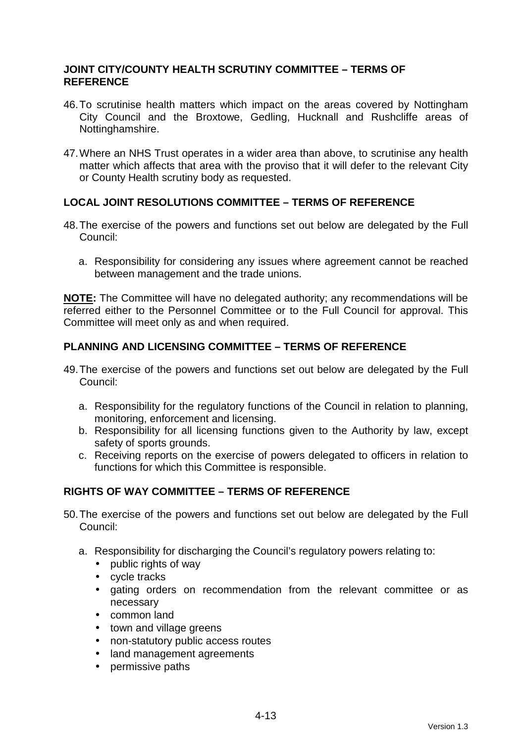## JOINT CITY/COUNTY HEALTH SCRUTINY COMMITTEE – TERMS OF REFERENCE

46. To scrutinise health matters which impact on the areas covered by Nottingham City Council and the Broxtowe, Gedling, Hucknall and Rushcliffe areas of Nottinghamshire.

47. Where an NHS Trust operates in a wider area than above, to scrutinise any health matter which affects that area with the proviso that it will defer to the relevant City or County Health scrutiny body as requested.

## LOCAL JOINT RESOLUTIONS COMMITTEE – TERMS OF REFERENCE

48. The exercise of the powers and functions set out below are delegated by the Full Council:

    a. Responsibility for considering any issues where agreement cannot be reached between management and the trade unions.

**NOTE:** The Committee will have no delegated authority; any recommendations will be referred either to the Personnel Committee or to the Full Council for approval. This Committee will meet only as and when required.

## PLANNING AND LICENSING COMMITTEE – TERMS OF REFERENCE

49. The exercise of the powers and functions set out below are delegated by the Full Council:

    a. Responsibility for the regulatory functions of the Council in relation to planning, monitoring, enforcement and licensing.
    b. Responsibility for all licensing functions given to the Authority by law, except safety of sports grounds.
    c. Receiving reports on the exercise of powers delegated to officers in relation to functions for which this Committee is responsible.

## RIGHTS OF WAY COMMITTEE – TERMS OF REFERENCE

50. The exercise of the powers and functions set out below are delegated by the Full Council:

    a. Responsibility for discharging the Council's regulatory powers relating to:
        - public rights of way
        - cycle tracks
        - gating orders on recommendation from the relevant committee or as necessary
        - common land
        - town and village greens
        - non-statutory public access routes
        - land management agreements
        - permissive paths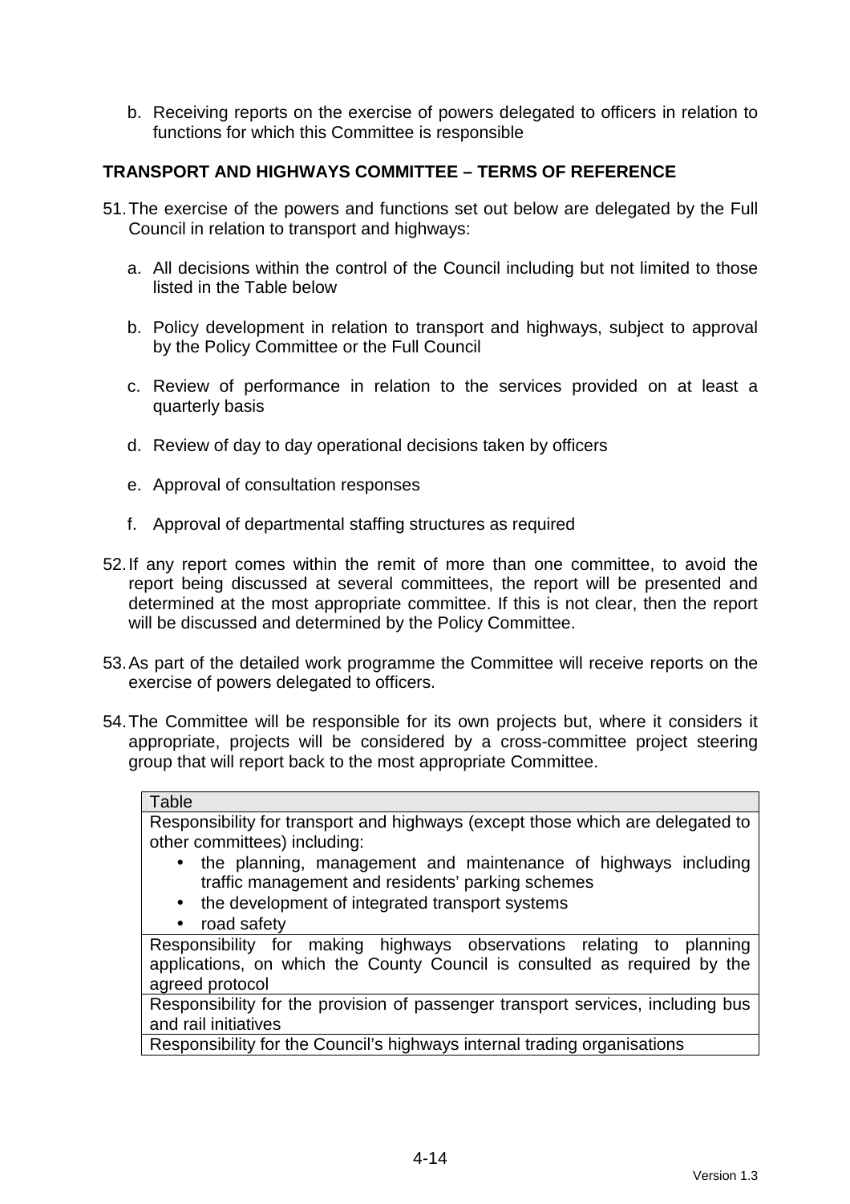b. Receiving reports on the exercise of powers delegated to officers in relation to functions for which this Committee is responsible

**TRANSPORT AND HIGHWAYS COMMITTEE – TERMS OF REFERENCE**

51. The exercise of the powers and functions set out below are delegated by the Full Council in relation to transport and highways:

    a. All decisions within the control of the Council including but not limited to those listed in the Table below

    b. Policy development in relation to transport and highways, subject to approval by the Policy Committee or the Full Council

    c. Review of performance in relation to the services provided on at least a quarterly basis

    d. Review of day to day operational decisions taken by officers

    e. Approval of consultation responses

    f. Approval of departmental staffing structures as required

52. If any report comes within the remit of more than one committee, to avoid the report being discussed at several committees, the report will be presented and determined at the most appropriate committee. If this is not clear, then the report will be discussed and determined by the Policy Committee.

53. As part of the detailed work programme the Committee will receive reports on the exercise of powers delegated to officers.

54. The Committee will be responsible for its own projects but, where it considers it appropriate, projects will be considered by a cross-committee project steering group that will report back to the most appropriate Committee.

| Table |
|---|
| Responsibility for transport and highways (except those which are delegated to other committees) including:<br>• the planning, management and maintenance of highways including traffic management and residents' parking schemes<br>• the development of integrated transport systems<br>• road safety |
| Responsibility for making highways observations relating to planning applications, on which the County Council is consulted as required by the agreed protocol |
| Responsibility for the provision of passenger transport services, including bus and rail initiatives |
| Responsibility for the Council's highways internal trading organisations |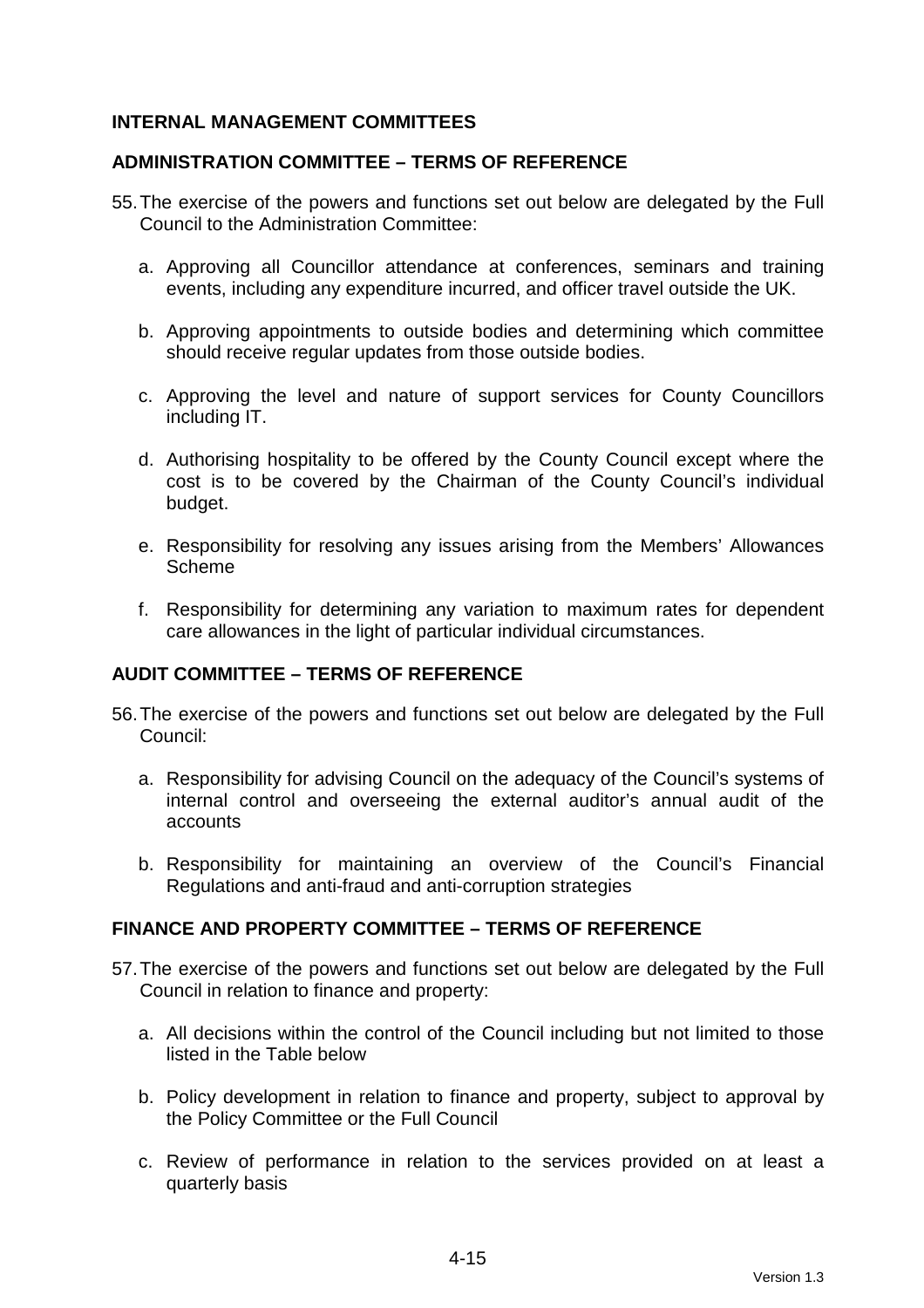## INTERNAL MANAGEMENT COMMITTEES

### ADMINISTRATION COMMITTEE – TERMS OF REFERENCE

55. The exercise of the powers and functions set out below are delegated by the Full Council to the Administration Committee:

    a. Approving all Councillor attendance at conferences, seminars and training events, including any expenditure incurred, and officer travel outside the UK.

    b. Approving appointments to outside bodies and determining which committee should receive regular updates from those outside bodies.

    c. Approving the level and nature of support services for County Councillors including IT.

    d. Authorising hospitality to be offered by the County Council except where the cost is to be covered by the Chairman of the County Council's individual budget.

    e. Responsibility for resolving any issues arising from the Members' Allowances Scheme

    f. Responsibility for determining any variation to maximum rates for dependent care allowances in the light of particular individual circumstances.

### AUDIT COMMITTEE – TERMS OF REFERENCE

56. The exercise of the powers and functions set out below are delegated by the Full Council:

    a. Responsibility for advising Council on the adequacy of the Council's systems of internal control and overseeing the external auditor's annual audit of the accounts

    b. Responsibility for maintaining an overview of the Council's Financial Regulations and anti-fraud and anti-corruption strategies

### FINANCE AND PROPERTY COMMITTEE – TERMS OF REFERENCE

57. The exercise of the powers and functions set out below are delegated by the Full Council in relation to finance and property:

    a. All decisions within the control of the Council including but not limited to those listed in the Table below

    b. Policy development in relation to finance and property, subject to approval by the Policy Committee or the Full Council

    c. Review of performance in relation to the services provided on at least a quarterly basis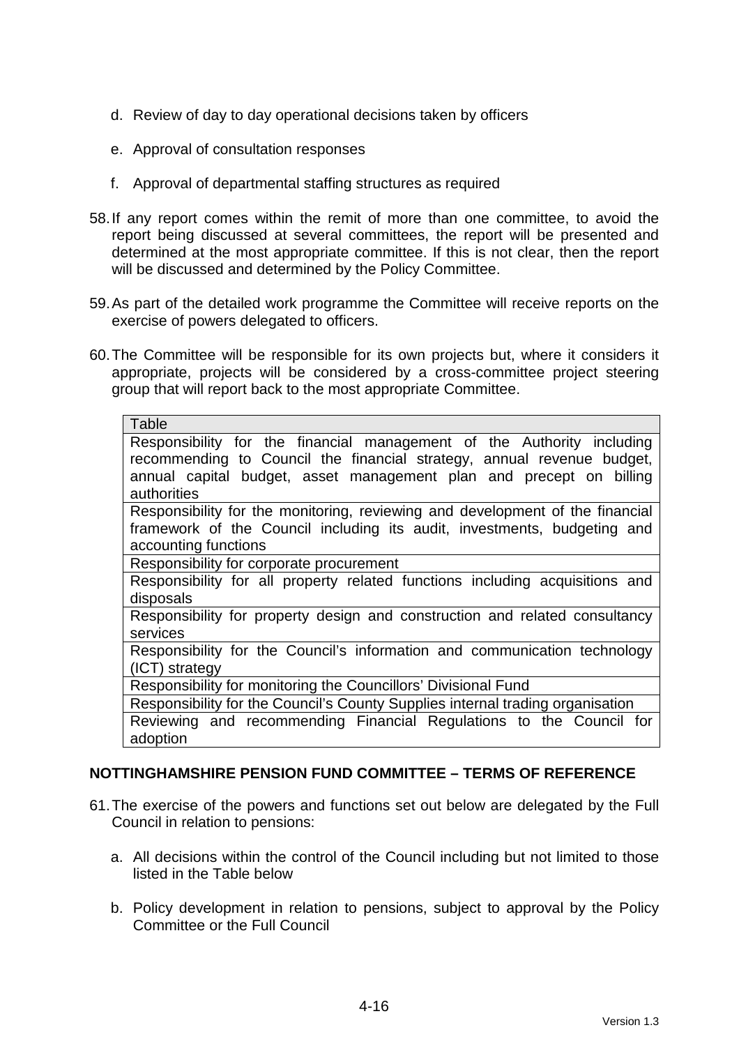d. Review of day to day operational decisions taken by officers

e. Approval of consultation responses

f. Approval of departmental staffing structures as required

58. If any report comes within the remit of more than one committee, to avoid the report being discussed at several committees, the report will be presented and determined at the most appropriate committee. If this is not clear, then the report will be discussed and determined by the Policy Committee.

59. As part of the detailed work programme the Committee will receive reports on the exercise of powers delegated to officers.

60. The Committee will be responsible for its own projects but, where it considers it appropriate, projects will be considered by a cross-committee project steering group that will report back to the most appropriate Committee.

| Table |
|---|
| Responsibility for the financial management of the Authority including recommending to Council the financial strategy, annual revenue budget, annual capital budget, asset management plan and precept on billing authorities |
| Responsibility for the monitoring, reviewing and development of the financial framework of the Council including its audit, investments, budgeting and accounting functions |
| Responsibility for corporate procurement |
| Responsibility for all property related functions including acquisitions and disposals |
| Responsibility for property design and construction and related consultancy services |
| Responsibility for the Council's information and communication technology (ICT) strategy |
| Responsibility for monitoring the Councillors' Divisional Fund |
| Responsibility for the Council's County Supplies internal trading organisation |
| Reviewing and recommending Financial Regulations to the Council for adoption |

**NOTTINGHAMSHIRE PENSION FUND COMMITTEE – TERMS OF REFERENCE**

61. The exercise of the powers and functions set out below are delegated by the Full Council in relation to pensions:

a. All decisions within the control of the Council including but not limited to those listed in the Table below

b. Policy development in relation to pensions, subject to approval by the Policy Committee or the Full Council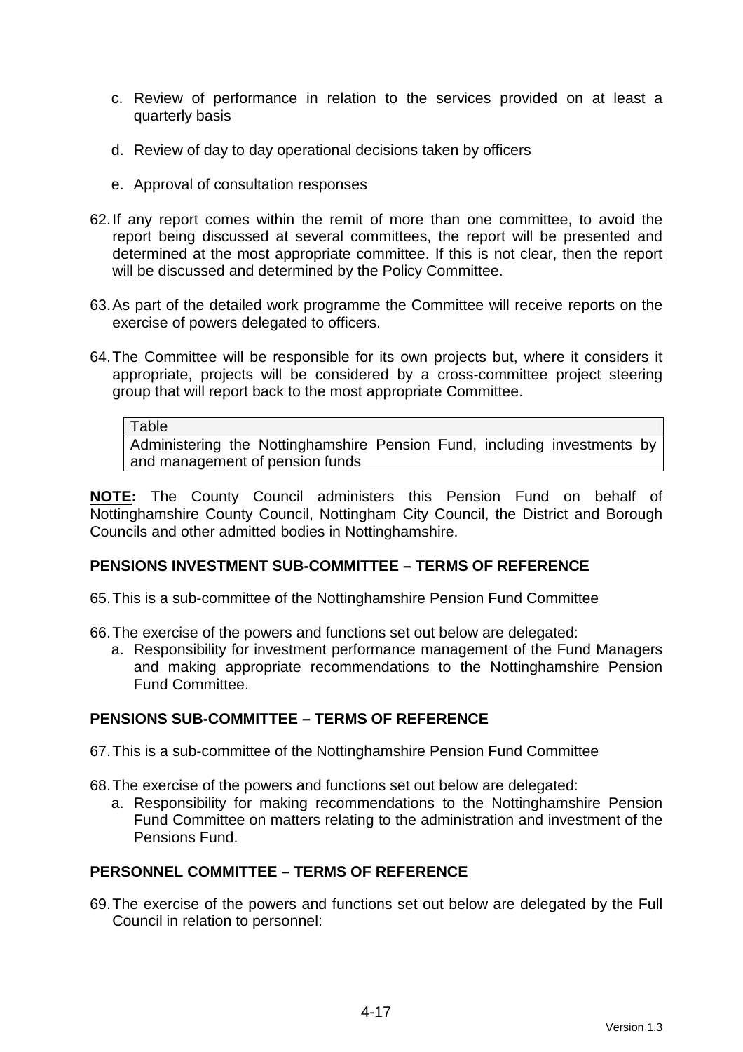c. Review of performance in relation to the services provided on at least a quarterly basis

d. Review of day to day operational decisions taken by officers

e. Approval of consultation responses

62. If any report comes within the remit of more than one committee, to avoid the report being discussed at several committees, the report will be presented and determined at the most appropriate committee. If this is not clear, then the report will be discussed and determined by the Policy Committee.

63. As part of the detailed work programme the Committee will receive reports on the exercise of powers delegated to officers.

64. The Committee will be responsible for its own projects but, where it considers it appropriate, projects will be considered by a cross-committee project steering group that will report back to the most appropriate Committee.

| Table |
|---|
| Administering the Nottinghamshire Pension Fund, including investments by and management of pension funds |

**NOTE:** The County Council administers this Pension Fund on behalf of Nottinghamshire County Council, Nottingham City Council, the District and Borough Councils and other admitted bodies in Nottinghamshire.

### PENSIONS INVESTMENT SUB-COMMITTEE – TERMS OF REFERENCE

65. This is a sub-committee of the Nottinghamshire Pension Fund Committee

66. The exercise of the powers and functions set out below are delegated:
    a. Responsibility for investment performance management of the Fund Managers and making appropriate recommendations to the Nottinghamshire Pension Fund Committee.

### PENSIONS SUB-COMMITTEE – TERMS OF REFERENCE

67. This is a sub-committee of the Nottinghamshire Pension Fund Committee

68. The exercise of the powers and functions set out below are delegated:
    a. Responsibility for making recommendations to the Nottinghamshire Pension Fund Committee on matters relating to the administration and investment of the Pensions Fund.

### PERSONNEL COMMITTEE – TERMS OF REFERENCE

69. The exercise of the powers and functions set out below are delegated by the Full Council in relation to personnel: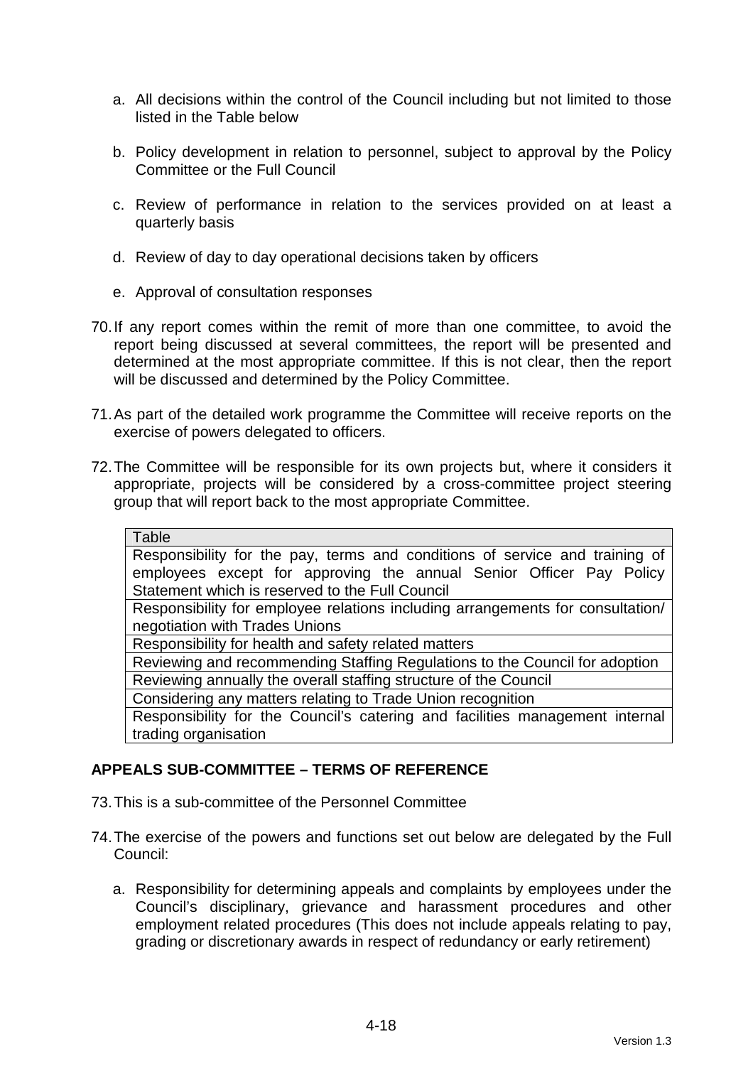a. All decisions within the control of the Council including but not limited to those listed in the Table below

b. Policy development in relation to personnel, subject to approval by the Policy Committee or the Full Council

c. Review of performance in relation to the services provided on at least a quarterly basis

d. Review of day to day operational decisions taken by officers

e. Approval of consultation responses

70. If any report comes within the remit of more than one committee, to avoid the report being discussed at several committees, the report will be presented and determined at the most appropriate committee. If this is not clear, then the report will be discussed and determined by the Policy Committee.

71. As part of the detailed work programme the Committee will receive reports on the exercise of powers delegated to officers.

72. The Committee will be responsible for its own projects but, where it considers it appropriate, projects will be considered by a cross-committee project steering group that will report back to the most appropriate Committee.

| Table |
| --- |
| Responsibility for the pay, terms and conditions of service and training of employees except for approving the annual Senior Officer Pay Policy Statement which is reserved to the Full Council |
| Responsibility for employee relations including arrangements for consultation/ negotiation with Trades Unions |
| Responsibility for health and safety related matters |
| Reviewing and recommending Staffing Regulations to the Council for adoption |
| Reviewing annually the overall staffing structure of the Council |
| Considering any matters relating to Trade Union recognition |
| Responsibility for the Council's catering and facilities management internal trading organisation |

## APPEALS SUB-COMMITTEE – TERMS OF REFERENCE

73. This is a sub-committee of the Personnel Committee

74. The exercise of the powers and functions set out below are delegated by the Full Council:

a. Responsibility for determining appeals and complaints by employees under the Council's disciplinary, grievance and harassment procedures and other employment related procedures (This does not include appeals relating to pay, grading or discretionary awards in respect of redundancy or early retirement)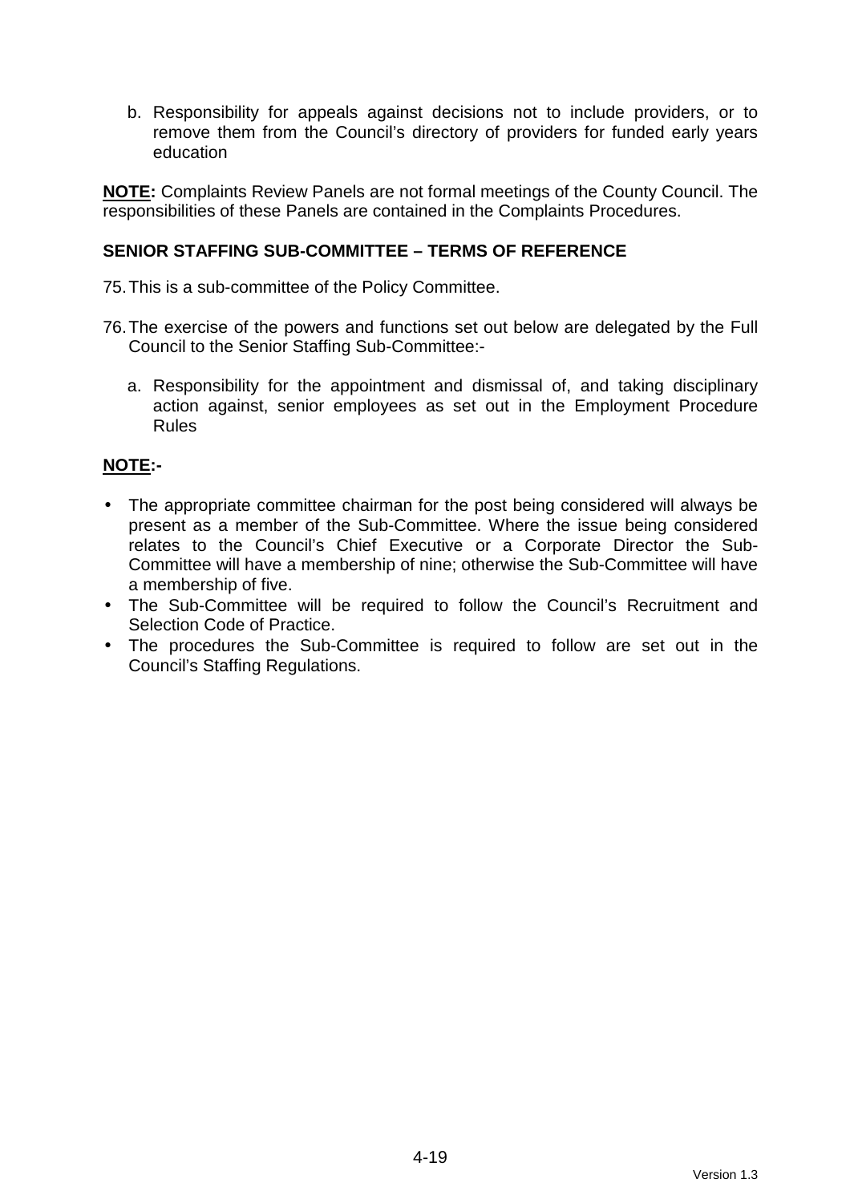b. Responsibility for appeals against decisions not to include providers, or to remove them from the Council's directory of providers for funded early years education

**NOTE:** Complaints Review Panels are not formal meetings of the County Council. The responsibilities of these Panels are contained in the Complaints Procedures.

## SENIOR STAFFING SUB-COMMITTEE – TERMS OF REFERENCE

75. This is a sub-committee of the Policy Committee.

76. The exercise of the powers and functions set out below are delegated by the Full Council to the Senior Staffing Sub-Committee:-

    a. Responsibility for the appointment and dismissal of, and taking disciplinary action against, senior employees as set out in the Employment Procedure Rules

**NOTE:-**

- The appropriate committee chairman for the post being considered will always be present as a member of the Sub-Committee. Where the issue being considered relates to the Council's Chief Executive or a Corporate Director the Sub-Committee will have a membership of nine; otherwise the Sub-Committee will have a membership of five.
- The Sub-Committee will be required to follow the Council's Recruitment and Selection Code of Practice.
- The procedures the Sub-Committee is required to follow are set out in the Council's Staffing Regulations.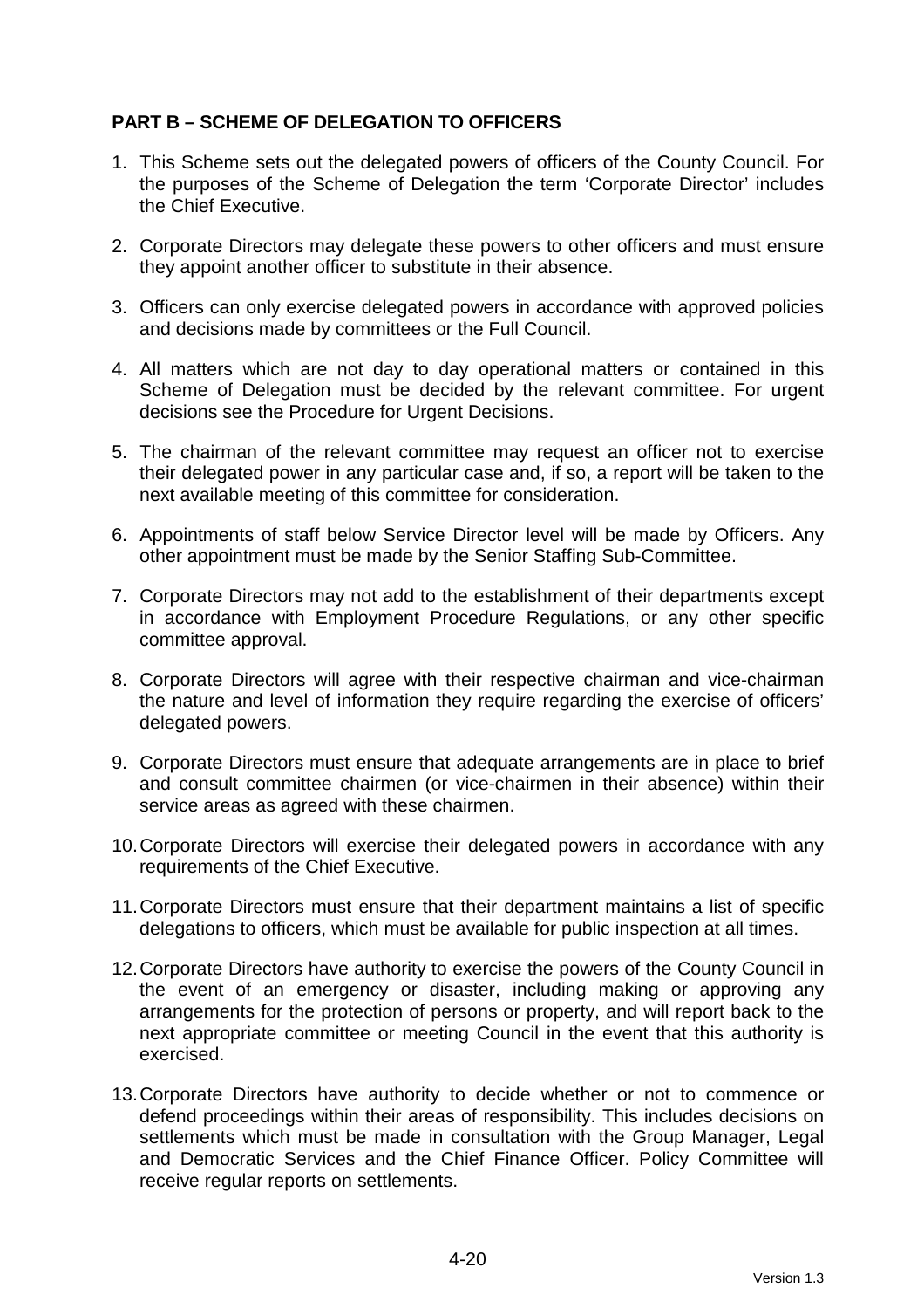**PART B – SCHEME OF DELEGATION TO OFFICERS**

1. This Scheme sets out the delegated powers of officers of the County Council. For the purposes of the Scheme of Delegation the term 'Corporate Director' includes the Chief Executive.

2. Corporate Directors may delegate these powers to other officers and must ensure they appoint another officer to substitute in their absence.

3. Officers can only exercise delegated powers in accordance with approved policies and decisions made by committees or the Full Council.

4. All matters which are not day to day operational matters or contained in this Scheme of Delegation must be decided by the relevant committee. For urgent decisions see the Procedure for Urgent Decisions.

5. The chairman of the relevant committee may request an officer not to exercise their delegated power in any particular case and, if so, a report will be taken to the next available meeting of this committee for consideration.

6. Appointments of staff below Service Director level will be made by Officers. Any other appointment must be made by the Senior Staffing Sub-Committee.

7. Corporate Directors may not add to the establishment of their departments except in accordance with Employment Procedure Regulations, or any other specific committee approval.

8. Corporate Directors will agree with their respective chairman and vice-chairman the nature and level of information they require regarding the exercise of officers' delegated powers.

9. Corporate Directors must ensure that adequate arrangements are in place to brief and consult committee chairmen (or vice-chairmen in their absence) within their service areas as agreed with these chairmen.

10. Corporate Directors will exercise their delegated powers in accordance with any requirements of the Chief Executive.

11. Corporate Directors must ensure that their department maintains a list of specific delegations to officers, which must be available for public inspection at all times.

12. Corporate Directors have authority to exercise the powers of the County Council in the event of an emergency or disaster, including making or approving any arrangements for the protection of persons or property, and will report back to the next appropriate committee or meeting Council in the event that this authority is exercised.

13. Corporate Directors have authority to decide whether or not to commence or defend proceedings within their areas of responsibility. This includes decisions on settlements which must be made in consultation with the Group Manager, Legal and Democratic Services and the Chief Finance Officer. Policy Committee will receive regular reports on settlements.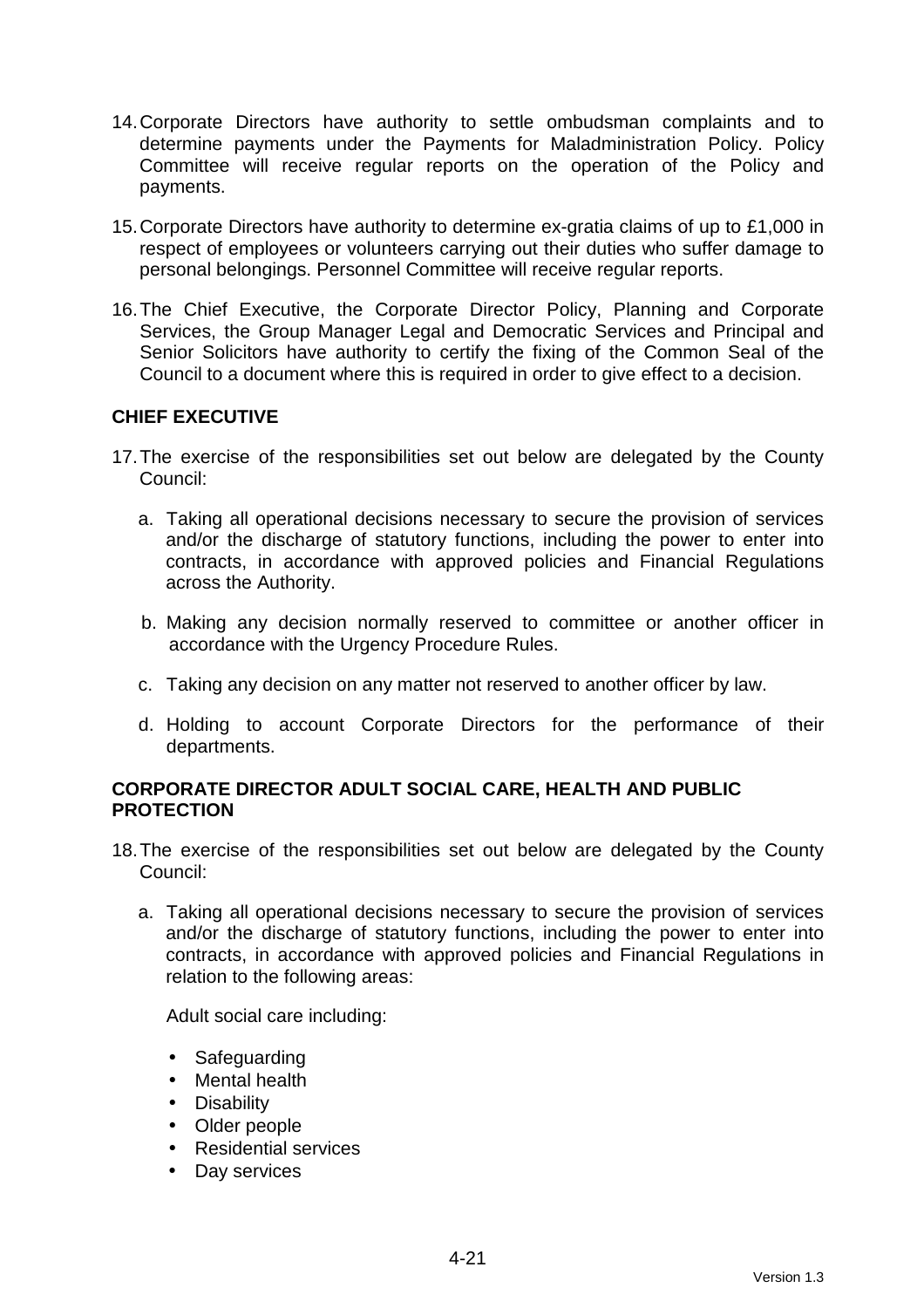14. Corporate Directors have authority to settle ombudsman complaints and to determine payments under the Payments for Maladministration Policy. Policy Committee will receive regular reports on the operation of the Policy and payments.

15. Corporate Directors have authority to determine ex-gratia claims of up to £1,000 in respect of employees or volunteers carrying out their duties who suffer damage to personal belongings. Personnel Committee will receive regular reports.

16. The Chief Executive, the Corporate Director Policy, Planning and Corporate Services, the Group Manager Legal and Democratic Services and Principal and Senior Solicitors have authority to certify the fixing of the Common Seal of the Council to a document where this is required in order to give effect to a decision.

**CHIEF EXECUTIVE**

17. The exercise of the responsibilities set out below are delegated by the County Council:

    a. Taking all operational decisions necessary to secure the provision of services and/or the discharge of statutory functions, including the power to enter into contracts, in accordance with approved policies and Financial Regulations across the Authority.

    b. Making any decision normally reserved to committee or another officer in accordance with the Urgency Procedure Rules.

    c. Taking any decision on any matter not reserved to another officer by law.

    d. Holding to account Corporate Directors for the performance of their departments.

**CORPORATE DIRECTOR ADULT SOCIAL CARE, HEALTH AND PUBLIC PROTECTION**

18. The exercise of the responsibilities set out below are delegated by the County Council:

    a. Taking all operational decisions necessary to secure the provision of services and/or the discharge of statutory functions, including the power to enter into contracts, in accordance with approved policies and Financial Regulations in relation to the following areas:

       Adult social care including:

       - Safeguarding
       - Mental health
       - Disability
       - Older people
       - Residential services
       - Day services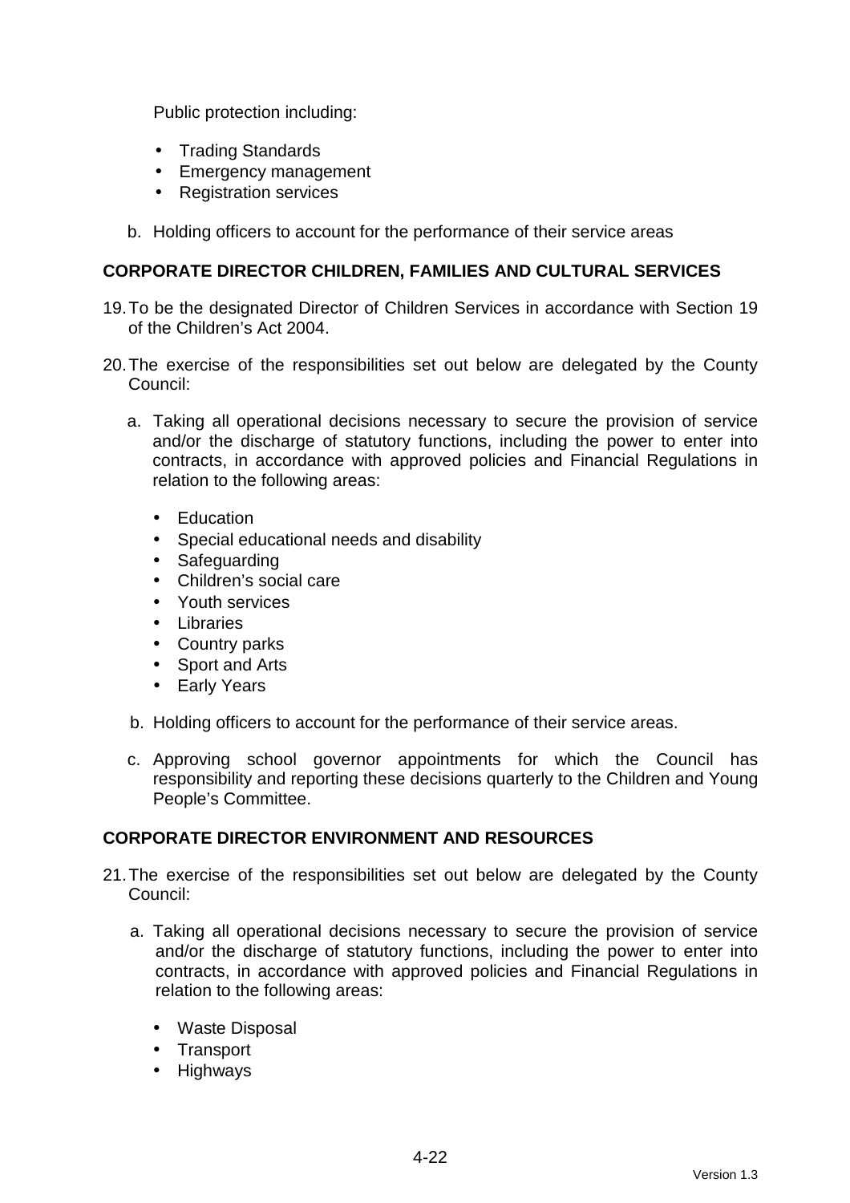Public protection including:

- Trading Standards
- Emergency management
- Registration services

b. Holding officers to account for the performance of their service areas

**CORPORATE DIRECTOR CHILDREN, FAMILIES AND CULTURAL SERVICES**

19. To be the designated Director of Children Services in accordance with Section 19 of the Children's Act 2004.

20. The exercise of the responsibilities set out below are delegated by the County Council:

   a. Taking all operational decisions necessary to secure the provision of service and/or the discharge of statutory functions, including the power to enter into contracts, in accordance with approved policies and Financial Regulations in relation to the following areas:

      - Education
      - Special educational needs and disability
      - Safeguarding
      - Children's social care
      - Youth services
      - Libraries
      - Country parks
      - Sport and Arts
      - Early Years

   b. Holding officers to account for the performance of their service areas.

   c. Approving school governor appointments for which the Council has responsibility and reporting these decisions quarterly to the Children and Young People's Committee.

**CORPORATE DIRECTOR ENVIRONMENT AND RESOURCES**

21. The exercise of the responsibilities set out below are delegated by the County Council:

   a. Taking all operational decisions necessary to secure the provision of service and/or the discharge of statutory functions, including the power to enter into contracts, in accordance with approved policies and Financial Regulations in relation to the following areas:

      - Waste Disposal
      - Transport
      - Highways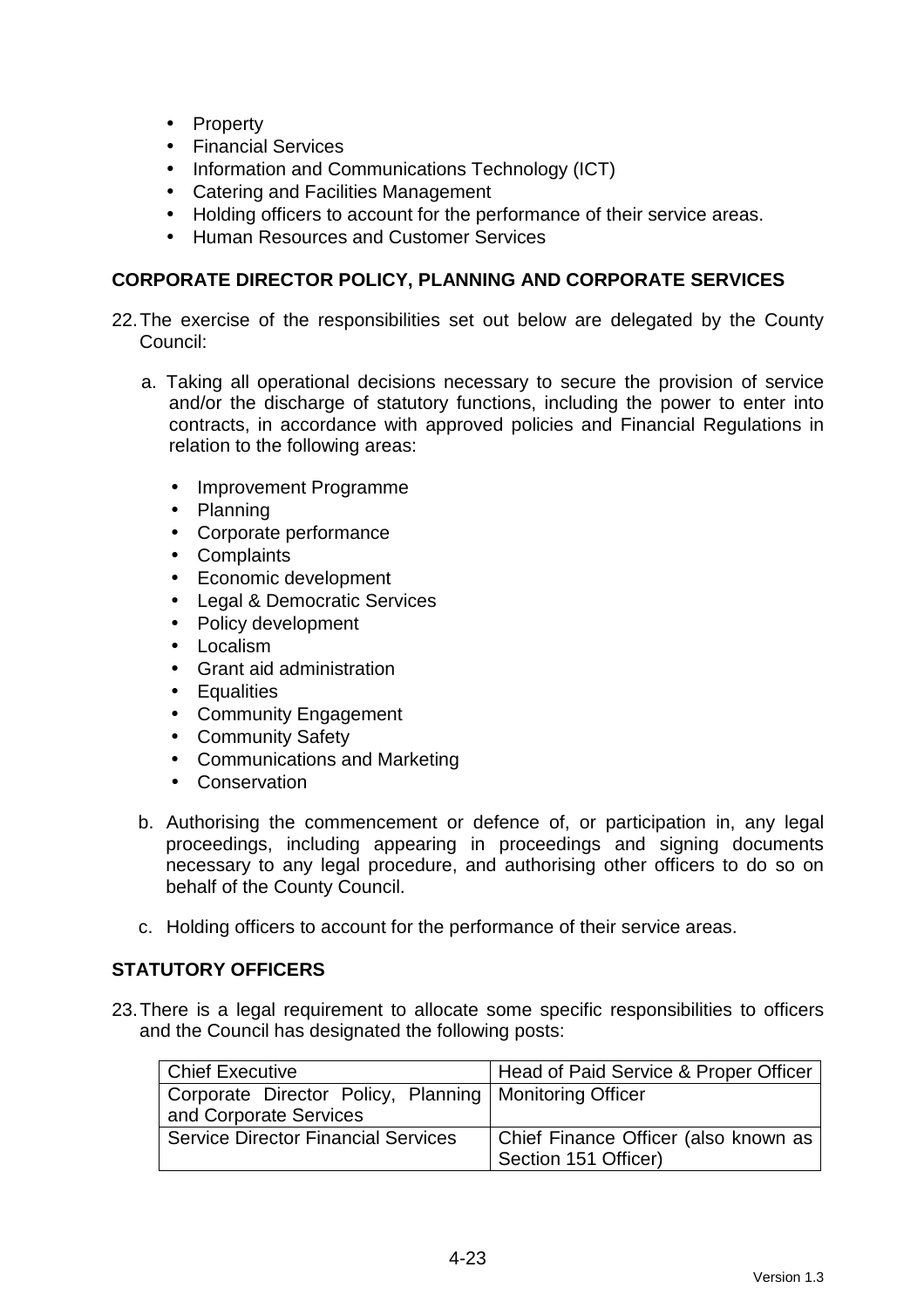- Property
- Financial Services
- Information and Communications Technology (ICT)
- Catering and Facilities Management
- Holding officers to account for the performance of their service areas.
- Human Resources and Customer Services

**CORPORATE DIRECTOR POLICY, PLANNING AND CORPORATE SERVICES**

22. The exercise of the responsibilities set out below are delegated by the County Council:

    a. Taking all operational decisions necessary to secure the provision of service and/or the discharge of statutory functions, including the power to enter into contracts, in accordance with approved policies and Financial Regulations in relation to the following areas:

    - Improvement Programme
    - Planning
    - Corporate performance
    - Complaints
    - Economic development
    - Legal & Democratic Services
    - Policy development
    - Localism
    - Grant aid administration
    - Equalities
    - Community Engagement
    - Community Safety
    - Communications and Marketing
    - Conservation

    b. Authorising the commencement or defence of, or participation in, any legal proceedings, including appearing in proceedings and signing documents necessary to any legal procedure, and authorising other officers to do so on behalf of the County Council.

    c. Holding officers to account for the performance of their service areas.

**STATUTORY OFFICERS**

23. There is a legal requirement to allocate some specific responsibilities to officers and the Council has designated the following posts:

| Chief Executive | Head of Paid Service & Proper Officer |
|---|---|
| Corporate Director Policy, Planning and Corporate Services | Monitoring Officer |
| Service Director Financial Services | Chief Finance Officer (also known as Section 151 Officer) |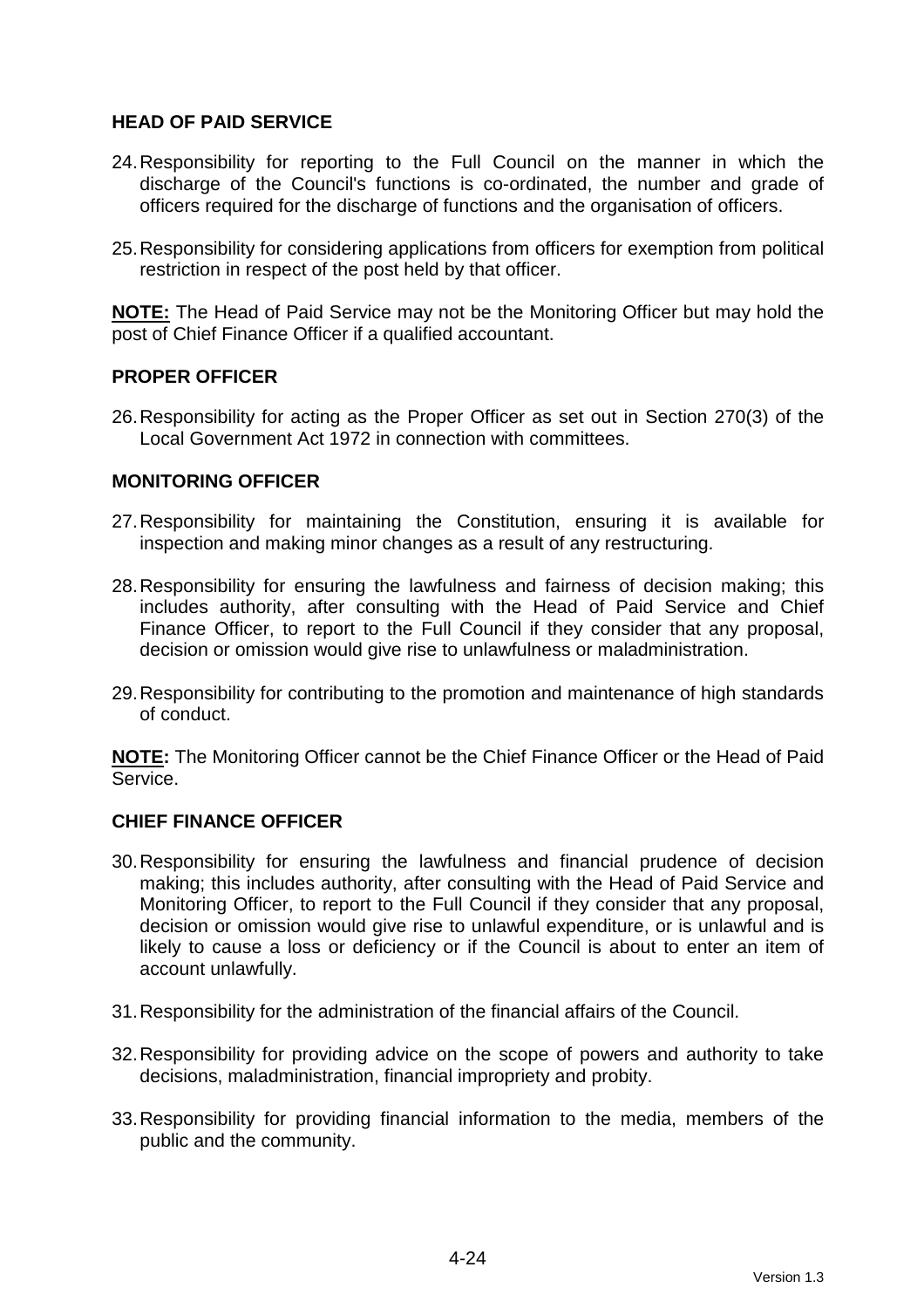**HEAD OF PAID SERVICE**

24. Responsibility for reporting to the Full Council on the manner in which the discharge of the Council's functions is co-ordinated, the number and grade of officers required for the discharge of functions and the organisation of officers.

25. Responsibility for considering applications from officers for exemption from political restriction in respect of the post held by that officer.

**<u>NOTE:</u>** The Head of Paid Service may not be the Monitoring Officer but may hold the post of Chief Finance Officer if a qualified accountant.

**PROPER OFFICER**

26. Responsibility for acting as the Proper Officer as set out in Section 270(3) of the Local Government Act 1972 in connection with committees.

**MONITORING OFFICER**

27. Responsibility for maintaining the Constitution, ensuring it is available for inspection and making minor changes as a result of any restructuring.

28. Responsibility for ensuring the lawfulness and fairness of decision making; this includes authority, after consulting with the Head of Paid Service and Chief Finance Officer, to report to the Full Council if they consider that any proposal, decision or omission would give rise to unlawfulness or maladministration.

29. Responsibility for contributing to the promotion and maintenance of high standards of conduct.

**<u>NOTE:</u>** The Monitoring Officer cannot be the Chief Finance Officer or the Head of Paid Service.

**CHIEF FINANCE OFFICER**

30. Responsibility for ensuring the lawfulness and financial prudence of decision making; this includes authority, after consulting with the Head of Paid Service and Monitoring Officer, to report to the Full Council if they consider that any proposal, decision or omission would give rise to unlawful expenditure, or is unlawful and is likely to cause a loss or deficiency or if the Council is about to enter an item of account unlawfully.

31. Responsibility for the administration of the financial affairs of the Council.

32. Responsibility for providing advice on the scope of powers and authority to take decisions, maladministration, financial impropriety and probity.

33. Responsibility for providing financial information to the media, members of the public and the community.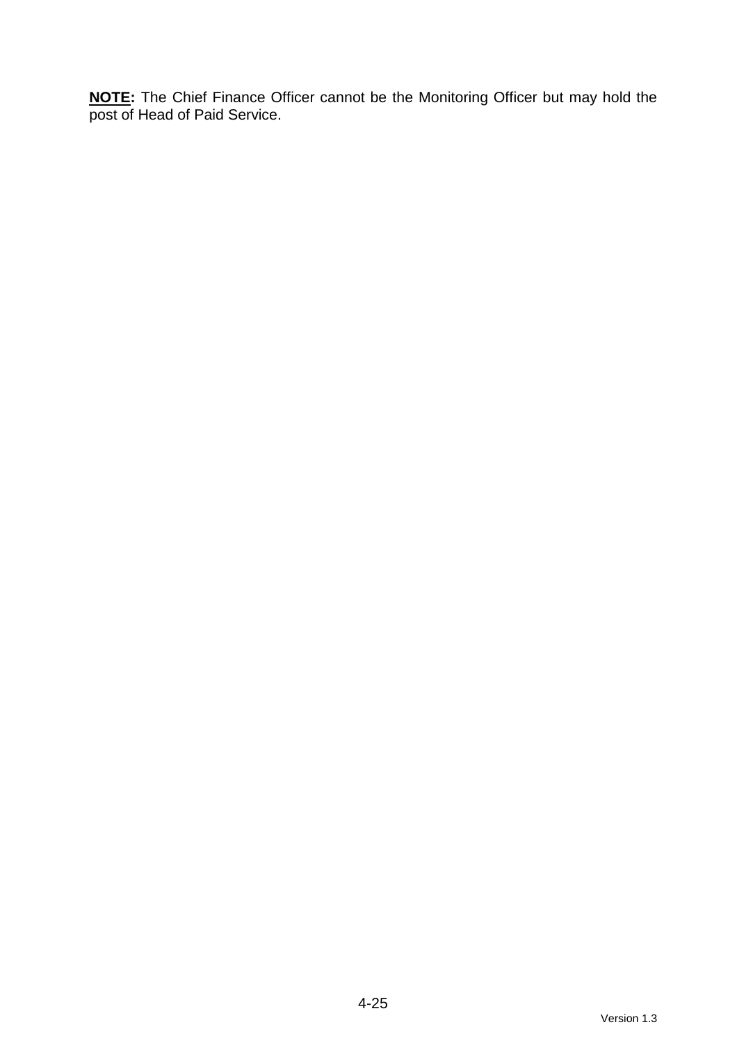**NOTE:** The Chief Finance Officer cannot be the Monitoring Officer but may hold the post of Head of Paid Service.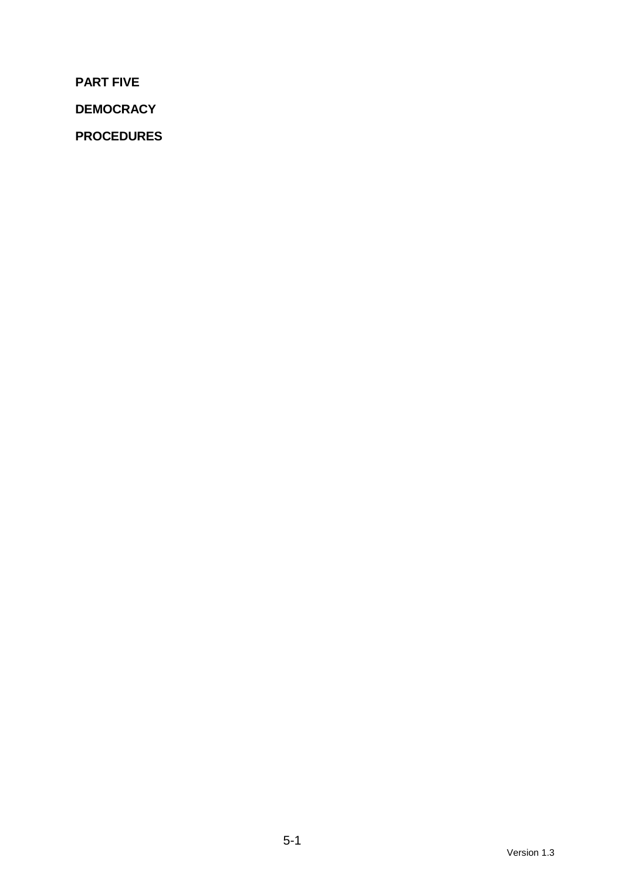**PART FIVE**

**DEMOCRACY**

**PROCEDURES**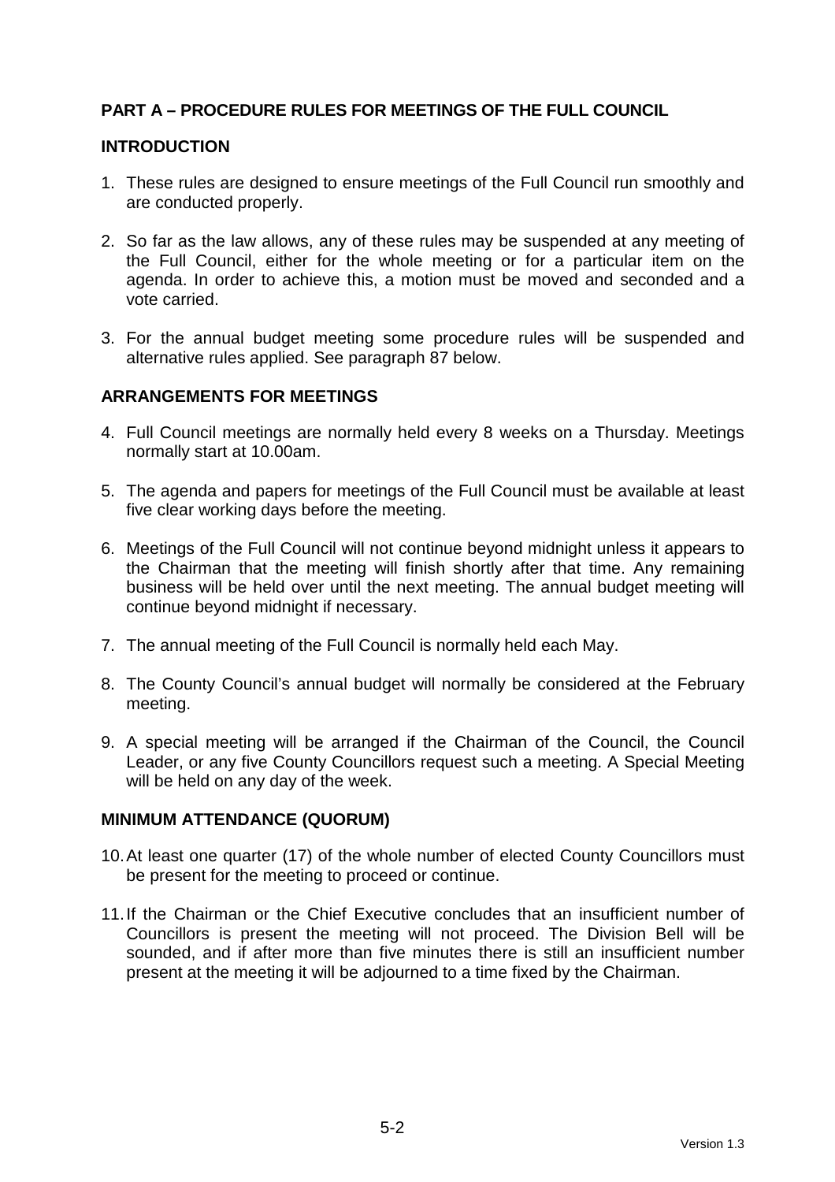## PART A – PROCEDURE RULES FOR MEETINGS OF THE FULL COUNCIL

### INTRODUCTION

1. These rules are designed to ensure meetings of the Full Council run smoothly and are conducted properly.

2. So far as the law allows, any of these rules may be suspended at any meeting of the Full Council, either for the whole meeting or for a particular item on the agenda. In order to achieve this, a motion must be moved and seconded and a vote carried.

3. For the annual budget meeting some procedure rules will be suspended and alternative rules applied. See paragraph 87 below.

### ARRANGEMENTS FOR MEETINGS

4. Full Council meetings are normally held every 8 weeks on a Thursday. Meetings normally start at 10.00am.

5. The agenda and papers for meetings of the Full Council must be available at least five clear working days before the meeting.

6. Meetings of the Full Council will not continue beyond midnight unless it appears to the Chairman that the meeting will finish shortly after that time. Any remaining business will be held over until the next meeting. The annual budget meeting will continue beyond midnight if necessary.

7. The annual meeting of the Full Council is normally held each May.

8. The County Council's annual budget will normally be considered at the February meeting.

9. A special meeting will be arranged if the Chairman of the Council, the Council Leader, or any five County Councillors request such a meeting. A Special Meeting will be held on any day of the week.

### MINIMUM ATTENDANCE (QUORUM)

10. At least one quarter (17) of the whole number of elected County Councillors must be present for the meeting to proceed or continue.

11. If the Chairman or the Chief Executive concludes that an insufficient number of Councillors is present the meeting will not proceed. The Division Bell will be sounded, and if after more than five minutes there is still an insufficient number present at the meeting it will be adjourned to a time fixed by the Chairman.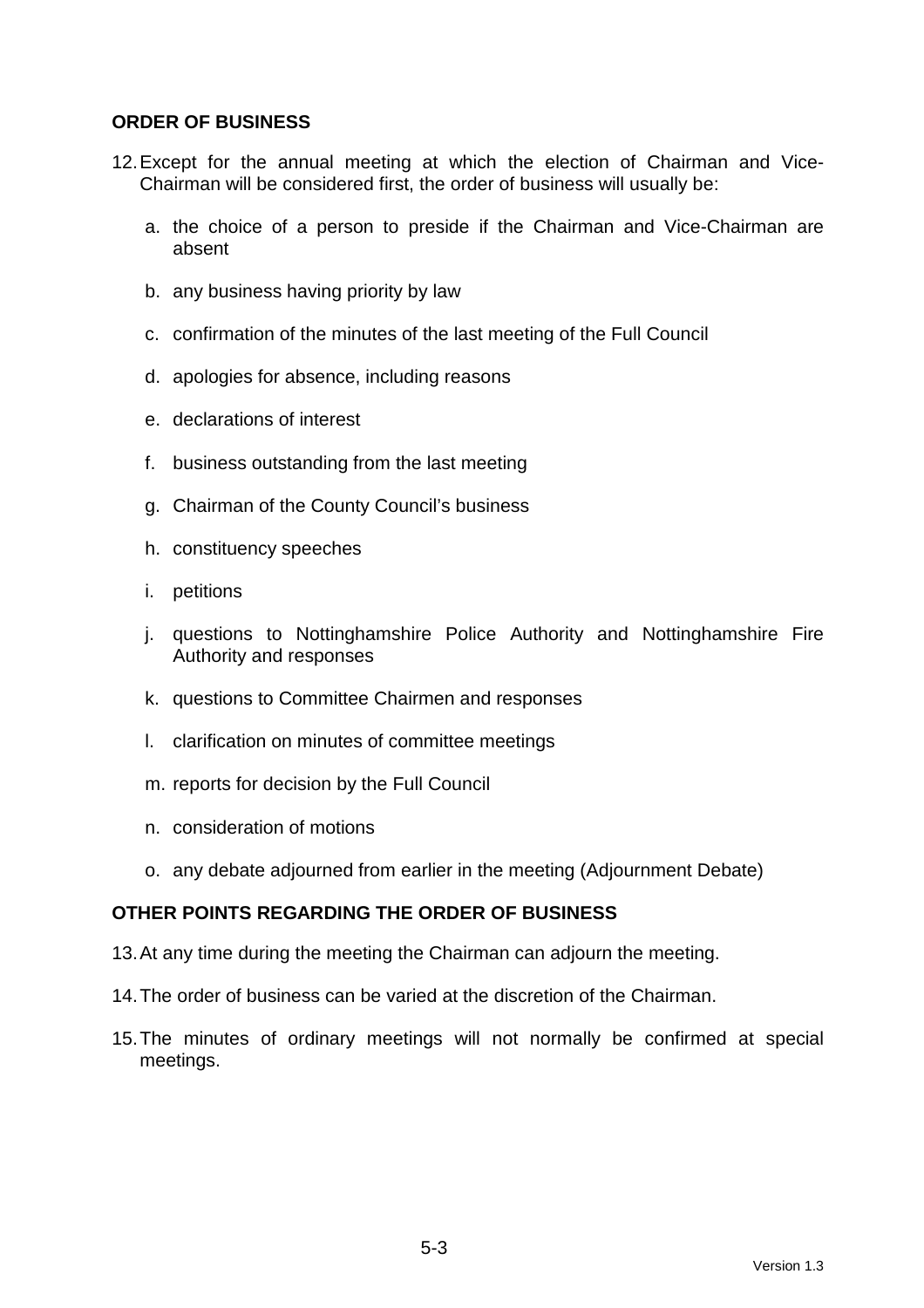**ORDER OF BUSINESS**

12. Except for the annual meeting at which the election of Chairman and Vice-Chairman will be considered first, the order of business will usually be:

    a. the choice of a person to preside if the Chairman and Vice-Chairman are absent

    b. any business having priority by law

    c. confirmation of the minutes of the last meeting of the Full Council

    d. apologies for absence, including reasons

    e. declarations of interest

    f. business outstanding from the last meeting

    g. Chairman of the County Council's business

    h. constituency speeches

    i. petitions

    j. questions to Nottinghamshire Police Authority and Nottinghamshire Fire Authority and responses

    k. questions to Committee Chairmen and responses

    l. clarification on minutes of committee meetings

    m. reports for decision by the Full Council

    n. consideration of motions

    o. any debate adjourned from earlier in the meeting (Adjournment Debate)

**OTHER POINTS REGARDING THE ORDER OF BUSINESS**

13. At any time during the meeting the Chairman can adjourn the meeting.

14. The order of business can be varied at the discretion of the Chairman.

15. The minutes of ordinary meetings will not normally be confirmed at special meetings.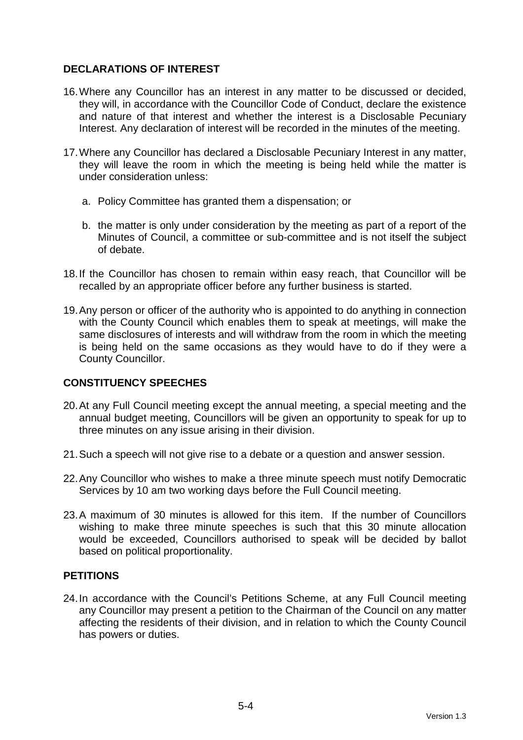## DECLARATIONS OF INTEREST

16. Where any Councillor has an interest in any matter to be discussed or decided, they will, in accordance with the Councillor Code of Conduct, declare the existence and nature of that interest and whether the interest is a Disclosable Pecuniary Interest. Any declaration of interest will be recorded in the minutes of the meeting.

17. Where any Councillor has declared a Disclosable Pecuniary Interest in any matter, they will leave the room in which the meeting is being held while the matter is under consideration unless:

    a. Policy Committee has granted them a dispensation; or

    b. the matter is only under consideration by the meeting as part of a report of the Minutes of Council, a committee or sub-committee and is not itself the subject of debate.

18. If the Councillor has chosen to remain within easy reach, that Councillor will be recalled by an appropriate officer before any further business is started.

19. Any person or officer of the authority who is appointed to do anything in connection with the County Council which enables them to speak at meetings, will make the same disclosures of interests and will withdraw from the room in which the meeting is being held on the same occasions as they would have to do if they were a County Councillor.

## CONSTITUENCY SPEECHES

20. At any Full Council meeting except the annual meeting, a special meeting and the annual budget meeting, Councillors will be given an opportunity to speak for up to three minutes on any issue arising in their division.

21. Such a speech will not give rise to a debate or a question and answer session.

22. Any Councillor who wishes to make a three minute speech must notify Democratic Services by 10 am two working days before the Full Council meeting.

23. A maximum of 30 minutes is allowed for this item. If the number of Councillors wishing to make three minute speeches is such that this 30 minute allocation would be exceeded, Councillors authorised to speak will be decided by ballot based on political proportionality.

## PETITIONS

24. In accordance with the Council's Petitions Scheme, at any Full Council meeting any Councillor may present a petition to the Chairman of the Council on any matter affecting the residents of their division, and in relation to which the County Council has powers or duties.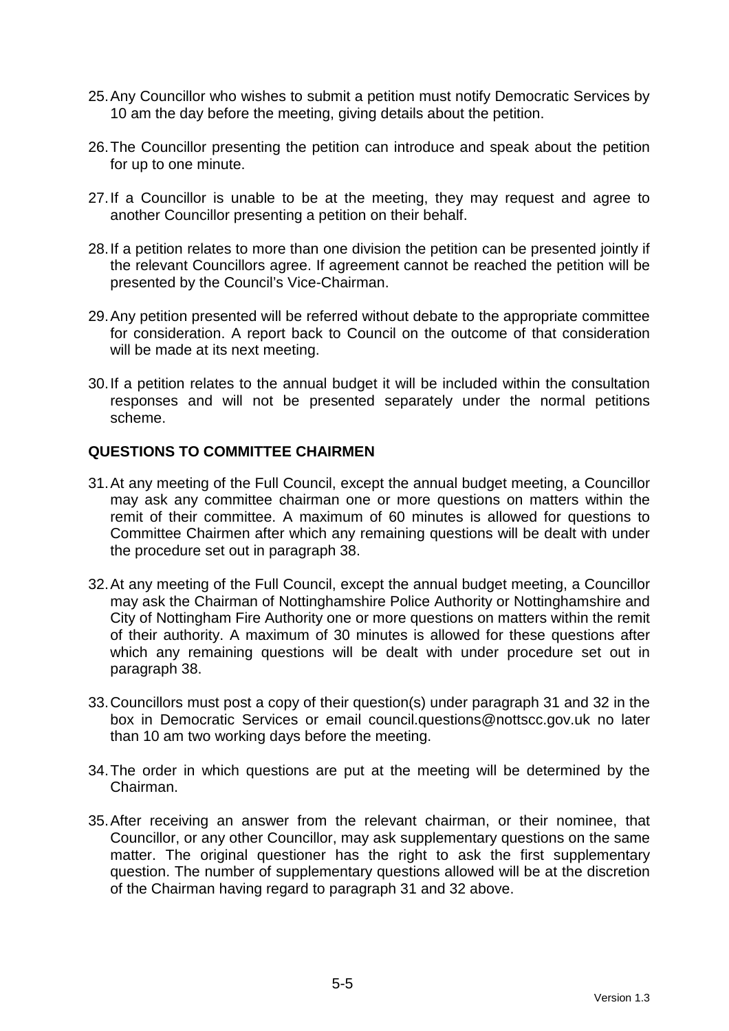25. Any Councillor who wishes to submit a petition must notify Democratic Services by 10 am the day before the meeting, giving details about the petition.

26. The Councillor presenting the petition can introduce and speak about the petition for up to one minute.

27. If a Councillor is unable to be at the meeting, they may request and agree to another Councillor presenting a petition on their behalf.

28. If a petition relates to more than one division the petition can be presented jointly if the relevant Councillors agree. If agreement cannot be reached the petition will be presented by the Council's Vice-Chairman.

29. Any petition presented will be referred without debate to the appropriate committee for consideration. A report back to Council on the outcome of that consideration will be made at its next meeting.

30. If a petition relates to the annual budget it will be included within the consultation responses and will not be presented separately under the normal petitions scheme.

## QUESTIONS TO COMMITTEE CHAIRMEN

31. At any meeting of the Full Council, except the annual budget meeting, a Councillor may ask any committee chairman one or more questions on matters within the remit of their committee. A maximum of 60 minutes is allowed for questions to Committee Chairmen after which any remaining questions will be dealt with under the procedure set out in paragraph 38.

32. At any meeting of the Full Council, except the annual budget meeting, a Councillor may ask the Chairman of Nottinghamshire Police Authority or Nottinghamshire and City of Nottingham Fire Authority one or more questions on matters within the remit of their authority. A maximum of 30 minutes is allowed for these questions after which any remaining questions will be dealt with under procedure set out in paragraph 38.

33. Councillors must post a copy of their question(s) under paragraph 31 and 32 in the box in Democratic Services or email council.questions@nottscc.gov.uk no later than 10 am two working days before the meeting.

34. The order in which questions are put at the meeting will be determined by the Chairman.

35. After receiving an answer from the relevant chairman, or their nominee, that Councillor, or any other Councillor, may ask supplementary questions on the same matter. The original questioner has the right to ask the first supplementary question. The number of supplementary questions allowed will be at the discretion of the Chairman having regard to paragraph 31 and 32 above.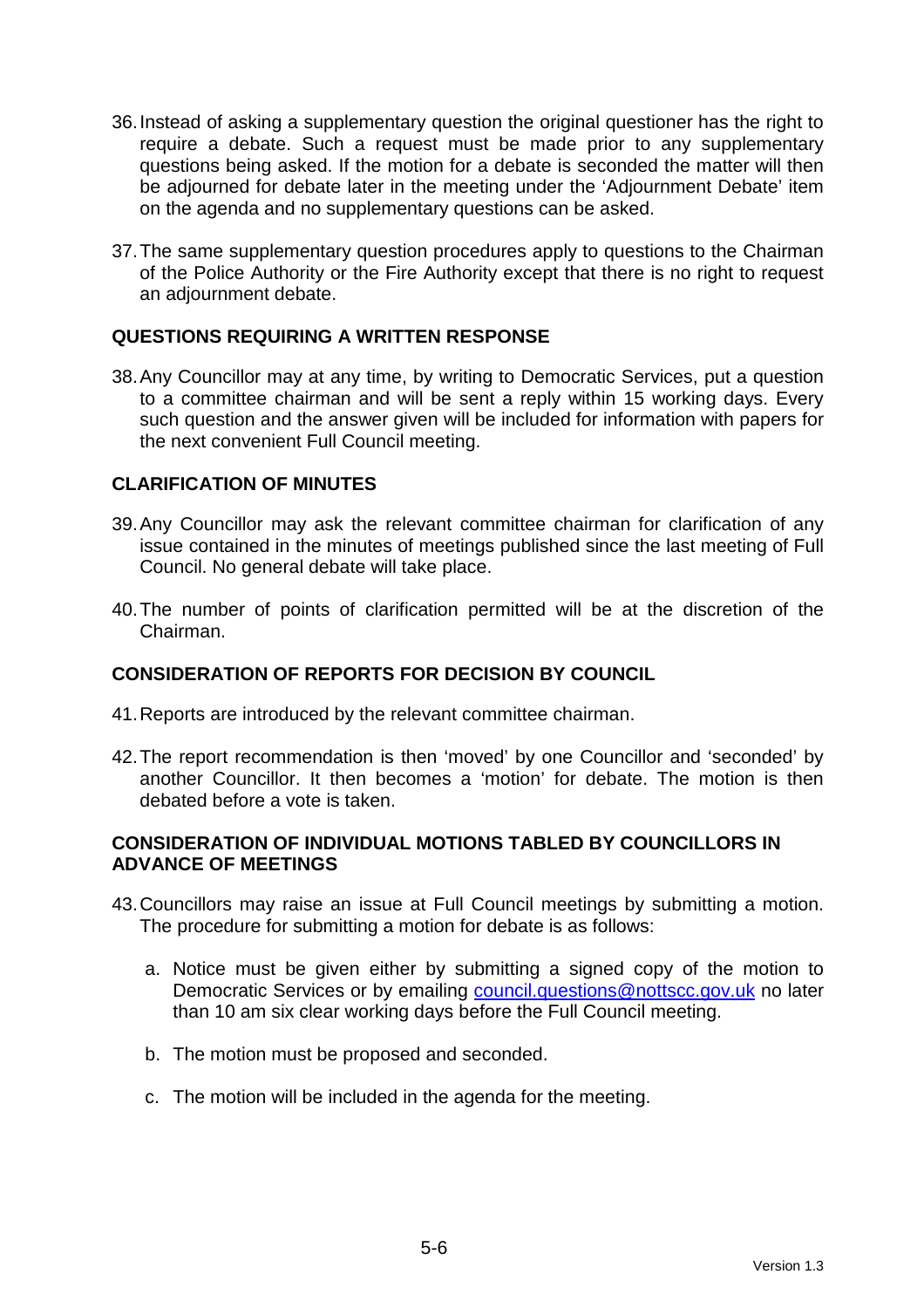36. Instead of asking a supplementary question the original questioner has the right to require a debate. Such a request must be made prior to any supplementary questions being asked. If the motion for a debate is seconded the matter will then be adjourned for debate later in the meeting under the 'Adjournment Debate' item on the agenda and no supplementary questions can be asked.

37. The same supplementary question procedures apply to questions to the Chairman of the Police Authority or the Fire Authority except that there is no right to request an adjournment debate.

## QUESTIONS REQUIRING A WRITTEN RESPONSE

38. Any Councillor may at any time, by writing to Democratic Services, put a question to a committee chairman and will be sent a reply within 15 working days. Every such question and the answer given will be included for information with papers for the next convenient Full Council meeting.

## CLARIFICATION OF MINUTES

39. Any Councillor may ask the relevant committee chairman for clarification of any issue contained in the minutes of meetings published since the last meeting of Full Council. No general debate will take place.

40. The number of points of clarification permitted will be at the discretion of the Chairman.

## CONSIDERATION OF REPORTS FOR DECISION BY COUNCIL

41. Reports are introduced by the relevant committee chairman.

42. The report recommendation is then 'moved' by one Councillor and 'seconded' by another Councillor. It then becomes a 'motion' for debate. The motion is then debated before a vote is taken.

## CONSIDERATION OF INDIVIDUAL MOTIONS TABLED BY COUNCILLORS IN ADVANCE OF MEETINGS

43. Councillors may raise an issue at Full Council meetings by submitting a motion. The procedure for submitting a motion for debate is as follows:

    a. Notice must be given either by submitting a signed copy of the motion to Democratic Services or by emailing council.questions@nottscc.gov.uk no later than 10 am six clear working days before the Full Council meeting.

    b. The motion must be proposed and seconded.

    c. The motion will be included in the agenda for the meeting.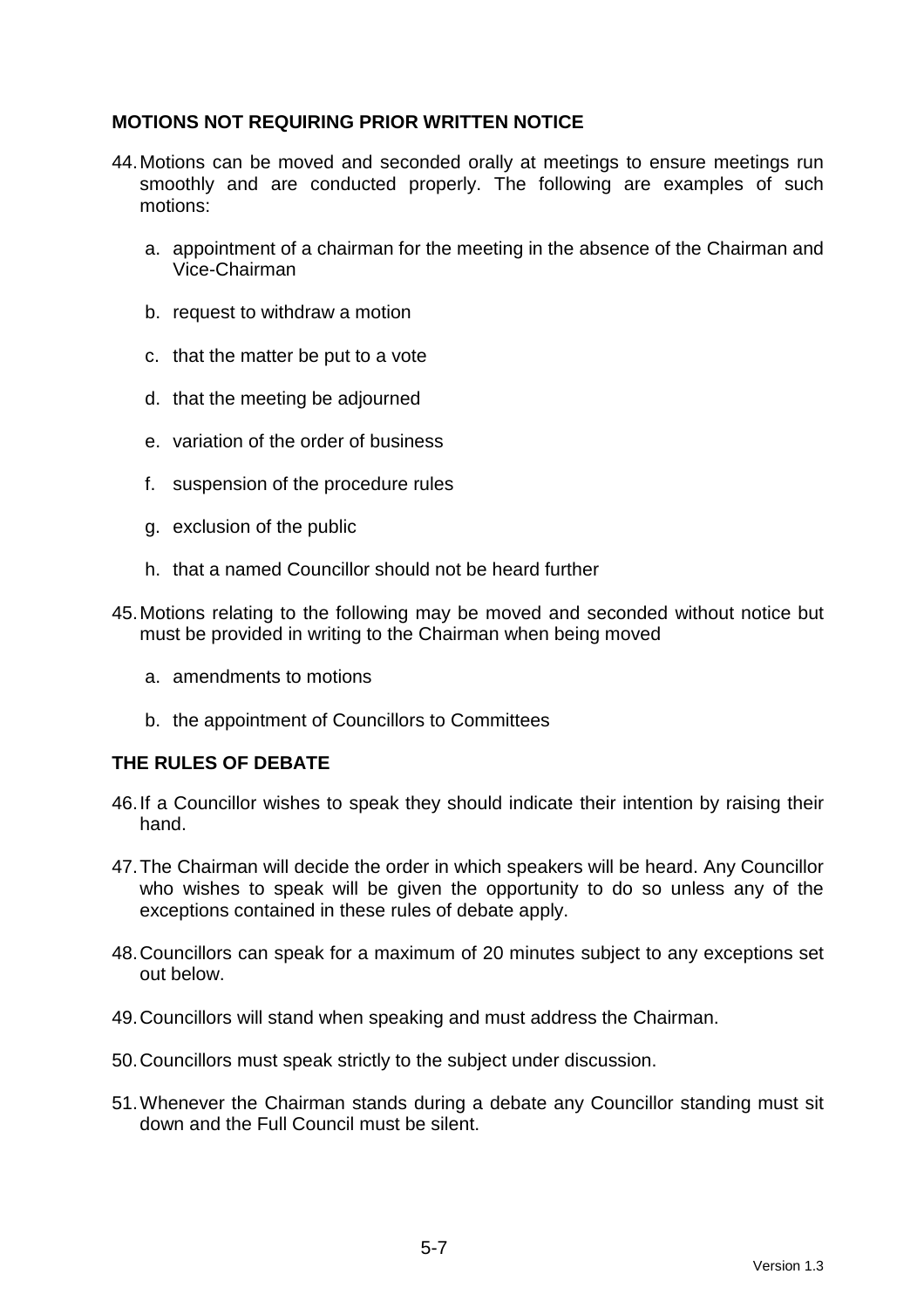## MOTIONS NOT REQUIRING PRIOR WRITTEN NOTICE

44. Motions can be moved and seconded orally at meetings to ensure meetings run smoothly and are conducted properly. The following are examples of such motions:

    a. appointment of a chairman for the meeting in the absence of the Chairman and Vice-Chairman

    b. request to withdraw a motion

    c. that the matter be put to a vote

    d. that the meeting be adjourned

    e. variation of the order of business

    f. suspension of the procedure rules

    g. exclusion of the public

    h. that a named Councillor should not be heard further

45. Motions relating to the following may be moved and seconded without notice but must be provided in writing to the Chairman when being moved

    a. amendments to motions

    b. the appointment of Councillors to Committees

## THE RULES OF DEBATE

46. If a Councillor wishes to speak they should indicate their intention by raising their hand.

47. The Chairman will decide the order in which speakers will be heard. Any Councillor who wishes to speak will be given the opportunity to do so unless any of the exceptions contained in these rules of debate apply.

48. Councillors can speak for a maximum of 20 minutes subject to any exceptions set out below.

49. Councillors will stand when speaking and must address the Chairman.

50. Councillors must speak strictly to the subject under discussion.

51. Whenever the Chairman stands during a debate any Councillor standing must sit down and the Full Council must be silent.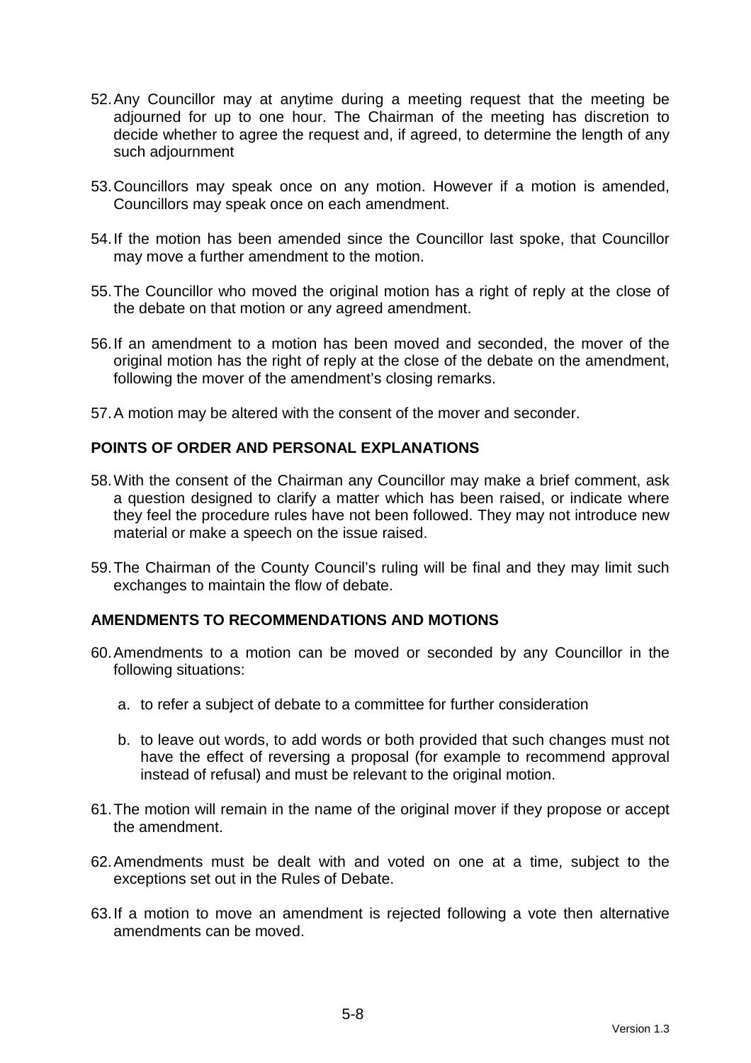52. Any Councillor may at anytime during a meeting request that the meeting be adjourned for up to one hour. The Chairman of the meeting has discretion to decide whether to agree the request and, if agreed, to determine the length of any such adjournment

53. Councillors may speak once on any motion. However if a motion is amended, Councillors may speak once on each amendment.

54. If the motion has been amended since the Councillor last spoke, that Councillor may move a further amendment to the motion.

55. The Councillor who moved the original motion has a right of reply at the close of the debate on that motion or any agreed amendment.

56. If an amendment to a motion has been moved and seconded, the mover of the original motion has the right of reply at the close of the debate on the amendment, following the mover of the amendment's closing remarks.

57. A motion may be altered with the consent of the mover and seconder.

## POINTS OF ORDER AND PERSONAL EXPLANATIONS

58. With the consent of the Chairman any Councillor may make a brief comment, ask a question designed to clarify a matter which has been raised, or indicate where they feel the procedure rules have not been followed. They may not introduce new material or make a speech on the issue raised.

59. The Chairman of the County Council's ruling will be final and they may limit such exchanges to maintain the flow of debate.

## AMENDMENTS TO RECOMMENDATIONS AND MOTIONS

60. Amendments to a motion can be moved or seconded by any Councillor in the following situations:

    a. to refer a subject of debate to a committee for further consideration

    b. to leave out words, to add words or both provided that such changes must not have the effect of reversing a proposal (for example to recommend approval instead of refusal) and must be relevant to the original motion.

61. The motion will remain in the name of the original mover if they propose or accept the amendment.

62. Amendments must be dealt with and voted on one at a time, subject to the exceptions set out in the Rules of Debate.

63. If a motion to move an amendment is rejected following a vote then alternative amendments can be moved.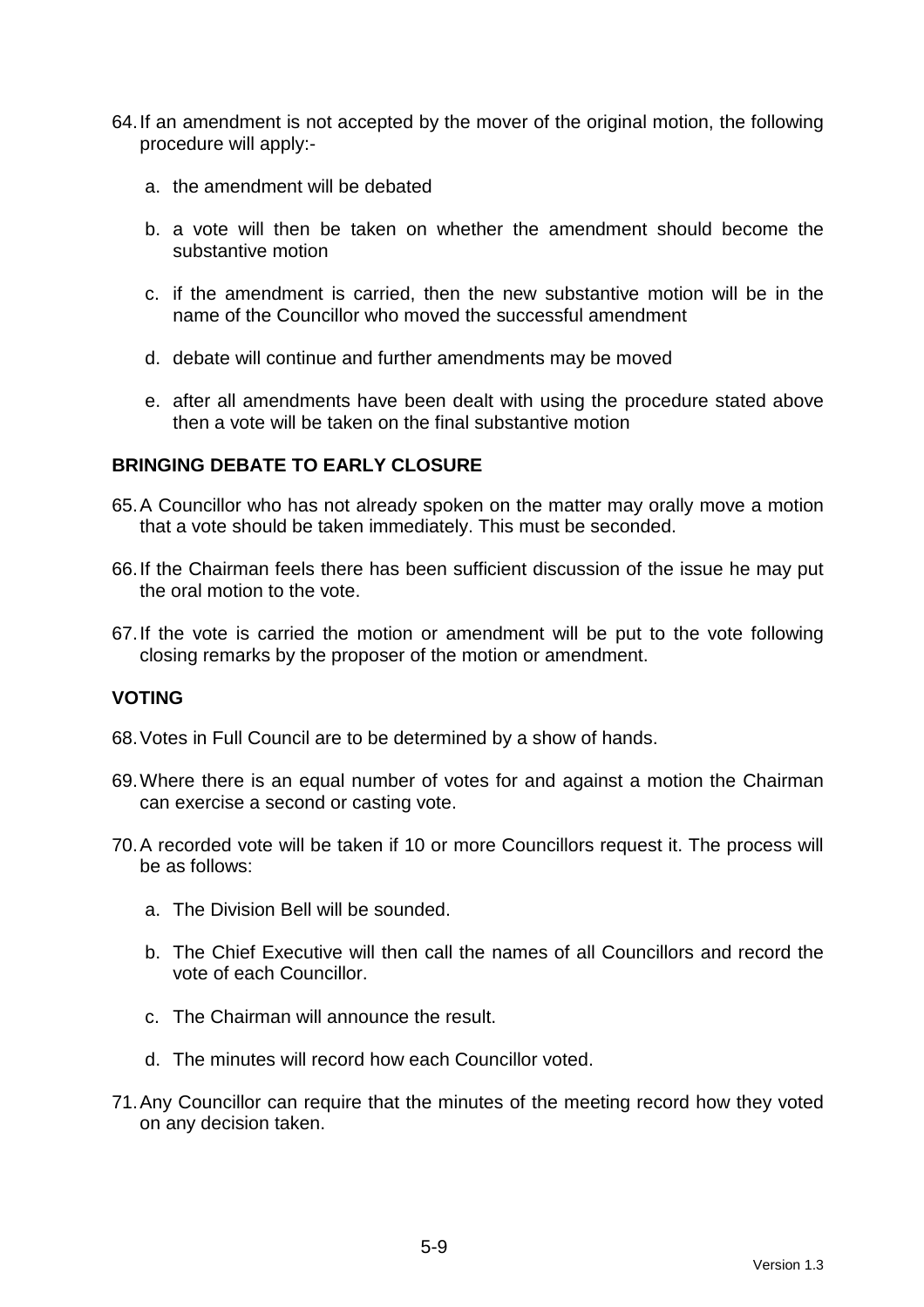64. If an amendment is not accepted by the mover of the original motion, the following procedure will apply:-

    a. the amendment will be debated

    b. a vote will then be taken on whether the amendment should become the substantive motion

    c. if the amendment is carried, then the new substantive motion will be in the name of the Councillor who moved the successful amendment

    d. debate will continue and further amendments may be moved

    e. after all amendments have been dealt with using the procedure stated above then a vote will be taken on the final substantive motion

**BRINGING DEBATE TO EARLY CLOSURE**

65. A Councillor who has not already spoken on the matter may orally move a motion that a vote should be taken immediately. This must be seconded.

66. If the Chairman feels there has been sufficient discussion of the issue he may put the oral motion to the vote.

67. If the vote is carried the motion or amendment will be put to the vote following closing remarks by the proposer of the motion or amendment.

**VOTING**

68. Votes in Full Council are to be determined by a show of hands.

69. Where there is an equal number of votes for and against a motion the Chairman can exercise a second or casting vote.

70. A recorded vote will be taken if 10 or more Councillors request it. The process will be as follows:

    a. The Division Bell will be sounded.

    b. The Chief Executive will then call the names of all Councillors and record the vote of each Councillor.

    c. The Chairman will announce the result.

    d. The minutes will record how each Councillor voted.

71. Any Councillor can require that the minutes of the meeting record how they voted on any decision taken.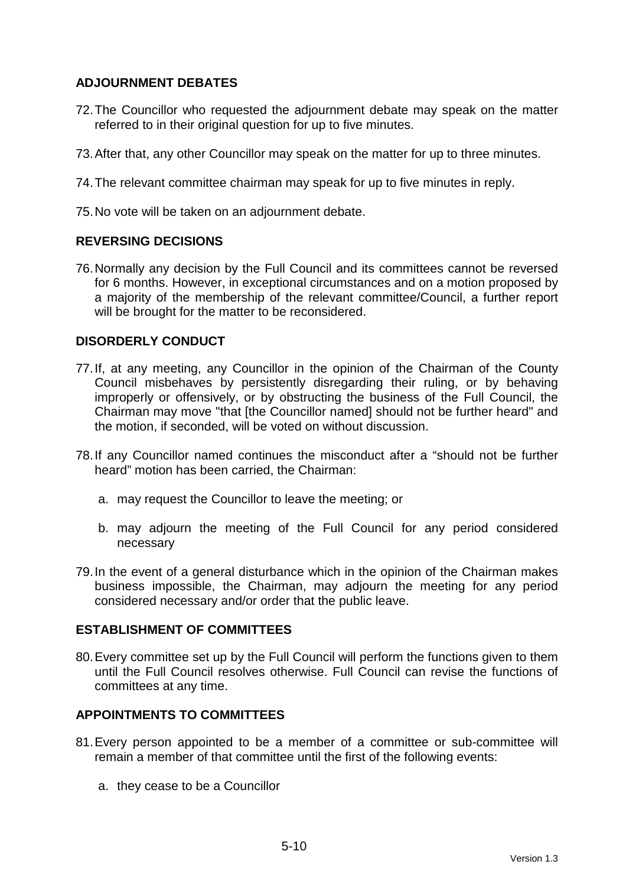## ADJOURNMENT DEBATES

72. The Councillor who requested the adjournment debate may speak on the matter referred to in their original question for up to five minutes.

73. After that, any other Councillor may speak on the matter for up to three minutes.

74. The relevant committee chairman may speak for up to five minutes in reply.

75. No vote will be taken on an adjournment debate.

## REVERSING DECISIONS

76. Normally any decision by the Full Council and its committees cannot be reversed for 6 months. However, in exceptional circumstances and on a motion proposed by a majority of the membership of the relevant committee/Council, a further report will be brought for the matter to be reconsidered.

## DISORDERLY CONDUCT

77. If, at any meeting, any Councillor in the opinion of the Chairman of the County Council misbehaves by persistently disregarding their ruling, or by behaving improperly or offensively, or by obstructing the business of the Full Council, the Chairman may move "that [the Councillor named] should not be further heard" and the motion, if seconded, will be voted on without discussion.

78. If any Councillor named continues the misconduct after a "should not be further heard" motion has been carried, the Chairman:

    a. may request the Councillor to leave the meeting; or

    b. may adjourn the meeting of the Full Council for any period considered necessary

79. In the event of a general disturbance which in the opinion of the Chairman makes business impossible, the Chairman, may adjourn the meeting for any period considered necessary and/or order that the public leave.

## ESTABLISHMENT OF COMMITTEES

80. Every committee set up by the Full Council will perform the functions given to them until the Full Council resolves otherwise. Full Council can revise the functions of committees at any time.

## APPOINTMENTS TO COMMITTEES

81. Every person appointed to be a member of a committee or sub-committee will remain a member of that committee until the first of the following events:

    a. they cease to be a Councillor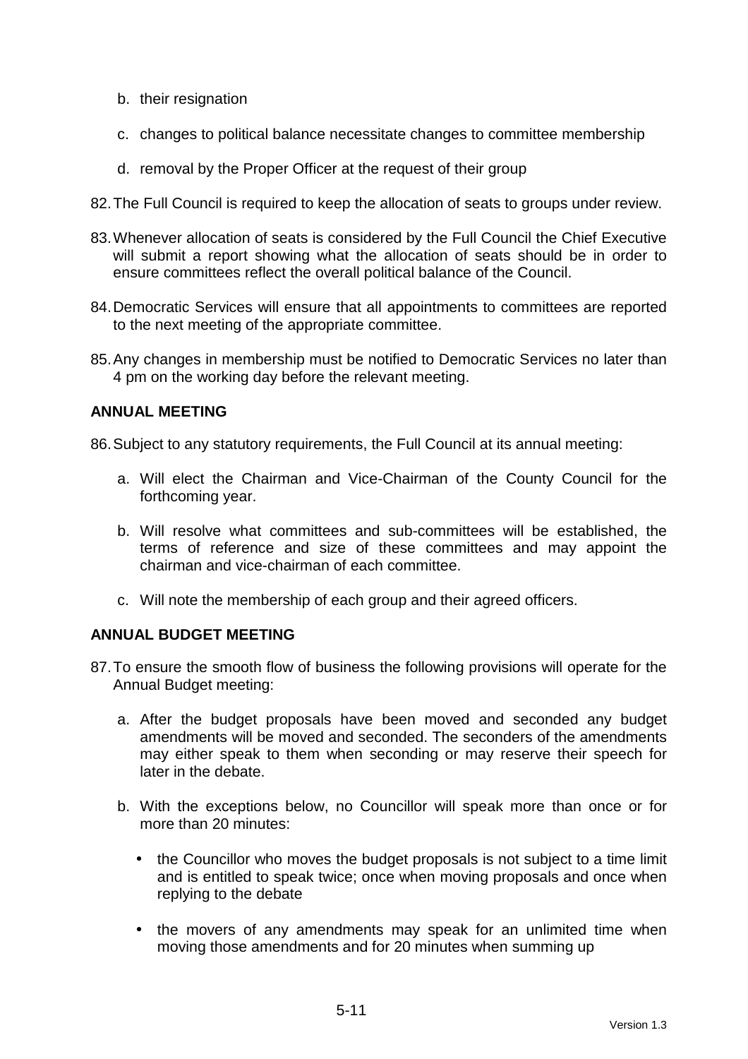b. their resignation

c. changes to political balance necessitate changes to committee membership

d. removal by the Proper Officer at the request of their group

82. The Full Council is required to keep the allocation of seats to groups under review.

83. Whenever allocation of seats is considered by the Full Council the Chief Executive will submit a report showing what the allocation of seats should be in order to ensure committees reflect the overall political balance of the Council.

84. Democratic Services will ensure that all appointments to committees are reported to the next meeting of the appropriate committee.

85. Any changes in membership must be notified to Democratic Services no later than 4 pm on the working day before the relevant meeting.

**ANNUAL MEETING**

86. Subject to any statutory requirements, the Full Council at its annual meeting:

    a. Will elect the Chairman and Vice-Chairman of the County Council for the forthcoming year.

    b. Will resolve what committees and sub-committees will be established, the terms of reference and size of these committees and may appoint the chairman and vice-chairman of each committee.

    c. Will note the membership of each group and their agreed officers.

**ANNUAL BUDGET MEETING**

87. To ensure the smooth flow of business the following provisions will operate for the Annual Budget meeting:

    a. After the budget proposals have been moved and seconded any budget amendments will be moved and seconded. The seconders of the amendments may either speak to them when seconding or may reserve their speech for later in the debate.

    b. With the exceptions below, no Councillor will speak more than once or for more than 20 minutes:

        - the Councillor who moves the budget proposals is not subject to a time limit and is entitled to speak twice; once when moving proposals and once when replying to the debate

        - the movers of any amendments may speak for an unlimited time when moving those amendments and for 20 minutes when summing up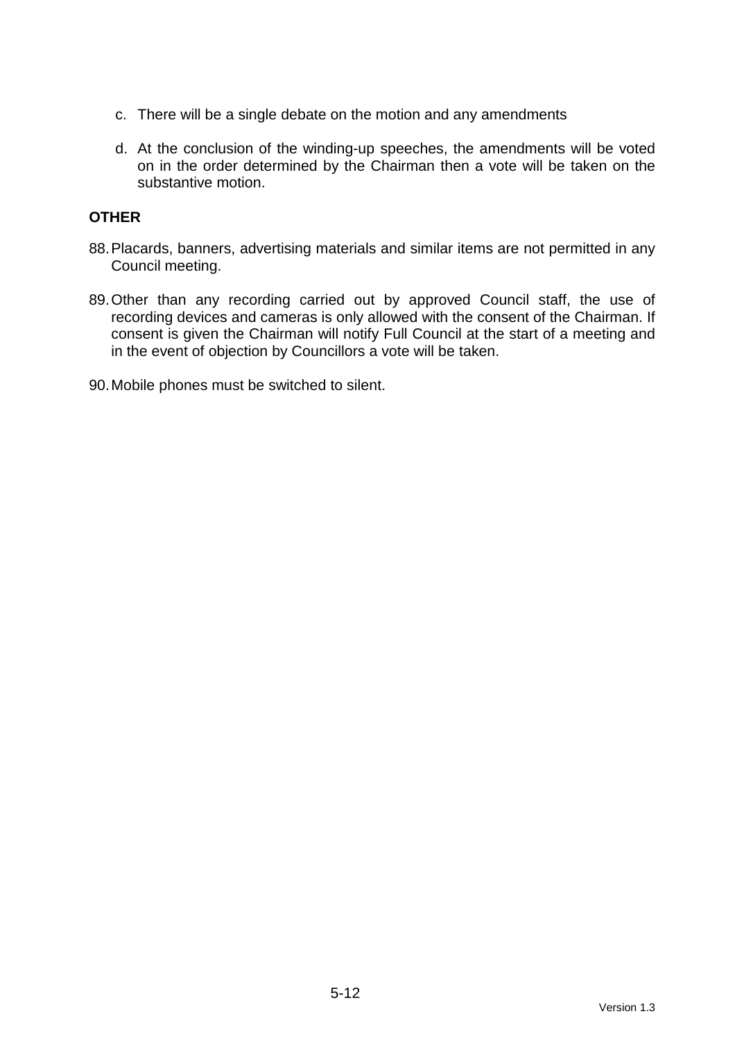c. There will be a single debate on the motion and any amendments

d. At the conclusion of the winding-up speeches, the amendments will be voted on in the order determined by the Chairman then a vote will be taken on the substantive motion.

**OTHER**

88. Placards, banners, advertising materials and similar items are not permitted in any Council meeting.

89. Other than any recording carried out by approved Council staff, the use of recording devices and cameras is only allowed with the consent of the Chairman. If consent is given the Chairman will notify Full Council at the start of a meeting and in the event of objection by Councillors a vote will be taken.

90. Mobile phones must be switched to silent.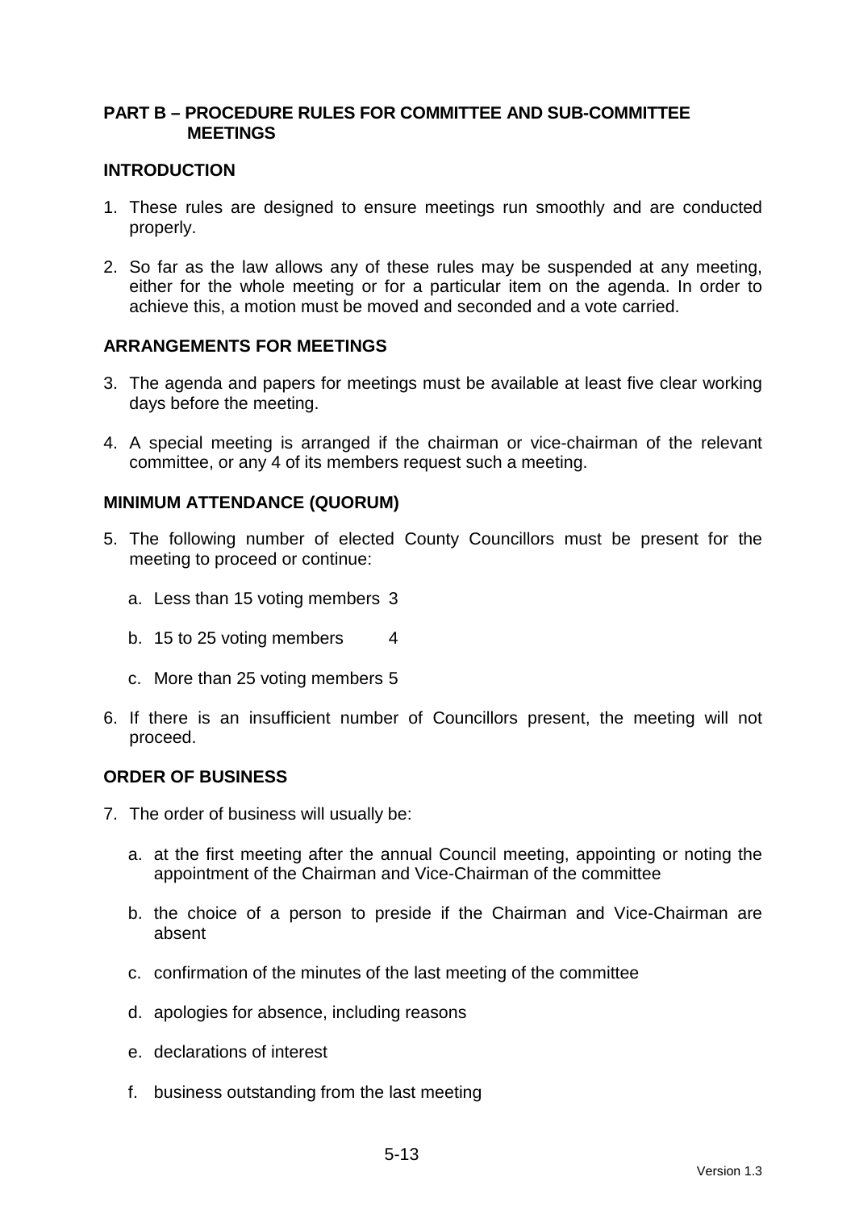## PART B – PROCEDURE RULES FOR COMMITTEE AND SUB-COMMITTEE MEETINGS

### INTRODUCTION

1. These rules are designed to ensure meetings run smoothly and are conducted properly.

2. So far as the law allows any of these rules may be suspended at any meeting, either for the whole meeting or for a particular item on the agenda. In order to achieve this, a motion must be moved and seconded and a vote carried.

### ARRANGEMENTS FOR MEETINGS

3. The agenda and papers for meetings must be available at least five clear working days before the meeting.

4. A special meeting is arranged if the chairman or vice-chairman of the relevant committee, or any 4 of its members request such a meeting.

### MINIMUM ATTENDANCE (QUORUM)

5. The following number of elected County Councillors must be present for the meeting to proceed or continue:

   a. Less than 15 voting members 3

   b. 15 to 25 voting members 4

   c. More than 25 voting members 5

6. If there is an insufficient number of Councillors present, the meeting will not proceed.

### ORDER OF BUSINESS

7. The order of business will usually be:

   a. at the first meeting after the annual Council meeting, appointing or noting the appointment of the Chairman and Vice-Chairman of the committee

   b. the choice of a person to preside if the Chairman and Vice-Chairman are absent

   c. confirmation of the minutes of the last meeting of the committee

   d. apologies for absence, including reasons

   e. declarations of interest

   f. business outstanding from the last meeting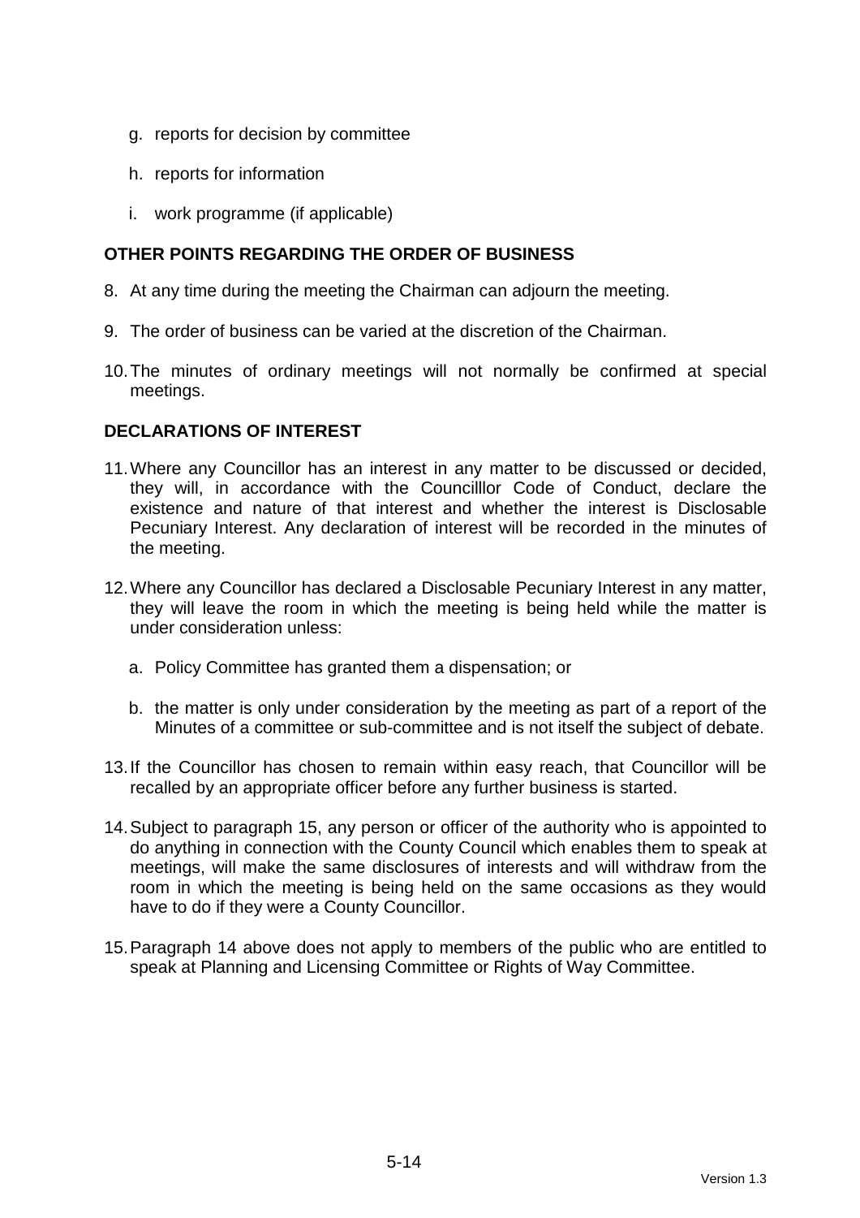g. reports for decision by committee

h. reports for information

i. work programme (if applicable)

**OTHER POINTS REGARDING THE ORDER OF BUSINESS**

8. At any time during the meeting the Chairman can adjourn the meeting.

9. The order of business can be varied at the discretion of the Chairman.

10. The minutes of ordinary meetings will not normally be confirmed at special meetings.

**DECLARATIONS OF INTEREST**

11. Where any Councillor has an interest in any matter to be discussed or decided, they will, in accordance with the Councilllor Code of Conduct, declare the existence and nature of that interest and whether the interest is Disclosable Pecuniary Interest. Any declaration of interest will be recorded in the minutes of the meeting.

12. Where any Councillor has declared a Disclosable Pecuniary Interest in any matter, they will leave the room in which the meeting is being held while the matter is under consideration unless:

    a. Policy Committee has granted them a dispensation; or

    b. the matter is only under consideration by the meeting as part of a report of the Minutes of a committee or sub-committee and is not itself the subject of debate.

13. If the Councillor has chosen to remain within easy reach, that Councillor will be recalled by an appropriate officer before any further business is started.

14. Subject to paragraph 15, any person or officer of the authority who is appointed to do anything in connection with the County Council which enables them to speak at meetings, will make the same disclosures of interests and will withdraw from the room in which the meeting is being held on the same occasions as they would have to do if they were a County Councillor.

15. Paragraph 14 above does not apply to members of the public who are entitled to speak at Planning and Licensing Committee or Rights of Way Committee.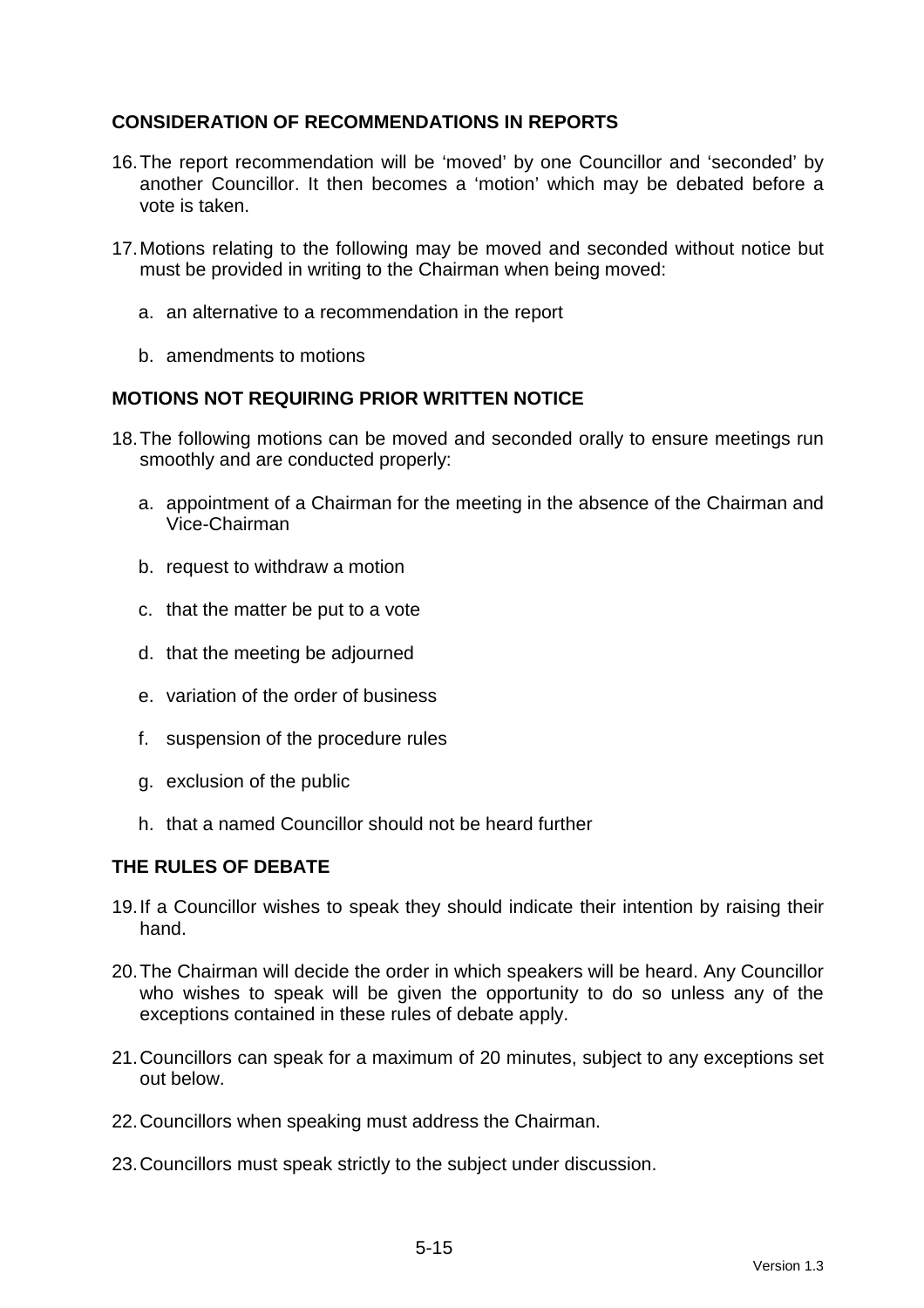## CONSIDERATION OF RECOMMENDATIONS IN REPORTS

16. The report recommendation will be 'moved' by one Councillor and 'seconded' by another Councillor. It then becomes a 'motion' which may be debated before a vote is taken.

17. Motions relating to the following may be moved and seconded without notice but must be provided in writing to the Chairman when being moved:

    a. an alternative to a recommendation in the report

    b. amendments to motions

## MOTIONS NOT REQUIRING PRIOR WRITTEN NOTICE

18. The following motions can be moved and seconded orally to ensure meetings run smoothly and are conducted properly:

    a. appointment of a Chairman for the meeting in the absence of the Chairman and Vice-Chairman

    b. request to withdraw a motion

    c. that the matter be put to a vote

    d. that the meeting be adjourned

    e. variation of the order of business

    f. suspension of the procedure rules

    g. exclusion of the public

    h. that a named Councillor should not be heard further

## THE RULES OF DEBATE

19. If a Councillor wishes to speak they should indicate their intention by raising their hand.

20. The Chairman will decide the order in which speakers will be heard. Any Councillor who wishes to speak will be given the opportunity to do so unless any of the exceptions contained in these rules of debate apply.

21. Councillors can speak for a maximum of 20 minutes, subject to any exceptions set out below.

22. Councillors when speaking must address the Chairman.

23. Councillors must speak strictly to the subject under discussion.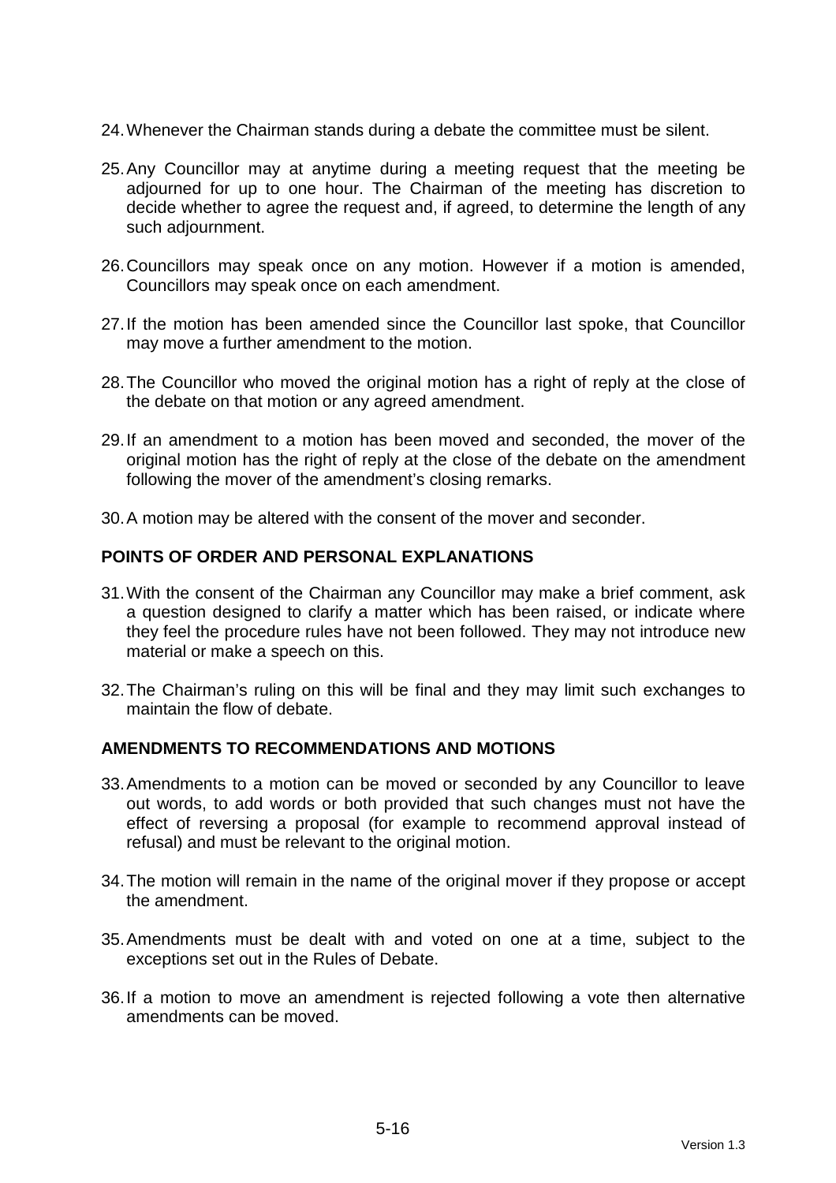24. Whenever the Chairman stands during a debate the committee must be silent.

25. Any Councillor may at anytime during a meeting request that the meeting be adjourned for up to one hour. The Chairman of the meeting has discretion to decide whether to agree the request and, if agreed, to determine the length of any such adjournment.

26. Councillors may speak once on any motion. However if a motion is amended, Councillors may speak once on each amendment.

27. If the motion has been amended since the Councillor last spoke, that Councillor may move a further amendment to the motion.

28. The Councillor who moved the original motion has a right of reply at the close of the debate on that motion or any agreed amendment.

29. If an amendment to a motion has been moved and seconded, the mover of the original motion has the right of reply at the close of the debate on the amendment following the mover of the amendment's closing remarks.

30. A motion may be altered with the consent of the mover and seconder.

## POINTS OF ORDER AND PERSONAL EXPLANATIONS

31. With the consent of the Chairman any Councillor may make a brief comment, ask a question designed to clarify a matter which has been raised, or indicate where they feel the procedure rules have not been followed. They may not introduce new material or make a speech on this.

32. The Chairman's ruling on this will be final and they may limit such exchanges to maintain the flow of debate.

## AMENDMENTS TO RECOMMENDATIONS AND MOTIONS

33. Amendments to a motion can be moved or seconded by any Councillor to leave out words, to add words or both provided that such changes must not have the effect of reversing a proposal (for example to recommend approval instead of refusal) and must be relevant to the original motion.

34. The motion will remain in the name of the original mover if they propose or accept the amendment.

35. Amendments must be dealt with and voted on one at a time, subject to the exceptions set out in the Rules of Debate.

36. If a motion to move an amendment is rejected following a vote then alternative amendments can be moved.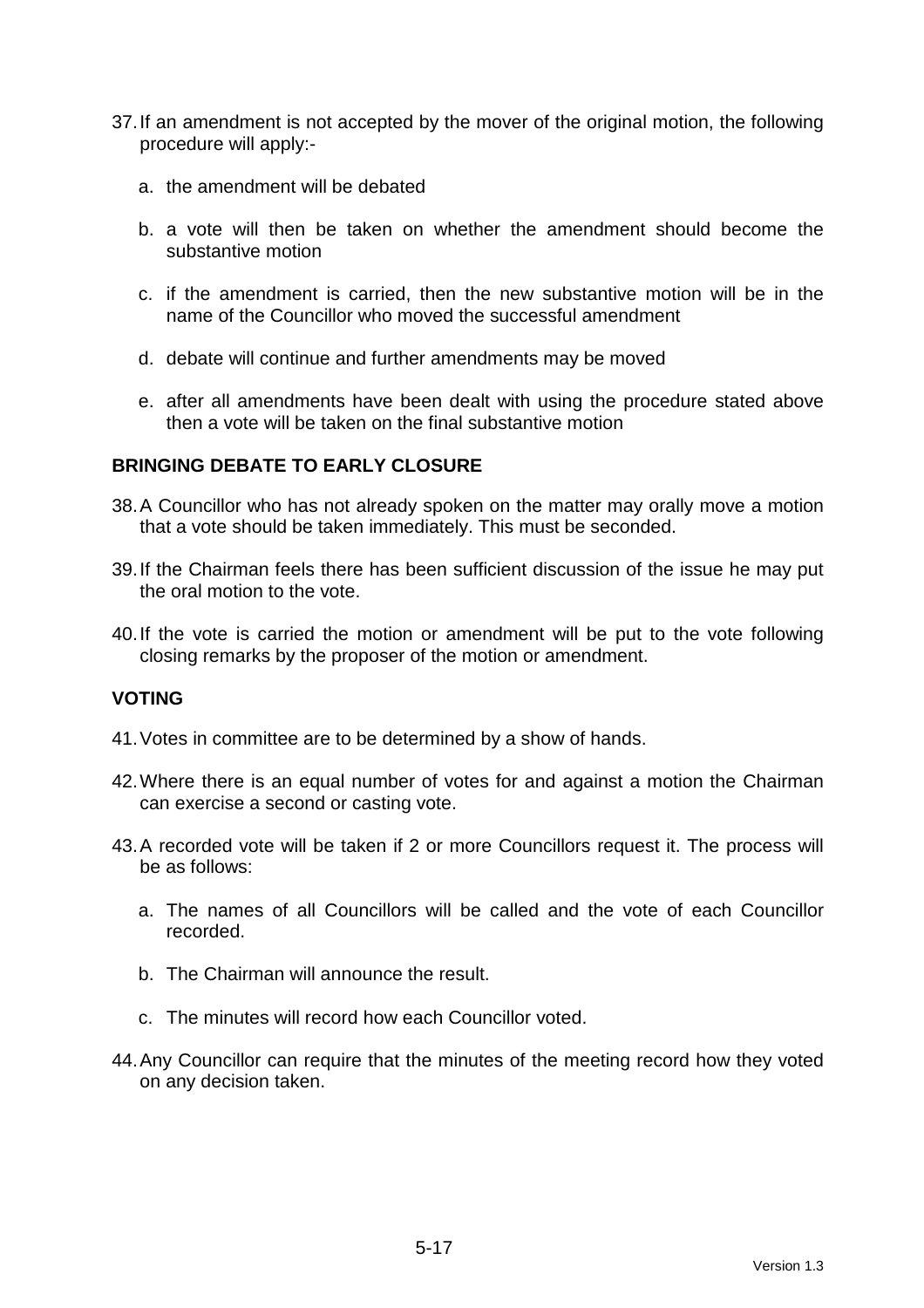37. If an amendment is not accepted by the mover of the original motion, the following procedure will apply:-

    a. the amendment will be debated

    b. a vote will then be taken on whether the amendment should become the substantive motion

    c. if the amendment is carried, then the new substantive motion will be in the name of the Councillor who moved the successful amendment

    d. debate will continue and further amendments may be moved

    e. after all amendments have been dealt with using the procedure stated above then a vote will be taken on the final substantive motion

**BRINGING DEBATE TO EARLY CLOSURE**

38. A Councillor who has not already spoken on the matter may orally move a motion that a vote should be taken immediately. This must be seconded.

39. If the Chairman feels there has been sufficient discussion of the issue he may put the oral motion to the vote.

40. If the vote is carried the motion or amendment will be put to the vote following closing remarks by the proposer of the motion or amendment.

**VOTING**

41. Votes in committee are to be determined by a show of hands.

42. Where there is an equal number of votes for and against a motion the Chairman can exercise a second or casting vote.

43. A recorded vote will be taken if 2 or more Councillors request it. The process will be as follows:

    a. The names of all Councillors will be called and the vote of each Councillor recorded.

    b. The Chairman will announce the result.

    c. The minutes will record how each Councillor voted.

44. Any Councillor can require that the minutes of the meeting record how they voted on any decision taken.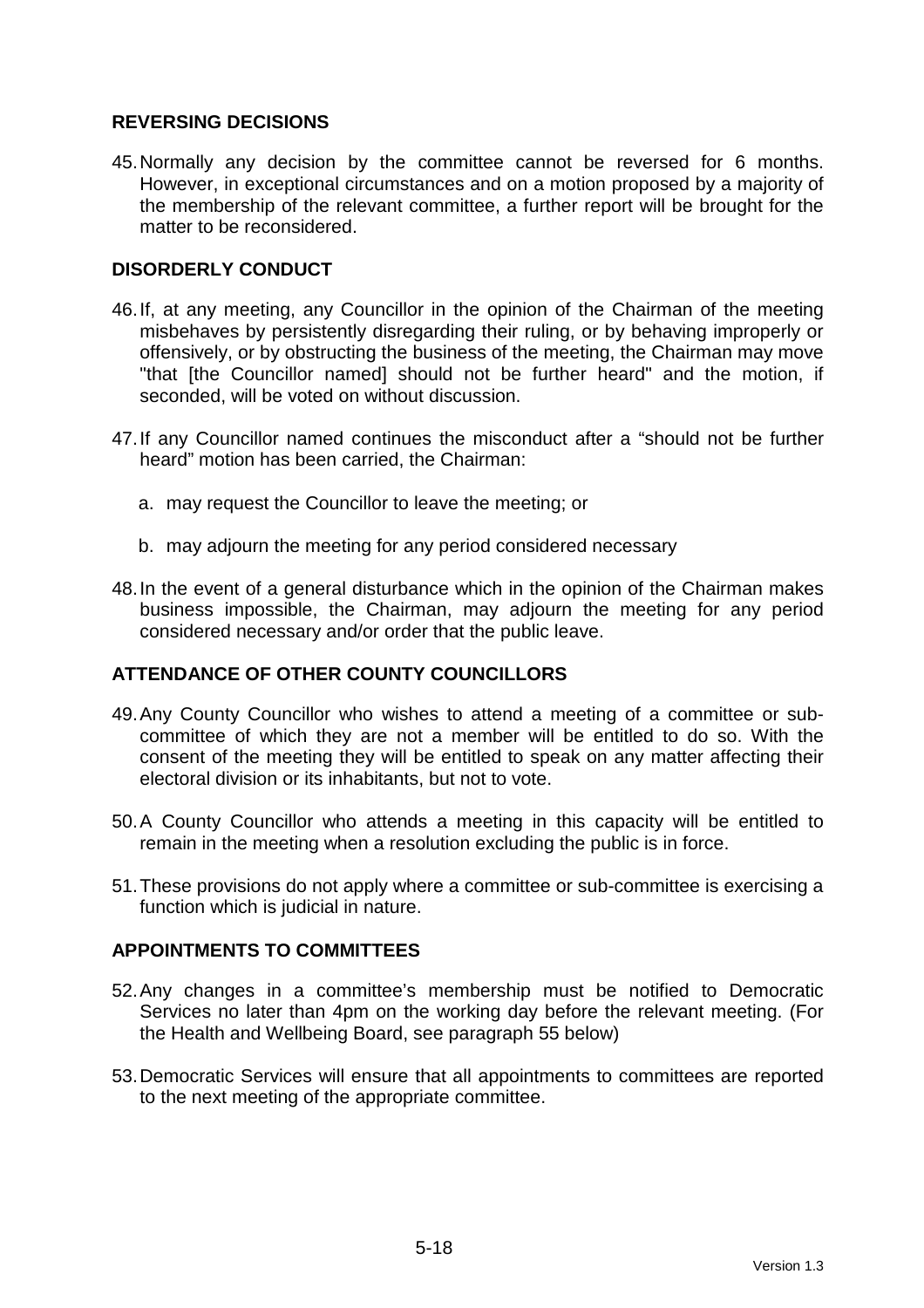## REVERSING DECISIONS

45. Normally any decision by the committee cannot be reversed for 6 months. However, in exceptional circumstances and on a motion proposed by a majority of the membership of the relevant committee, a further report will be brought for the matter to be reconsidered.

## DISORDERLY CONDUCT

46. If, at any meeting, any Councillor in the opinion of the Chairman of the meeting misbehaves by persistently disregarding their ruling, or by behaving improperly or offensively, or by obstructing the business of the meeting, the Chairman may move "that [the Councillor named] should not be further heard" and the motion, if seconded, will be voted on without discussion.

47. If any Councillor named continues the misconduct after a "should not be further heard" motion has been carried, the Chairman:

    a. may request the Councillor to leave the meeting; or

    b. may adjourn the meeting for any period considered necessary

48. In the event of a general disturbance which in the opinion of the Chairman makes business impossible, the Chairman, may adjourn the meeting for any period considered necessary and/or order that the public leave.

## ATTENDANCE OF OTHER COUNTY COUNCILLORS

49. Any County Councillor who wishes to attend a meeting of a committee or sub-committee of which they are not a member will be entitled to do so. With the consent of the meeting they will be entitled to speak on any matter affecting their electoral division or its inhabitants, but not to vote.

50. A County Councillor who attends a meeting in this capacity will be entitled to remain in the meeting when a resolution excluding the public is in force.

51. These provisions do not apply where a committee or sub-committee is exercising a function which is judicial in nature.

## APPOINTMENTS TO COMMITTEES

52. Any changes in a committee's membership must be notified to Democratic Services no later than 4pm on the working day before the relevant meeting. (For the Health and Wellbeing Board, see paragraph 55 below)

53. Democratic Services will ensure that all appointments to committees are reported to the next meeting of the appropriate committee.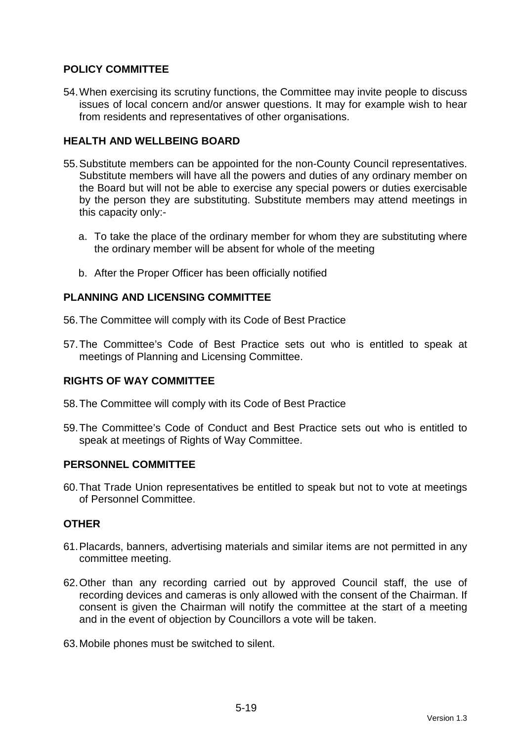## POLICY COMMITTEE

54. When exercising its scrutiny functions, the Committee may invite people to discuss issues of local concern and/or answer questions. It may for example wish to hear from residents and representatives of other organisations.

## HEALTH AND WELLBEING BOARD

55. Substitute members can be appointed for the non-County Council representatives. Substitute members will have all the powers and duties of any ordinary member on the Board but will not be able to exercise any special powers or duties exercisable by the person they are substituting. Substitute members may attend meetings in this capacity only:-

    a. To take the place of the ordinary member for whom they are substituting where the ordinary member will be absent for whole of the meeting

    b. After the Proper Officer has been officially notified

## PLANNING AND LICENSING COMMITTEE

56. The Committee will comply with its Code of Best Practice

57. The Committee's Code of Best Practice sets out who is entitled to speak at meetings of Planning and Licensing Committee.

## RIGHTS OF WAY COMMITTEE

58. The Committee will comply with its Code of Best Practice

59. The Committee's Code of Conduct and Best Practice sets out who is entitled to speak at meetings of Rights of Way Committee.

## PERSONNEL COMMITTEE

60. That Trade Union representatives be entitled to speak but not to vote at meetings of Personnel Committee.

## OTHER

61. Placards, banners, advertising materials and similar items are not permitted in any committee meeting.

62. Other than any recording carried out by approved Council staff, the use of recording devices and cameras is only allowed with the consent of the Chairman. If consent is given the Chairman will notify the committee at the start of a meeting and in the event of objection by Councillors a vote will be taken.

63. Mobile phones must be switched to silent.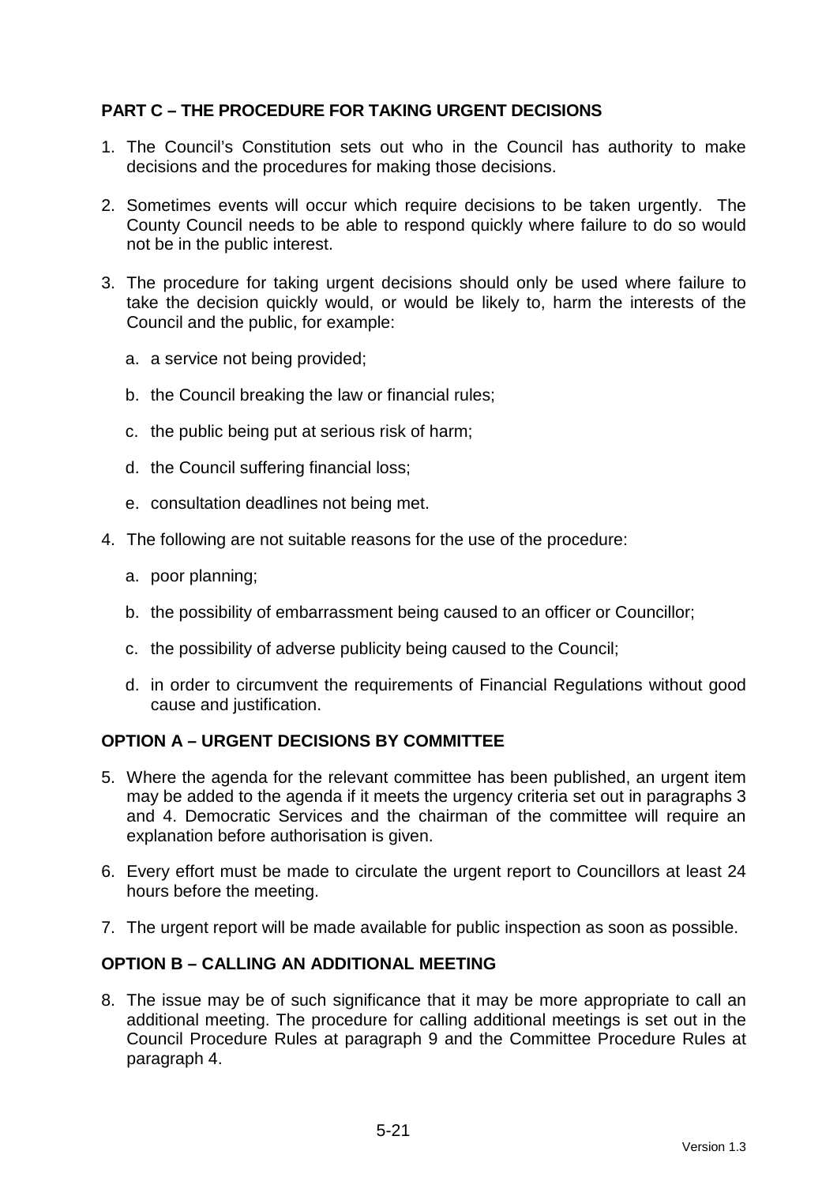## PART C – THE PROCEDURE FOR TAKING URGENT DECISIONS

1. The Council's Constitution sets out who in the Council has authority to make decisions and the procedures for making those decisions.

2. Sometimes events will occur which require decisions to be taken urgently. The County Council needs to be able to respond quickly where failure to do so would not be in the public interest.

3. The procedure for taking urgent decisions should only be used where failure to take the decision quickly would, or would be likely to, harm the interests of the Council and the public, for example:

   a. a service not being provided;

   b. the Council breaking the law or financial rules;

   c. the public being put at serious risk of harm;

   d. the Council suffering financial loss;

   e. consultation deadlines not being met.

4. The following are not suitable reasons for the use of the procedure:

   a. poor planning;

   b. the possibility of embarrassment being caused to an officer or Councillor;

   c. the possibility of adverse publicity being caused to the Council;

   d. in order to circumvent the requirements of Financial Regulations without good cause and justification.

### OPTION A – URGENT DECISIONS BY COMMITTEE

5. Where the agenda for the relevant committee has been published, an urgent item may be added to the agenda if it meets the urgency criteria set out in paragraphs 3 and 4. Democratic Services and the chairman of the committee will require an explanation before authorisation is given.

6. Every effort must be made to circulate the urgent report to Councillors at least 24 hours before the meeting.

7. The urgent report will be made available for public inspection as soon as possible.

### OPTION B – CALLING AN ADDITIONAL MEETING

8. The issue may be of such significance that it may be more appropriate to call an additional meeting. The procedure for calling additional meetings is set out in the Council Procedure Rules at paragraph 9 and the Committee Procedure Rules at paragraph 4.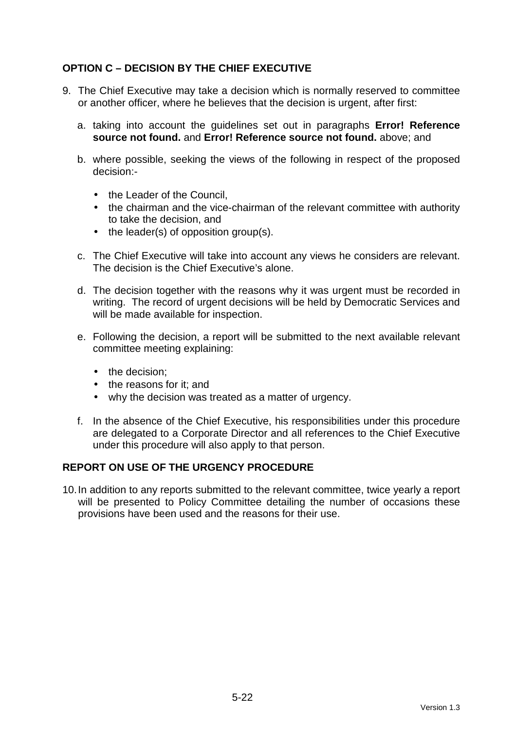## OPTION C – DECISION BY THE CHIEF EXECUTIVE

9. The Chief Executive may take a decision which is normally reserved to committee or another officer, where he believes that the decision is urgent, after first:

   a. taking into account the guidelines set out in paragraphs **Error! Reference source not found.** and **Error! Reference source not found.** above; and

   b. where possible, seeking the views of the following in respect of the proposed decision:-

      - the Leader of the Council,
      - the chairman and the vice-chairman of the relevant committee with authority to take the decision, and
      - the leader(s) of opposition group(s).

   c. The Chief Executive will take into account any views he considers are relevant. The decision is the Chief Executive's alone.

   d. The decision together with the reasons why it was urgent must be recorded in writing. The record of urgent decisions will be held by Democratic Services and will be made available for inspection.

   e. Following the decision, a report will be submitted to the next available relevant committee meeting explaining:

      - the decision;
      - the reasons for it; and
      - why the decision was treated as a matter of urgency.

   f. In the absence of the Chief Executive, his responsibilities under this procedure are delegated to a Corporate Director and all references to the Chief Executive under this procedure will also apply to that person.

## REPORT ON USE OF THE URGENCY PROCEDURE

10. In addition to any reports submitted to the relevant committee, twice yearly a report will be presented to Policy Committee detailing the number of occasions these provisions have been used and the reasons for their use.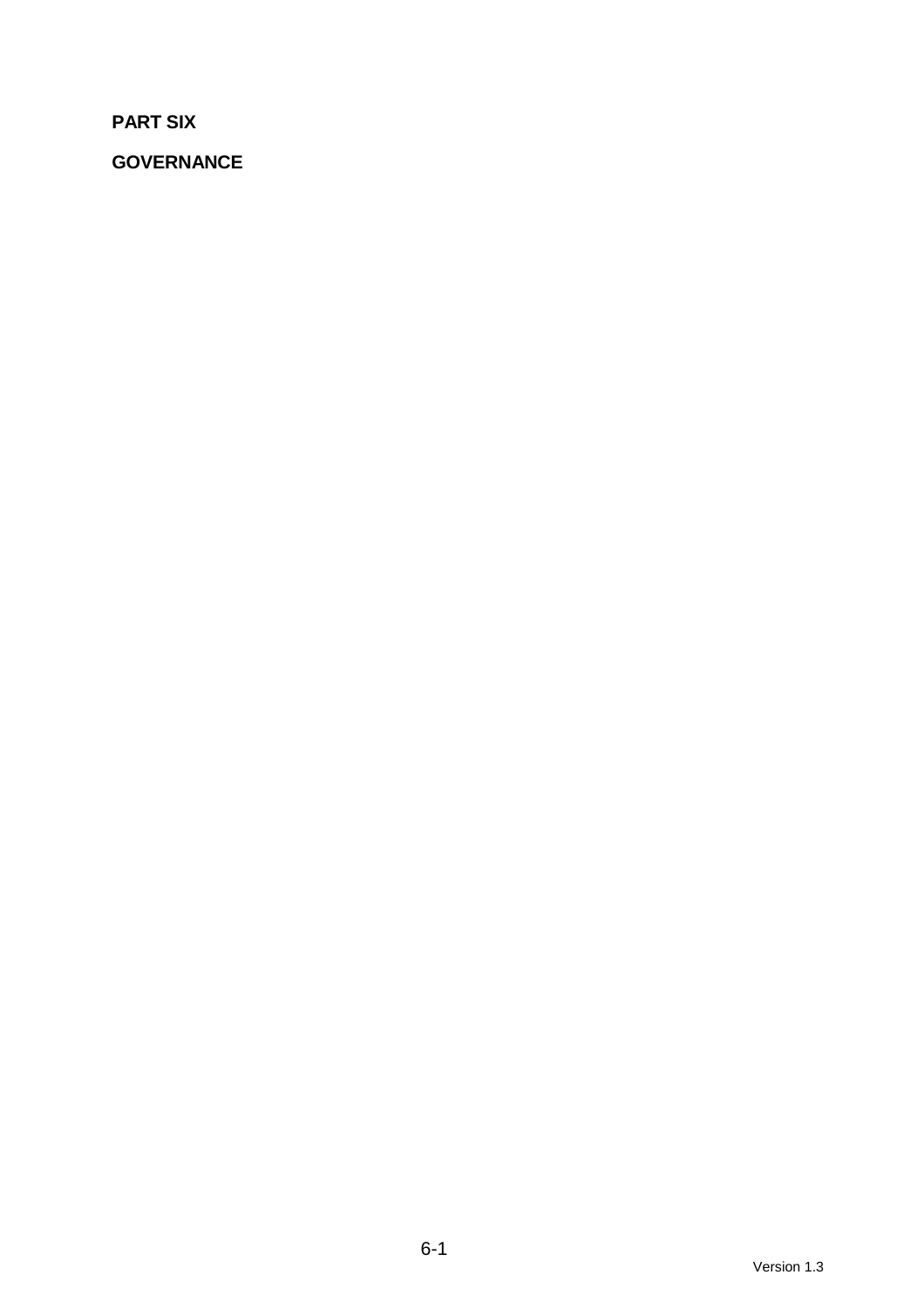**PART SIX**

**GOVERNANCE**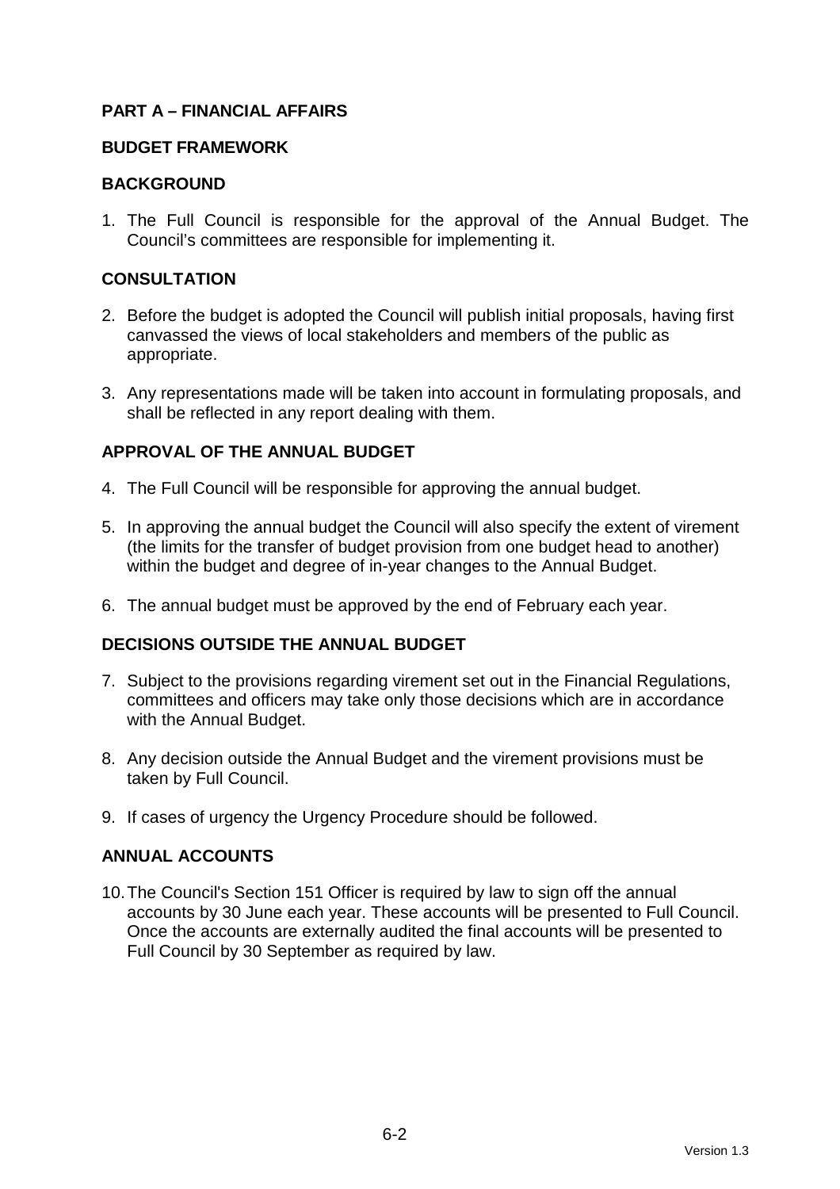## PART A – FINANCIAL AFFAIRS

### BUDGET FRAMEWORK

### BACKGROUND

1. The Full Council is responsible for the approval of the Annual Budget. The Council's committees are responsible for implementing it.

### CONSULTATION

2. Before the budget is adopted the Council will publish initial proposals, having first canvassed the views of local stakeholders and members of the public as appropriate.

3. Any representations made will be taken into account in formulating proposals, and shall be reflected in any report dealing with them.

### APPROVAL OF THE ANNUAL BUDGET

4. The Full Council will be responsible for approving the annual budget.

5. In approving the annual budget the Council will also specify the extent of virement (the limits for the transfer of budget provision from one budget head to another) within the budget and degree of in-year changes to the Annual Budget.

6. The annual budget must be approved by the end of February each year.

### DECISIONS OUTSIDE THE ANNUAL BUDGET

7. Subject to the provisions regarding virement set out in the Financial Regulations, committees and officers may take only those decisions which are in accordance with the Annual Budget.

8. Any decision outside the Annual Budget and the virement provisions must be taken by Full Council.

9. If cases of urgency the Urgency Procedure should be followed.

### ANNUAL ACCOUNTS

10. The Council's Section 151 Officer is required by law to sign off the annual accounts by 30 June each year. These accounts will be presented to Full Council. Once the accounts are externally audited the final accounts will be presented to Full Council by 30 September as required by law.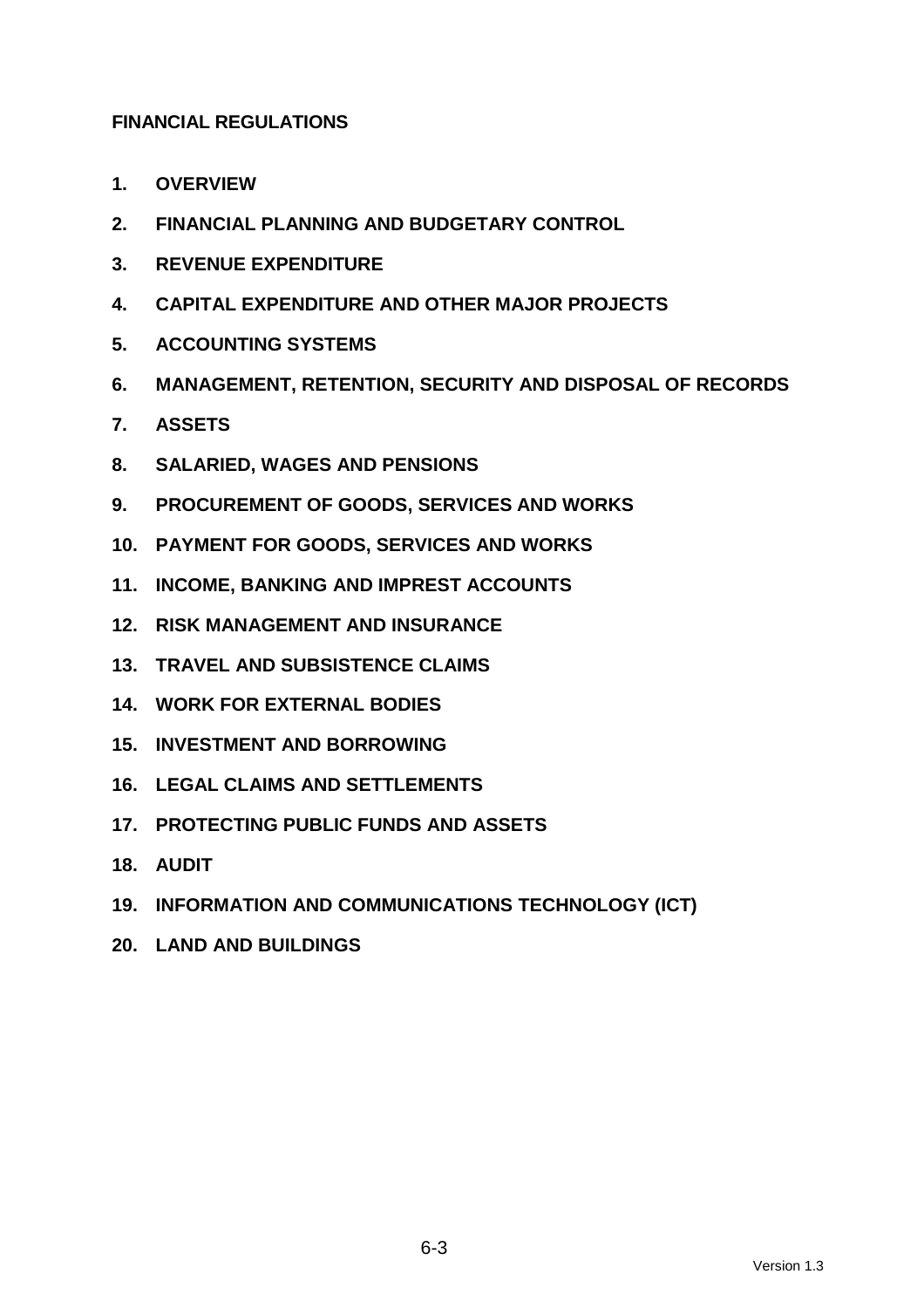**FINANCIAL REGULATIONS**

1. **OVERVIEW**
2. **FINANCIAL PLANNING AND BUDGETARY CONTROL**
3. **REVENUE EXPENDITURE**
4. **CAPITAL EXPENDITURE AND OTHER MAJOR PROJECTS**
5. **ACCOUNTING SYSTEMS**
6. **MANAGEMENT, RETENTION, SECURITY AND DISPOSAL OF RECORDS**
7. **ASSETS**
8. **SALARIED, WAGES AND PENSIONS**
9. **PROCUREMENT OF GOODS, SERVICES AND WORKS**
10. **PAYMENT FOR GOODS, SERVICES AND WORKS**
11. **INCOME, BANKING AND IMPREST ACCOUNTS**
12. **RISK MANAGEMENT AND INSURANCE**
13. **TRAVEL AND SUBSISTENCE CLAIMS**
14. **WORK FOR EXTERNAL BODIES**
15. **INVESTMENT AND BORROWING**
16. **LEGAL CLAIMS AND SETTLEMENTS**
17. **PROTECTING PUBLIC FUNDS AND ASSETS**
18. **AUDIT**
19. **INFORMATION AND COMMUNICATIONS TECHNOLOGY (ICT)**
20. **LAND AND BUILDINGS**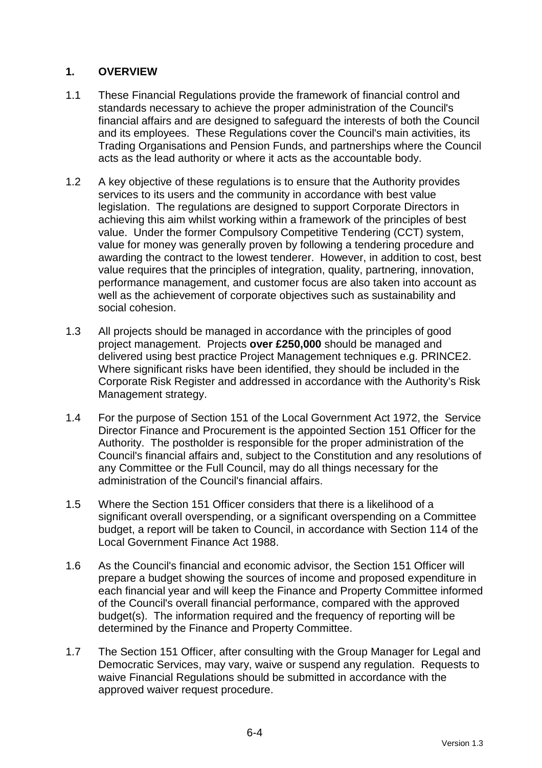## 1. OVERVIEW

1.1 These Financial Regulations provide the framework of financial control and standards necessary to achieve the proper administration of the Council's financial affairs and are designed to safeguard the interests of both the Council and its employees. These Regulations cover the Council's main activities, its Trading Organisations and Pension Funds, and partnerships where the Council acts as the lead authority or where it acts as the accountable body.

1.2 A key objective of these regulations is to ensure that the Authority provides services to its users and the community in accordance with best value legislation. The regulations are designed to support Corporate Directors in achieving this aim whilst working within a framework of the principles of best value. Under the former Compulsory Competitive Tendering (CCT) system, value for money was generally proven by following a tendering procedure and awarding the contract to the lowest tenderer. However, in addition to cost, best value requires that the principles of integration, quality, partnering, innovation, performance management, and customer focus are also taken into account as well as the achievement of corporate objectives such as sustainability and social cohesion.

1.3 All projects should be managed in accordance with the principles of good project management. Projects **over £250,000** should be managed and delivered using best practice Project Management techniques e.g. PRINCE2. Where significant risks have been identified, they should be included in the Corporate Risk Register and addressed in accordance with the Authority's Risk Management strategy.

1.4 For the purpose of Section 151 of the Local Government Act 1972, the Service Director Finance and Procurement is the appointed Section 151 Officer for the Authority. The postholder is responsible for the proper administration of the Council's financial affairs and, subject to the Constitution and any resolutions of any Committee or the Full Council, may do all things necessary for the administration of the Council's financial affairs.

1.5 Where the Section 151 Officer considers that there is a likelihood of a significant overall overspending, or a significant overspending on a Committee budget, a report will be taken to Council, in accordance with Section 114 of the Local Government Finance Act 1988.

1.6 As the Council's financial and economic advisor, the Section 151 Officer will prepare a budget showing the sources of income and proposed expenditure in each financial year and will keep the Finance and Property Committee informed of the Council's overall financial performance, compared with the approved budget(s). The information required and the frequency of reporting will be determined by the Finance and Property Committee.

1.7 The Section 151 Officer, after consulting with the Group Manager for Legal and Democratic Services, may vary, waive or suspend any regulation. Requests to waive Financial Regulations should be submitted in accordance with the approved waiver request procedure.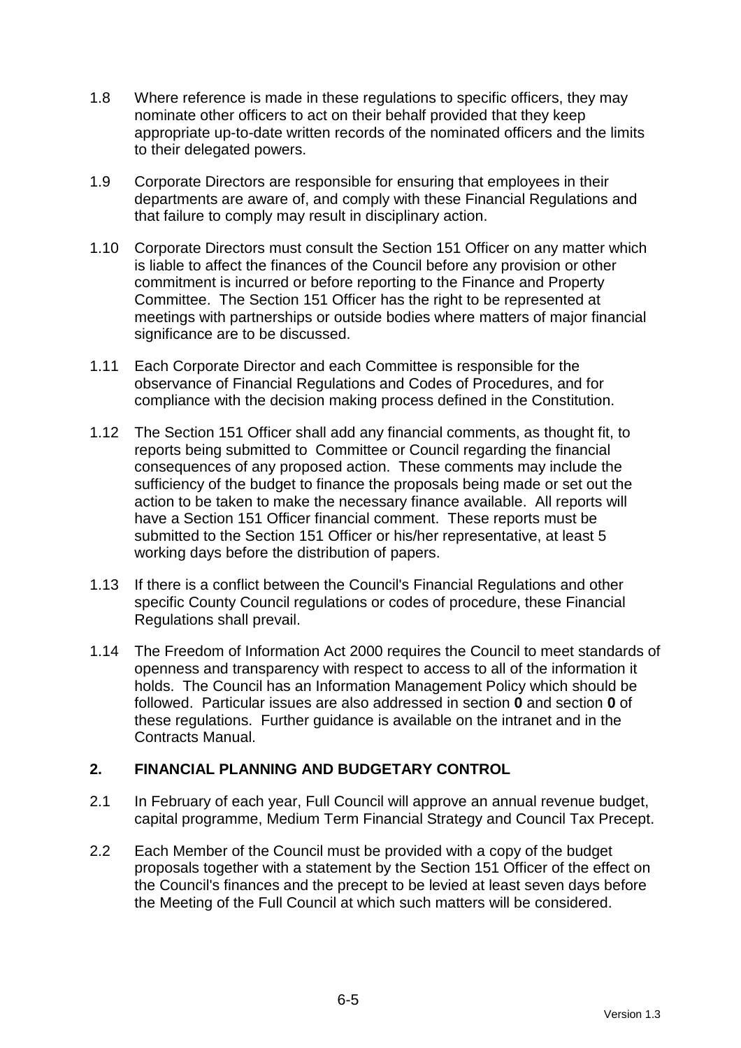1.8 Where reference is made in these regulations to specific officers, they may nominate other officers to act on their behalf provided that they keep appropriate up-to-date written records of the nominated officers and the limits to their delegated powers.

1.9 Corporate Directors are responsible for ensuring that employees in their departments are aware of, and comply with these Financial Regulations and that failure to comply may result in disciplinary action.

1.10 Corporate Directors must consult the Section 151 Officer on any matter which is liable to affect the finances of the Council before any provision or other commitment is incurred or before reporting to the Finance and Property Committee. The Section 151 Officer has the right to be represented at meetings with partnerships or outside bodies where matters of major financial significance are to be discussed.

1.11 Each Corporate Director and each Committee is responsible for the observance of Financial Regulations and Codes of Procedures, and for compliance with the decision making process defined in the Constitution.

1.12 The Section 151 Officer shall add any financial comments, as thought fit, to reports being submitted to Committee or Council regarding the financial consequences of any proposed action. These comments may include the sufficiency of the budget to finance the proposals being made or set out the action to be taken to make the necessary finance available. All reports will have a Section 151 Officer financial comment. These reports must be submitted to the Section 151 Officer or his/her representative, at least 5 working days before the distribution of papers.

1.13 If there is a conflict between the Council's Financial Regulations and other specific County Council regulations or codes of procedure, these Financial Regulations shall prevail.

1.14 The Freedom of Information Act 2000 requires the Council to meet standards of openness and transparency with respect to access to all of the information it holds. The Council has an Information Management Policy which should be followed. Particular issues are also addressed in section **0** and section **0** of these regulations. Further guidance is available on the intranet and in the Contracts Manual.

## 2. FINANCIAL PLANNING AND BUDGETARY CONTROL

2.1 In February of each year, Full Council will approve an annual revenue budget, capital programme, Medium Term Financial Strategy and Council Tax Precept.

2.2 Each Member of the Council must be provided with a copy of the budget proposals together with a statement by the Section 151 Officer of the effect on the Council's finances and the precept to be levied at least seven days before the Meeting of the Full Council at which such matters will be considered.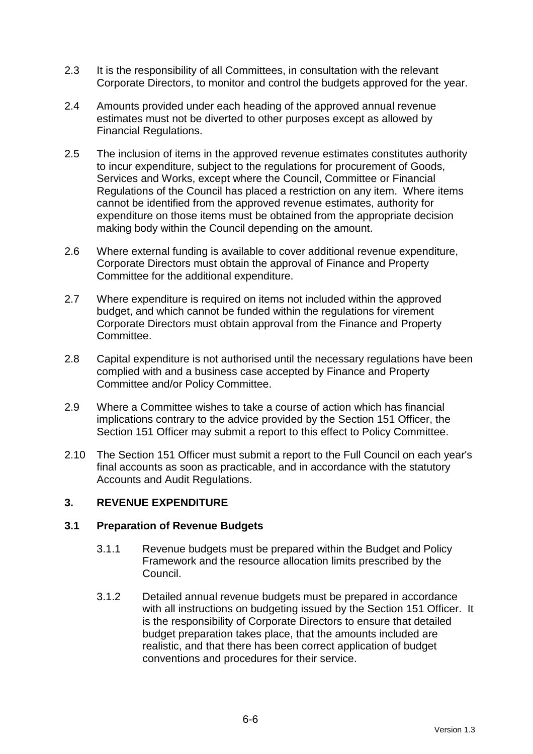2.3 It is the responsibility of all Committees, in consultation with the relevant Corporate Directors, to monitor and control the budgets approved for the year.

2.4 Amounts provided under each heading of the approved annual revenue estimates must not be diverted to other purposes except as allowed by Financial Regulations.

2.5 The inclusion of items in the approved revenue estimates constitutes authority to incur expenditure, subject to the regulations for procurement of Goods, Services and Works, except where the Council, Committee or Financial Regulations of the Council has placed a restriction on any item. Where items cannot be identified from the approved revenue estimates, authority for expenditure on those items must be obtained from the appropriate decision making body within the Council depending on the amount.

2.6 Where external funding is available to cover additional revenue expenditure, Corporate Directors must obtain the approval of Finance and Property Committee for the additional expenditure.

2.7 Where expenditure is required on items not included within the approved budget, and which cannot be funded within the regulations for virement Corporate Directors must obtain approval from the Finance and Property Committee.

2.8 Capital expenditure is not authorised until the necessary regulations have been complied with and a business case accepted by Finance and Property Committee and/or Policy Committee.

2.9 Where a Committee wishes to take a course of action which has financial implications contrary to the advice provided by the Section 151 Officer, the Section 151 Officer may submit a report to this effect to Policy Committee.

2.10 The Section 151 Officer must submit a report to the Full Council on each year's final accounts as soon as practicable, and in accordance with the statutory Accounts and Audit Regulations.

## 3. REVENUE EXPENDITURE

### 3.1 Preparation of Revenue Budgets

3.1.1 Revenue budgets must be prepared within the Budget and Policy Framework and the resource allocation limits prescribed by the Council.

3.1.2 Detailed annual revenue budgets must be prepared in accordance with all instructions on budgeting issued by the Section 151 Officer. It is the responsibility of Corporate Directors to ensure that detailed budget preparation takes place, that the amounts included are realistic, and that there has been correct application of budget conventions and procedures for their service.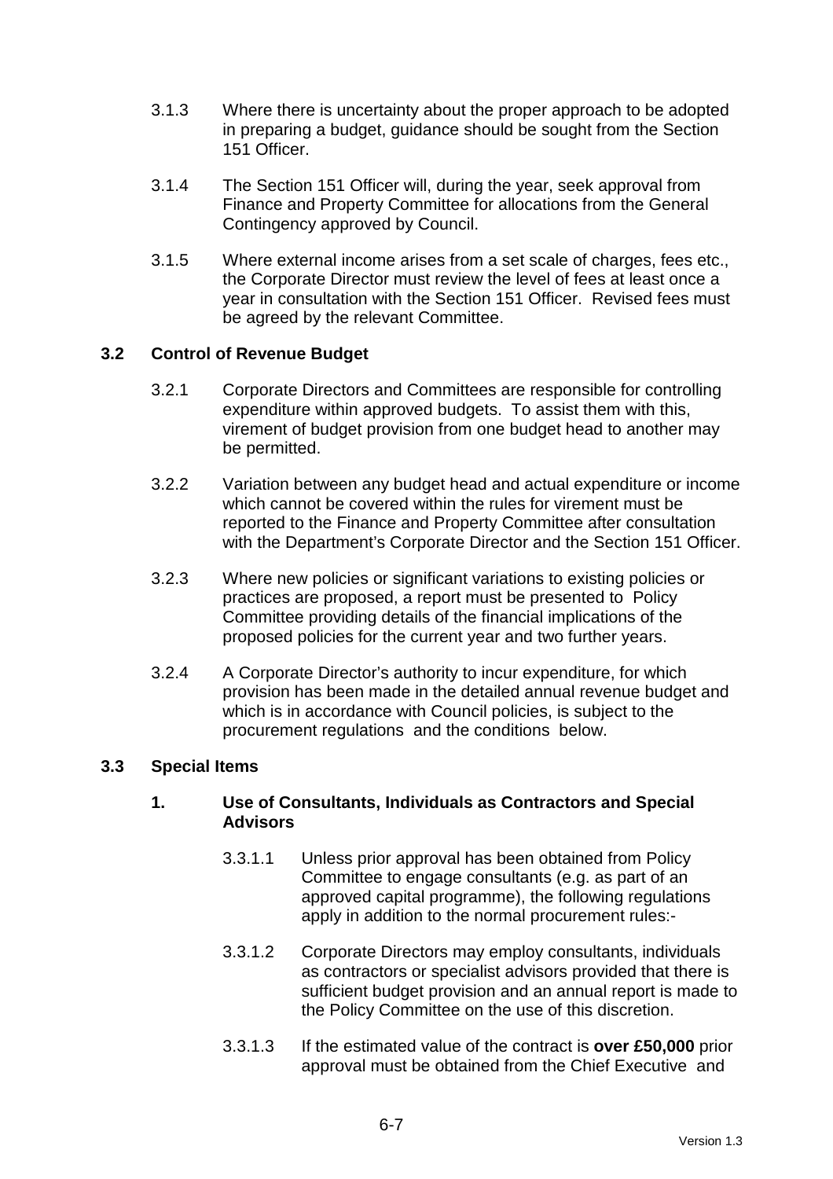3.1.3 Where there is uncertainty about the proper approach to be adopted in preparing a budget, guidance should be sought from the Section 151 Officer.

3.1.4 The Section 151 Officer will, during the year, seek approval from Finance and Property Committee for allocations from the General Contingency approved by Council.

3.1.5 Where external income arises from a set scale of charges, fees etc., the Corporate Director must review the level of fees at least once a year in consultation with the Section 151 Officer. Revised fees must be agreed by the relevant Committee.

### 3.2 Control of Revenue Budget

3.2.1 Corporate Directors and Committees are responsible for controlling expenditure within approved budgets. To assist them with this, virement of budget provision from one budget head to another may be permitted.

3.2.2 Variation between any budget head and actual expenditure or income which cannot be covered within the rules for virement must be reported to the Finance and Property Committee after consultation with the Department's Corporate Director and the Section 151 Officer.

3.2.3 Where new policies or significant variations to existing policies or practices are proposed, a report must be presented to Policy Committee providing details of the financial implications of the proposed policies for the current year and two further years.

3.2.4 A Corporate Director's authority to incur expenditure, for which provision has been made in the detailed annual revenue budget and which is in accordance with Council policies, is subject to the procurement regulations and the conditions below.

### 3.3 Special Items

#### 1. Use of Consultants, Individuals as Contractors and Special Advisors

3.3.1.1 Unless prior approval has been obtained from Policy Committee to engage consultants (e.g. as part of an approved capital programme), the following regulations apply in addition to the normal procurement rules:-

3.3.1.2 Corporate Directors may employ consultants, individuals as contractors or specialist advisors provided that there is sufficient budget provision and an annual report is made to the Policy Committee on the use of this discretion.

3.3.1.3 If the estimated value of the contract is **over £50,000** prior approval must be obtained from the Chief Executive and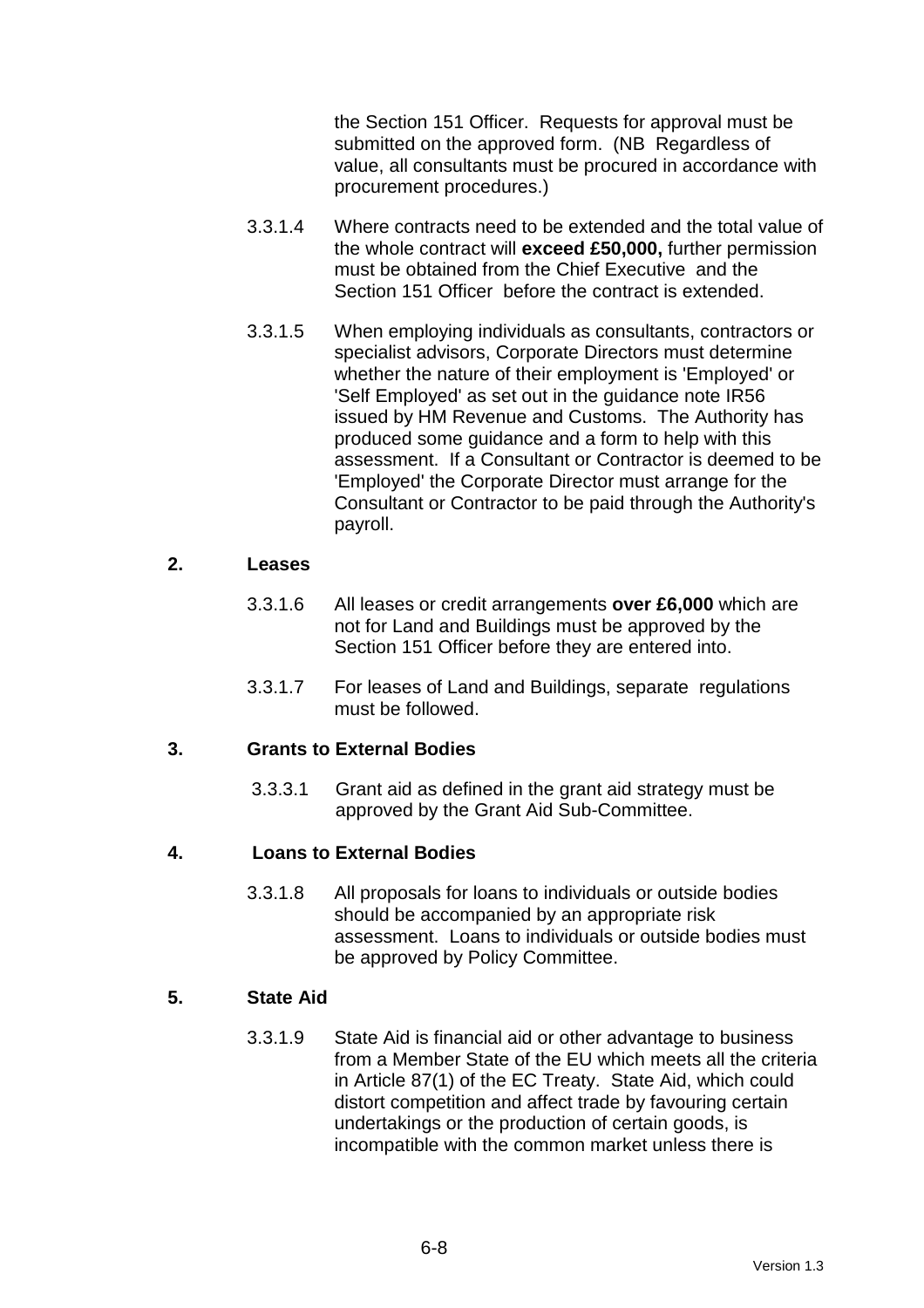the Section 151 Officer. Requests for approval must be submitted on the approved form. (NB Regardless of value, all consultants must be procured in accordance with procurement procedures.)

3.3.1.4 Where contracts need to be extended and the total value of the whole contract will **exceed £50,000,** further permission must be obtained from the Chief Executive and the Section 151 Officer before the contract is extended.

3.3.1.5 When employing individuals as consultants, contractors or specialist advisors, Corporate Directors must determine whether the nature of their employment is 'Employed' or 'Self Employed' as set out in the guidance note IR56 issued by HM Revenue and Customs. The Authority has produced some guidance and a form to help with this assessment. If a Consultant or Contractor is deemed to be 'Employed' the Corporate Director must arrange for the Consultant or Contractor to be paid through the Authority's payroll.

**2. Leases**

3.3.1.6 All leases or credit arrangements **over £6,000** which are not for Land and Buildings must be approved by the Section 151 Officer before they are entered into.

3.3.1.7 For leases of Land and Buildings, separate regulations must be followed.

**3. Grants to External Bodies**

3.3.3.1 Grant aid as defined in the grant aid strategy must be approved by the Grant Aid Sub-Committee.

**4. Loans to External Bodies**

3.3.1.8 All proposals for loans to individuals or outside bodies should be accompanied by an appropriate risk assessment. Loans to individuals or outside bodies must be approved by Policy Committee.

**5. State Aid**

3.3.1.9 State Aid is financial aid or other advantage to business from a Member State of the EU which meets all the criteria in Article 87(1) of the EC Treaty. State Aid, which could distort competition and affect trade by favouring certain undertakings or the production of certain goods, is incompatible with the common market unless there is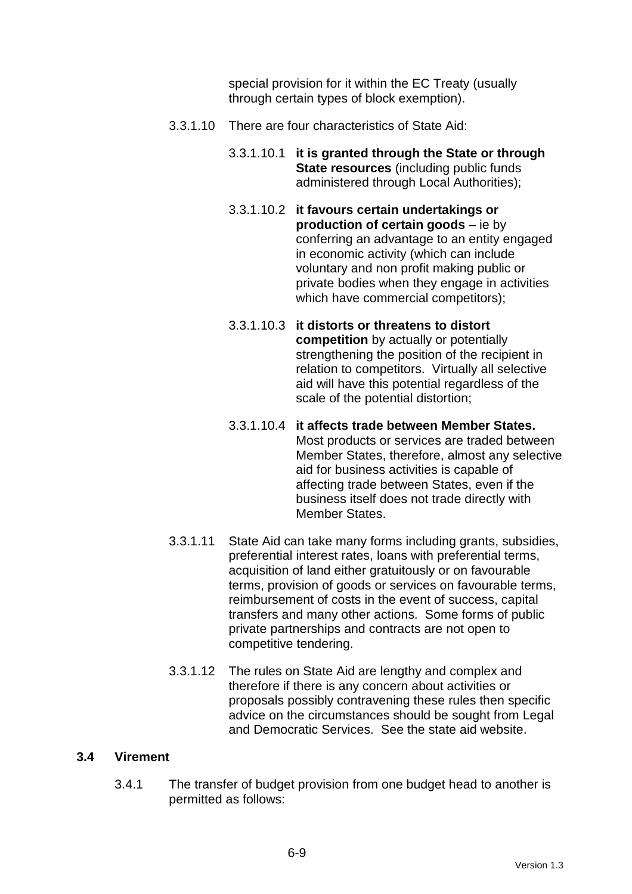special provision for it within the EC Treaty (usually through certain types of block exemption).

3.3.1.10 There are four characteristics of State Aid:

3.3.1.10.1 **it is granted through the State or through State resources** (including public funds administered through Local Authorities);

3.3.1.10.2 **it favours certain undertakings or production of certain goods** – ie by conferring an advantage to an entity engaged in economic activity (which can include voluntary and non profit making public or private bodies when they engage in activities which have commercial competitors);

3.3.1.10.3 **it distorts or threatens to distort competition** by actually or potentially strengthening the position of the recipient in relation to competitors. Virtually all selective aid will have this potential regardless of the scale of the potential distortion;

3.3.1.10.4 **it affects trade between Member States.** Most products or services are traded between Member States, therefore, almost any selective aid for business activities is capable of affecting trade between States, even if the business itself does not trade directly with Member States.

3.3.1.11 State Aid can take many forms including grants, subsidies, preferential interest rates, loans with preferential terms, acquisition of land either gratuitously or on favourable terms, provision of goods or services on favourable terms, reimbursement of costs in the event of success, capital transfers and many other actions. Some forms of public private partnerships and contracts are not open to competitive tendering.

3.3.1.12 The rules on State Aid are lengthy and complex and therefore if there is any concern about activities or proposals possibly contravening these rules then specific advice on the circumstances should be sought from Legal and Democratic Services. See the state aid website.

## 3.4 Virement

3.4.1 The transfer of budget provision from one budget head to another is permitted as follows: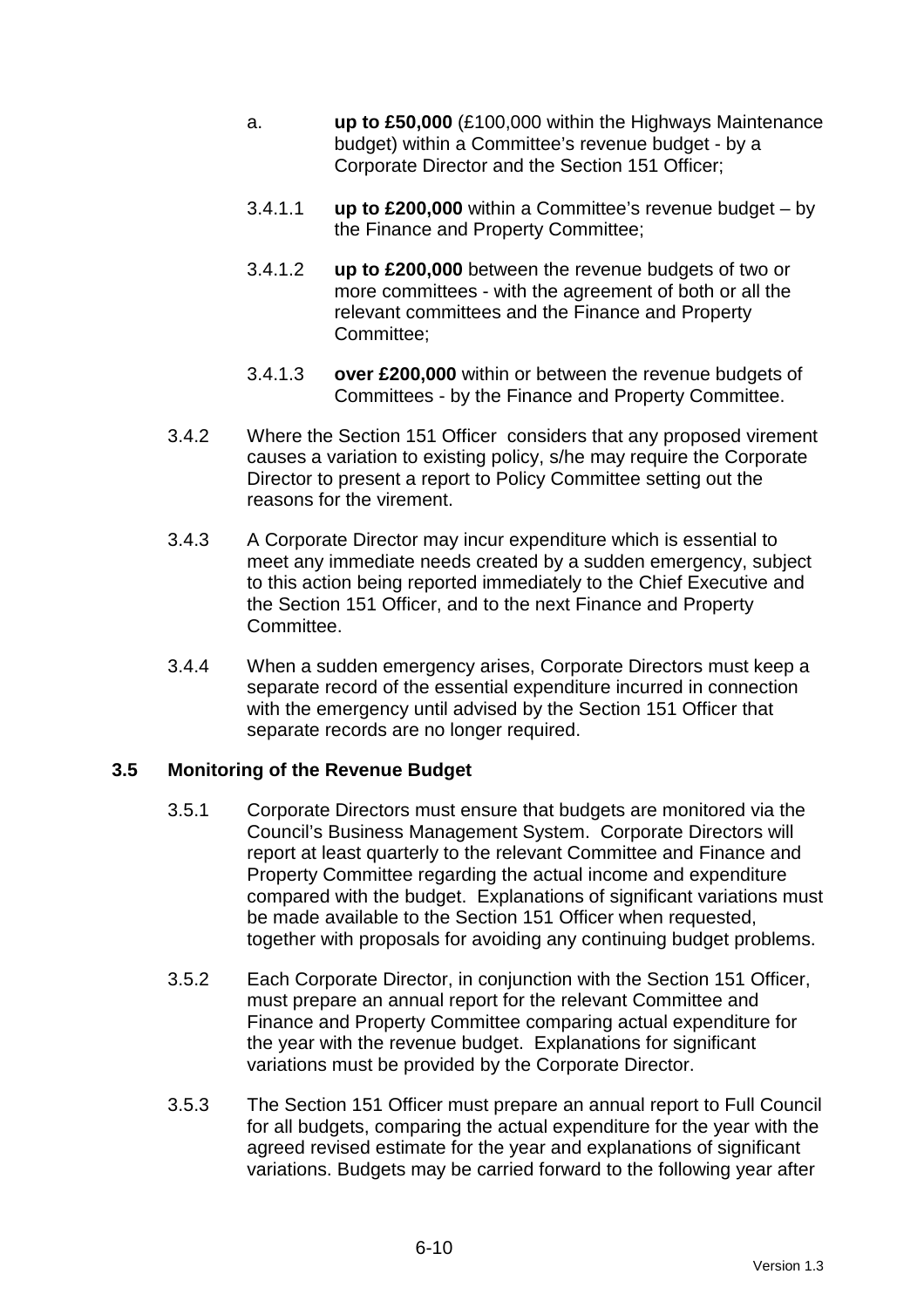a. **up to £50,000** (£100,000 within the Highways Maintenance budget) within a Committee's revenue budget - by a Corporate Director and the Section 151 Officer;

3.4.1.1 **up to £200,000** within a Committee's revenue budget – by the Finance and Property Committee;

3.4.1.2 **up to £200,000** between the revenue budgets of two or more committees - with the agreement of both or all the relevant committees and the Finance and Property Committee;

3.4.1.3 **over £200,000** within or between the revenue budgets of Committees - by the Finance and Property Committee.

3.4.2 Where the Section 151 Officer considers that any proposed virement causes a variation to existing policy, s/he may require the Corporate Director to present a report to Policy Committee setting out the reasons for the virement.

3.4.3 A Corporate Director may incur expenditure which is essential to meet any immediate needs created by a sudden emergency, subject to this action being reported immediately to the Chief Executive and the Section 151 Officer, and to the next Finance and Property Committee.

3.4.4 When a sudden emergency arises, Corporate Directors must keep a separate record of the essential expenditure incurred in connection with the emergency until advised by the Section 151 Officer that separate records are no longer required.

### 3.5 Monitoring of the Revenue Budget

3.5.1 Corporate Directors must ensure that budgets are monitored via the Council's Business Management System. Corporate Directors will report at least quarterly to the relevant Committee and Finance and Property Committee regarding the actual income and expenditure compared with the budget. Explanations of significant variations must be made available to the Section 151 Officer when requested, together with proposals for avoiding any continuing budget problems.

3.5.2 Each Corporate Director, in conjunction with the Section 151 Officer, must prepare an annual report for the relevant Committee and Finance and Property Committee comparing actual expenditure for the year with the revenue budget. Explanations for significant variations must be provided by the Corporate Director.

3.5.3 The Section 151 Officer must prepare an annual report to Full Council for all budgets, comparing the actual expenditure for the year with the agreed revised estimate for the year and explanations of significant variations. Budgets may be carried forward to the following year after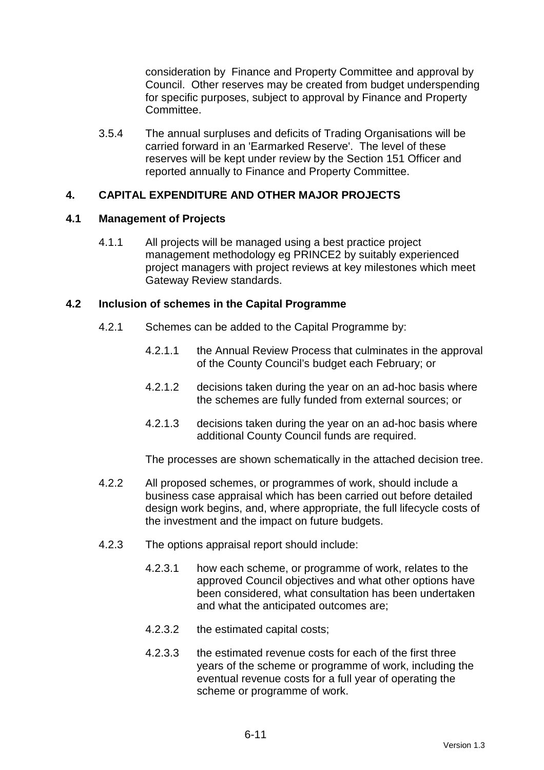consideration by Finance and Property Committee and approval by Council. Other reserves may be created from budget underspending for specific purposes, subject to approval by Finance and Property Committee.

3.5.4 The annual surpluses and deficits of Trading Organisations will be carried forward in an 'Earmarked Reserve'. The level of these reserves will be kept under review by the Section 151 Officer and reported annually to Finance and Property Committee.

## 4. CAPITAL EXPENDITURE AND OTHER MAJOR PROJECTS

### 4.1 Management of Projects

4.1.1 All projects will be managed using a best practice project management methodology eg PRINCE2 by suitably experienced project managers with project reviews at key milestones which meet Gateway Review standards.

### 4.2 Inclusion of schemes in the Capital Programme

4.2.1 Schemes can be added to the Capital Programme by:

4.2.1.1 the Annual Review Process that culminates in the approval of the County Council's budget each February; or

4.2.1.2 decisions taken during the year on an ad-hoc basis where the schemes are fully funded from external sources; or

4.2.1.3 decisions taken during the year on an ad-hoc basis where additional County Council funds are required.

The processes are shown schematically in the attached decision tree.

4.2.2 All proposed schemes, or programmes of work, should include a business case appraisal which has been carried out before detailed design work begins, and, where appropriate, the full lifecycle costs of the investment and the impact on future budgets.

4.2.3 The options appraisal report should include:

4.2.3.1 how each scheme, or programme of work, relates to the approved Council objectives and what other options have been considered, what consultation has been undertaken and what the anticipated outcomes are;

4.2.3.2 the estimated capital costs;

4.2.3.3 the estimated revenue costs for each of the first three years of the scheme or programme of work, including the eventual revenue costs for a full year of operating the scheme or programme of work.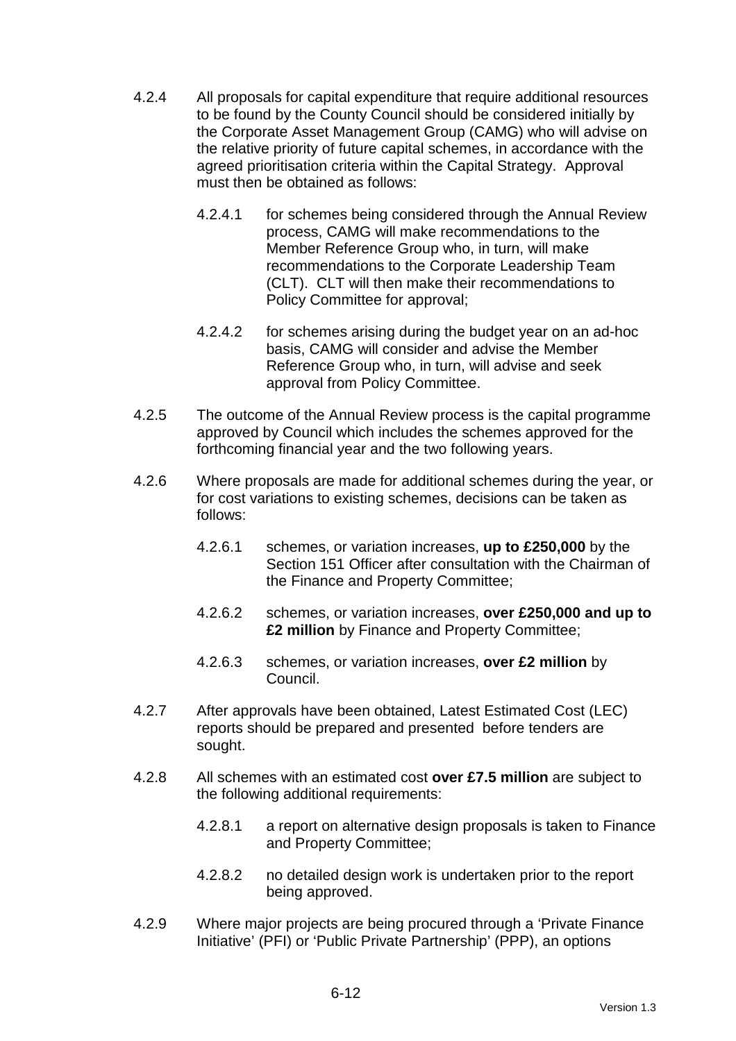4.2.4 All proposals for capital expenditure that require additional resources to be found by the County Council should be considered initially by the Corporate Asset Management Group (CAMG) who will advise on the relative priority of future capital schemes, in accordance with the agreed prioritisation criteria within the Capital Strategy. Approval must then be obtained as follows:

4.2.4.1 for schemes being considered through the Annual Review process, CAMG will make recommendations to the Member Reference Group who, in turn, will make recommendations to the Corporate Leadership Team (CLT). CLT will then make their recommendations to Policy Committee for approval;

4.2.4.2 for schemes arising during the budget year on an ad-hoc basis, CAMG will consider and advise the Member Reference Group who, in turn, will advise and seek approval from Policy Committee.

4.2.5 The outcome of the Annual Review process is the capital programme approved by Council which includes the schemes approved for the forthcoming financial year and the two following years.

4.2.6 Where proposals are made for additional schemes during the year, or for cost variations to existing schemes, decisions can be taken as follows:

4.2.6.1 schemes, or variation increases, **up to £250,000** by the Section 151 Officer after consultation with the Chairman of the Finance and Property Committee;

4.2.6.2 schemes, or variation increases, **over £250,000 and up to £2 million** by Finance and Property Committee;

4.2.6.3 schemes, or variation increases, **over £2 million** by Council.

4.2.7 After approvals have been obtained, Latest Estimated Cost (LEC) reports should be prepared and presented before tenders are sought.

4.2.8 All schemes with an estimated cost **over £7.5 million** are subject to the following additional requirements:

4.2.8.1 a report on alternative design proposals is taken to Finance and Property Committee;

4.2.8.2 no detailed design work is undertaken prior to the report being approved.

4.2.9 Where major projects are being procured through a 'Private Finance Initiative' (PFI) or 'Public Private Partnership' (PPP), an options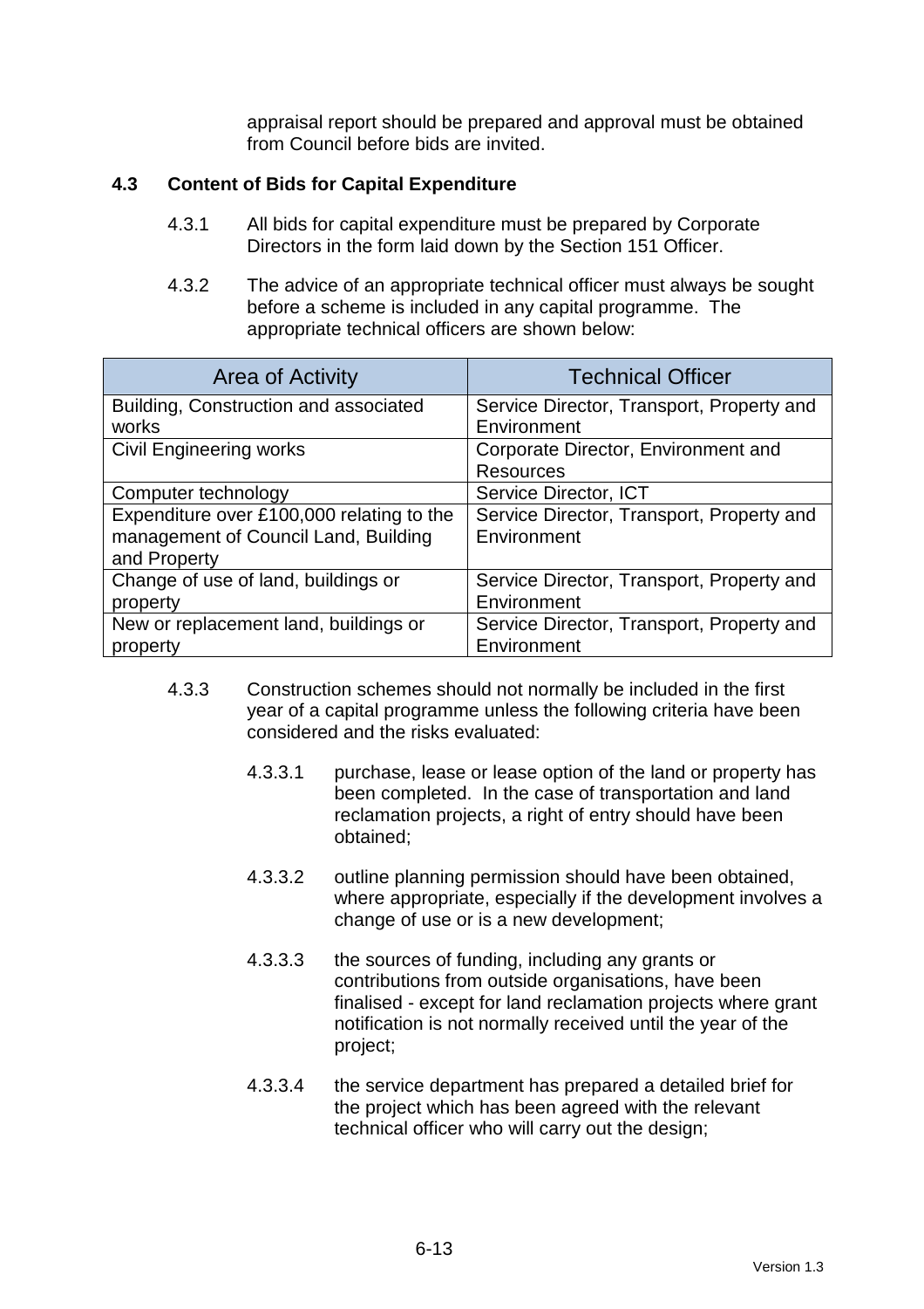appraisal report should be prepared and approval must be obtained from Council before bids are invited.

### 4.3 Content of Bids for Capital Expenditure

4.3.1 All bids for capital expenditure must be prepared by Corporate Directors in the form laid down by the Section 151 Officer.

4.3.2 The advice of an appropriate technical officer must always be sought before a scheme is included in any capital programme. The appropriate technical officers are shown below:

| Area of Activity | Technical Officer |
|---|---|
| Building, Construction and associated works | Service Director, Transport, Property and Environment |
| Civil Engineering works | Corporate Director, Environment and Resources |
| Computer technology | Service Director, ICT |
| Expenditure over £100,000 relating to the management of Council Land, Building and Property | Service Director, Transport, Property and Environment |
| Change of use of land, buildings or property | Service Director, Transport, Property and Environment |
| New or replacement land, buildings or property | Service Director, Transport, Property and Environment |

4.3.3 Construction schemes should not normally be included in the first year of a capital programme unless the following criteria have been considered and the risks evaluated:

4.3.3.1 purchase, lease or lease option of the land or property has been completed. In the case of transportation and land reclamation projects, a right of entry should have been obtained;

4.3.3.2 outline planning permission should have been obtained, where appropriate, especially if the development involves a change of use or is a new development;

4.3.3.3 the sources of funding, including any grants or contributions from outside organisations, have been finalised - except for land reclamation projects where grant notification is not normally received until the year of the project;

4.3.3.4 the service department has prepared a detailed brief for the project which has been agreed with the relevant technical officer who will carry out the design;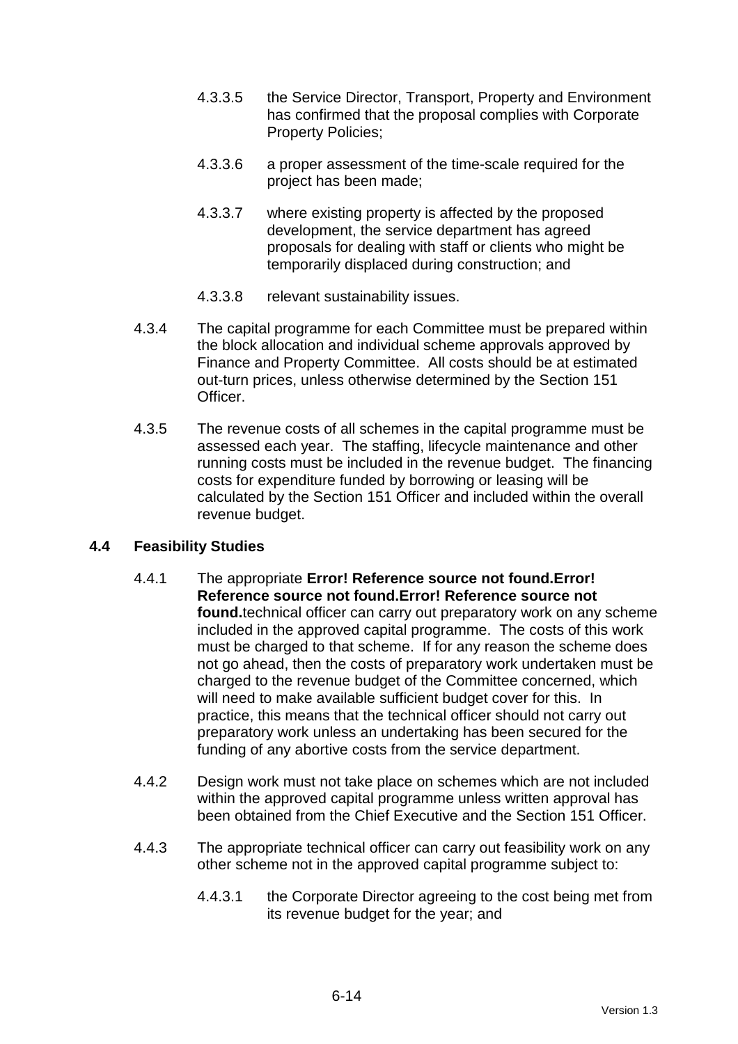4.3.3.5 the Service Director, Transport, Property and Environment has confirmed that the proposal complies with Corporate Property Policies;

4.3.3.6 a proper assessment of the time-scale required for the project has been made;

4.3.3.7 where existing property is affected by the proposed development, the service department has agreed proposals for dealing with staff or clients who might be temporarily displaced during construction; and

4.3.3.8 relevant sustainability issues.

4.3.4 The capital programme for each Committee must be prepared within the block allocation and individual scheme approvals approved by Finance and Property Committee. All costs should be at estimated out-turn prices, unless otherwise determined by the Section 151 Officer.

4.3.5 The revenue costs of all schemes in the capital programme must be assessed each year. The staffing, lifecycle maintenance and other running costs must be included in the revenue budget. The financing costs for expenditure funded by borrowing or leasing will be calculated by the Section 151 Officer and included within the overall revenue budget.

### 4.4 Feasibility Studies

4.4.1 The appropriate **Error! Reference source not found.Error! Reference source not found.Error! Reference source not found.**technical officer can carry out preparatory work on any scheme included in the approved capital programme. The costs of this work must be charged to that scheme. If for any reason the scheme does not go ahead, then the costs of preparatory work undertaken must be charged to the revenue budget of the Committee concerned, which will need to make available sufficient budget cover for this. In practice, this means that the technical officer should not carry out preparatory work unless an undertaking has been secured for the funding of any abortive costs from the service department.

4.4.2 Design work must not take place on schemes which are not included within the approved capital programme unless written approval has been obtained from the Chief Executive and the Section 151 Officer.

4.4.3 The appropriate technical officer can carry out feasibility work on any other scheme not in the approved capital programme subject to:

4.4.3.1 the Corporate Director agreeing to the cost being met from its revenue budget for the year; and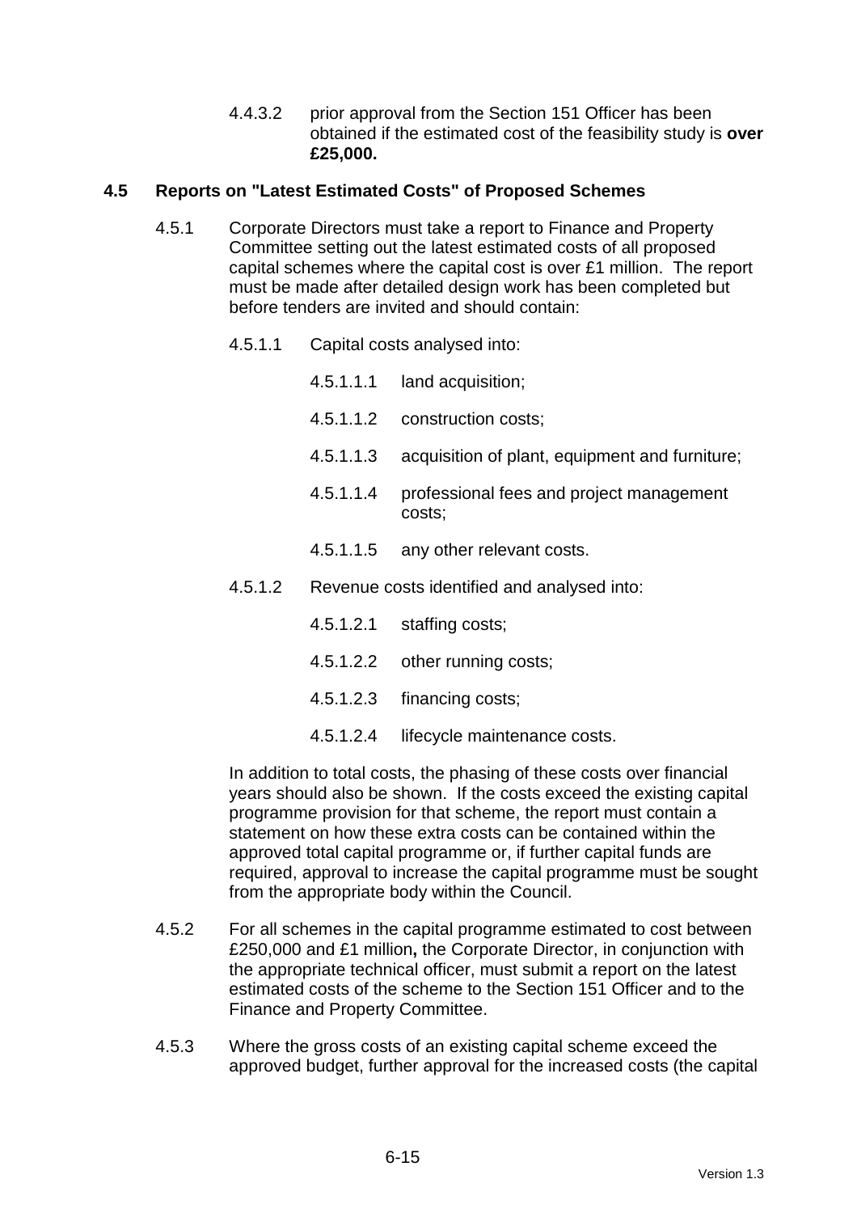4.4.3.2 prior approval from the Section 151 Officer has been obtained if the estimated cost of the feasibility study is **over £25,000.**

## 4.5 Reports on "Latest Estimated Costs" of Proposed Schemes

4.5.1 Corporate Directors must take a report to Finance and Property Committee setting out the latest estimated costs of all proposed capital schemes where the capital cost is over £1 million. The report must be made after detailed design work has been completed but before tenders are invited and should contain:

4.5.1.1 Capital costs analysed into:

4.5.1.1.1 land acquisition;

4.5.1.1.2 construction costs;

4.5.1.1.3 acquisition of plant, equipment and furniture;

4.5.1.1.4 professional fees and project management costs;

4.5.1.1.5 any other relevant costs.

4.5.1.2 Revenue costs identified and analysed into:

4.5.1.2.1 staffing costs;

4.5.1.2.2 other running costs;

4.5.1.2.3 financing costs;

4.5.1.2.4 lifecycle maintenance costs.

In addition to total costs, the phasing of these costs over financial years should also be shown. If the costs exceed the existing capital programme provision for that scheme, the report must contain a statement on how these extra costs can be contained within the approved total capital programme or, if further capital funds are required, approval to increase the capital programme must be sought from the appropriate body within the Council.

4.5.2 For all schemes in the capital programme estimated to cost between £250,000 and £1 million**,** the Corporate Director, in conjunction with the appropriate technical officer, must submit a report on the latest estimated costs of the scheme to the Section 151 Officer and to the Finance and Property Committee.

4.5.3 Where the gross costs of an existing capital scheme exceed the approved budget, further approval for the increased costs (the capital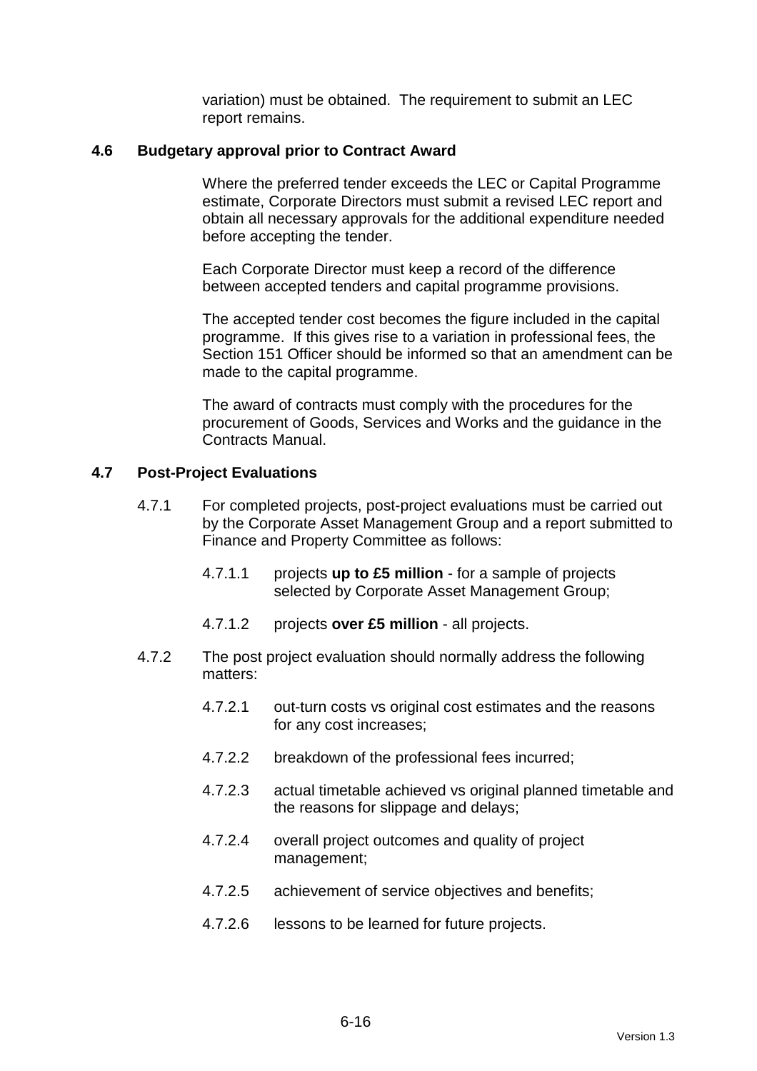variation) must be obtained. The requirement to submit an LEC report remains.

### 4.6 Budgetary approval prior to Contract Award

Where the preferred tender exceeds the LEC or Capital Programme estimate, Corporate Directors must submit a revised LEC report and obtain all necessary approvals for the additional expenditure needed before accepting the tender.

Each Corporate Director must keep a record of the difference between accepted tenders and capital programme provisions.

The accepted tender cost becomes the figure included in the capital programme. If this gives rise to a variation in professional fees, the Section 151 Officer should be informed so that an amendment can be made to the capital programme.

The award of contracts must comply with the procedures for the procurement of Goods, Services and Works and the guidance in the Contracts Manual.

### 4.7 Post-Project Evaluations

4.7.1 For completed projects, post-project evaluations must be carried out by the Corporate Asset Management Group and a report submitted to Finance and Property Committee as follows:

- 4.7.1.1 projects **up to £5 million** - for a sample of projects selected by Corporate Asset Management Group;
- 4.7.1.2 projects **over £5 million** - all projects.

4.7.2 The post project evaluation should normally address the following matters:

- 4.7.2.1 out-turn costs vs original cost estimates and the reasons for any cost increases;
- 4.7.2.2 breakdown of the professional fees incurred;
- 4.7.2.3 actual timetable achieved vs original planned timetable and the reasons for slippage and delays;
- 4.7.2.4 overall project outcomes and quality of project management;
- 4.7.2.5 achievement of service objectives and benefits;
- 4.7.2.6 lessons to be learned for future projects.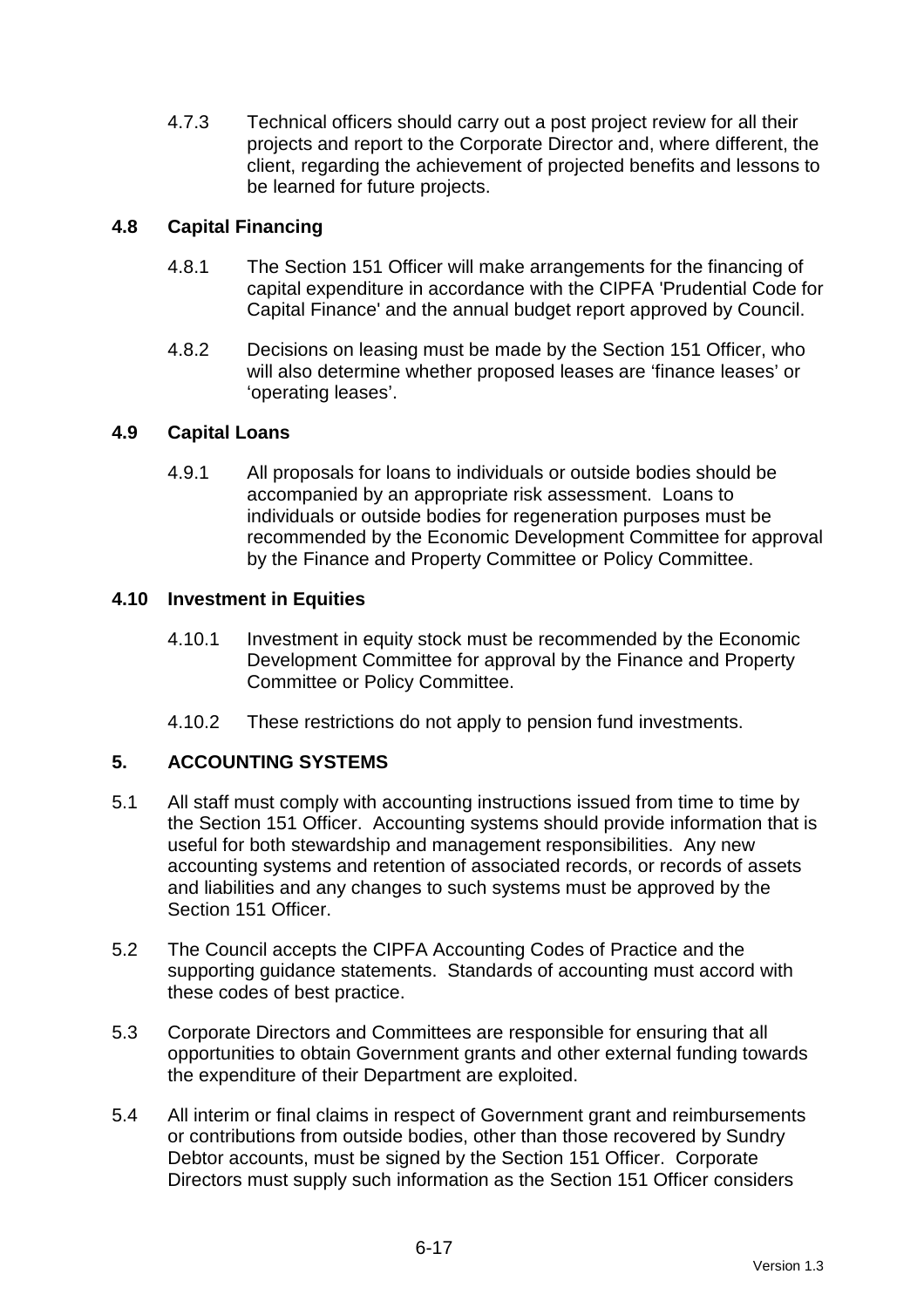4.7.3 Technical officers should carry out a post project review for all their projects and report to the Corporate Director and, where different, the client, regarding the achievement of projected benefits and lessons to be learned for future projects.

### 4.8 Capital Financing

4.8.1 The Section 151 Officer will make arrangements for the financing of capital expenditure in accordance with the CIPFA 'Prudential Code for Capital Finance' and the annual budget report approved by Council.

4.8.2 Decisions on leasing must be made by the Section 151 Officer, who will also determine whether proposed leases are 'finance leases' or 'operating leases'.

### 4.9 Capital Loans

4.9.1 All proposals for loans to individuals or outside bodies should be accompanied by an appropriate risk assessment. Loans to individuals or outside bodies for regeneration purposes must be recommended by the Economic Development Committee for approval by the Finance and Property Committee or Policy Committee.

### 4.10 Investment in Equities

4.10.1 Investment in equity stock must be recommended by the Economic Development Committee for approval by the Finance and Property Committee or Policy Committee.

4.10.2 These restrictions do not apply to pension fund investments.

## 5. ACCOUNTING SYSTEMS

5.1 All staff must comply with accounting instructions issued from time to time by the Section 151 Officer. Accounting systems should provide information that is useful for both stewardship and management responsibilities. Any new accounting systems and retention of associated records, or records of assets and liabilities and any changes to such systems must be approved by the Section 151 Officer.

5.2 The Council accepts the CIPFA Accounting Codes of Practice and the supporting guidance statements. Standards of accounting must accord with these codes of best practice.

5.3 Corporate Directors and Committees are responsible for ensuring that all opportunities to obtain Government grants and other external funding towards the expenditure of their Department are exploited.

5.4 All interim or final claims in respect of Government grant and reimbursements or contributions from outside bodies, other than those recovered by Sundry Debtor accounts, must be signed by the Section 151 Officer. Corporate Directors must supply such information as the Section 151 Officer considers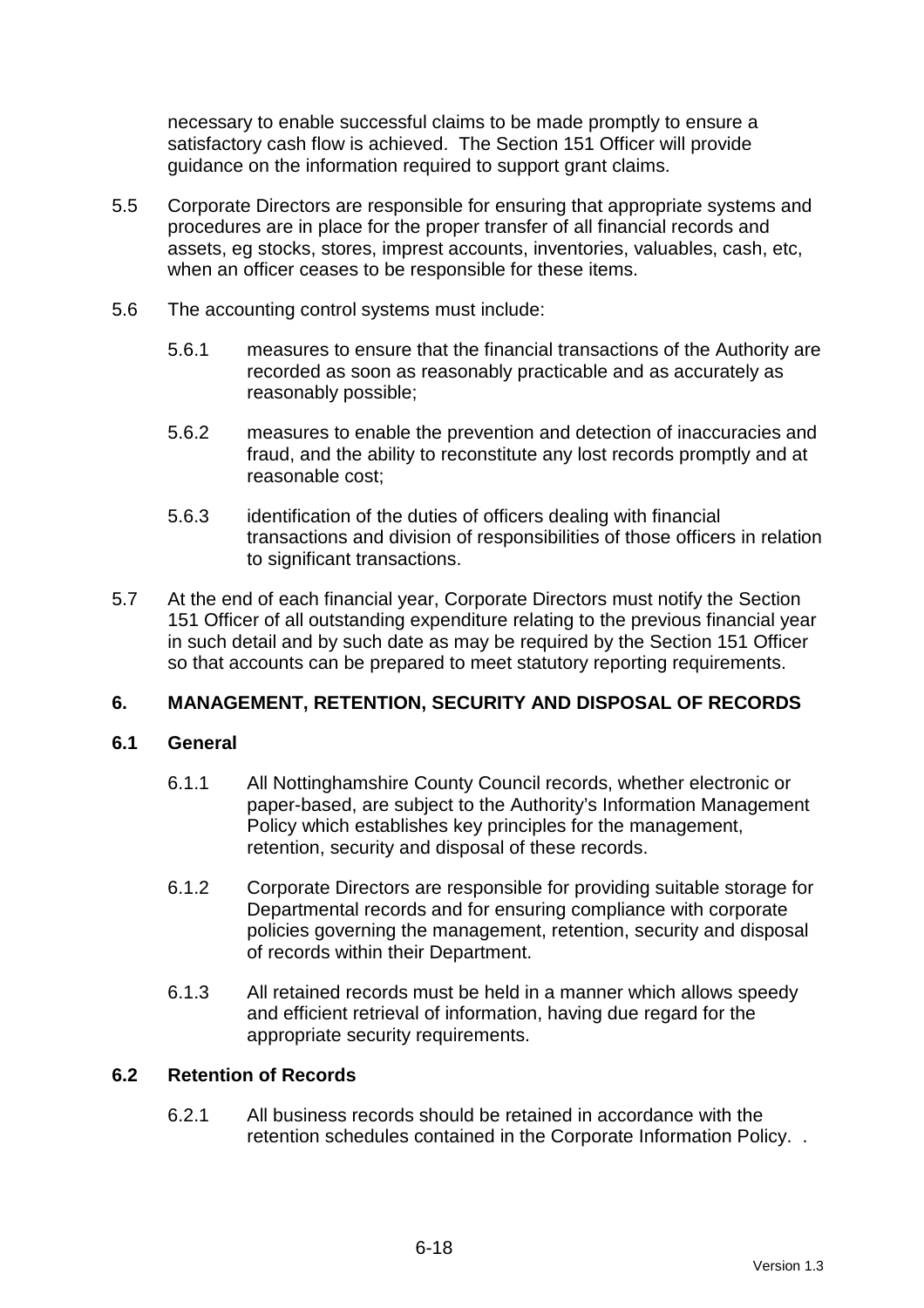necessary to enable successful claims to be made promptly to ensure a satisfactory cash flow is achieved. The Section 151 Officer will provide guidance on the information required to support grant claims.

5.5 Corporate Directors are responsible for ensuring that appropriate systems and procedures are in place for the proper transfer of all financial records and assets, eg stocks, stores, imprest accounts, inventories, valuables, cash, etc, when an officer ceases to be responsible for these items.

5.6 The accounting control systems must include:

5.6.1 measures to ensure that the financial transactions of the Authority are recorded as soon as reasonably practicable and as accurately as reasonably possible;

5.6.2 measures to enable the prevention and detection of inaccuracies and fraud, and the ability to reconstitute any lost records promptly and at reasonable cost;

5.6.3 identification of the duties of officers dealing with financial transactions and division of responsibilities of those officers in relation to significant transactions.

5.7 At the end of each financial year, Corporate Directors must notify the Section 151 Officer of all outstanding expenditure relating to the previous financial year in such detail and by such date as may be required by the Section 151 Officer so that accounts can be prepared to meet statutory reporting requirements.

## 6. MANAGEMENT, RETENTION, SECURITY AND DISPOSAL OF RECORDS

### 6.1 General

6.1.1 All Nottinghamshire County Council records, whether electronic or paper-based, are subject to the Authority's Information Management Policy which establishes key principles for the management, retention, security and disposal of these records.

6.1.2 Corporate Directors are responsible for providing suitable storage for Departmental records and for ensuring compliance with corporate policies governing the management, retention, security and disposal of records within their Department.

6.1.3 All retained records must be held in a manner which allows speedy and efficient retrieval of information, having due regard for the appropriate security requirements.

### 6.2 Retention of Records

6.2.1 All business records should be retained in accordance with the retention schedules contained in the Corporate Information Policy. .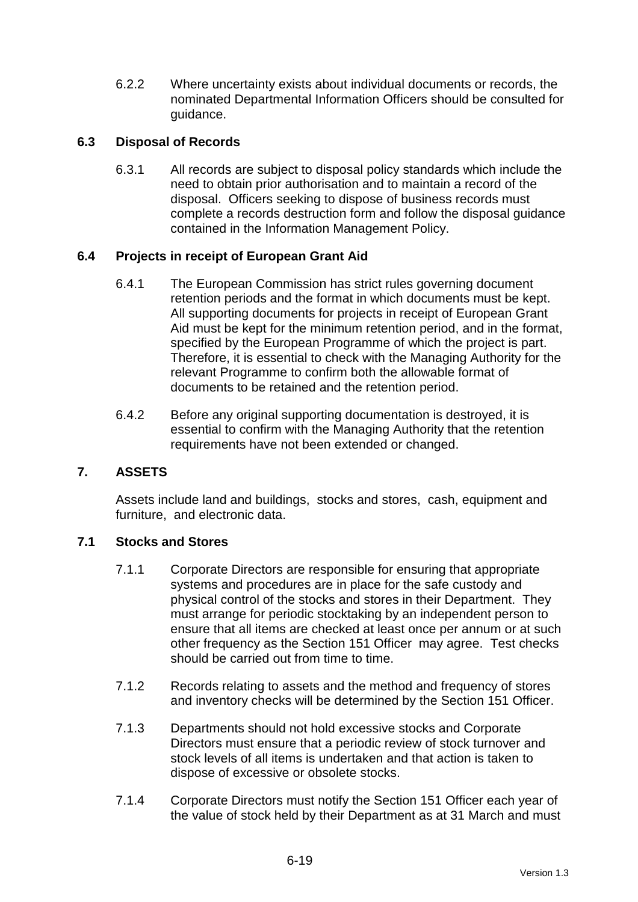6.2.2 Where uncertainty exists about individual documents or records, the nominated Departmental Information Officers should be consulted for guidance.

### 6.3 Disposal of Records

6.3.1 All records are subject to disposal policy standards which include the need to obtain prior authorisation and to maintain a record of the disposal. Officers seeking to dispose of business records must complete a records destruction form and follow the disposal guidance contained in the Information Management Policy.

### 6.4 Projects in receipt of European Grant Aid

6.4.1 The European Commission has strict rules governing document retention periods and the format in which documents must be kept. All supporting documents for projects in receipt of European Grant Aid must be kept for the minimum retention period, and in the format, specified by the European Programme of which the project is part. Therefore, it is essential to check with the Managing Authority for the relevant Programme to confirm both the allowable format of documents to be retained and the retention period.

6.4.2 Before any original supporting documentation is destroyed, it is essential to confirm with the Managing Authority that the retention requirements have not been extended or changed.

## 7. ASSETS

Assets include land and buildings, stocks and stores, cash, equipment and furniture, and electronic data.

### 7.1 Stocks and Stores

7.1.1 Corporate Directors are responsible for ensuring that appropriate systems and procedures are in place for the safe custody and physical control of the stocks and stores in their Department. They must arrange for periodic stocktaking by an independent person to ensure that all items are checked at least once per annum or at such other frequency as the Section 151 Officer may agree. Test checks should be carried out from time to time.

7.1.2 Records relating to assets and the method and frequency of stores and inventory checks will be determined by the Section 151 Officer.

7.1.3 Departments should not hold excessive stocks and Corporate Directors must ensure that a periodic review of stock turnover and stock levels of all items is undertaken and that action is taken to dispose of excessive or obsolete stocks.

7.1.4 Corporate Directors must notify the Section 151 Officer each year of the value of stock held by their Department as at 31 March and must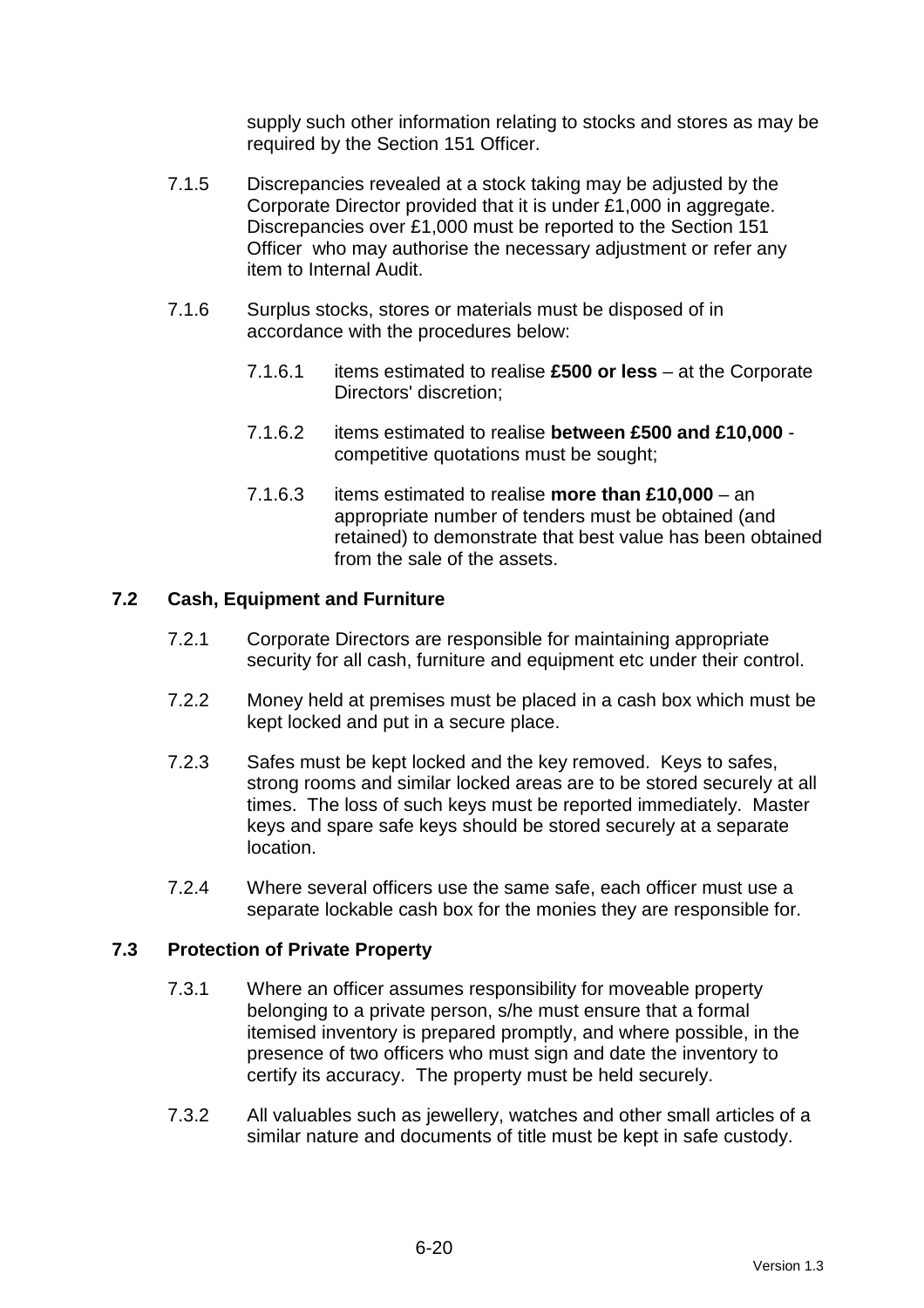supply such other information relating to stocks and stores as may be required by the Section 151 Officer.

7.1.5 Discrepancies revealed at a stock taking may be adjusted by the Corporate Director provided that it is under £1,000 in aggregate. Discrepancies over £1,000 must be reported to the Section 151 Officer who may authorise the necessary adjustment or refer any item to Internal Audit.

7.1.6 Surplus stocks, stores or materials must be disposed of in accordance with the procedures below:

7.1.6.1 items estimated to realise **£500 or less** – at the Corporate Directors' discretion;

7.1.6.2 items estimated to realise **between £500 and £10,000** - competitive quotations must be sought;

7.1.6.3 items estimated to realise **more than £10,000** – an appropriate number of tenders must be obtained (and retained) to demonstrate that best value has been obtained from the sale of the assets.

## 7.2 Cash, Equipment and Furniture

7.2.1 Corporate Directors are responsible for maintaining appropriate security for all cash, furniture and equipment etc under their control.

7.2.2 Money held at premises must be placed in a cash box which must be kept locked and put in a secure place.

7.2.3 Safes must be kept locked and the key removed. Keys to safes, strong rooms and similar locked areas are to be stored securely at all times. The loss of such keys must be reported immediately. Master keys and spare safe keys should be stored securely at a separate location.

7.2.4 Where several officers use the same safe, each officer must use a separate lockable cash box for the monies they are responsible for.

## 7.3 Protection of Private Property

7.3.1 Where an officer assumes responsibility for moveable property belonging to a private person, s/he must ensure that a formal itemised inventory is prepared promptly, and where possible, in the presence of two officers who must sign and date the inventory to certify its accuracy. The property must be held securely.

7.3.2 All valuables such as jewellery, watches and other small articles of a similar nature and documents of title must be kept in safe custody.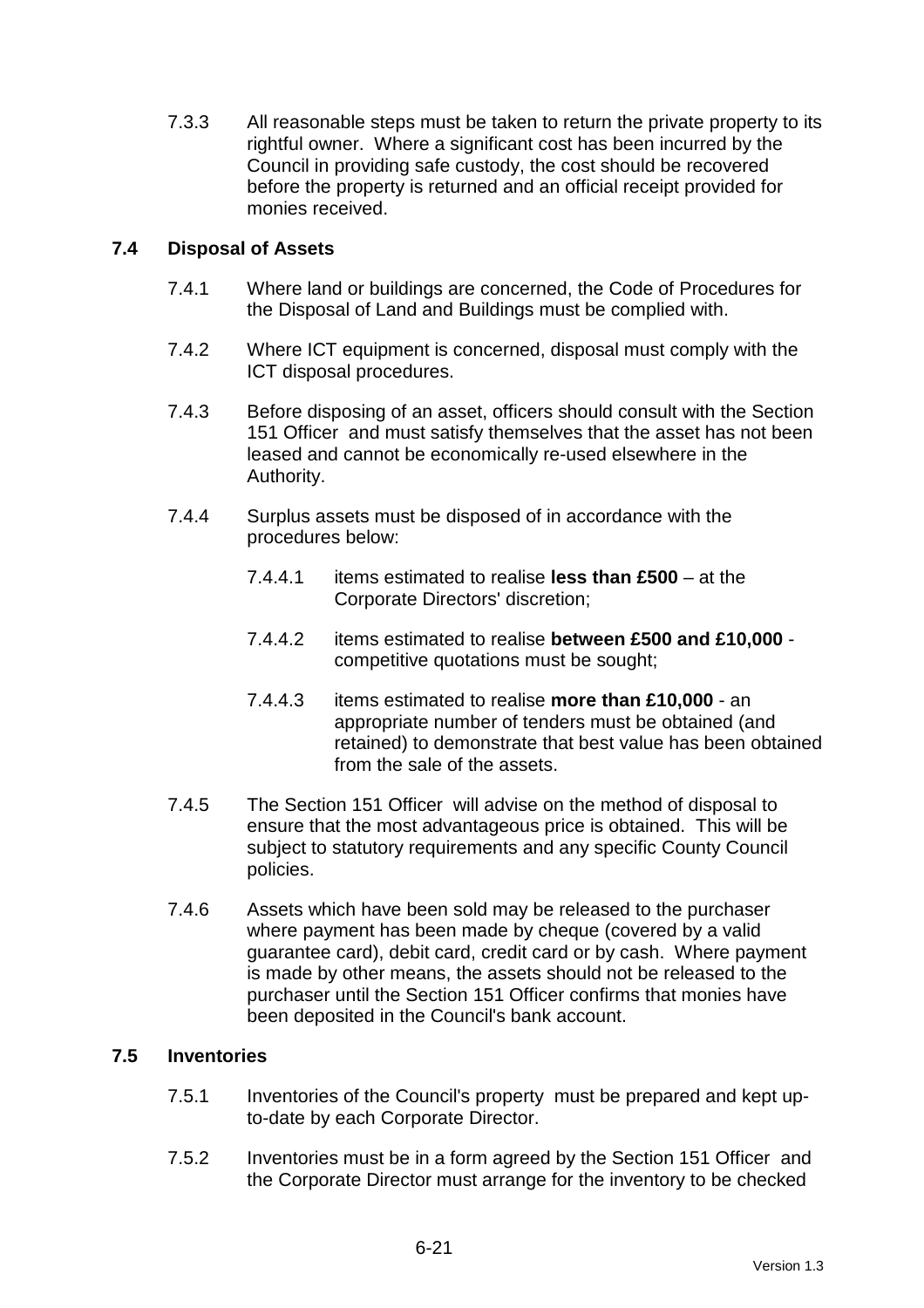7.3.3 All reasonable steps must be taken to return the private property to its rightful owner. Where a significant cost has been incurred by the Council in providing safe custody, the cost should be recovered before the property is returned and an official receipt provided for monies received.

### 7.4 Disposal of Assets

7.4.1 Where land or buildings are concerned, the Code of Procedures for the Disposal of Land and Buildings must be complied with.

7.4.2 Where ICT equipment is concerned, disposal must comply with the ICT disposal procedures.

7.4.3 Before disposing of an asset, officers should consult with the Section 151 Officer and must satisfy themselves that the asset has not been leased and cannot be economically re-used elsewhere in the Authority.

7.4.4 Surplus assets must be disposed of in accordance with the procedures below:

7.4.4.1 items estimated to realise **less than £500** – at the Corporate Directors' discretion;

7.4.4.2 items estimated to realise **between £500 and £10,000** - competitive quotations must be sought;

7.4.4.3 items estimated to realise **more than £10,000** - an appropriate number of tenders must be obtained (and retained) to demonstrate that best value has been obtained from the sale of the assets.

7.4.5 The Section 151 Officer will advise on the method of disposal to ensure that the most advantageous price is obtained. This will be subject to statutory requirements and any specific County Council policies.

7.4.6 Assets which have been sold may be released to the purchaser where payment has been made by cheque (covered by a valid guarantee card), debit card, credit card or by cash. Where payment is made by other means, the assets should not be released to the purchaser until the Section 151 Officer confirms that monies have been deposited in the Council's bank account.

### 7.5 Inventories

7.5.1 Inventories of the Council's property must be prepared and kept up-to-date by each Corporate Director.

7.5.2 Inventories must be in a form agreed by the Section 151 Officer and the Corporate Director must arrange for the inventory to be checked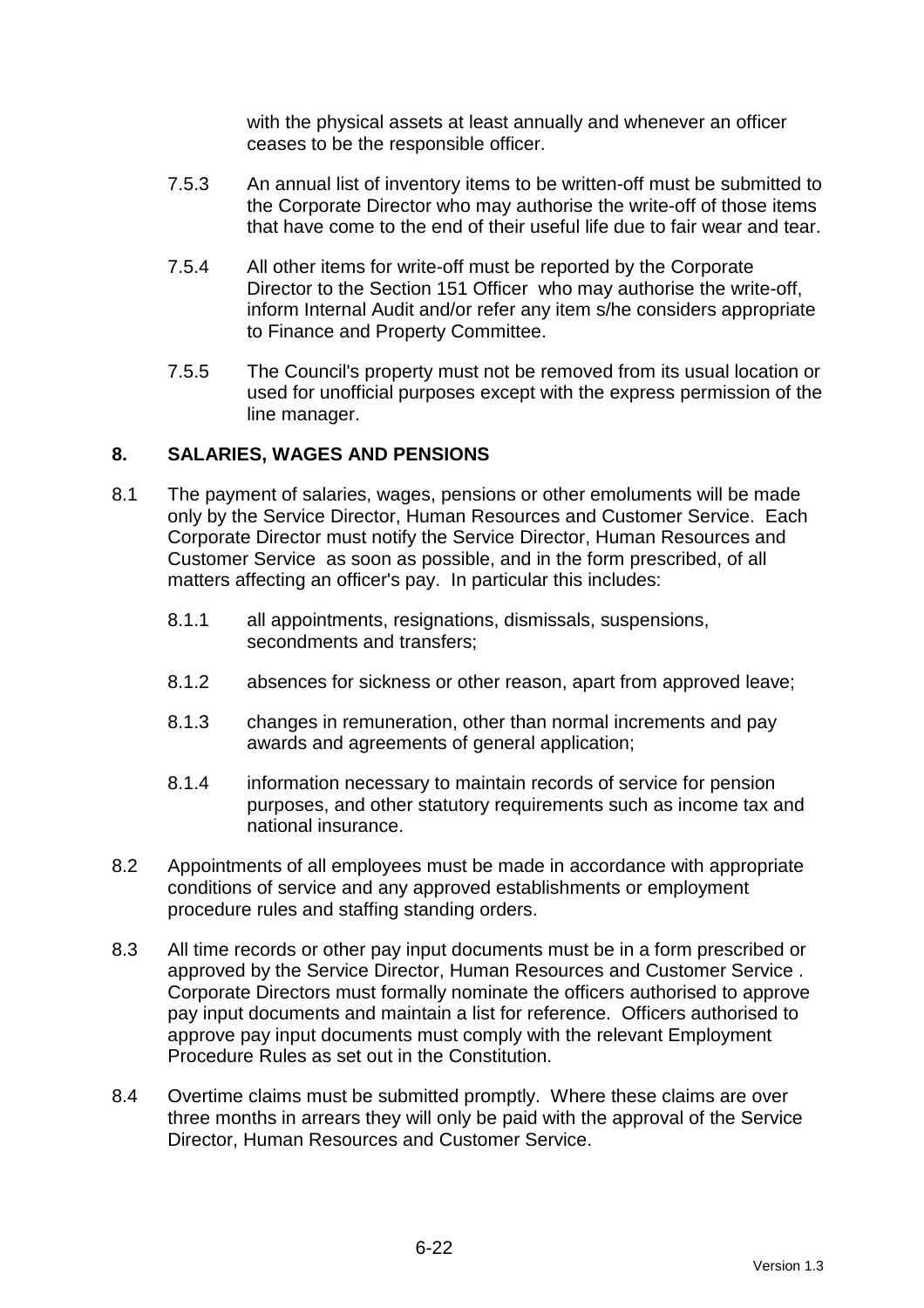with the physical assets at least annually and whenever an officer ceases to be the responsible officer.

7.5.3 An annual list of inventory items to be written-off must be submitted to the Corporate Director who may authorise the write-off of those items that have come to the end of their useful life due to fair wear and tear.

7.5.4 All other items for write-off must be reported by the Corporate Director to the Section 151 Officer who may authorise the write-off, inform Internal Audit and/or refer any item s/he considers appropriate to Finance and Property Committee.

7.5.5 The Council's property must not be removed from its usual location or used for unofficial purposes except with the express permission of the line manager.

## 8. SALARIES, WAGES AND PENSIONS

8.1 The payment of salaries, wages, pensions or other emoluments will be made only by the Service Director, Human Resources and Customer Service. Each Corporate Director must notify the Service Director, Human Resources and Customer Service as soon as possible, and in the form prescribed, of all matters affecting an officer's pay. In particular this includes:

8.1.1 all appointments, resignations, dismissals, suspensions, secondments and transfers;

8.1.2 absences for sickness or other reason, apart from approved leave;

8.1.3 changes in remuneration, other than normal increments and pay awards and agreements of general application;

8.1.4 information necessary to maintain records of service for pension purposes, and other statutory requirements such as income tax and national insurance.

8.2 Appointments of all employees must be made in accordance with appropriate conditions of service and any approved establishments or employment procedure rules and staffing standing orders.

8.3 All time records or other pay input documents must be in a form prescribed or approved by the Service Director, Human Resources and Customer Service . Corporate Directors must formally nominate the officers authorised to approve pay input documents and maintain a list for reference. Officers authorised to approve pay input documents must comply with the relevant Employment Procedure Rules as set out in the Constitution.

8.4 Overtime claims must be submitted promptly. Where these claims are over three months in arrears they will only be paid with the approval of the Service Director, Human Resources and Customer Service.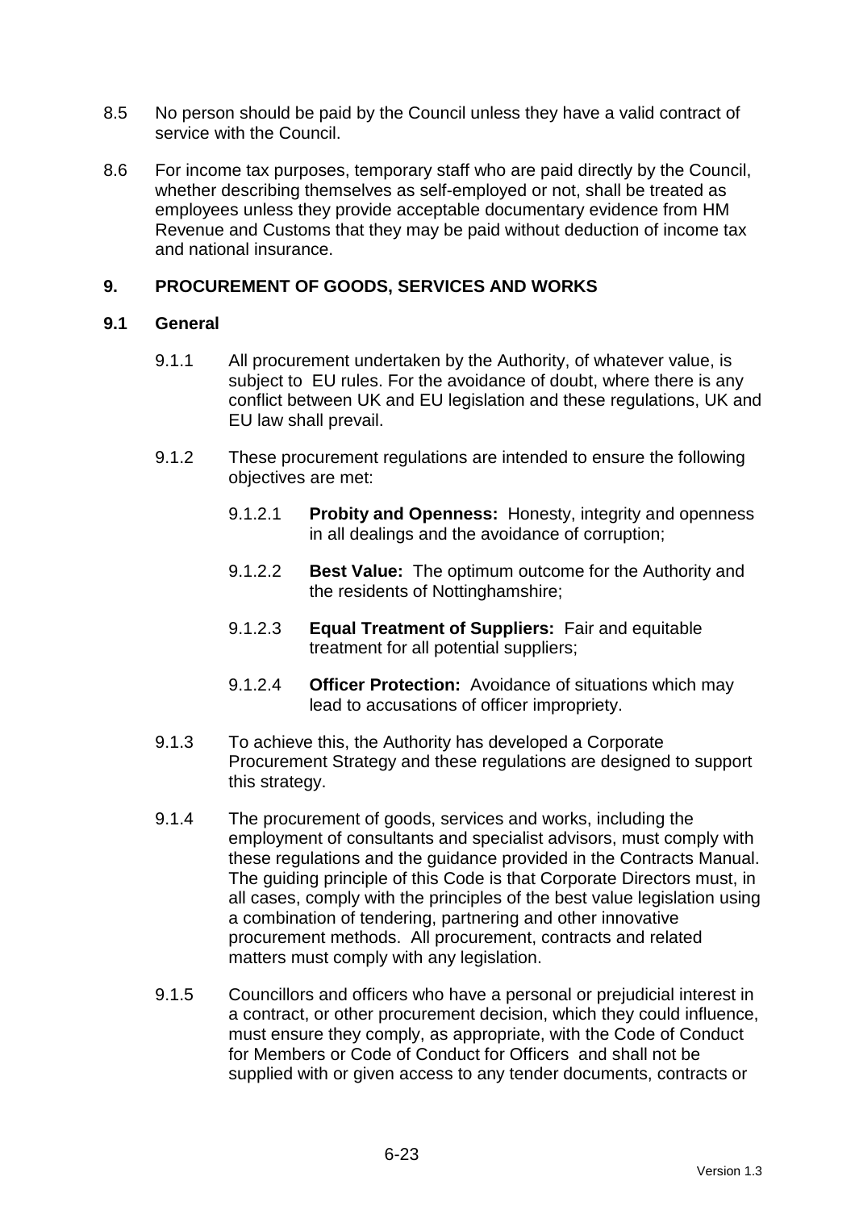8.5 No person should be paid by the Council unless they have a valid contract of service with the Council.

8.6 For income tax purposes, temporary staff who are paid directly by the Council, whether describing themselves as self-employed or not, shall be treated as employees unless they provide acceptable documentary evidence from HM Revenue and Customs that they may be paid without deduction of income tax and national insurance.

## 9. PROCUREMENT OF GOODS, SERVICES AND WORKS

### 9.1 General

9.1.1 All procurement undertaken by the Authority, of whatever value, is subject to EU rules. For the avoidance of doubt, where there is any conflict between UK and EU legislation and these regulations, UK and EU law shall prevail.

9.1.2 These procurement regulations are intended to ensure the following objectives are met:

9.1.2.1 **Probity and Openness:** Honesty, integrity and openness in all dealings and the avoidance of corruption;

9.1.2.2 **Best Value:** The optimum outcome for the Authority and the residents of Nottinghamshire;

9.1.2.3 **Equal Treatment of Suppliers:** Fair and equitable treatment for all potential suppliers;

9.1.2.4 **Officer Protection:** Avoidance of situations which may lead to accusations of officer impropriety.

9.1.3 To achieve this, the Authority has developed a Corporate Procurement Strategy and these regulations are designed to support this strategy.

9.1.4 The procurement of goods, services and works, including the employment of consultants and specialist advisors, must comply with these regulations and the guidance provided in the Contracts Manual. The guiding principle of this Code is that Corporate Directors must, in all cases, comply with the principles of the best value legislation using a combination of tendering, partnering and other innovative procurement methods. All procurement, contracts and related matters must comply with any legislation.

9.1.5 Councillors and officers who have a personal or prejudicial interest in a contract, or other procurement decision, which they could influence, must ensure they comply, as appropriate, with the Code of Conduct for Members or Code of Conduct for Officers and shall not be supplied with or given access to any tender documents, contracts or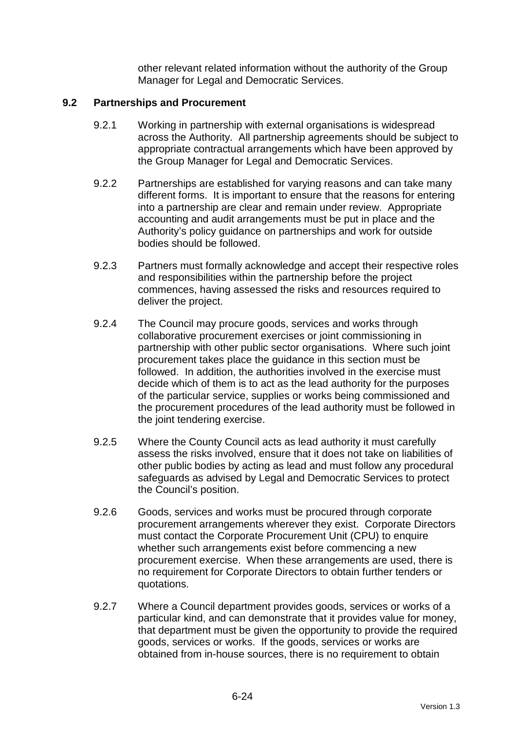other relevant related information without the authority of the Group Manager for Legal and Democratic Services.

## 9.2 Partnerships and Procurement

9.2.1 Working in partnership with external organisations is widespread across the Authority. All partnership agreements should be subject to appropriate contractual arrangements which have been approved by the Group Manager for Legal and Democratic Services.

9.2.2 Partnerships are established for varying reasons and can take many different forms. It is important to ensure that the reasons for entering into a partnership are clear and remain under review. Appropriate accounting and audit arrangements must be put in place and the Authority's policy guidance on partnerships and work for outside bodies should be followed.

9.2.3 Partners must formally acknowledge and accept their respective roles and responsibilities within the partnership before the project commences, having assessed the risks and resources required to deliver the project.

9.2.4 The Council may procure goods, services and works through collaborative procurement exercises or joint commissioning in partnership with other public sector organisations. Where such joint procurement takes place the guidance in this section must be followed. In addition, the authorities involved in the exercise must decide which of them is to act as the lead authority for the purposes of the particular service, supplies or works being commissioned and the procurement procedures of the lead authority must be followed in the joint tendering exercise.

9.2.5 Where the County Council acts as lead authority it must carefully assess the risks involved, ensure that it does not take on liabilities of other public bodies by acting as lead and must follow any procedural safeguards as advised by Legal and Democratic Services to protect the Council's position.

9.2.6 Goods, services and works must be procured through corporate procurement arrangements wherever they exist. Corporate Directors must contact the Corporate Procurement Unit (CPU) to enquire whether such arrangements exist before commencing a new procurement exercise. When these arrangements are used, there is no requirement for Corporate Directors to obtain further tenders or quotations.

9.2.7 Where a Council department provides goods, services or works of a particular kind, and can demonstrate that it provides value for money, that department must be given the opportunity to provide the required goods, services or works. If the goods, services or works are obtained from in-house sources, there is no requirement to obtain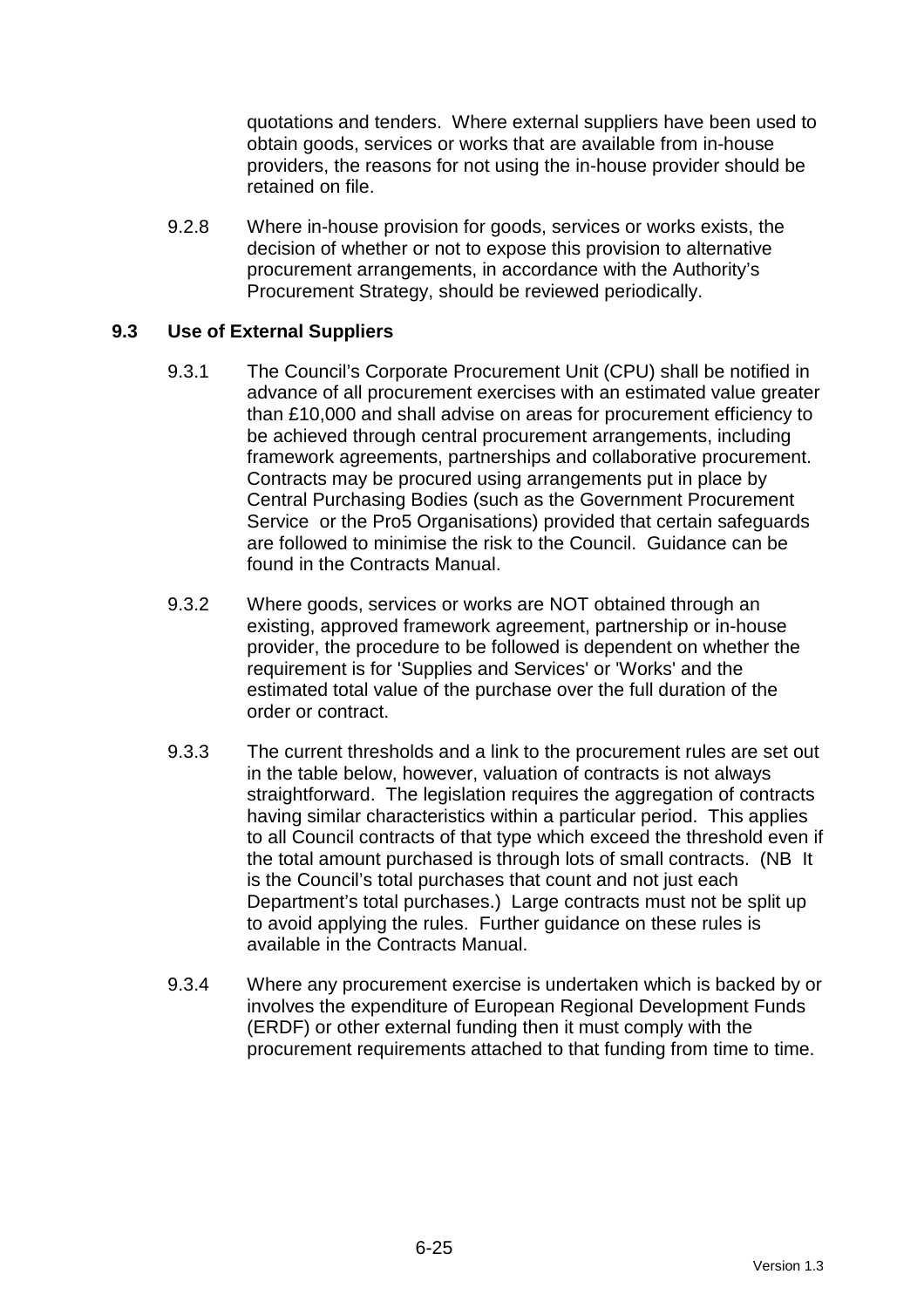quotations and tenders. Where external suppliers have been used to obtain goods, services or works that are available from in-house providers, the reasons for not using the in-house provider should be retained on file.

9.2.8 Where in-house provision for goods, services or works exists, the decision of whether or not to expose this provision to alternative procurement arrangements, in accordance with the Authority's Procurement Strategy, should be reviewed periodically.

### 9.3 Use of External Suppliers

9.3.1 The Council's Corporate Procurement Unit (CPU) shall be notified in advance of all procurement exercises with an estimated value greater than £10,000 and shall advise on areas for procurement efficiency to be achieved through central procurement arrangements, including framework agreements, partnerships and collaborative procurement. Contracts may be procured using arrangements put in place by Central Purchasing Bodies (such as the Government Procurement Service or the Pro5 Organisations) provided that certain safeguards are followed to minimise the risk to the Council. Guidance can be found in the Contracts Manual.

9.3.2 Where goods, services or works are NOT obtained through an existing, approved framework agreement, partnership or in-house provider, the procedure to be followed is dependent on whether the requirement is for 'Supplies and Services' or 'Works' and the estimated total value of the purchase over the full duration of the order or contract.

9.3.3 The current thresholds and a link to the procurement rules are set out in the table below, however, valuation of contracts is not always straightforward. The legislation requires the aggregation of contracts having similar characteristics within a particular period. This applies to all Council contracts of that type which exceed the threshold even if the total amount purchased is through lots of small contracts. (NB It is the Council's total purchases that count and not just each Department's total purchases.) Large contracts must not be split up to avoid applying the rules. Further guidance on these rules is available in the Contracts Manual.

9.3.4 Where any procurement exercise is undertaken which is backed by or involves the expenditure of European Regional Development Funds (ERDF) or other external funding then it must comply with the procurement requirements attached to that funding from time to time.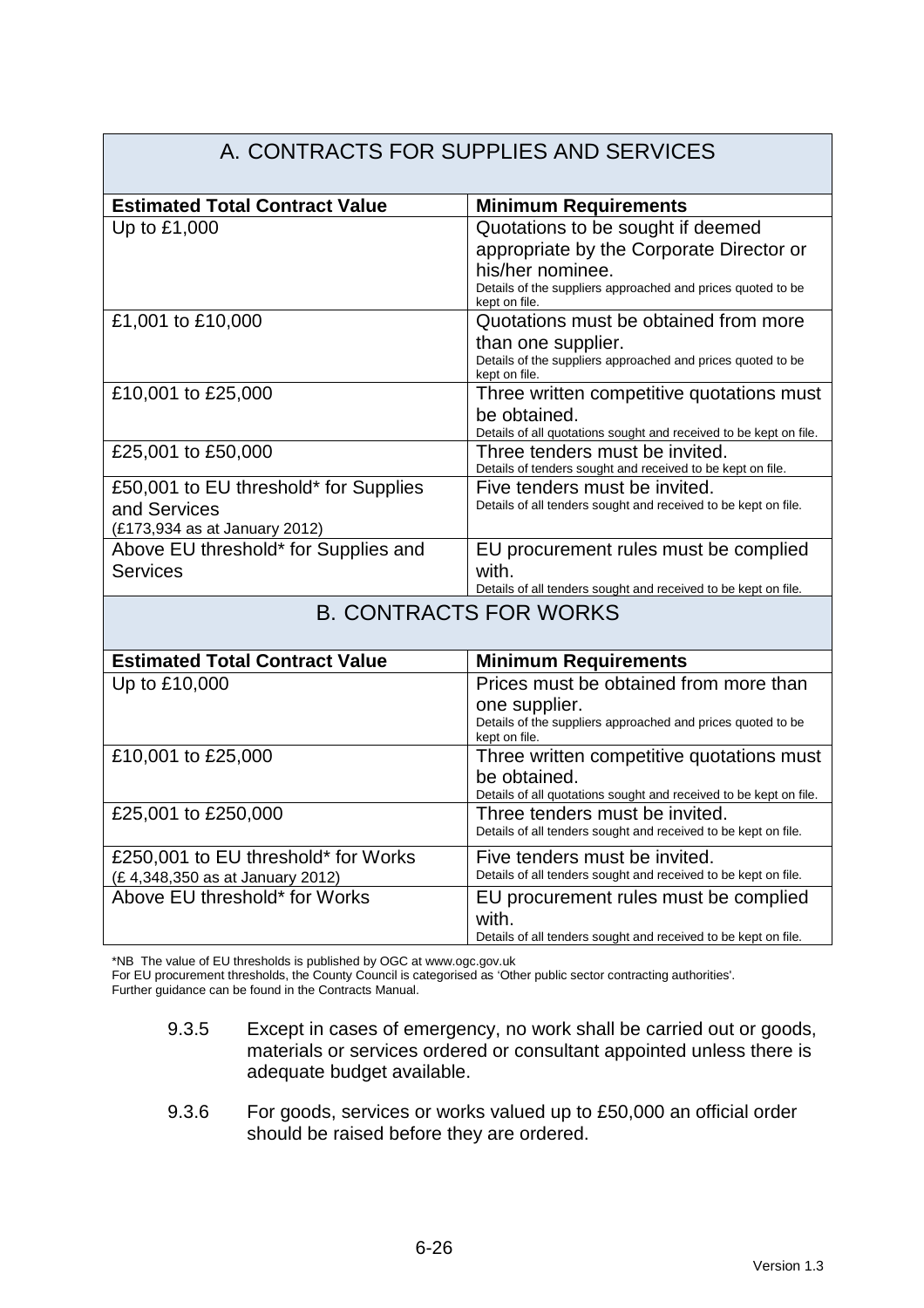## A. CONTRACTS FOR SUPPLIES AND SERVICES

| Estimated Total Contract Value | Minimum Requirements |
|---|---|
| Up to £1,000 | Quotations to be sought if deemed appropriate by the Corporate Director or his/her nominee. Details of the suppliers approached and prices quoted to be kept on file. |
| £1,001 to £10,000 | Quotations must be obtained from more than one supplier. Details of the suppliers approached and prices quoted to be kept on file. |
| £10,001 to £25,000 | Three written competitive quotations must be obtained. Details of all quotations sought and received to be kept on file. |
| £25,001 to £50,000 | Three tenders must be invited. Details of tenders sought and received to be kept on file. |
| £50,001 to EU threshold* for Supplies and Services (£173,934 as at January 2012) | Five tenders must be invited. Details of all tenders sought and received to be kept on file. |
| Above EU threshold* for Supplies and Services | EU procurement rules must be complied with. Details of all tenders sought and received to be kept on file. |

## B. CONTRACTS FOR WORKS

| Estimated Total Contract Value | Minimum Requirements |
|---|---|
| Up to £10,000 | Prices must be obtained from more than one supplier. Details of the suppliers approached and prices quoted to be kept on file. |
| £10,001 to £25,000 | Three written competitive quotations must be obtained. Details of all quotations sought and received to be kept on file. |
| £25,001 to £250,000 | Three tenders must be invited. Details of all tenders sought and received to be kept on file. |
| £250,001 to EU threshold* for Works (£ 4,348,350 as at January 2012) | Five tenders must be invited. Details of all tenders sought and received to be kept on file. |
| Above EU threshold* for Works | EU procurement rules must be complied with. Details of all tenders sought and received to be kept on file. |

*NB The value of EU thresholds is published by OGC at www.ogc.gov.uk
For EU procurement thresholds, the County Council is categorised as 'Other public sector contracting authorities'.
Further guidance can be found in the Contracts Manual.

9.3.5 Except in cases of emergency, no work shall be carried out or goods, materials or services ordered or consultant appointed unless there is adequate budget available.

9.3.6 For goods, services or works valued up to £50,000 an official order should be raised before they are ordered.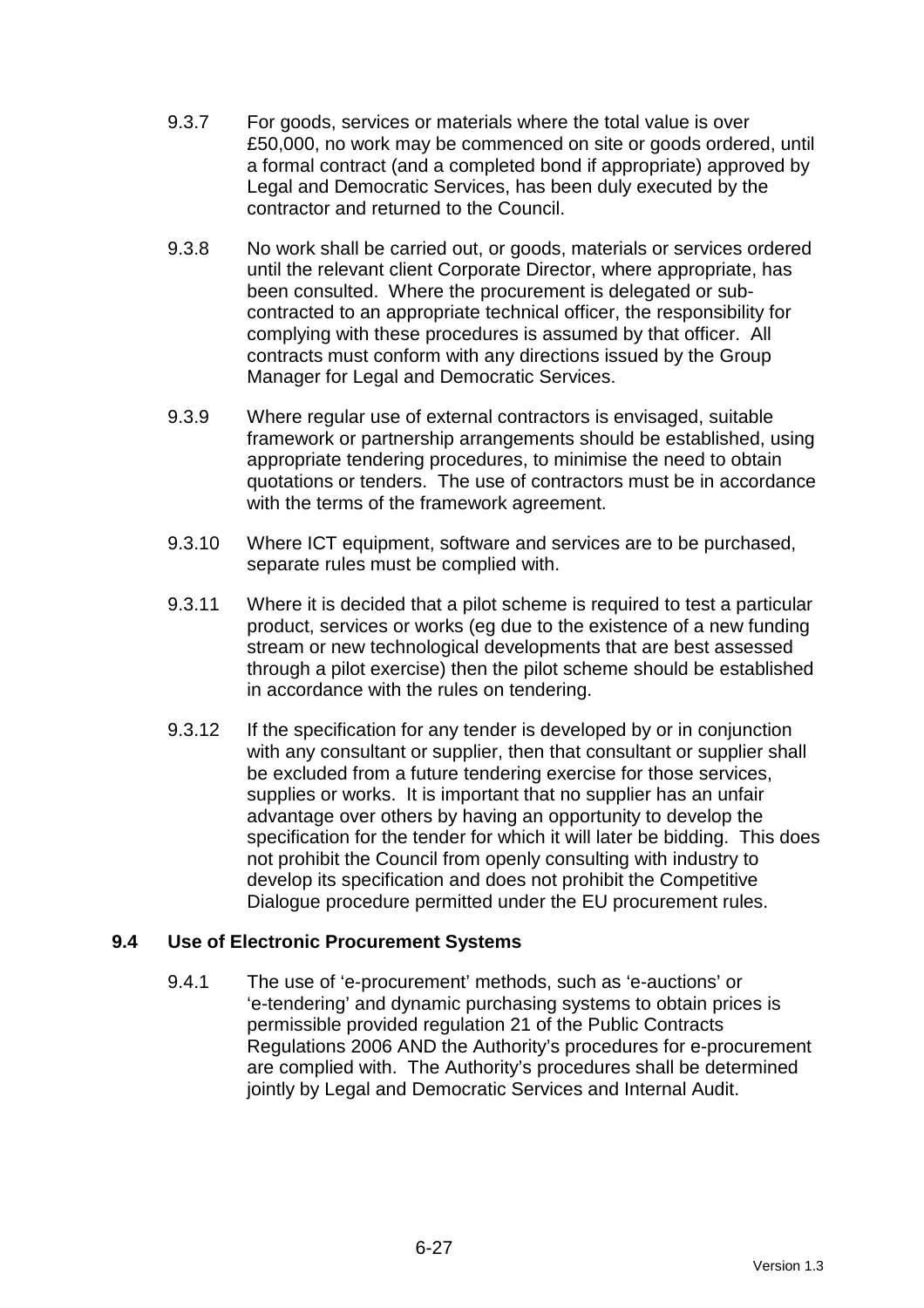9.3.7 For goods, services or materials where the total value is over £50,000, no work may be commenced on site or goods ordered, until a formal contract (and a completed bond if appropriate) approved by Legal and Democratic Services, has been duly executed by the contractor and returned to the Council.

9.3.8 No work shall be carried out, or goods, materials or services ordered until the relevant client Corporate Director, where appropriate, has been consulted. Where the procurement is delegated or sub-contracted to an appropriate technical officer, the responsibility for complying with these procedures is assumed by that officer. All contracts must conform with any directions issued by the Group Manager for Legal and Democratic Services.

9.3.9 Where regular use of external contractors is envisaged, suitable framework or partnership arrangements should be established, using appropriate tendering procedures, to minimise the need to obtain quotations or tenders. The use of contractors must be in accordance with the terms of the framework agreement.

9.3.10 Where ICT equipment, software and services are to be purchased, separate rules must be complied with.

9.3.11 Where it is decided that a pilot scheme is required to test a particular product, services or works (eg due to the existence of a new funding stream or new technological developments that are best assessed through a pilot exercise) then the pilot scheme should be established in accordance with the rules on tendering.

9.3.12 If the specification for any tender is developed by or in conjunction with any consultant or supplier, then that consultant or supplier shall be excluded from a future tendering exercise for those services, supplies or works. It is important that no supplier has an unfair advantage over others by having an opportunity to develop the specification for the tender for which it will later be bidding. This does not prohibit the Council from openly consulting with industry to develop its specification and does not prohibit the Competitive Dialogue procedure permitted under the EU procurement rules.

### 9.4 Use of Electronic Procurement Systems

9.4.1 The use of 'e-procurement' methods, such as 'e-auctions' or 'e-tendering' and dynamic purchasing systems to obtain prices is permissible provided regulation 21 of the Public Contracts Regulations 2006 AND the Authority's procedures for e-procurement are complied with. The Authority's procedures shall be determined jointly by Legal and Democratic Services and Internal Audit.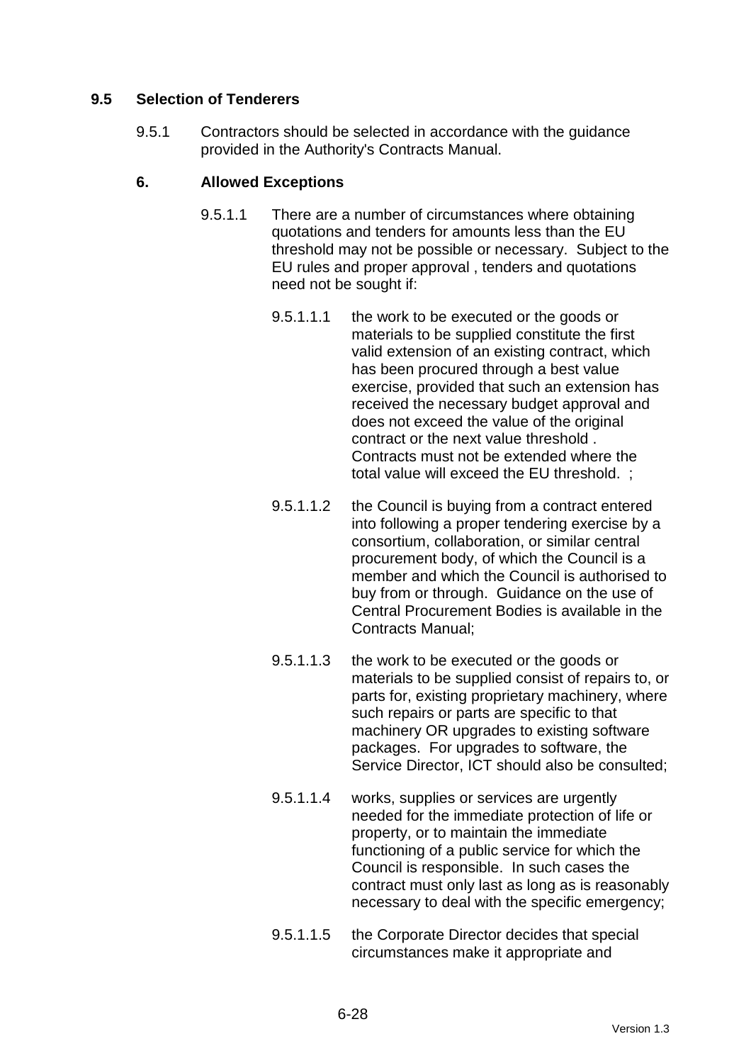## 9.5 Selection of Tenderers

9.5.1 Contractors should be selected in accordance with the guidance provided in the Authority's Contracts Manual.

### 6. Allowed Exceptions

9.5.1.1 There are a number of circumstances where obtaining quotations and tenders for amounts less than the EU threshold may not be possible or necessary. Subject to the EU rules and proper approval , tenders and quotations need not be sought if:

9.5.1.1.1 the work to be executed or the goods or materials to be supplied constitute the first valid extension of an existing contract, which has been procured through a best value exercise, provided that such an extension has received the necessary budget approval and does not exceed the value of the original contract or the next value threshold . Contracts must not be extended where the total value will exceed the EU threshold. ;

9.5.1.1.2 the Council is buying from a contract entered into following a proper tendering exercise by a consortium, collaboration, or similar central procurement body, of which the Council is a member and which the Council is authorised to buy from or through. Guidance on the use of Central Procurement Bodies is available in the Contracts Manual;

9.5.1.1.3 the work to be executed or the goods or materials to be supplied consist of repairs to, or parts for, existing proprietary machinery, where such repairs or parts are specific to that machinery OR upgrades to existing software packages. For upgrades to software, the Service Director, ICT should also be consulted;

9.5.1.1.4 works, supplies or services are urgently needed for the immediate protection of life or property, or to maintain the immediate functioning of a public service for which the Council is responsible. In such cases the contract must only last as long as is reasonably necessary to deal with the specific emergency;

9.5.1.1.5 the Corporate Director decides that special circumstances make it appropriate and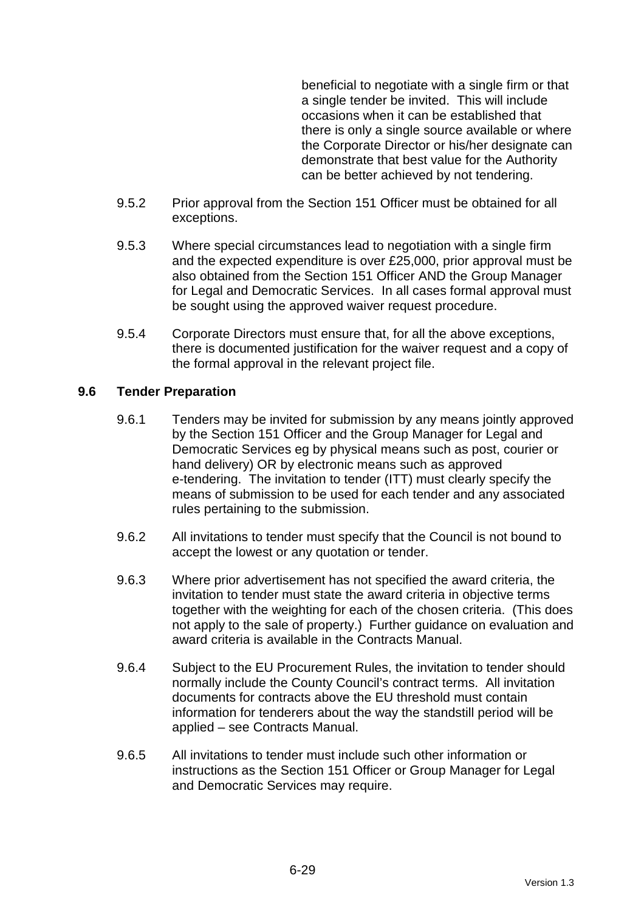beneficial to negotiate with a single firm or that a single tender be invited. This will include occasions when it can be established that there is only a single source available or where the Corporate Director or his/her designate can demonstrate that best value for the Authority can be better achieved by not tendering.

9.5.2 Prior approval from the Section 151 Officer must be obtained for all exceptions.

9.5.3 Where special circumstances lead to negotiation with a single firm and the expected expenditure is over £25,000, prior approval must be also obtained from the Section 151 Officer AND the Group Manager for Legal and Democratic Services. In all cases formal approval must be sought using the approved waiver request procedure.

9.5.4 Corporate Directors must ensure that, for all the above exceptions, there is documented justification for the waiver request and a copy of the formal approval in the relevant project file.

## 9.6 Tender Preparation

9.6.1 Tenders may be invited for submission by any means jointly approved by the Section 151 Officer and the Group Manager for Legal and Democratic Services eg by physical means such as post, courier or hand delivery) OR by electronic means such as approved e-tendering. The invitation to tender (ITT) must clearly specify the means of submission to be used for each tender and any associated rules pertaining to the submission.

9.6.2 All invitations to tender must specify that the Council is not bound to accept the lowest or any quotation or tender.

9.6.3 Where prior advertisement has not specified the award criteria, the invitation to tender must state the award criteria in objective terms together with the weighting for each of the chosen criteria. (This does not apply to the sale of property.) Further guidance on evaluation and award criteria is available in the Contracts Manual.

9.6.4 Subject to the EU Procurement Rules, the invitation to tender should normally include the County Council's contract terms. All invitation documents for contracts above the EU threshold must contain information for tenderers about the way the standstill period will be applied – see Contracts Manual.

9.6.5 All invitations to tender must include such other information or instructions as the Section 151 Officer or Group Manager for Legal and Democratic Services may require.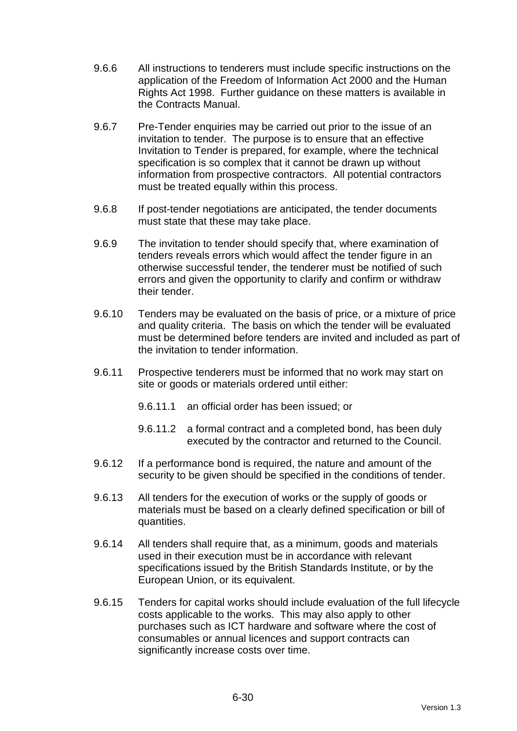9.6.6 All instructions to tenderers must include specific instructions on the application of the Freedom of Information Act 2000 and the Human Rights Act 1998. Further guidance on these matters is available in the Contracts Manual.

9.6.7 Pre-Tender enquiries may be carried out prior to the issue of an invitation to tender. The purpose is to ensure that an effective Invitation to Tender is prepared, for example, where the technical specification is so complex that it cannot be drawn up without information from prospective contractors. All potential contractors must be treated equally within this process.

9.6.8 If post-tender negotiations are anticipated, the tender documents must state that these may take place.

9.6.9 The invitation to tender should specify that, where examination of tenders reveals errors which would affect the tender figure in an otherwise successful tender, the tenderer must be notified of such errors and given the opportunity to clarify and confirm or withdraw their tender.

9.6.10 Tenders may be evaluated on the basis of price, or a mixture of price and quality criteria. The basis on which the tender will be evaluated must be determined before tenders are invited and included as part of the invitation to tender information.

9.6.11 Prospective tenderers must be informed that no work may start on site or goods or materials ordered until either:

- 9.6.11.1 an official order has been issued; or
- 9.6.11.2 a formal contract and a completed bond, has been duly executed by the contractor and returned to the Council.

9.6.12 If a performance bond is required, the nature and amount of the security to be given should be specified in the conditions of tender.

9.6.13 All tenders for the execution of works or the supply of goods or materials must be based on a clearly defined specification or bill of quantities.

9.6.14 All tenders shall require that, as a minimum, goods and materials used in their execution must be in accordance with relevant specifications issued by the British Standards Institute, or by the European Union, or its equivalent.

9.6.15 Tenders for capital works should include evaluation of the full lifecycle costs applicable to the works. This may also apply to other purchases such as ICT hardware and software where the cost of consumables or annual licences and support contracts can significantly increase costs over time.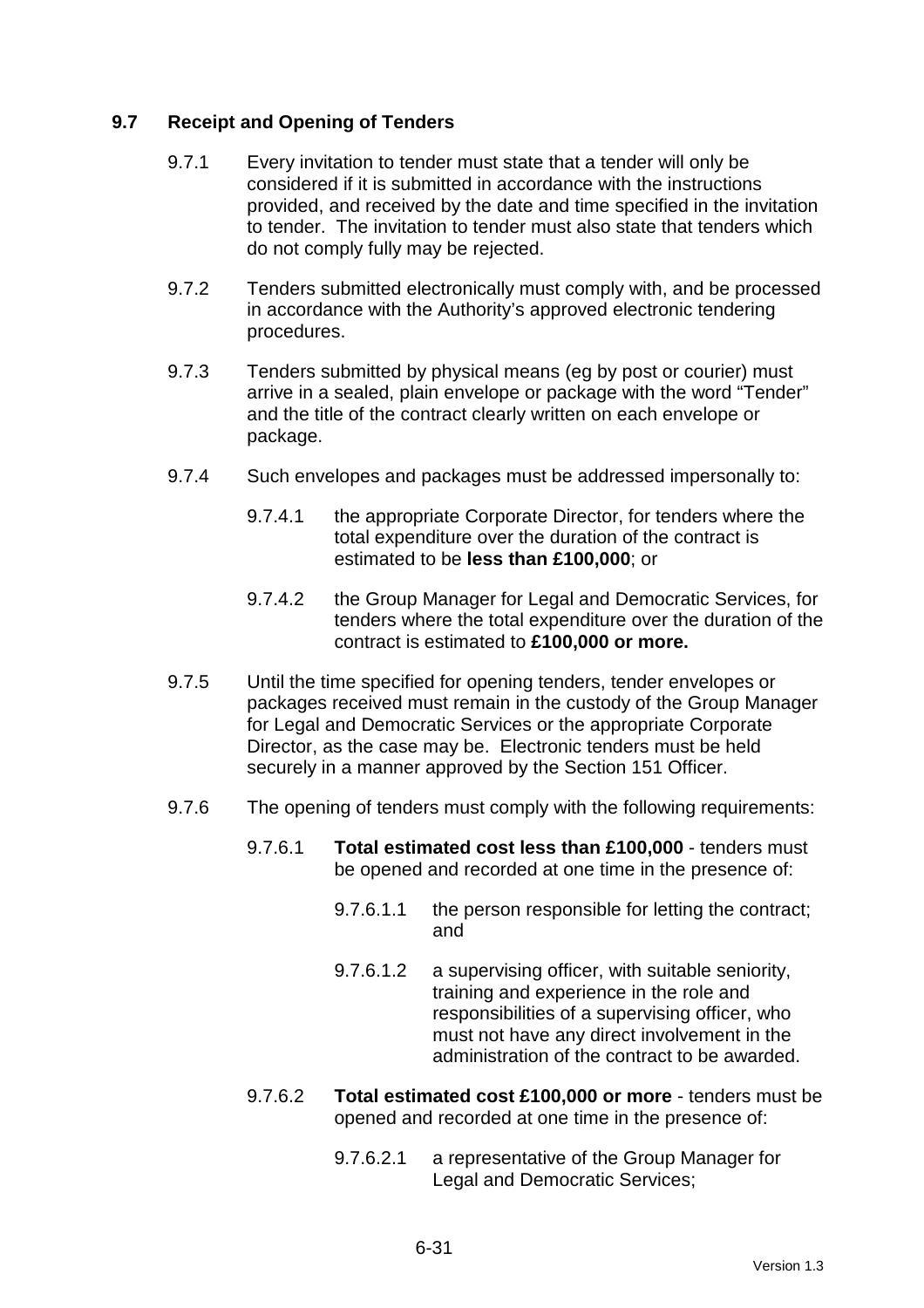## 9.7 Receipt and Opening of Tenders

9.7.1 Every invitation to tender must state that a tender will only be considered if it is submitted in accordance with the instructions provided, and received by the date and time specified in the invitation to tender. The invitation to tender must also state that tenders which do not comply fully may be rejected.

9.7.2 Tenders submitted electronically must comply with, and be processed in accordance with the Authority's approved electronic tendering procedures.

9.7.3 Tenders submitted by physical means (eg by post or courier) must arrive in a sealed, plain envelope or package with the word "Tender" and the title of the contract clearly written on each envelope or package.

9.7.4 Such envelopes and packages must be addressed impersonally to:

- 9.7.4.1 the appropriate Corporate Director, for tenders where the total expenditure over the duration of the contract is estimated to be **less than £100,000**; or

- 9.7.4.2 the Group Manager for Legal and Democratic Services, for tenders where the total expenditure over the duration of the contract is estimated to **£100,000 or more.**

9.7.5 Until the time specified for opening tenders, tender envelopes or packages received must remain in the custody of the Group Manager for Legal and Democratic Services or the appropriate Corporate Director, as the case may be. Electronic tenders must be held securely in a manner approved by the Section 151 Officer.

9.7.6 The opening of tenders must comply with the following requirements:

- 9.7.6.1 **Total estimated cost less than £100,000** - tenders must be opened and recorded at one time in the presence of:

  - 9.7.6.1.1 the person responsible for letting the contract; and

  - 9.7.6.1.2 a supervising officer, with suitable seniority, training and experience in the role and responsibilities of a supervising officer, who must not have any direct involvement in the administration of the contract to be awarded.

- 9.7.6.2 **Total estimated cost £100,000 or more** - tenders must be opened and recorded at one time in the presence of:

  - 9.7.6.2.1 a representative of the Group Manager for Legal and Democratic Services;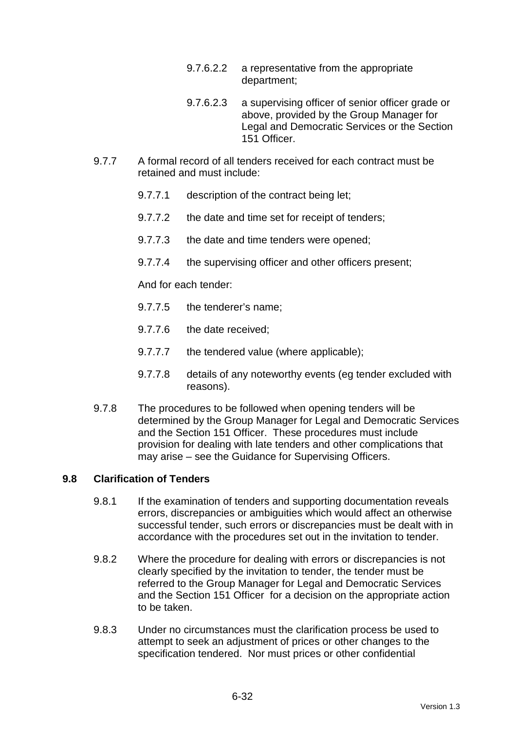9.7.6.2.2 a representative from the appropriate department;

9.7.6.2.3 a supervising officer of senior officer grade or above, provided by the Group Manager for Legal and Democratic Services or the Section 151 Officer.

9.7.7 A formal record of all tenders received for each contract must be retained and must include:

9.7.7.1 description of the contract being let;

9.7.7.2 the date and time set for receipt of tenders;

9.7.7.3 the date and time tenders were opened;

9.7.7.4 the supervising officer and other officers present;

And for each tender:

9.7.7.5 the tenderer's name;

9.7.7.6 the date received;

9.7.7.7 the tendered value (where applicable);

9.7.7.8 details of any noteworthy events (eg tender excluded with reasons).

9.7.8 The procedures to be followed when opening tenders will be determined by the Group Manager for Legal and Democratic Services and the Section 151 Officer. These procedures must include provision for dealing with late tenders and other complications that may arise – see the Guidance for Supervising Officers.

## 9.8 Clarification of Tenders

9.8.1 If the examination of tenders and supporting documentation reveals errors, discrepancies or ambiguities which would affect an otherwise successful tender, such errors or discrepancies must be dealt with in accordance with the procedures set out in the invitation to tender.

9.8.2 Where the procedure for dealing with errors or discrepancies is not clearly specified by the invitation to tender, the tender must be referred to the Group Manager for Legal and Democratic Services and the Section 151 Officer for a decision on the appropriate action to be taken.

9.8.3 Under no circumstances must the clarification process be used to attempt to seek an adjustment of prices or other changes to the specification tendered. Nor must prices or other confidential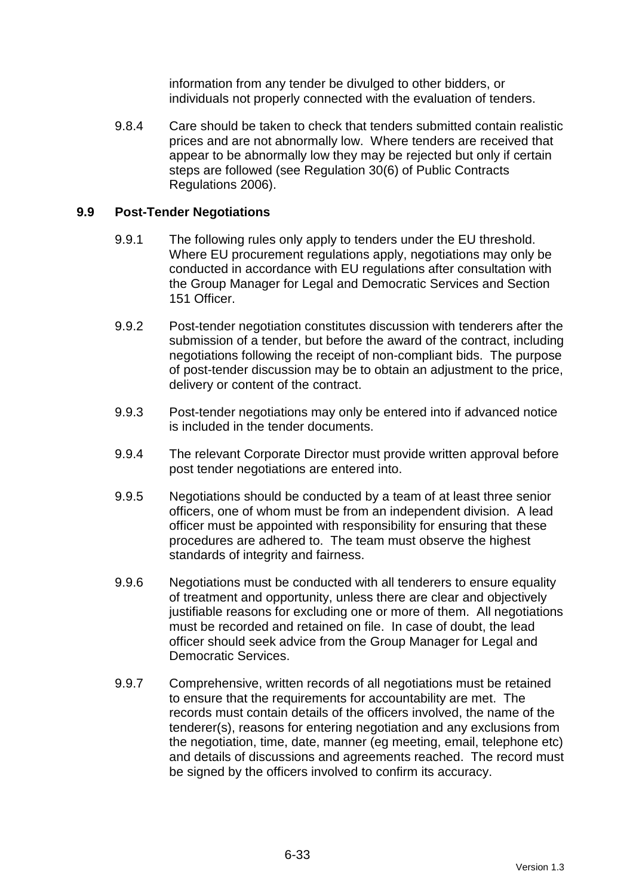information from any tender be divulged to other bidders, or individuals not properly connected with the evaluation of tenders.

9.8.4 Care should be taken to check that tenders submitted contain realistic prices and are not abnormally low. Where tenders are received that appear to be abnormally low they may be rejected but only if certain steps are followed (see Regulation 30(6) of Public Contracts Regulations 2006).

## 9.9 Post-Tender Negotiations

9.9.1 The following rules only apply to tenders under the EU threshold. Where EU procurement regulations apply, negotiations may only be conducted in accordance with EU regulations after consultation with the Group Manager for Legal and Democratic Services and Section 151 Officer.

9.9.2 Post-tender negotiation constitutes discussion with tenderers after the submission of a tender, but before the award of the contract, including negotiations following the receipt of non-compliant bids. The purpose of post-tender discussion may be to obtain an adjustment to the price, delivery or content of the contract.

9.9.3 Post-tender negotiations may only be entered into if advanced notice is included in the tender documents.

9.9.4 The relevant Corporate Director must provide written approval before post tender negotiations are entered into.

9.9.5 Negotiations should be conducted by a team of at least three senior officers, one of whom must be from an independent division. A lead officer must be appointed with responsibility for ensuring that these procedures are adhered to. The team must observe the highest standards of integrity and fairness.

9.9.6 Negotiations must be conducted with all tenderers to ensure equality of treatment and opportunity, unless there are clear and objectively justifiable reasons for excluding one or more of them. All negotiations must be recorded and retained on file. In case of doubt, the lead officer should seek advice from the Group Manager for Legal and Democratic Services.

9.9.7 Comprehensive, written records of all negotiations must be retained to ensure that the requirements for accountability are met. The records must contain details of the officers involved, the name of the tenderer(s), reasons for entering negotiation and any exclusions from the negotiation, time, date, manner (eg meeting, email, telephone etc) and details of discussions and agreements reached. The record must be signed by the officers involved to confirm its accuracy.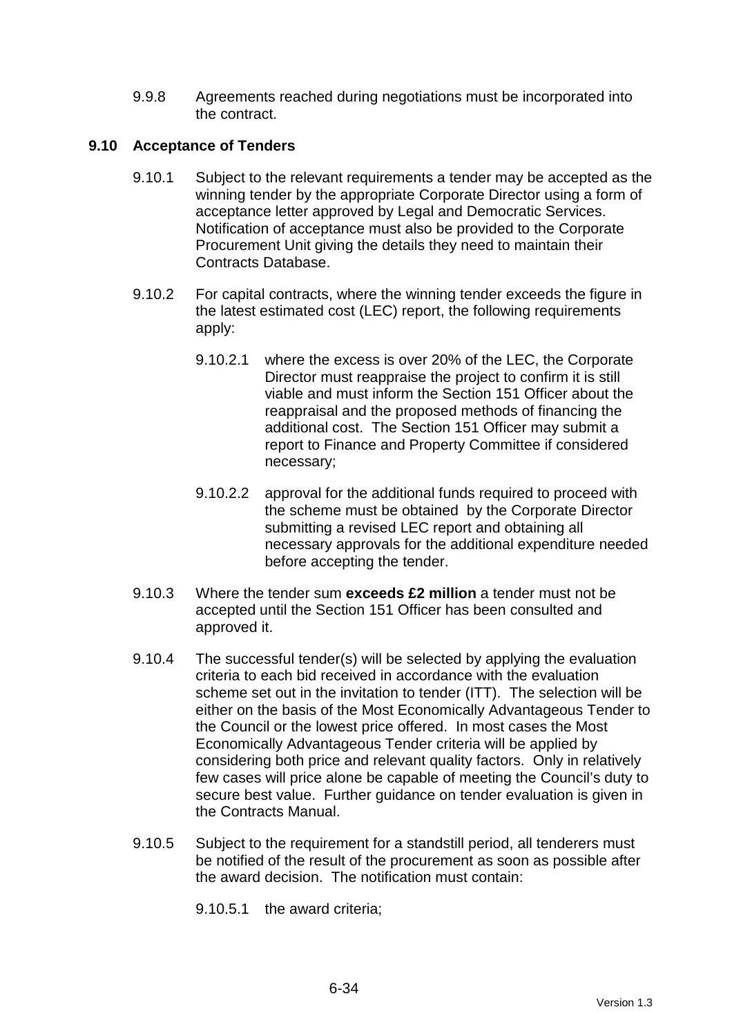9.9.8 Agreements reached during negotiations must be incorporated into the contract.

### 9.10 Acceptance of Tenders

9.10.1 Subject to the relevant requirements a tender may be accepted as the winning tender by the appropriate Corporate Director using a form of acceptance letter approved by Legal and Democratic Services. Notification of acceptance must also be provided to the Corporate Procurement Unit giving the details they need to maintain their Contracts Database.

9.10.2 For capital contracts, where the winning tender exceeds the figure in the latest estimated cost (LEC) report, the following requirements apply:

9.10.2.1 where the excess is over 20% of the LEC, the Corporate Director must reappraise the project to confirm it is still viable and must inform the Section 151 Officer about the reappraisal and the proposed methods of financing the additional cost. The Section 151 Officer may submit a report to Finance and Property Committee if considered necessary;

9.10.2.2 approval for the additional funds required to proceed with the scheme must be obtained by the Corporate Director submitting a revised LEC report and obtaining all necessary approvals for the additional expenditure needed before accepting the tender.

9.10.3 Where the tender sum **exceeds £2 million** a tender must not be accepted until the Section 151 Officer has been consulted and approved it.

9.10.4 The successful tender(s) will be selected by applying the evaluation criteria to each bid received in accordance with the evaluation scheme set out in the invitation to tender (ITT). The selection will be either on the basis of the Most Economically Advantageous Tender to the Council or the lowest price offered. In most cases the Most Economically Advantageous Tender criteria will be applied by considering both price and relevant quality factors. Only in relatively few cases will price alone be capable of meeting the Council's duty to secure best value. Further guidance on tender evaluation is given in the Contracts Manual.

9.10.5 Subject to the requirement for a standstill period, all tenderers must be notified of the result of the procurement as soon as possible after the award decision. The notification must contain:

9.10.5.1 the award criteria;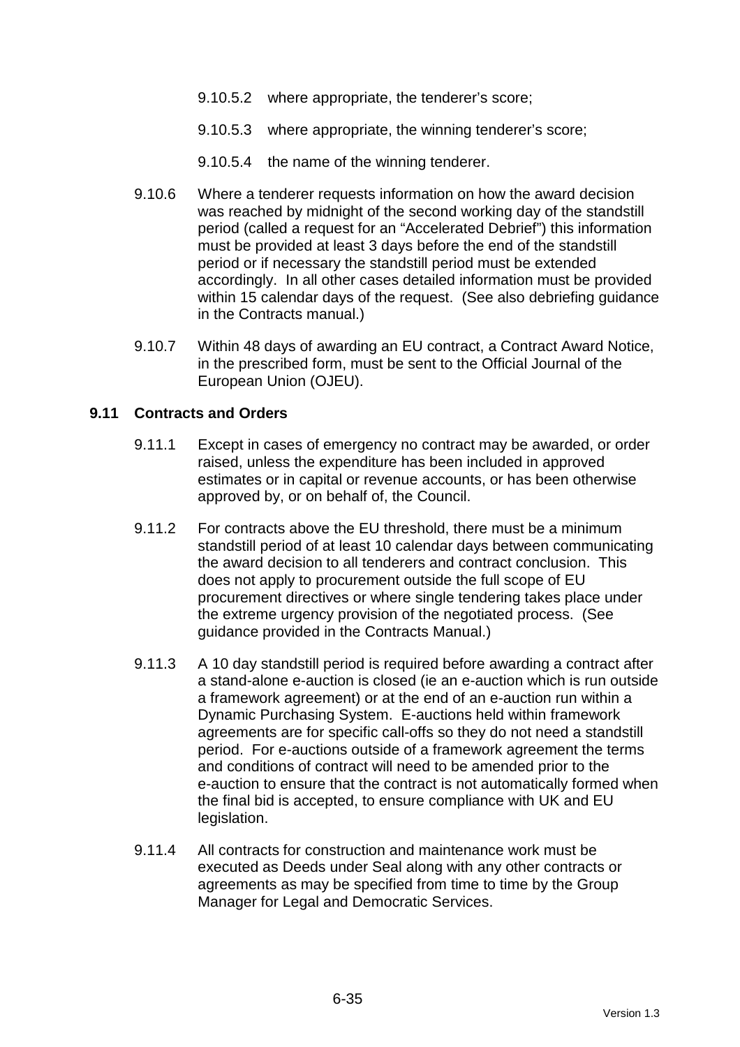9.10.5.2 where appropriate, the tenderer's score;

9.10.5.3 where appropriate, the winning tenderer's score;

9.10.5.4 the name of the winning tenderer.

9.10.6 Where a tenderer requests information on how the award decision was reached by midnight of the second working day of the standstill period (called a request for an "Accelerated Debrief") this information must be provided at least 3 days before the end of the standstill period or if necessary the standstill period must be extended accordingly. In all other cases detailed information must be provided within 15 calendar days of the request. (See also debriefing guidance in the Contracts manual.)

9.10.7 Within 48 days of awarding an EU contract, a Contract Award Notice, in the prescribed form, must be sent to the Official Journal of the European Union (OJEU).

### 9.11 Contracts and Orders

9.11.1 Except in cases of emergency no contract may be awarded, or order raised, unless the expenditure has been included in approved estimates or in capital or revenue accounts, or has been otherwise approved by, or on behalf of, the Council.

9.11.2 For contracts above the EU threshold, there must be a minimum standstill period of at least 10 calendar days between communicating the award decision to all tenderers and contract conclusion. This does not apply to procurement outside the full scope of EU procurement directives or where single tendering takes place under the extreme urgency provision of the negotiated process. (See guidance provided in the Contracts Manual.)

9.11.3 A 10 day standstill period is required before awarding a contract after a stand-alone e-auction is closed (ie an e-auction which is run outside a framework agreement) or at the end of an e-auction run within a Dynamic Purchasing System. E-auctions held within framework agreements are for specific call-offs so they do not need a standstill period. For e-auctions outside of a framework agreement the terms and conditions of contract will need to be amended prior to the e-auction to ensure that the contract is not automatically formed when the final bid is accepted, to ensure compliance with UK and EU legislation.

9.11.4 All contracts for construction and maintenance work must be executed as Deeds under Seal along with any other contracts or agreements as may be specified from time to time by the Group Manager for Legal and Democratic Services.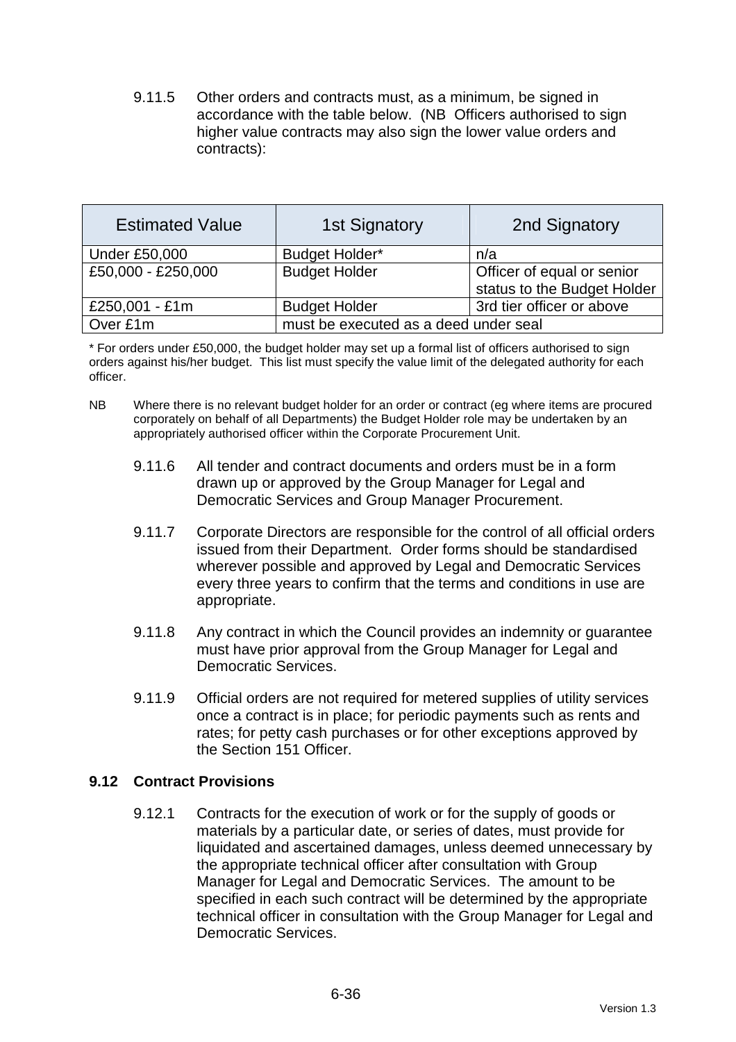9.11.5 Other orders and contracts must, as a minimum, be signed in accordance with the table below. (NB Officers authorised to sign higher value contracts may also sign the lower value orders and contracts):

| Estimated Value | 1st Signatory | 2nd Signatory |
|---|---|---|
| Under £50,000 | Budget Holder* | n/a |
| £50,000 - £250,000 | Budget Holder | Officer of equal or senior status to the Budget Holder |
| £250,001 - £1m | Budget Holder | 3rd tier officer or above |
| Over £1m | must be executed as a deed under seal | |

\* For orders under £50,000, the budget holder may set up a formal list of officers authorised to sign orders against his/her budget. This list must specify the value limit of the delegated authority for each officer.

NB Where there is no relevant budget holder for an order or contract (eg where items are procured corporately on behalf of all Departments) the Budget Holder role may be undertaken by an appropriately authorised officer within the Corporate Procurement Unit.

9.11.6 All tender and contract documents and orders must be in a form drawn up or approved by the Group Manager for Legal and Democratic Services and Group Manager Procurement.

9.11.7 Corporate Directors are responsible for the control of all official orders issued from their Department. Order forms should be standardised wherever possible and approved by Legal and Democratic Services every three years to confirm that the terms and conditions in use are appropriate.

9.11.8 Any contract in which the Council provides an indemnity or guarantee must have prior approval from the Group Manager for Legal and Democratic Services.

9.11.9 Official orders are not required for metered supplies of utility services once a contract is in place; for periodic payments such as rents and rates; for petty cash purchases or for other exceptions approved by the Section 151 Officer.

### 9.12 Contract Provisions

9.12.1 Contracts for the execution of work or for the supply of goods or materials by a particular date, or series of dates, must provide for liquidated and ascertained damages, unless deemed unnecessary by the appropriate technical officer after consultation with Group Manager for Legal and Democratic Services. The amount to be specified in each such contract will be determined by the appropriate technical officer in consultation with the Group Manager for Legal and Democratic Services.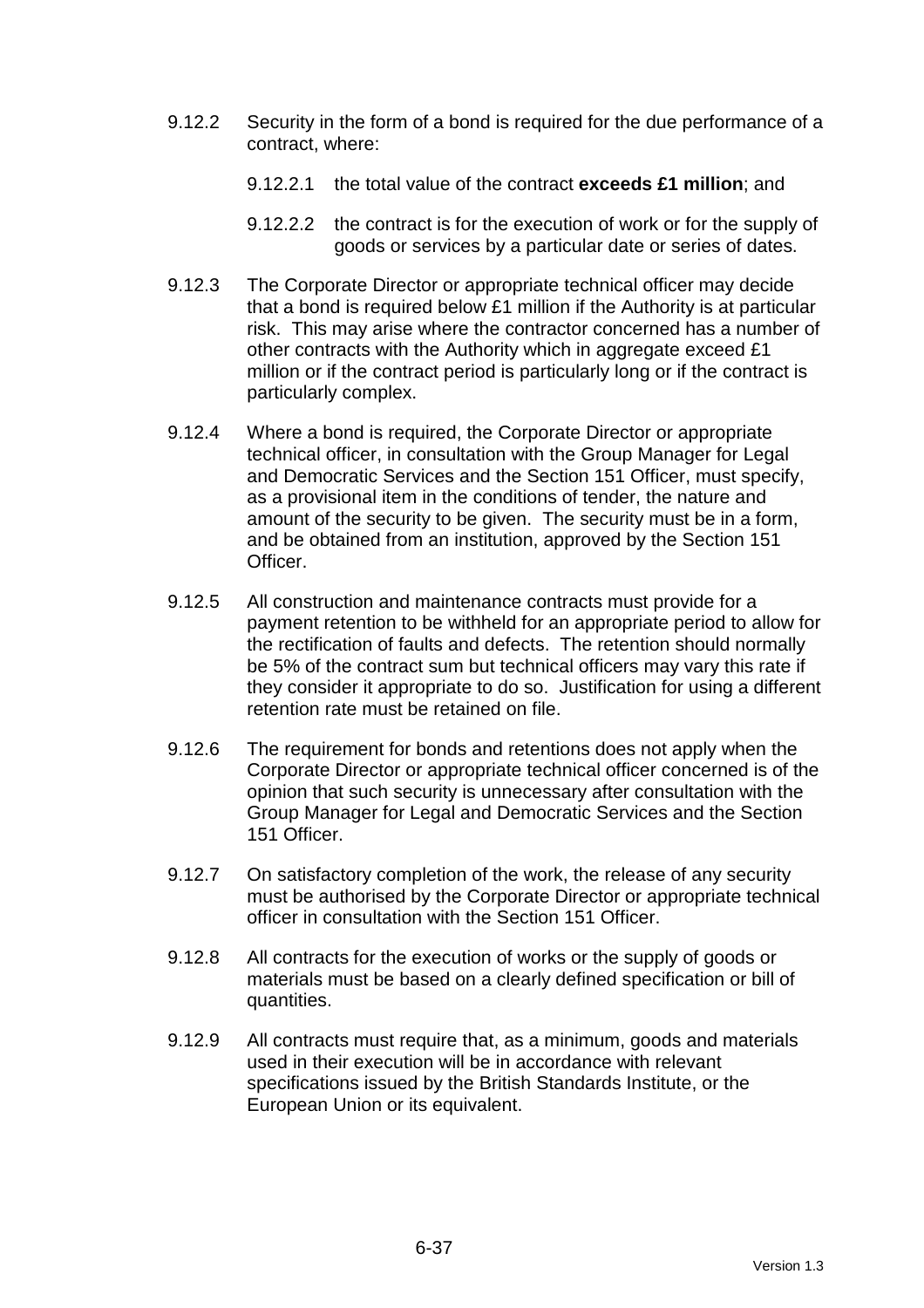9.12.2 Security in the form of a bond is required for the due performance of a contract, where:

9.12.2.1 the total value of the contract **exceeds £1 million**; and

9.12.2.2 the contract is for the execution of work or for the supply of goods or services by a particular date or series of dates.

9.12.3 The Corporate Director or appropriate technical officer may decide that a bond is required below £1 million if the Authority is at particular risk. This may arise where the contractor concerned has a number of other contracts with the Authority which in aggregate exceed £1 million or if the contract period is particularly long or if the contract is particularly complex.

9.12.4 Where a bond is required, the Corporate Director or appropriate technical officer, in consultation with the Group Manager for Legal and Democratic Services and the Section 151 Officer, must specify, as a provisional item in the conditions of tender, the nature and amount of the security to be given. The security must be in a form, and be obtained from an institution, approved by the Section 151 Officer.

9.12.5 All construction and maintenance contracts must provide for a payment retention to be withheld for an appropriate period to allow for the rectification of faults and defects. The retention should normally be 5% of the contract sum but technical officers may vary this rate if they consider it appropriate to do so. Justification for using a different retention rate must be retained on file.

9.12.6 The requirement for bonds and retentions does not apply when the Corporate Director or appropriate technical officer concerned is of the opinion that such security is unnecessary after consultation with the Group Manager for Legal and Democratic Services and the Section 151 Officer.

9.12.7 On satisfactory completion of the work, the release of any security must be authorised by the Corporate Director or appropriate technical officer in consultation with the Section 151 Officer.

9.12.8 All contracts for the execution of works or the supply of goods or materials must be based on a clearly defined specification or bill of quantities.

9.12.9 All contracts must require that, as a minimum, goods and materials used in their execution will be in accordance with relevant specifications issued by the British Standards Institute, or the European Union or its equivalent.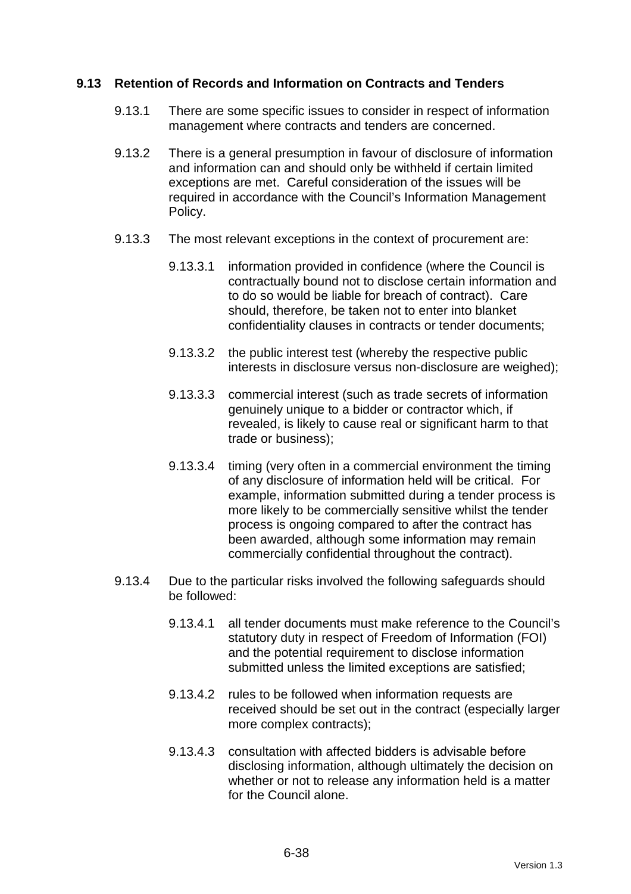### 9.13 Retention of Records and Information on Contracts and Tenders

9.13.1 There are some specific issues to consider in respect of information management where contracts and tenders are concerned.

9.13.2 There is a general presumption in favour of disclosure of information and information can and should only be withheld if certain limited exceptions are met. Careful consideration of the issues will be required in accordance with the Council's Information Management Policy.

9.13.3 The most relevant exceptions in the context of procurement are:

9.13.3.1 information provided in confidence (where the Council is contractually bound not to disclose certain information and to do so would be liable for breach of contract). Care should, therefore, be taken not to enter into blanket confidentiality clauses in contracts or tender documents;

9.13.3.2 the public interest test (whereby the respective public interests in disclosure versus non-disclosure are weighed);

9.13.3.3 commercial interest (such as trade secrets of information genuinely unique to a bidder or contractor which, if revealed, is likely to cause real or significant harm to that trade or business);

9.13.3.4 timing (very often in a commercial environment the timing of any disclosure of information held will be critical. For example, information submitted during a tender process is more likely to be commercially sensitive whilst the tender process is ongoing compared to after the contract has been awarded, although some information may remain commercially confidential throughout the contract).

9.13.4 Due to the particular risks involved the following safeguards should be followed:

9.13.4.1 all tender documents must make reference to the Council's statutory duty in respect of Freedom of Information (FOI) and the potential requirement to disclose information submitted unless the limited exceptions are satisfied;

9.13.4.2 rules to be followed when information requests are received should be set out in the contract (especially larger more complex contracts);

9.13.4.3 consultation with affected bidders is advisable before disclosing information, although ultimately the decision on whether or not to release any information held is a matter for the Council alone.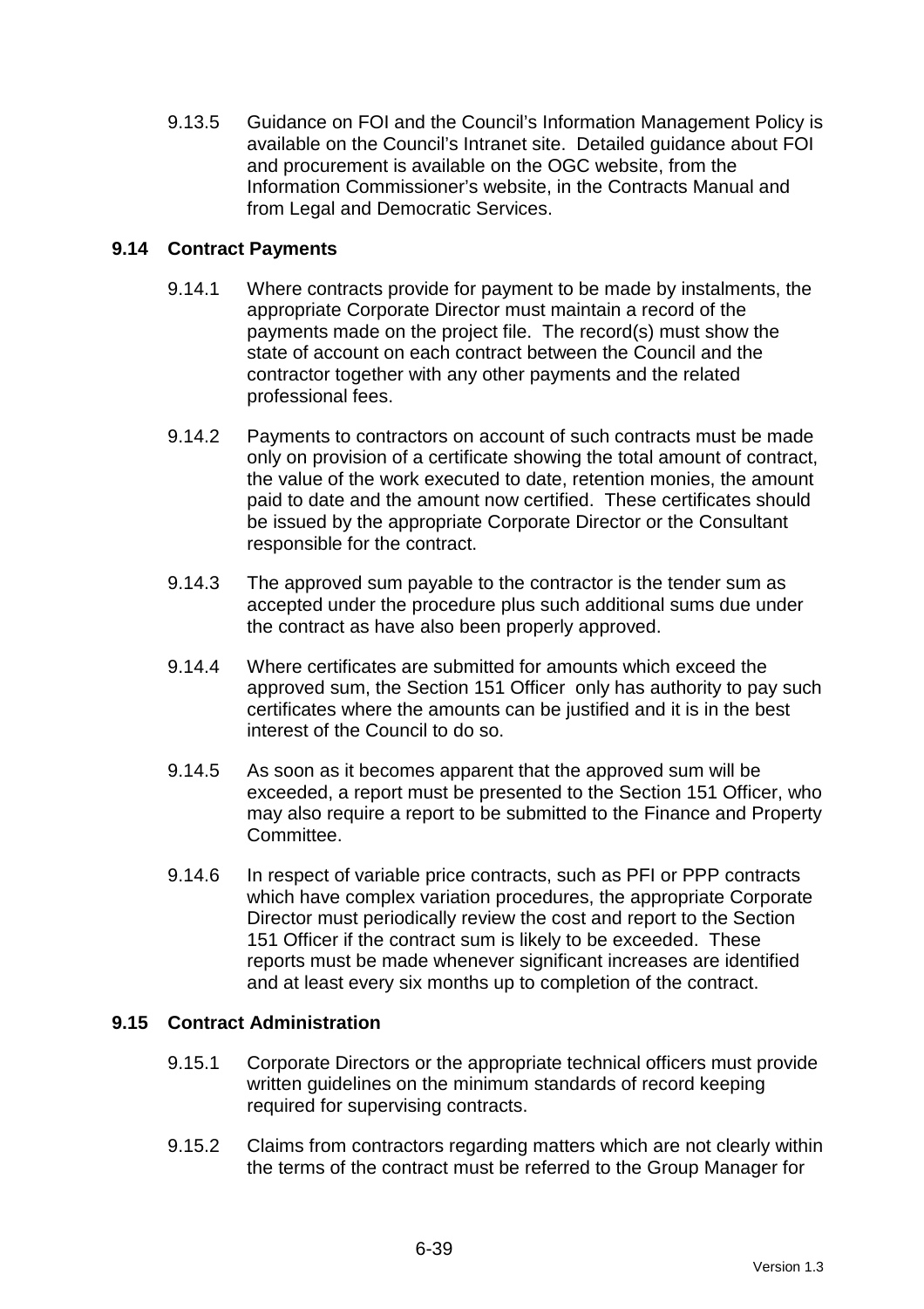9.13.5 Guidance on FOI and the Council's Information Management Policy is available on the Council's Intranet site. Detailed guidance about FOI and procurement is available on the OGC website, from the Information Commissioner's website, in the Contracts Manual and from Legal and Democratic Services.

### 9.14 Contract Payments

9.14.1 Where contracts provide for payment to be made by instalments, the appropriate Corporate Director must maintain a record of the payments made on the project file. The record(s) must show the state of account on each contract between the Council and the contractor together with any other payments and the related professional fees.

9.14.2 Payments to contractors on account of such contracts must be made only on provision of a certificate showing the total amount of contract, the value of the work executed to date, retention monies, the amount paid to date and the amount now certified. These certificates should be issued by the appropriate Corporate Director or the Consultant responsible for the contract.

9.14.3 The approved sum payable to the contractor is the tender sum as accepted under the procedure plus such additional sums due under the contract as have also been properly approved.

9.14.4 Where certificates are submitted for amounts which exceed the approved sum, the Section 151 Officer only has authority to pay such certificates where the amounts can be justified and it is in the best interest of the Council to do so.

9.14.5 As soon as it becomes apparent that the approved sum will be exceeded, a report must be presented to the Section 151 Officer, who may also require a report to be submitted to the Finance and Property Committee.

9.14.6 In respect of variable price contracts, such as PFI or PPP contracts which have complex variation procedures, the appropriate Corporate Director must periodically review the cost and report to the Section 151 Officer if the contract sum is likely to be exceeded. These reports must be made whenever significant increases are identified and at least every six months up to completion of the contract.

### 9.15 Contract Administration

9.15.1 Corporate Directors or the appropriate technical officers must provide written guidelines on the minimum standards of record keeping required for supervising contracts.

9.15.2 Claims from contractors regarding matters which are not clearly within the terms of the contract must be referred to the Group Manager for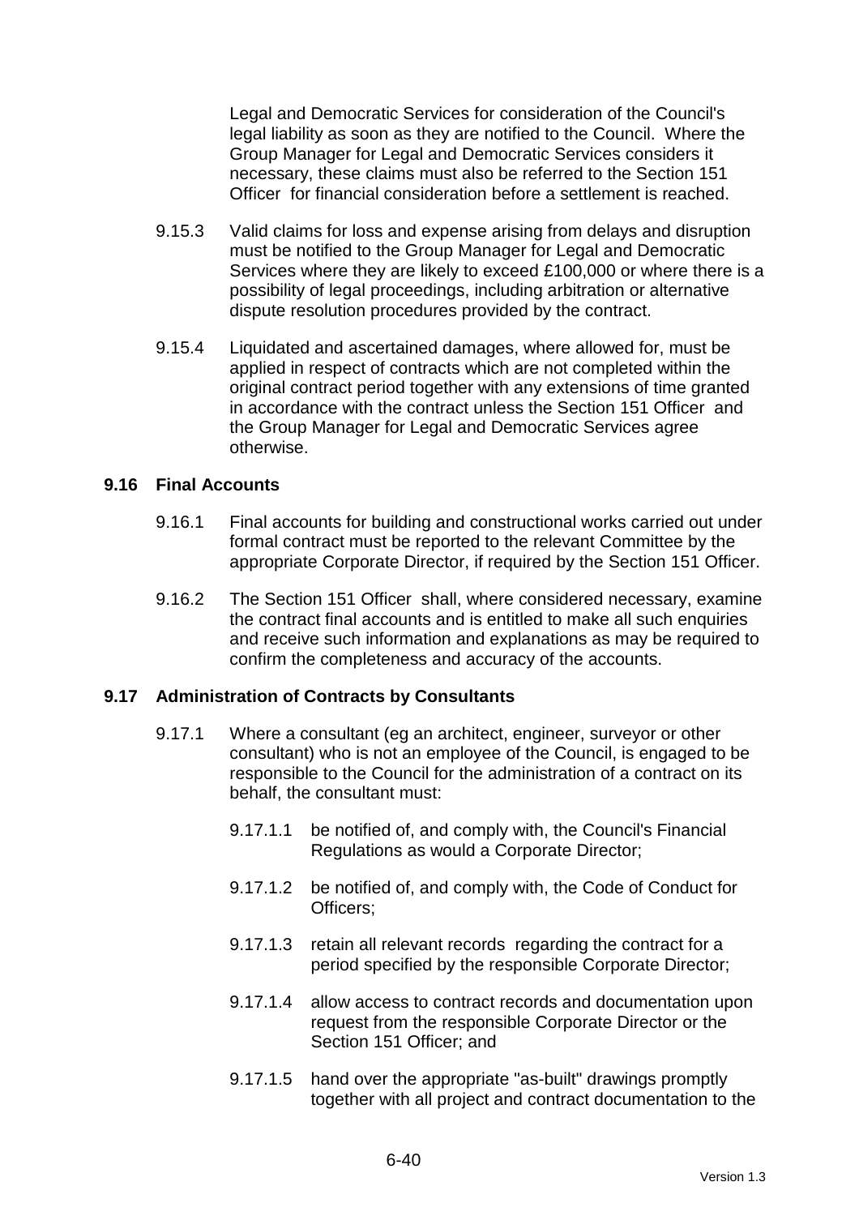Legal and Democratic Services for consideration of the Council's legal liability as soon as they are notified to the Council. Where the Group Manager for Legal and Democratic Services considers it necessary, these claims must also be referred to the Section 151 Officer for financial consideration before a settlement is reached.

9.15.3 Valid claims for loss and expense arising from delays and disruption must be notified to the Group Manager for Legal and Democratic Services where they are likely to exceed £100,000 or where there is a possibility of legal proceedings, including arbitration or alternative dispute resolution procedures provided by the contract.

9.15.4 Liquidated and ascertained damages, where allowed for, must be applied in respect of contracts which are not completed within the original contract period together with any extensions of time granted in accordance with the contract unless the Section 151 Officer and the Group Manager for Legal and Democratic Services agree otherwise.

**9.16 Final Accounts**

9.16.1 Final accounts for building and constructional works carried out under formal contract must be reported to the relevant Committee by the appropriate Corporate Director, if required by the Section 151 Officer.

9.16.2 The Section 151 Officer shall, where considered necessary, examine the contract final accounts and is entitled to make all such enquiries and receive such information and explanations as may be required to confirm the completeness and accuracy of the accounts.

**9.17 Administration of Contracts by Consultants**

9.17.1 Where a consultant (eg an architect, engineer, surveyor or other consultant) who is not an employee of the Council, is engaged to be responsible to the Council for the administration of a contract on its behalf, the consultant must:

9.17.1.1 be notified of, and comply with, the Council's Financial Regulations as would a Corporate Director;

9.17.1.2 be notified of, and comply with, the Code of Conduct for Officers;

9.17.1.3 retain all relevant records regarding the contract for a period specified by the responsible Corporate Director;

9.17.1.4 allow access to contract records and documentation upon request from the responsible Corporate Director or the Section 151 Officer; and

9.17.1.5 hand over the appropriate "as-built" drawings promptly together with all project and contract documentation to the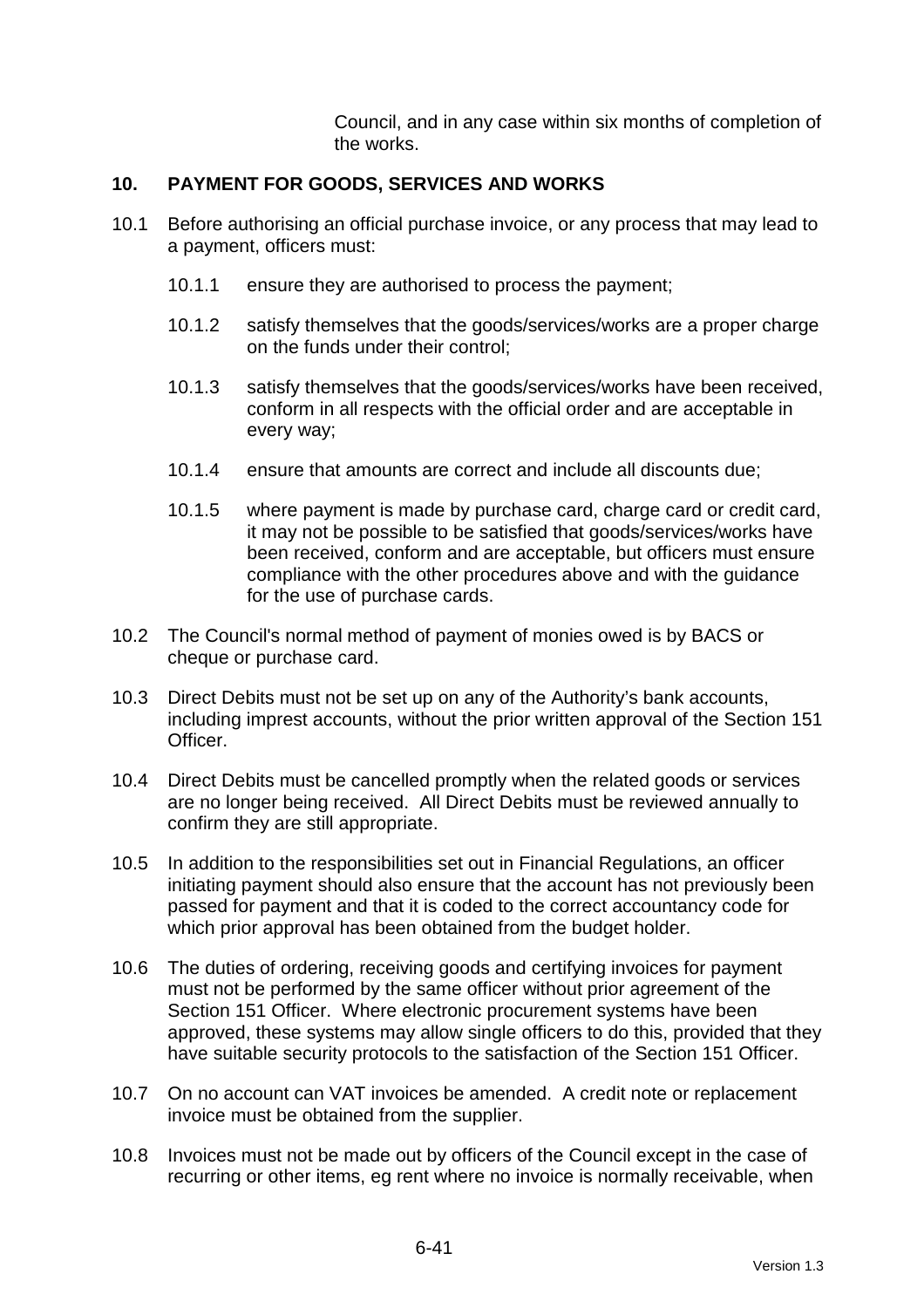Council, and in any case within six months of completion of the works.

## 10. PAYMENT FOR GOODS, SERVICES AND WORKS

10.1 Before authorising an official purchase invoice, or any process that may lead to a payment, officers must:

- 10.1.1 ensure they are authorised to process the payment;
- 10.1.2 satisfy themselves that the goods/services/works are a proper charge on the funds under their control;
- 10.1.3 satisfy themselves that the goods/services/works have been received, conform in all respects with the official order and are acceptable in every way;
- 10.1.4 ensure that amounts are correct and include all discounts due;
- 10.1.5 where payment is made by purchase card, charge card or credit card, it may not be possible to be satisfied that goods/services/works have been received, conform and are acceptable, but officers must ensure compliance with the other procedures above and with the guidance for the use of purchase cards.

10.2 The Council's normal method of payment of monies owed is by BACS or cheque or purchase card.

10.3 Direct Debits must not be set up on any of the Authority's bank accounts, including imprest accounts, without the prior written approval of the Section 151 Officer.

10.4 Direct Debits must be cancelled promptly when the related goods or services are no longer being received. All Direct Debits must be reviewed annually to confirm they are still appropriate.

10.5 In addition to the responsibilities set out in Financial Regulations, an officer initiating payment should also ensure that the account has not previously been passed for payment and that it is coded to the correct accountancy code for which prior approval has been obtained from the budget holder.

10.6 The duties of ordering, receiving goods and certifying invoices for payment must not be performed by the same officer without prior agreement of the Section 151 Officer. Where electronic procurement systems have been approved, these systems may allow single officers to do this, provided that they have suitable security protocols to the satisfaction of the Section 151 Officer.

10.7 On no account can VAT invoices be amended. A credit note or replacement invoice must be obtained from the supplier.

10.8 Invoices must not be made out by officers of the Council except in the case of recurring or other items, eg rent where no invoice is normally receivable, when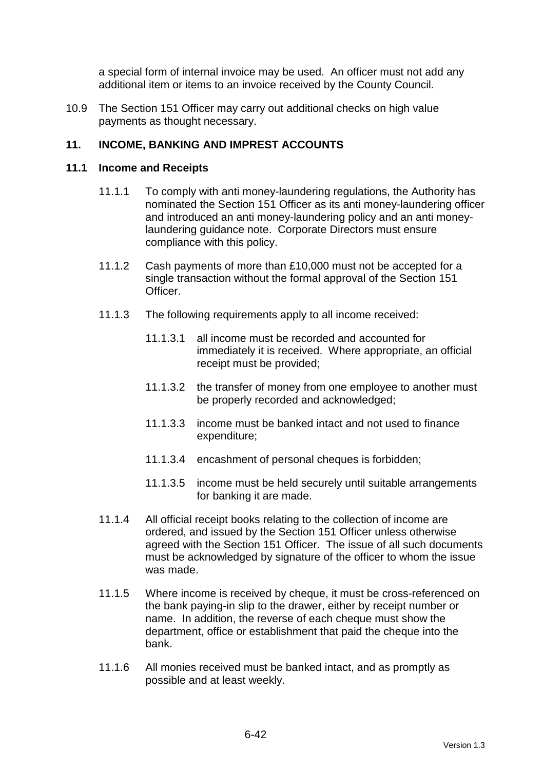a special form of internal invoice may be used. An officer must not add any additional item or items to an invoice received by the County Council.

10.9 The Section 151 Officer may carry out additional checks on high value payments as thought necessary.

## 11. INCOME, BANKING AND IMPREST ACCOUNTS

### 11.1 Income and Receipts

11.1.1 To comply with anti money-laundering regulations, the Authority has nominated the Section 151 Officer as its anti money-laundering officer and introduced an anti money-laundering policy and an anti money-laundering guidance note. Corporate Directors must ensure compliance with this policy.

11.1.2 Cash payments of more than £10,000 must not be accepted for a single transaction without the formal approval of the Section 151 Officer.

11.1.3 The following requirements apply to all income received:

11.1.3.1 all income must be recorded and accounted for immediately it is received. Where appropriate, an official receipt must be provided;

11.1.3.2 the transfer of money from one employee to another must be properly recorded and acknowledged;

11.1.3.3 income must be banked intact and not used to finance expenditure;

11.1.3.4 encashment of personal cheques is forbidden;

11.1.3.5 income must be held securely until suitable arrangements for banking it are made.

11.1.4 All official receipt books relating to the collection of income are ordered, and issued by the Section 151 Officer unless otherwise agreed with the Section 151 Officer. The issue of all such documents must be acknowledged by signature of the officer to whom the issue was made.

11.1.5 Where income is received by cheque, it must be cross-referenced on the bank paying-in slip to the drawer, either by receipt number or name. In addition, the reverse of each cheque must show the department, office or establishment that paid the cheque into the bank.

11.1.6 All monies received must be banked intact, and as promptly as possible and at least weekly.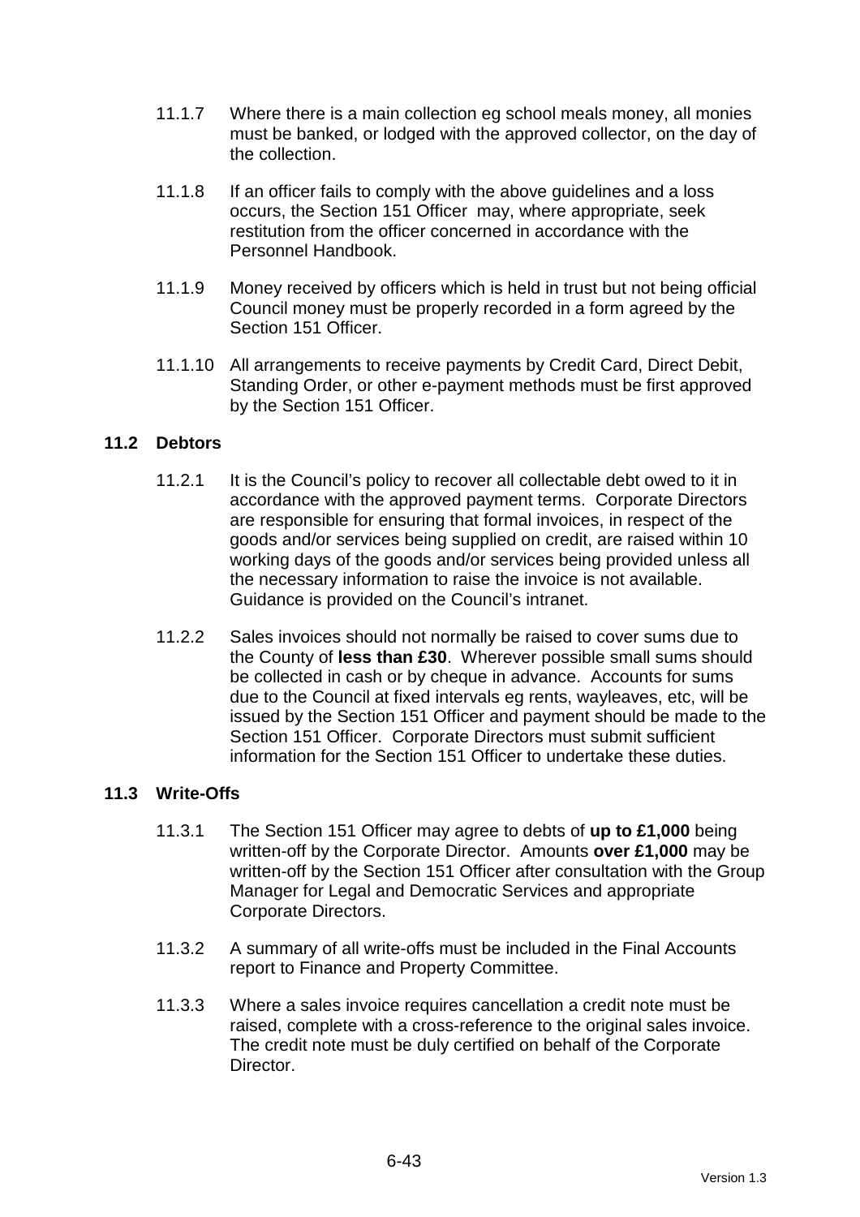11.1.7 Where there is a main collection eg school meals money, all monies must be banked, or lodged with the approved collector, on the day of the collection.

11.1.8 If an officer fails to comply with the above guidelines and a loss occurs, the Section 151 Officer may, where appropriate, seek restitution from the officer concerned in accordance with the Personnel Handbook.

11.1.9 Money received by officers which is held in trust but not being official Council money must be properly recorded in a form agreed by the Section 151 Officer.

11.1.10 All arrangements to receive payments by Credit Card, Direct Debit, Standing Order, or other e-payment methods must be first approved by the Section 151 Officer.

### 11.2 Debtors

11.2.1 It is the Council's policy to recover all collectable debt owed to it in accordance with the approved payment terms. Corporate Directors are responsible for ensuring that formal invoices, in respect of the goods and/or services being supplied on credit, are raised within 10 working days of the goods and/or services being provided unless all the necessary information to raise the invoice is not available. Guidance is provided on the Council's intranet.

11.2.2 Sales invoices should not normally be raised to cover sums due to the County of **less than £30**. Wherever possible small sums should be collected in cash or by cheque in advance. Accounts for sums due to the Council at fixed intervals eg rents, wayleaves, etc, will be issued by the Section 151 Officer and payment should be made to the Section 151 Officer. Corporate Directors must submit sufficient information for the Section 151 Officer to undertake these duties.

### 11.3 Write-Offs

11.3.1 The Section 151 Officer may agree to debts of **up to £1,000** being written-off by the Corporate Director. Amounts **over £1,000** may be written-off by the Section 151 Officer after consultation with the Group Manager for Legal and Democratic Services and appropriate Corporate Directors.

11.3.2 A summary of all write-offs must be included in the Final Accounts report to Finance and Property Committee.

11.3.3 Where a sales invoice requires cancellation a credit note must be raised, complete with a cross-reference to the original sales invoice. The credit note must be duly certified on behalf of the Corporate Director.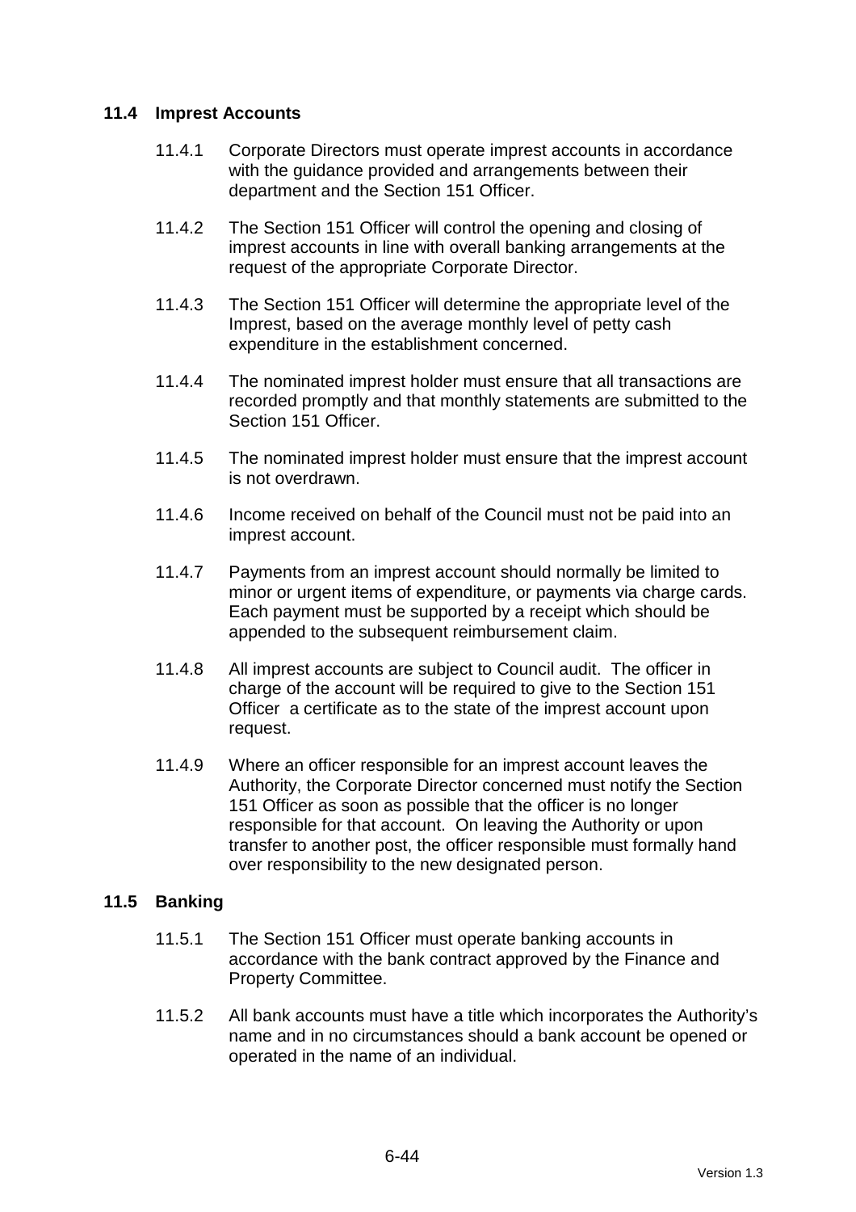### 11.4 Imprest Accounts

11.4.1 Corporate Directors must operate imprest accounts in accordance with the guidance provided and arrangements between their department and the Section 151 Officer.

11.4.2 The Section 151 Officer will control the opening and closing of imprest accounts in line with overall banking arrangements at the request of the appropriate Corporate Director.

11.4.3 The Section 151 Officer will determine the appropriate level of the Imprest, based on the average monthly level of petty cash expenditure in the establishment concerned.

11.4.4 The nominated imprest holder must ensure that all transactions are recorded promptly and that monthly statements are submitted to the Section 151 Officer.

11.4.5 The nominated imprest holder must ensure that the imprest account is not overdrawn.

11.4.6 Income received on behalf of the Council must not be paid into an imprest account.

11.4.7 Payments from an imprest account should normally be limited to minor or urgent items of expenditure, or payments via charge cards. Each payment must be supported by a receipt which should be appended to the subsequent reimbursement claim.

11.4.8 All imprest accounts are subject to Council audit. The officer in charge of the account will be required to give to the Section 151 Officer a certificate as to the state of the imprest account upon request.

11.4.9 Where an officer responsible for an imprest account leaves the Authority, the Corporate Director concerned must notify the Section 151 Officer as soon as possible that the officer is no longer responsible for that account. On leaving the Authority or upon transfer to another post, the officer responsible must formally hand over responsibility to the new designated person.

### 11.5 Banking

11.5.1 The Section 151 Officer must operate banking accounts in accordance with the bank contract approved by the Finance and Property Committee.

11.5.2 All bank accounts must have a title which incorporates the Authority's name and in no circumstances should a bank account be opened or operated in the name of an individual.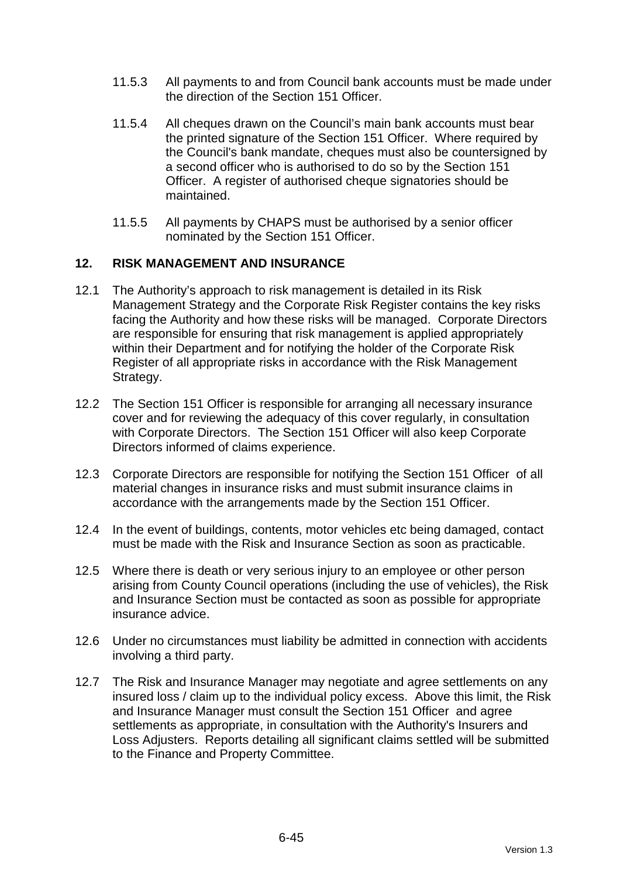11.5.3 All payments to and from Council bank accounts must be made under the direction of the Section 151 Officer.

11.5.4 All cheques drawn on the Council's main bank accounts must bear the printed signature of the Section 151 Officer. Where required by the Council's bank mandate, cheques must also be countersigned by a second officer who is authorised to do so by the Section 151 Officer. A register of authorised cheque signatories should be maintained.

11.5.5 All payments by CHAPS must be authorised by a senior officer nominated by the Section 151 Officer.

## 12. RISK MANAGEMENT AND INSURANCE

12.1 The Authority's approach to risk management is detailed in its Risk Management Strategy and the Corporate Risk Register contains the key risks facing the Authority and how these risks will be managed. Corporate Directors are responsible for ensuring that risk management is applied appropriately within their Department and for notifying the holder of the Corporate Risk Register of all appropriate risks in accordance with the Risk Management Strategy.

12.2 The Section 151 Officer is responsible for arranging all necessary insurance cover and for reviewing the adequacy of this cover regularly, in consultation with Corporate Directors. The Section 151 Officer will also keep Corporate Directors informed of claims experience.

12.3 Corporate Directors are responsible for notifying the Section 151 Officer of all material changes in insurance risks and must submit insurance claims in accordance with the arrangements made by the Section 151 Officer.

12.4 In the event of buildings, contents, motor vehicles etc being damaged, contact must be made with the Risk and Insurance Section as soon as practicable.

12.5 Where there is death or very serious injury to an employee or other person arising from County Council operations (including the use of vehicles), the Risk and Insurance Section must be contacted as soon as possible for appropriate insurance advice.

12.6 Under no circumstances must liability be admitted in connection with accidents involving a third party.

12.7 The Risk and Insurance Manager may negotiate and agree settlements on any insured loss / claim up to the individual policy excess. Above this limit, the Risk and Insurance Manager must consult the Section 151 Officer and agree settlements as appropriate, in consultation with the Authority's Insurers and Loss Adjusters. Reports detailing all significant claims settled will be submitted to the Finance and Property Committee.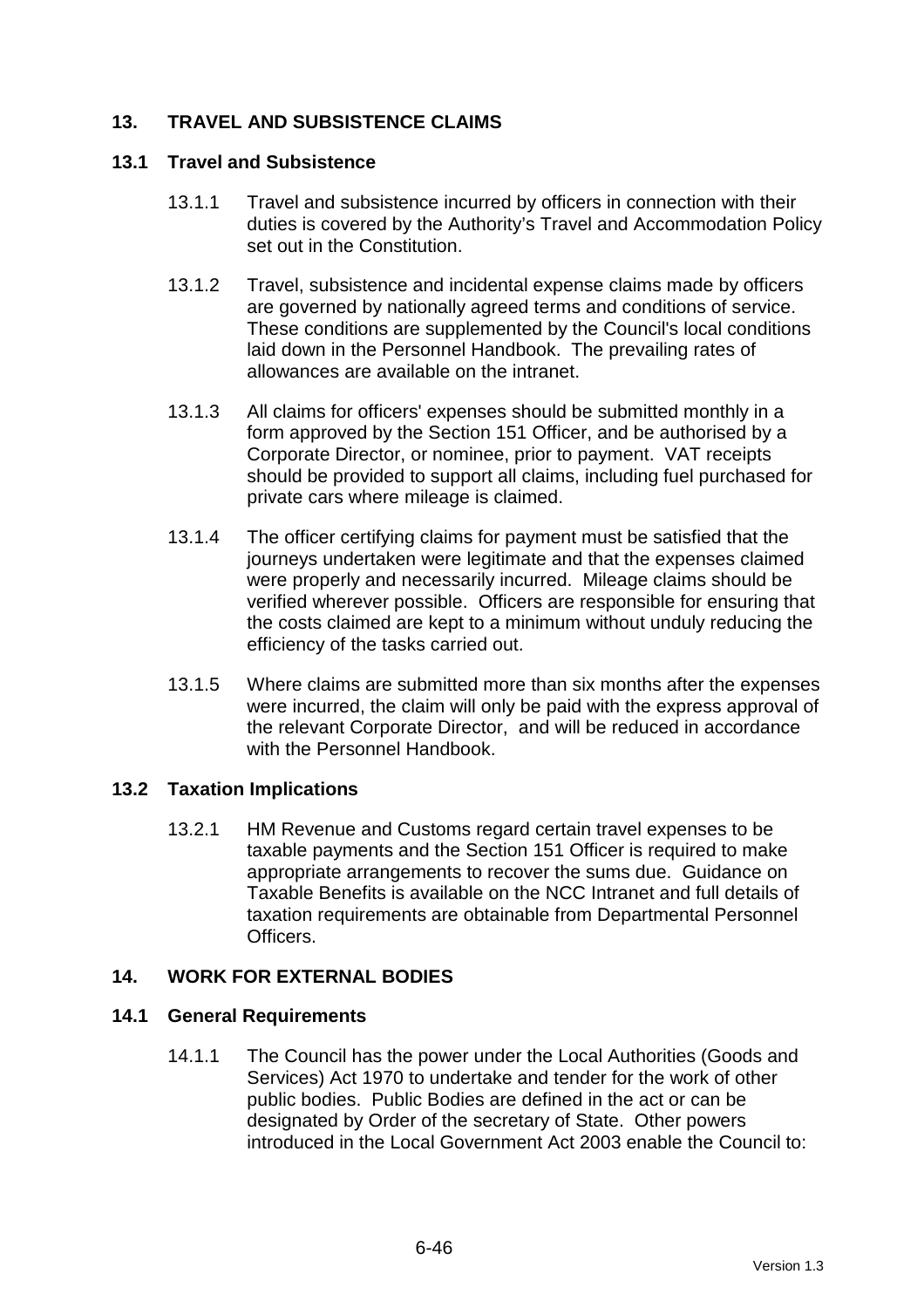## 13. TRAVEL AND SUBSISTENCE CLAIMS

### 13.1 Travel and Subsistence

13.1.1 Travel and subsistence incurred by officers in connection with their duties is covered by the Authority's Travel and Accommodation Policy set out in the Constitution.

13.1.2 Travel, subsistence and incidental expense claims made by officers are governed by nationally agreed terms and conditions of service. These conditions are supplemented by the Council's local conditions laid down in the Personnel Handbook. The prevailing rates of allowances are available on the intranet.

13.1.3 All claims for officers' expenses should be submitted monthly in a form approved by the Section 151 Officer, and be authorised by a Corporate Director, or nominee, prior to payment. VAT receipts should be provided to support all claims, including fuel purchased for private cars where mileage is claimed.

13.1.4 The officer certifying claims for payment must be satisfied that the journeys undertaken were legitimate and that the expenses claimed were properly and necessarily incurred. Mileage claims should be verified wherever possible. Officers are responsible for ensuring that the costs claimed are kept to a minimum without unduly reducing the efficiency of the tasks carried out.

13.1.5 Where claims are submitted more than six months after the expenses were incurred, the claim will only be paid with the express approval of the relevant Corporate Director, and will be reduced in accordance with the Personnel Handbook.

### 13.2 Taxation Implications

13.2.1 HM Revenue and Customs regard certain travel expenses to be taxable payments and the Section 151 Officer is required to make appropriate arrangements to recover the sums due. Guidance on Taxable Benefits is available on the NCC Intranet and full details of taxation requirements are obtainable from Departmental Personnel Officers.

## 14. WORK FOR EXTERNAL BODIES

### 14.1 General Requirements

14.1.1 The Council has the power under the Local Authorities (Goods and Services) Act 1970 to undertake and tender for the work of other public bodies. Public Bodies are defined in the act or can be designated by Order of the secretary of State. Other powers introduced in the Local Government Act 2003 enable the Council to: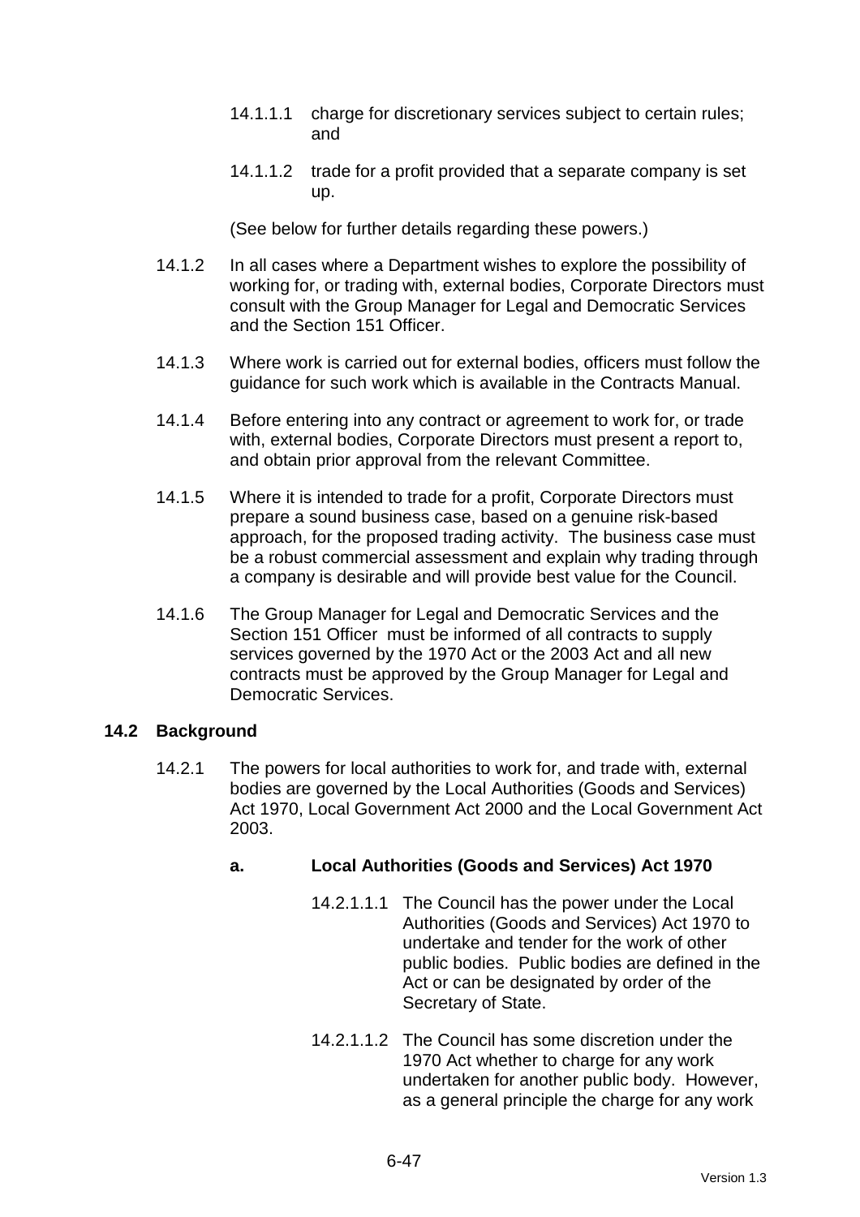14.1.1.1 charge for discretionary services subject to certain rules; and

14.1.1.2 trade for a profit provided that a separate company is set up.

(See below for further details regarding these powers.)

14.1.2 In all cases where a Department wishes to explore the possibility of working for, or trading with, external bodies, Corporate Directors must consult with the Group Manager for Legal and Democratic Services and the Section 151 Officer.

14.1.3 Where work is carried out for external bodies, officers must follow the guidance for such work which is available in the Contracts Manual.

14.1.4 Before entering into any contract or agreement to work for, or trade with, external bodies, Corporate Directors must present a report to, and obtain prior approval from the relevant Committee.

14.1.5 Where it is intended to trade for a profit, Corporate Directors must prepare a sound business case, based on a genuine risk-based approach, for the proposed trading activity. The business case must be a robust commercial assessment and explain why trading through a company is desirable and will provide best value for the Council.

14.1.6 The Group Manager for Legal and Democratic Services and the Section 151 Officer must be informed of all contracts to supply services governed by the 1970 Act or the 2003 Act and all new contracts must be approved by the Group Manager for Legal and Democratic Services.

## 14.2 Background

14.2.1 The powers for local authorities to work for, and trade with, external bodies are governed by the Local Authorities (Goods and Services) Act 1970, Local Government Act 2000 and the Local Government Act 2003.

### a. Local Authorities (Goods and Services) Act 1970

14.2.1.1.1 The Council has the power under the Local Authorities (Goods and Services) Act 1970 to undertake and tender for the work of other public bodies. Public bodies are defined in the Act or can be designated by order of the Secretary of State.

14.2.1.1.2 The Council has some discretion under the 1970 Act whether to charge for any work undertaken for another public body. However, as a general principle the charge for any work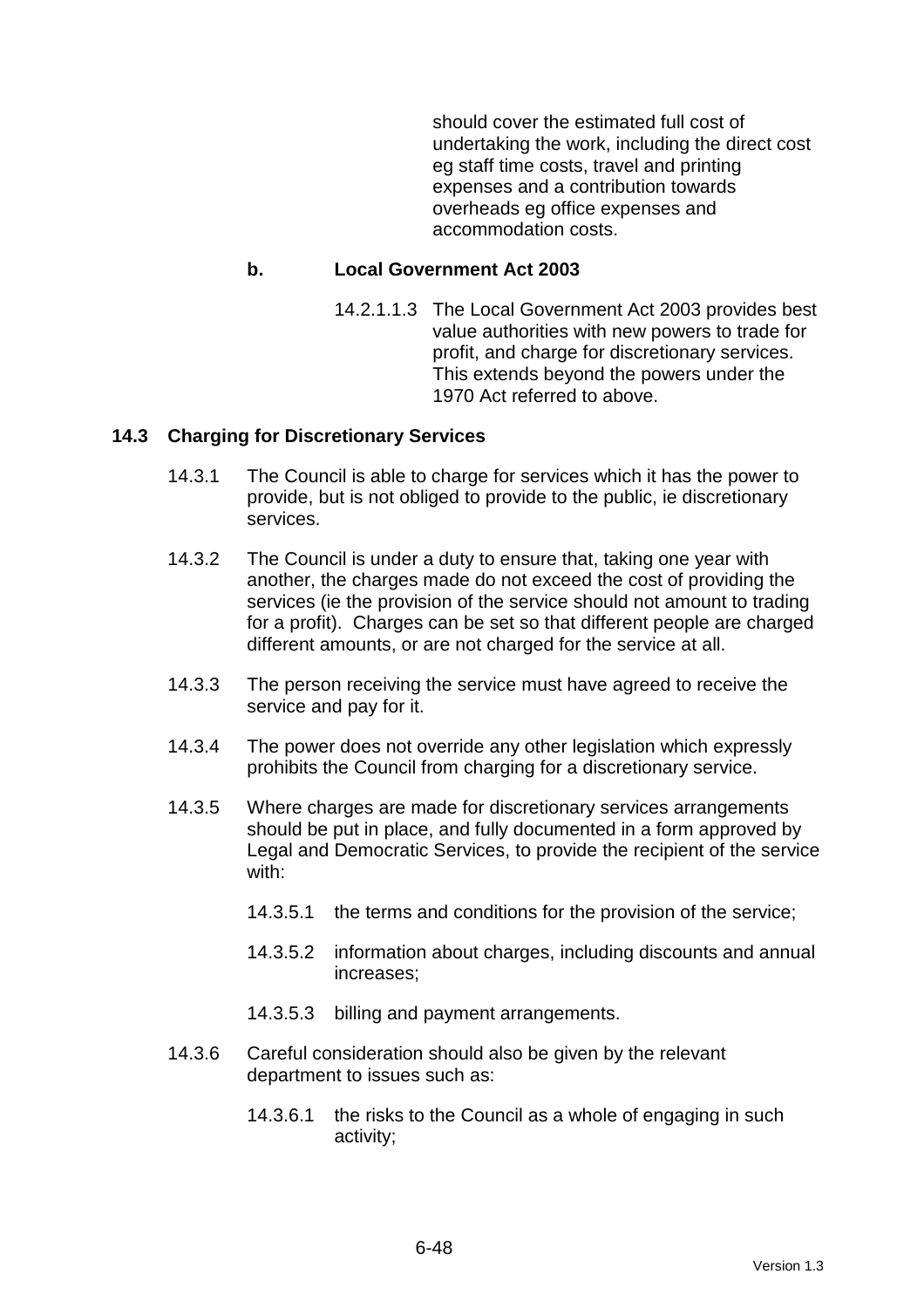should cover the estimated full cost of undertaking the work, including the direct cost eg staff time costs, travel and printing expenses and a contribution towards overheads eg office expenses and accommodation costs.

**b. Local Government Act 2003**

14.2.1.1.3 The Local Government Act 2003 provides best value authorities with new powers to trade for profit, and charge for discretionary services. This extends beyond the powers under the 1970 Act referred to above.

## 14.3 Charging for Discretionary Services

14.3.1 The Council is able to charge for services which it has the power to provide, but is not obliged to provide to the public, ie discretionary services.

14.3.2 The Council is under a duty to ensure that, taking one year with another, the charges made do not exceed the cost of providing the services (ie the provision of the service should not amount to trading for a profit). Charges can be set so that different people are charged different amounts, or are not charged for the service at all.

14.3.3 The person receiving the service must have agreed to receive the service and pay for it.

14.3.4 The power does not override any other legislation which expressly prohibits the Council from charging for a discretionary service.

14.3.5 Where charges are made for discretionary services arrangements should be put in place, and fully documented in a form approved by Legal and Democratic Services, to provide the recipient of the service with:

14.3.5.1 the terms and conditions for the provision of the service;

14.3.5.2 information about charges, including discounts and annual increases;

14.3.5.3 billing and payment arrangements.

14.3.6 Careful consideration should also be given by the relevant department to issues such as:

14.3.6.1 the risks to the Council as a whole of engaging in such activity;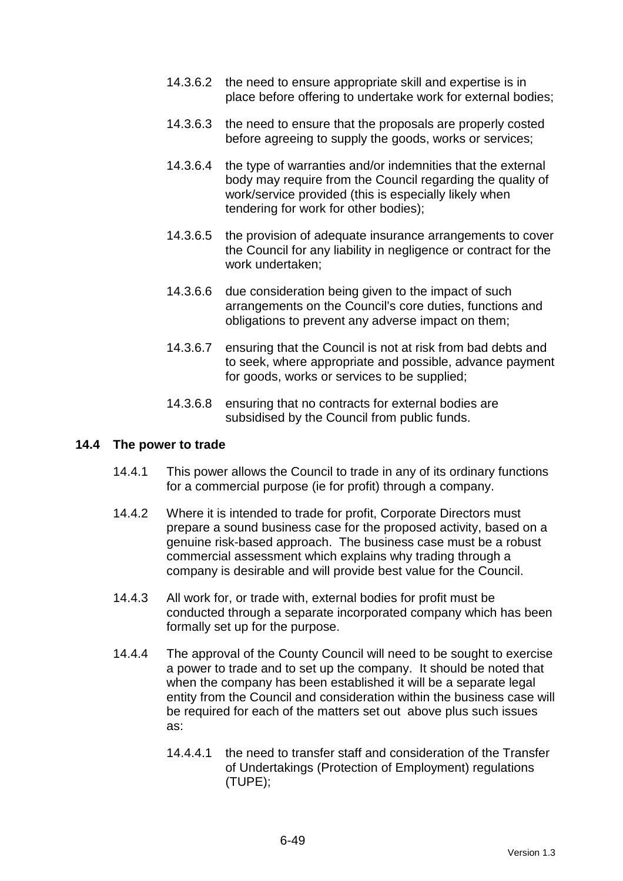14.3.6.2 the need to ensure appropriate skill and expertise is in place before offering to undertake work for external bodies;

14.3.6.3 the need to ensure that the proposals are properly costed before agreeing to supply the goods, works or services;

14.3.6.4 the type of warranties and/or indemnities that the external body may require from the Council regarding the quality of work/service provided (this is especially likely when tendering for work for other bodies);

14.3.6.5 the provision of adequate insurance arrangements to cover the Council for any liability in negligence or contract for the work undertaken;

14.3.6.6 due consideration being given to the impact of such arrangements on the Council's core duties, functions and obligations to prevent any adverse impact on them;

14.3.6.7 ensuring that the Council is not at risk from bad debts and to seek, where appropriate and possible, advance payment for goods, works or services to be supplied;

14.3.6.8 ensuring that no contracts for external bodies are subsidised by the Council from public funds.

## 14.4 The power to trade

14.4.1 This power allows the Council to trade in any of its ordinary functions for a commercial purpose (ie for profit) through a company.

14.4.2 Where it is intended to trade for profit, Corporate Directors must prepare a sound business case for the proposed activity, based on a genuine risk-based approach. The business case must be a robust commercial assessment which explains why trading through a company is desirable and will provide best value for the Council.

14.4.3 All work for, or trade with, external bodies for profit must be conducted through a separate incorporated company which has been formally set up for the purpose.

14.4.4 The approval of the County Council will need to be sought to exercise a power to trade and to set up the company. It should be noted that when the company has been established it will be a separate legal entity from the Council and consideration within the business case will be required for each of the matters set out above plus such issues as:

14.4.4.1 the need to transfer staff and consideration of the Transfer of Undertakings (Protection of Employment) regulations (TUPE);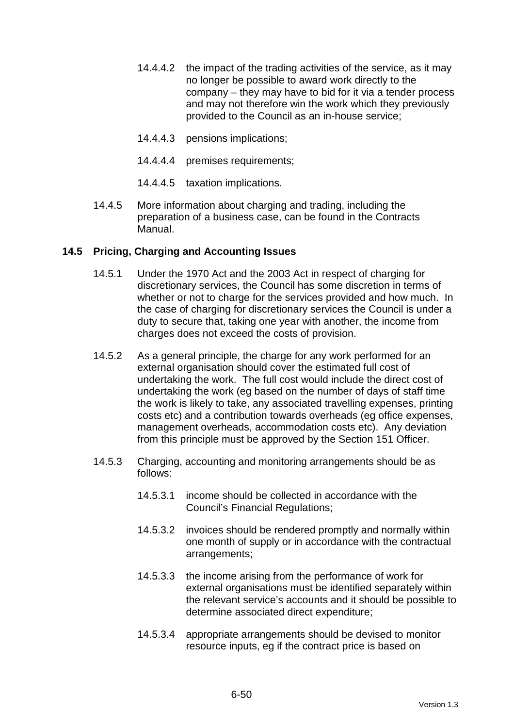14.4.4.2 the impact of the trading activities of the service, as it may no longer be possible to award work directly to the company – they may have to bid for it via a tender process and may not therefore win the work which they previously provided to the Council as an in-house service;

14.4.4.3 pensions implications;

14.4.4.4 premises requirements;

14.4.4.5 taxation implications.

14.4.5 More information about charging and trading, including the preparation of a business case, can be found in the Contracts Manual.

### 14.5 Pricing, Charging and Accounting Issues

14.5.1 Under the 1970 Act and the 2003 Act in respect of charging for discretionary services, the Council has some discretion in terms of whether or not to charge for the services provided and how much. In the case of charging for discretionary services the Council is under a duty to secure that, taking one year with another, the income from charges does not exceed the costs of provision.

14.5.2 As a general principle, the charge for any work performed for an external organisation should cover the estimated full cost of undertaking the work. The full cost would include the direct cost of undertaking the work (eg based on the number of days of staff time the work is likely to take, any associated travelling expenses, printing costs etc) and a contribution towards overheads (eg office expenses, management overheads, accommodation costs etc). Any deviation from this principle must be approved by the Section 151 Officer.

14.5.3 Charging, accounting and monitoring arrangements should be as follows:

14.5.3.1 income should be collected in accordance with the Council's Financial Regulations;

14.5.3.2 invoices should be rendered promptly and normally within one month of supply or in accordance with the contractual arrangements;

14.5.3.3 the income arising from the performance of work for external organisations must be identified separately within the relevant service's accounts and it should be possible to determine associated direct expenditure;

14.5.3.4 appropriate arrangements should be devised to monitor resource inputs, eg if the contract price is based on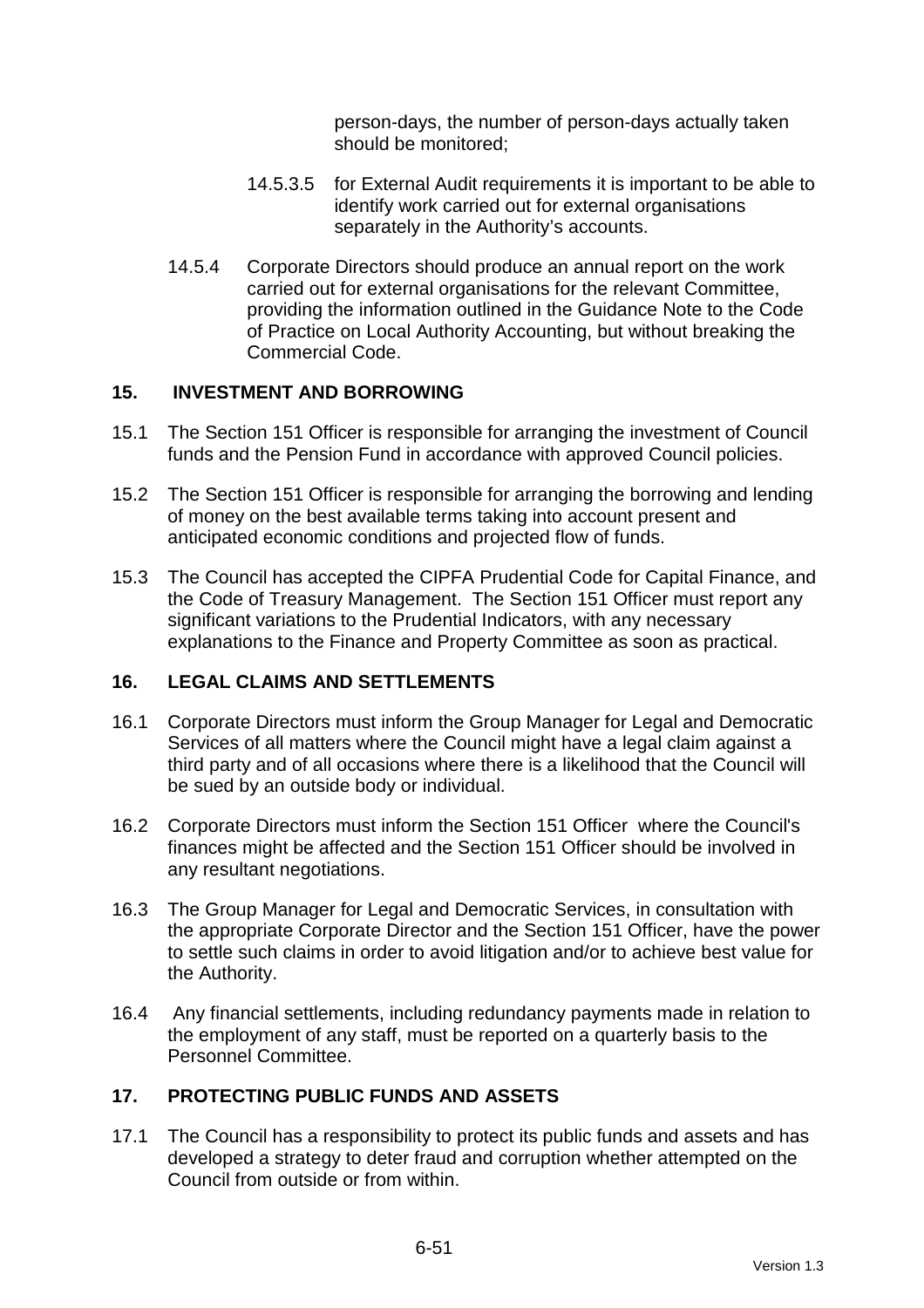person-days, the number of person-days actually taken should be monitored;

14.5.3.5 for External Audit requirements it is important to be able to identify work carried out for external organisations separately in the Authority's accounts.

14.5.4 Corporate Directors should produce an annual report on the work carried out for external organisations for the relevant Committee, providing the information outlined in the Guidance Note to the Code of Practice on Local Authority Accounting, but without breaking the Commercial Code.

## 15. INVESTMENT AND BORROWING

15.1 The Section 151 Officer is responsible for arranging the investment of Council funds and the Pension Fund in accordance with approved Council policies.

15.2 The Section 151 Officer is responsible for arranging the borrowing and lending of money on the best available terms taking into account present and anticipated economic conditions and projected flow of funds.

15.3 The Council has accepted the CIPFA Prudential Code for Capital Finance, and the Code of Treasury Management. The Section 151 Officer must report any significant variations to the Prudential Indicators, with any necessary explanations to the Finance and Property Committee as soon as practical.

## 16. LEGAL CLAIMS AND SETTLEMENTS

16.1 Corporate Directors must inform the Group Manager for Legal and Democratic Services of all matters where the Council might have a legal claim against a third party and of all occasions where there is a likelihood that the Council will be sued by an outside body or individual.

16.2 Corporate Directors must inform the Section 151 Officer where the Council's finances might be affected and the Section 151 Officer should be involved in any resultant negotiations.

16.3 The Group Manager for Legal and Democratic Services, in consultation with the appropriate Corporate Director and the Section 151 Officer, have the power to settle such claims in order to avoid litigation and/or to achieve best value for the Authority.

16.4 Any financial settlements, including redundancy payments made in relation to the employment of any staff, must be reported on a quarterly basis to the Personnel Committee.

## 17. PROTECTING PUBLIC FUNDS AND ASSETS

17.1 The Council has a responsibility to protect its public funds and assets and has developed a strategy to deter fraud and corruption whether attempted on the Council from outside or from within.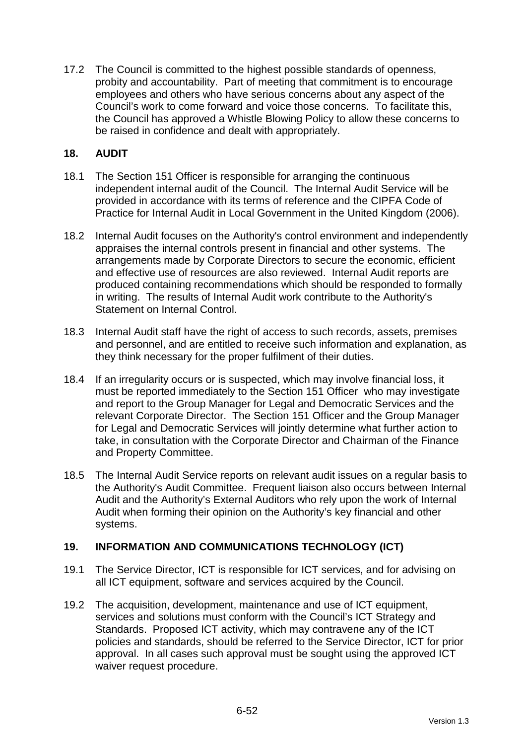17.2 The Council is committed to the highest possible standards of openness, probity and accountability. Part of meeting that commitment is to encourage employees and others who have serious concerns about any aspect of the Council's work to come forward and voice those concerns. To facilitate this, the Council has approved a Whistle Blowing Policy to allow these concerns to be raised in confidence and dealt with appropriately.

## 18. AUDIT

18.1 The Section 151 Officer is responsible for arranging the continuous independent internal audit of the Council. The Internal Audit Service will be provided in accordance with its terms of reference and the CIPFA Code of Practice for Internal Audit in Local Government in the United Kingdom (2006).

18.2 Internal Audit focuses on the Authority's control environment and independently appraises the internal controls present in financial and other systems. The arrangements made by Corporate Directors to secure the economic, efficient and effective use of resources are also reviewed. Internal Audit reports are produced containing recommendations which should be responded to formally in writing. The results of Internal Audit work contribute to the Authority's Statement on Internal Control.

18.3 Internal Audit staff have the right of access to such records, assets, premises and personnel, and are entitled to receive such information and explanation, as they think necessary for the proper fulfilment of their duties.

18.4 If an irregularity occurs or is suspected, which may involve financial loss, it must be reported immediately to the Section 151 Officer who may investigate and report to the Group Manager for Legal and Democratic Services and the relevant Corporate Director. The Section 151 Officer and the Group Manager for Legal and Democratic Services will jointly determine what further action to take, in consultation with the Corporate Director and Chairman of the Finance and Property Committee.

18.5 The Internal Audit Service reports on relevant audit issues on a regular basis to the Authority's Audit Committee. Frequent liaison also occurs between Internal Audit and the Authority's External Auditors who rely upon the work of Internal Audit when forming their opinion on the Authority's key financial and other systems.

## 19. INFORMATION AND COMMUNICATIONS TECHNOLOGY (ICT)

19.1 The Service Director, ICT is responsible for ICT services, and for advising on all ICT equipment, software and services acquired by the Council.

19.2 The acquisition, development, maintenance and use of ICT equipment, services and solutions must conform with the Council's ICT Strategy and Standards. Proposed ICT activity, which may contravene any of the ICT policies and standards, should be referred to the Service Director, ICT for prior approval. In all cases such approval must be sought using the approved ICT waiver request procedure.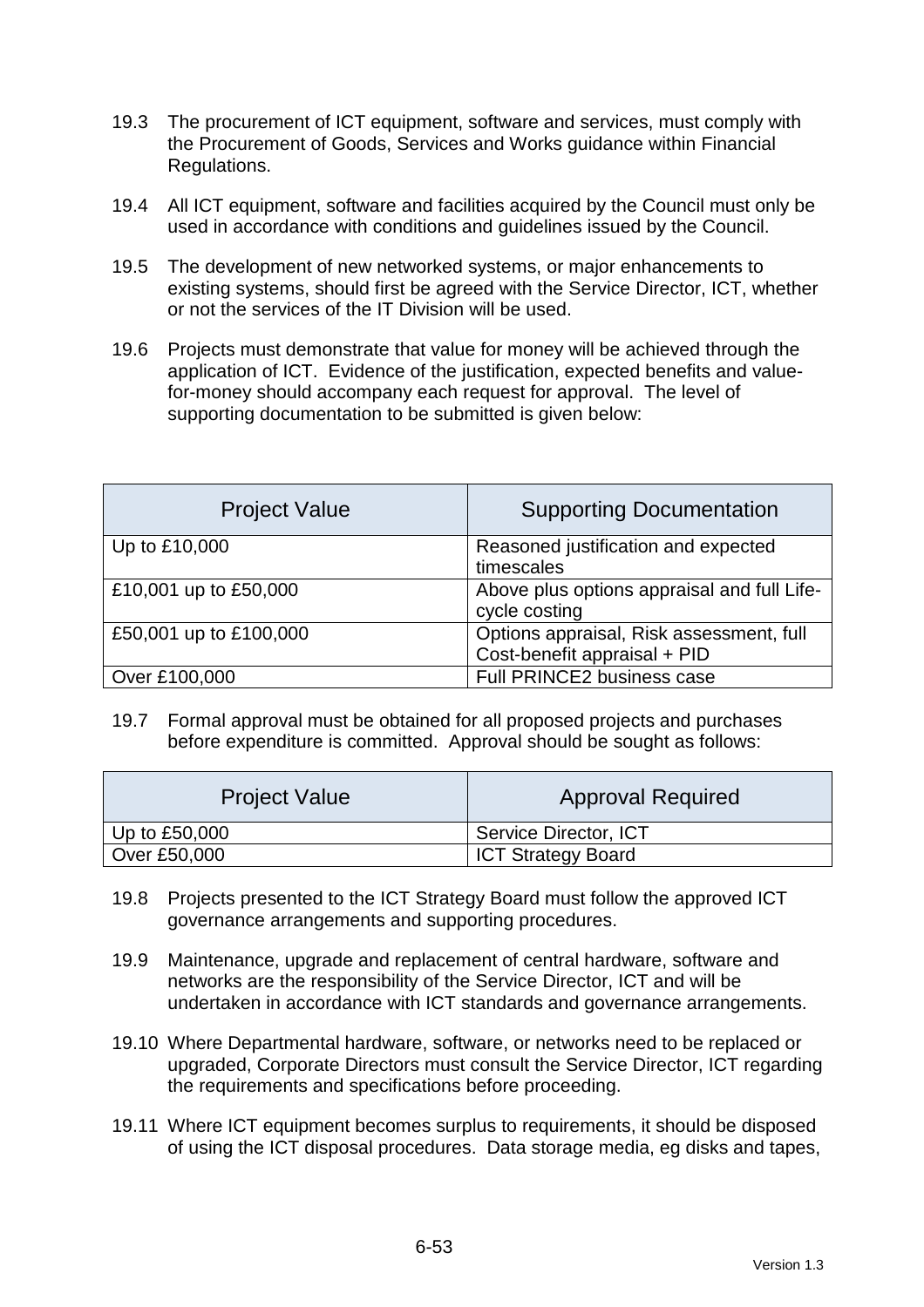19.3 The procurement of ICT equipment, software and services, must comply with the Procurement of Goods, Services and Works guidance within Financial Regulations.

19.4 All ICT equipment, software and facilities acquired by the Council must only be used in accordance with conditions and guidelines issued by the Council.

19.5 The development of new networked systems, or major enhancements to existing systems, should first be agreed with the Service Director, ICT, whether or not the services of the IT Division will be used.

19.6 Projects must demonstrate that value for money will be achieved through the application of ICT. Evidence of the justification, expected benefits and value-for-money should accompany each request for approval. The level of supporting documentation to be submitted is given below:

| Project Value | Supporting Documentation |
|---|---|
| Up to £10,000 | Reasoned justification and expected timescales |
| £10,001 up to £50,000 | Above plus options appraisal and full Life-cycle costing |
| £50,001 up to £100,000 | Options appraisal, Risk assessment, full Cost-benefit appraisal + PID |
| Over £100,000 | Full PRINCE2 business case |

19.7 Formal approval must be obtained for all proposed projects and purchases before expenditure is committed. Approval should be sought as follows:

| Project Value | Approval Required |
|---|---|
| Up to £50,000 | Service Director, ICT |
| Over £50,000 | ICT Strategy Board |

19.8 Projects presented to the ICT Strategy Board must follow the approved ICT governance arrangements and supporting procedures.

19.9 Maintenance, upgrade and replacement of central hardware, software and networks are the responsibility of the Service Director, ICT and will be undertaken in accordance with ICT standards and governance arrangements.

19.10 Where Departmental hardware, software, or networks need to be replaced or upgraded, Corporate Directors must consult the Service Director, ICT regarding the requirements and specifications before proceeding.

19.11 Where ICT equipment becomes surplus to requirements, it should be disposed of using the ICT disposal procedures. Data storage media, eg disks and tapes,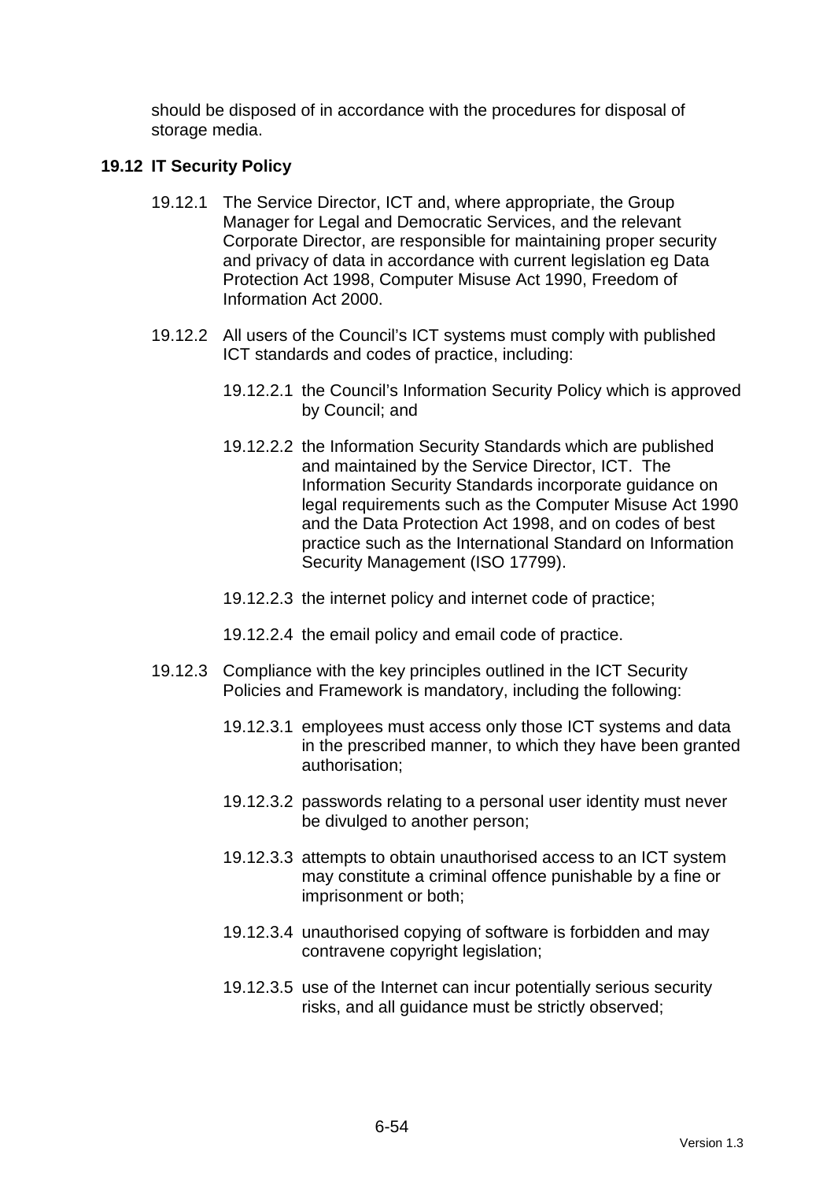should be disposed of in accordance with the procedures for disposal of storage media.

## 19.12 IT Security Policy

19.12.1 The Service Director, ICT and, where appropriate, the Group Manager for Legal and Democratic Services, and the relevant Corporate Director, are responsible for maintaining proper security and privacy of data in accordance with current legislation eg Data Protection Act 1998, Computer Misuse Act 1990, Freedom of Information Act 2000.

19.12.2 All users of the Council's ICT systems must comply with published ICT standards and codes of practice, including:

19.12.2.1 the Council's Information Security Policy which is approved by Council; and

19.12.2.2 the Information Security Standards which are published and maintained by the Service Director, ICT. The Information Security Standards incorporate guidance on legal requirements such as the Computer Misuse Act 1990 and the Data Protection Act 1998, and on codes of best practice such as the International Standard on Information Security Management (ISO 17799).

19.12.2.3 the internet policy and internet code of practice;

19.12.2.4 the email policy and email code of practice.

19.12.3 Compliance with the key principles outlined in the ICT Security Policies and Framework is mandatory, including the following:

19.12.3.1 employees must access only those ICT systems and data in the prescribed manner, to which they have been granted authorisation;

19.12.3.2 passwords relating to a personal user identity must never be divulged to another person;

19.12.3.3 attempts to obtain unauthorised access to an ICT system may constitute a criminal offence punishable by a fine or imprisonment or both;

19.12.3.4 unauthorised copying of software is forbidden and may contravene copyright legislation;

19.12.3.5 use of the Internet can incur potentially serious security risks, and all guidance must be strictly observed;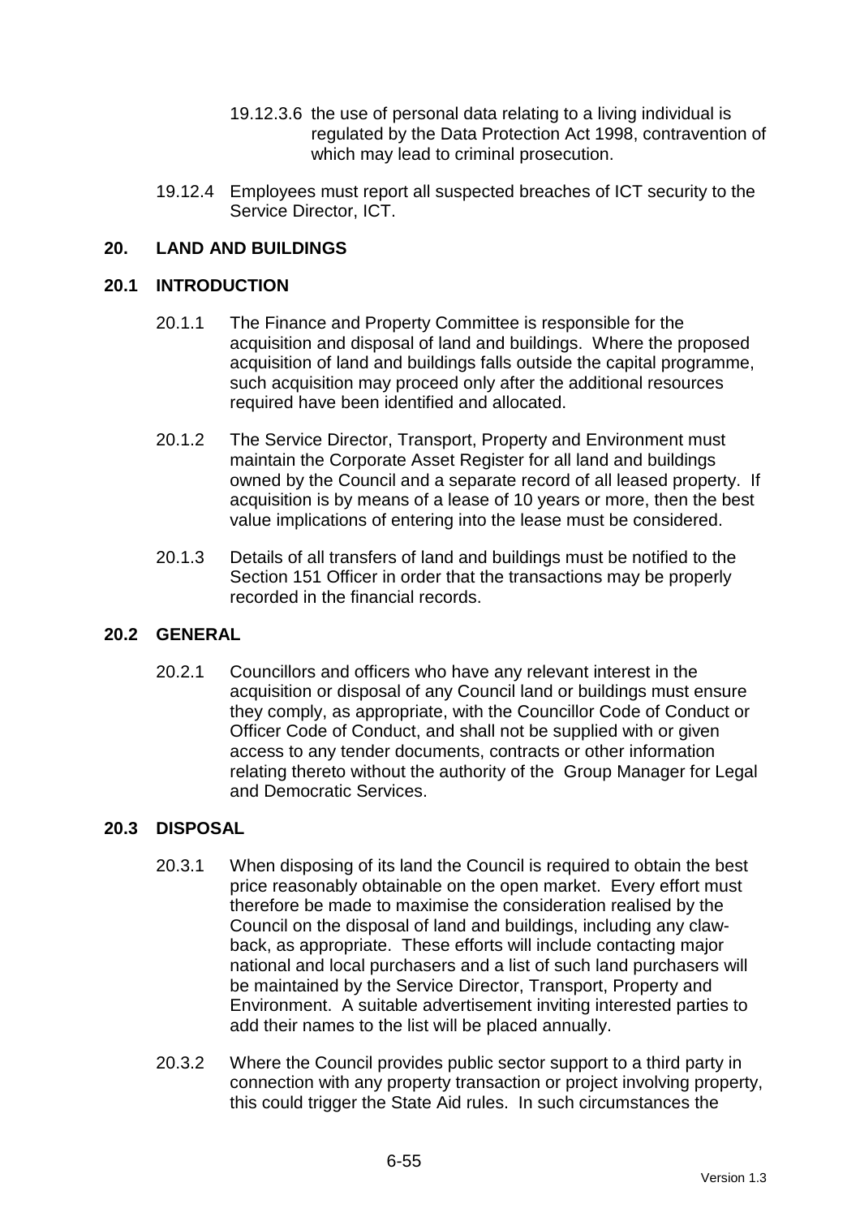19.12.3.6 the use of personal data relating to a living individual is regulated by the Data Protection Act 1998, contravention of which may lead to criminal prosecution.

19.12.4 Employees must report all suspected breaches of ICT security to the Service Director, ICT.

## 20. LAND AND BUILDINGS

### 20.1 INTRODUCTION

20.1.1 The Finance and Property Committee is responsible for the acquisition and disposal of land and buildings. Where the proposed acquisition of land and buildings falls outside the capital programme, such acquisition may proceed only after the additional resources required have been identified and allocated.

20.1.2 The Service Director, Transport, Property and Environment must maintain the Corporate Asset Register for all land and buildings owned by the Council and a separate record of all leased property. If acquisition is by means of a lease of 10 years or more, then the best value implications of entering into the lease must be considered.

20.1.3 Details of all transfers of land and buildings must be notified to the Section 151 Officer in order that the transactions may be properly recorded in the financial records.

### 20.2 GENERAL

20.2.1 Councillors and officers who have any relevant interest in the acquisition or disposal of any Council land or buildings must ensure they comply, as appropriate, with the Councillor Code of Conduct or Officer Code of Conduct, and shall not be supplied with or given access to any tender documents, contracts or other information relating thereto without the authority of the Group Manager for Legal and Democratic Services.

### 20.3 DISPOSAL

20.3.1 When disposing of its land the Council is required to obtain the best price reasonably obtainable on the open market. Every effort must therefore be made to maximise the consideration realised by the Council on the disposal of land and buildings, including any claw-back, as appropriate. These efforts will include contacting major national and local purchasers and a list of such land purchasers will be maintained by the Service Director, Transport, Property and Environment. A suitable advertisement inviting interested parties to add their names to the list will be placed annually.

20.3.2 Where the Council provides public sector support to a third party in connection with any property transaction or project involving property, this could trigger the State Aid rules. In such circumstances the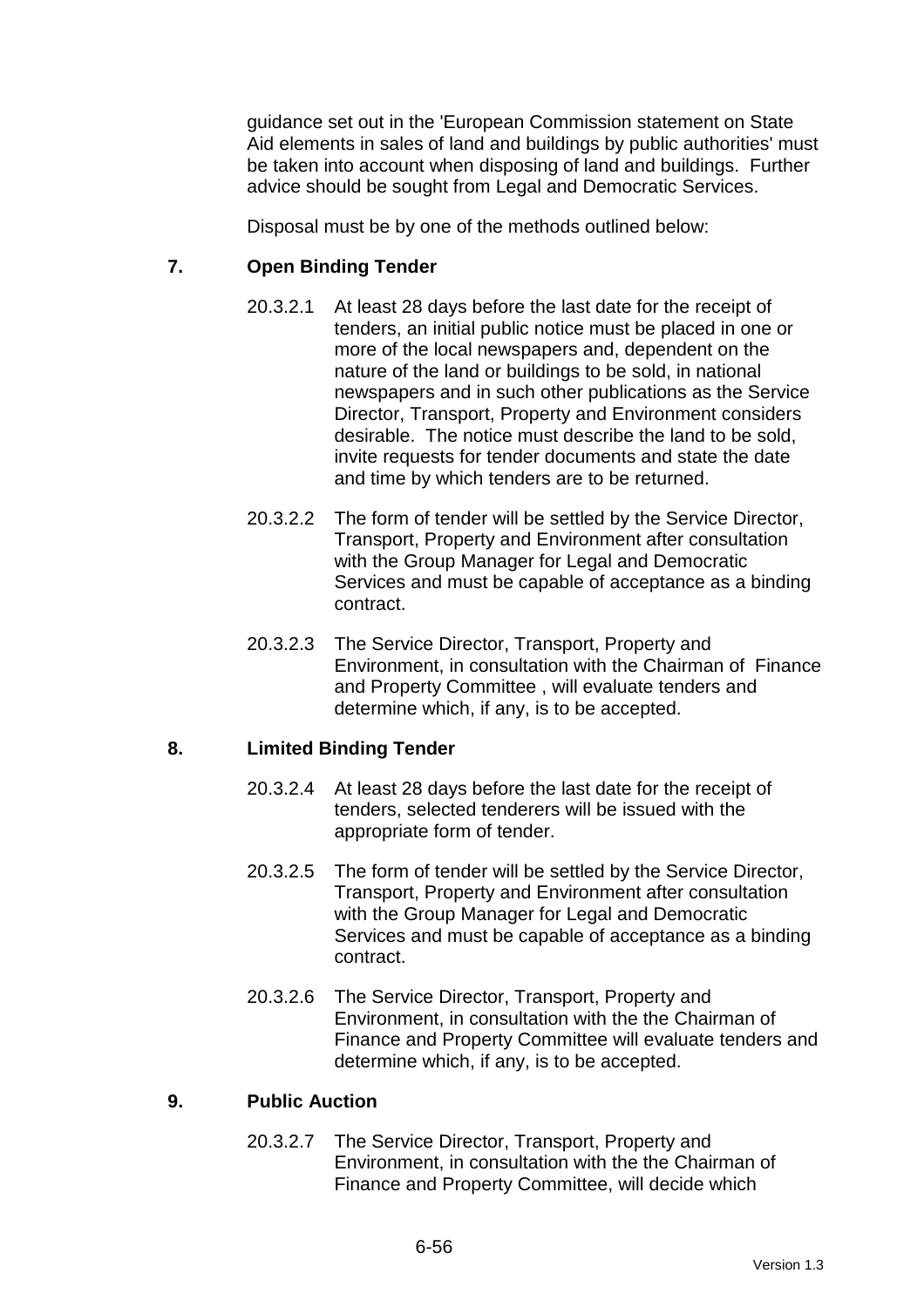guidance set out in the 'European Commission statement on State Aid elements in sales of land and buildings by public authorities' must be taken into account when disposing of land and buildings. Further advice should be sought from Legal and Democratic Services.

Disposal must be by one of the methods outlined below:

## 7. Open Binding Tender

20.3.2.1 At least 28 days before the last date for the receipt of tenders, an initial public notice must be placed in one or more of the local newspapers and, dependent on the nature of the land or buildings to be sold, in national newspapers and in such other publications as the Service Director, Transport, Property and Environment considers desirable. The notice must describe the land to be sold, invite requests for tender documents and state the date and time by which tenders are to be returned.

20.3.2.2 The form of tender will be settled by the Service Director, Transport, Property and Environment after consultation with the Group Manager for Legal and Democratic Services and must be capable of acceptance as a binding contract.

20.3.2.3 The Service Director, Transport, Property and Environment, in consultation with the Chairman of Finance and Property Committee , will evaluate tenders and determine which, if any, is to be accepted.

## 8. Limited Binding Tender

20.3.2.4 At least 28 days before the last date for the receipt of tenders, selected tenderers will be issued with the appropriate form of tender.

20.3.2.5 The form of tender will be settled by the Service Director, Transport, Property and Environment after consultation with the Group Manager for Legal and Democratic Services and must be capable of acceptance as a binding contract.

20.3.2.6 The Service Director, Transport, Property and Environment, in consultation with the the Chairman of Finance and Property Committee will evaluate tenders and determine which, if any, is to be accepted.

## 9. Public Auction

20.3.2.7 The Service Director, Transport, Property and Environment, in consultation with the the Chairman of Finance and Property Committee, will decide which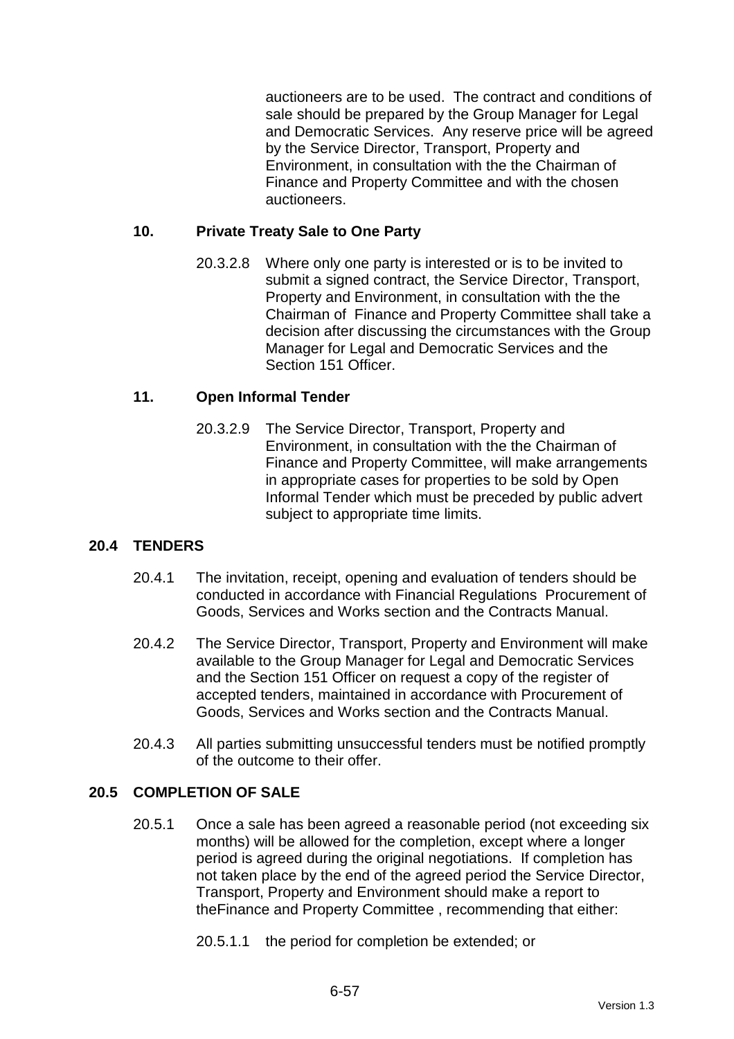auctioneers are to be used. The contract and conditions of sale should be prepared by the Group Manager for Legal and Democratic Services. Any reserve price will be agreed by the Service Director, Transport, Property and Environment, in consultation with the the Chairman of Finance and Property Committee and with the chosen auctioneers.

### 10. Private Treaty Sale to One Party

20.3.2.8 Where only one party is interested or is to be invited to submit a signed contract, the Service Director, Transport, Property and Environment, in consultation with the the Chairman of Finance and Property Committee shall take a decision after discussing the circumstances with the Group Manager for Legal and Democratic Services and the Section 151 Officer.

### 11. Open Informal Tender

20.3.2.9 The Service Director, Transport, Property and Environment, in consultation with the the Chairman of Finance and Property Committee, will make arrangements in appropriate cases for properties to be sold by Open Informal Tender which must be preceded by public advert subject to appropriate time limits.

## 20.4 TENDERS

20.4.1 The invitation, receipt, opening and evaluation of tenders should be conducted in accordance with Financial Regulations Procurement of Goods, Services and Works section and the Contracts Manual.

20.4.2 The Service Director, Transport, Property and Environment will make available to the Group Manager for Legal and Democratic Services and the Section 151 Officer on request a copy of the register of accepted tenders, maintained in accordance with Procurement of Goods, Services and Works section and the Contracts Manual.

20.4.3 All parties submitting unsuccessful tenders must be notified promptly of the outcome to their offer.

## 20.5 COMPLETION OF SALE

20.5.1 Once a sale has been agreed a reasonable period (not exceeding six months) will be allowed for the completion, except where a longer period is agreed during the original negotiations. If completion has not taken place by the end of the agreed period the Service Director, Transport, Property and Environment should make a report to theFinance and Property Committee , recommending that either:

20.5.1.1 the period for completion be extended; or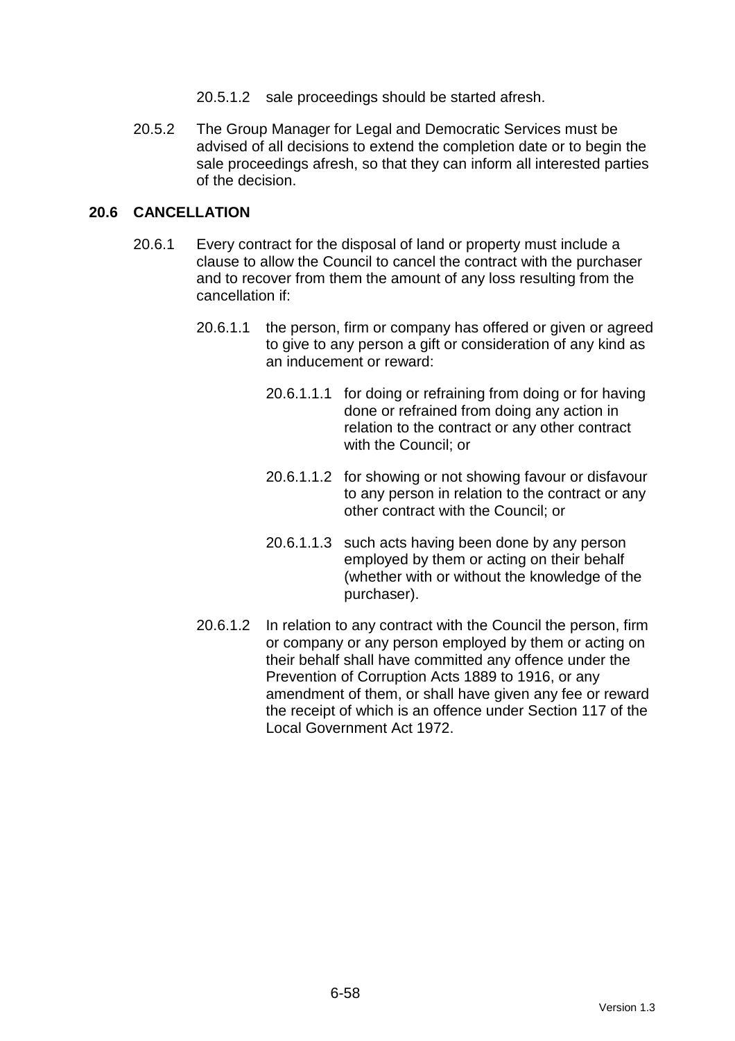20.5.1.2 sale proceedings should be started afresh.

20.5.2 The Group Manager for Legal and Democratic Services must be advised of all decisions to extend the completion date or to begin the sale proceedings afresh, so that they can inform all interested parties of the decision.

## 20.6 CANCELLATION

20.6.1 Every contract for the disposal of land or property must include a clause to allow the Council to cancel the contract with the purchaser and to recover from them the amount of any loss resulting from the cancellation if:

20.6.1.1 the person, firm or company has offered or given or agreed to give to any person a gift or consideration of any kind as an inducement or reward:

20.6.1.1.1 for doing or refraining from doing or for having done or refrained from doing any action in relation to the contract or any other contract with the Council; or

20.6.1.1.2 for showing or not showing favour or disfavour to any person in relation to the contract or any other contract with the Council; or

20.6.1.1.3 such acts having been done by any person employed by them or acting on their behalf (whether with or without the knowledge of the purchaser).

20.6.1.2 In relation to any contract with the Council the person, firm or company or any person employed by them or acting on their behalf shall have committed any offence under the Prevention of Corruption Acts 1889 to 1916, or any amendment of them, or shall have given any fee or reward the receipt of which is an offence under Section 117 of the Local Government Act 1972.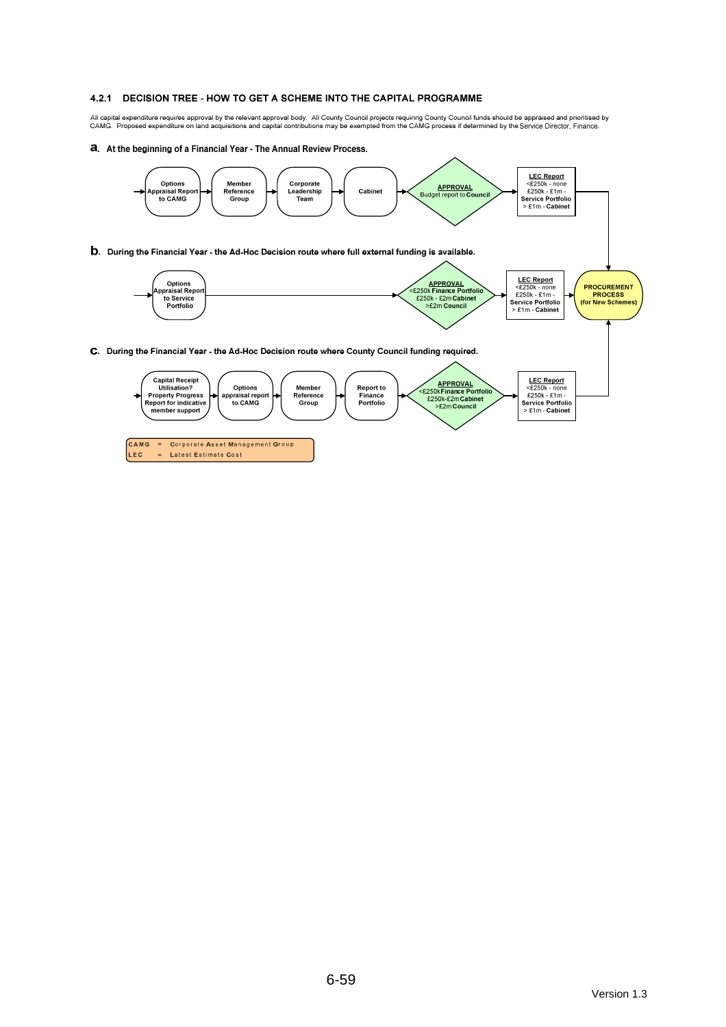### 4.2.1 DECISION TREE - HOW TO GET A SCHEME INTO THE CAPITAL PROGRAMME

All capital expenditure requires approval by the relevant approval body. All County Council projects requiring County Council funds should be appraised and prioritised by CAMG. Proposed expenditure on land acquisitions and capital contributions may be exempted from the CAMG process if determined by the Service Director, Finance.

**a. At the beginning of a Financial Year - The Annual Review Process.**

Options Appraisal Report to CAMG → Member Reference Group → Corporate Leadership Team → Cabinet → **APPROVAL** Budget report to **Council** → **LEC Report** <£250k - none; £250k - £1m - **Service Portfolio**; > £1m - **Cabinet** → **PROCUREMENT PROCESS (for New Schemes)**

**b. During the Financial Year - the Ad-Hoc Decision route where full external funding is available.**

Options Appraisal Report to Service Portfolio → **APPROVAL** <£250k **Finance Portfolio**; £250k - £2m **Cabinet**; >£2m **Council** → **LEC Report** <£250k - none; £250k - £1m - **Service Portfolio**; > £1m - **Cabinet** → **PROCUREMENT PROCESS (for New Schemes)**

**c. During the Financial Year - the Ad-Hoc Decision route where County Council funding required.**

Capital Receipt Utilisation? Property Progress Report for indicative member support → Options appraisal report to CAMG → Member Reference Group → Report to Finance Portfolio → **APPROVAL** <£250k **Finance Portfolio**; £250k-£2m **Cabinet**; >£2m **Council** → **LEC Report** <£250k - none; £250k - £1m - **Service Portfolio**; > £1m - **Cabinet** → **PROCUREMENT PROCESS (for New Schemes)**

| | | |
|---|---|---|
| CAMG | = | **C**orporate **A**sset **M**anagement **G**roup |
| LEC | = | **L**atest **E**stimate **C**ost |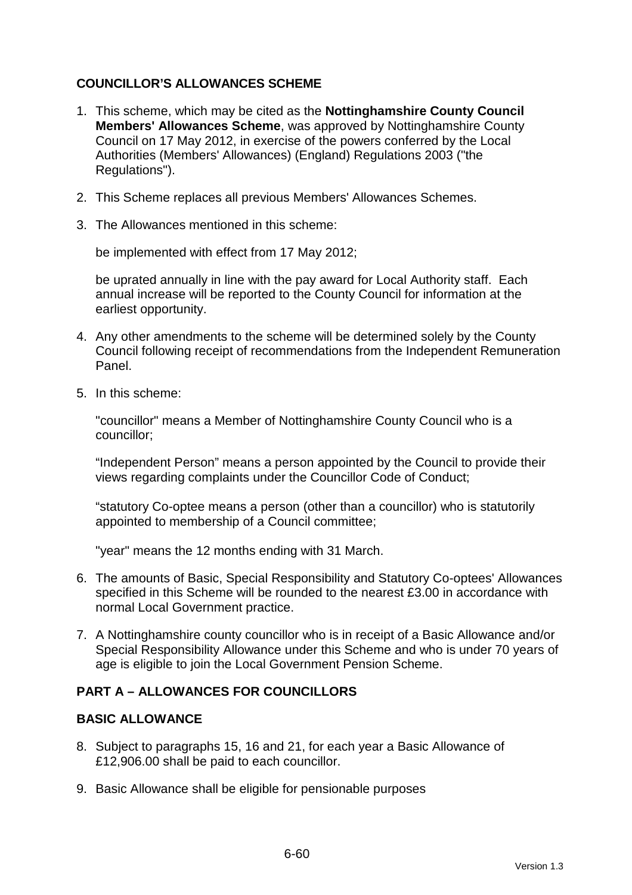## COUNCILLOR'S ALLOWANCES SCHEME

1. This scheme, which may be cited as the **Nottinghamshire County Council Members' Allowances Scheme**, was approved by Nottinghamshire County Council on 17 May 2012, in exercise of the powers conferred by the Local Authorities (Members' Allowances) (England) Regulations 2003 ("the Regulations").

2. This Scheme replaces all previous Members' Allowances Schemes.

3. The Allowances mentioned in this scheme:

   be implemented with effect from 17 May 2012;

   be uprated annually in line with the pay award for Local Authority staff. Each annual increase will be reported to the County Council for information at the earliest opportunity.

4. Any other amendments to the scheme will be determined solely by the County Council following receipt of recommendations from the Independent Remuneration Panel.

5. In this scheme:

   "councillor" means a Member of Nottinghamshire County Council who is a councillor;

   "Independent Person" means a person appointed by the Council to provide their views regarding complaints under the Councillor Code of Conduct;

   "statutory Co-optee means a person (other than a councillor) who is statutorily appointed to membership of a Council committee;

   "year" means the 12 months ending with 31 March.

6. The amounts of Basic, Special Responsibility and Statutory Co-optees' Allowances specified in this Scheme will be rounded to the nearest £3.00 in accordance with normal Local Government practice.

7. A Nottinghamshire county councillor who is in receipt of a Basic Allowance and/or Special Responsibility Allowance under this Scheme and who is under 70 years of age is eligible to join the Local Government Pension Scheme.

## PART A – ALLOWANCES FOR COUNCILLORS

### BASIC ALLOWANCE

8. Subject to paragraphs 15, 16 and 21, for each year a Basic Allowance of £12,906.00 shall be paid to each councillor.

9. Basic Allowance shall be eligible for pensionable purposes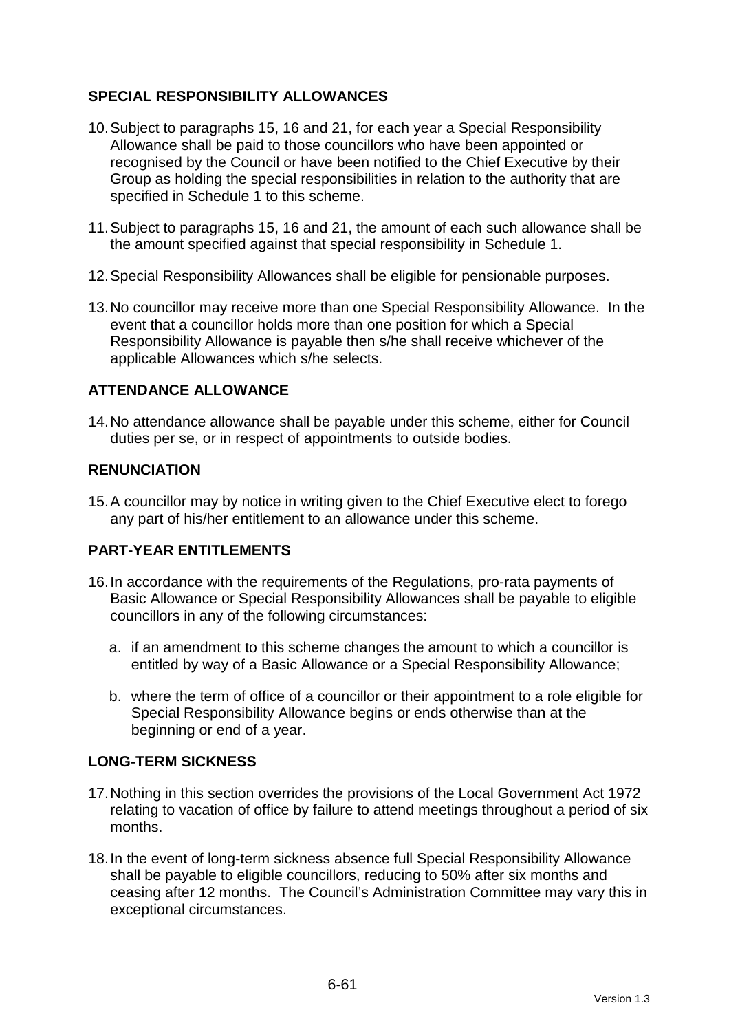## SPECIAL RESPONSIBILITY ALLOWANCES

10. Subject to paragraphs 15, 16 and 21, for each year a Special Responsibility Allowance shall be paid to those councillors who have been appointed or recognised by the Council or have been notified to the Chief Executive by their Group as holding the special responsibilities in relation to the authority that are specified in Schedule 1 to this scheme.

11. Subject to paragraphs 15, 16 and 21, the amount of each such allowance shall be the amount specified against that special responsibility in Schedule 1.

12. Special Responsibility Allowances shall be eligible for pensionable purposes.

13. No councillor may receive more than one Special Responsibility Allowance. In the event that a councillor holds more than one position for which a Special Responsibility Allowance is payable then s/he shall receive whichever of the applicable Allowances which s/he selects.

## ATTENDANCE ALLOWANCE

14. No attendance allowance shall be payable under this scheme, either for Council duties per se, or in respect of appointments to outside bodies.

## RENUNCIATION

15. A councillor may by notice in writing given to the Chief Executive elect to forego any part of his/her entitlement to an allowance under this scheme.

## PART-YEAR ENTITLEMENTS

16. In accordance with the requirements of the Regulations, pro-rata payments of Basic Allowance or Special Responsibility Allowances shall be payable to eligible councillors in any of the following circumstances:

    a. if an amendment to this scheme changes the amount to which a councillor is entitled by way of a Basic Allowance or a Special Responsibility Allowance;

    b. where the term of office of a councillor or their appointment to a role eligible for Special Responsibility Allowance begins or ends otherwise than at the beginning or end of a year.

## LONG-TERM SICKNESS

17. Nothing in this section overrides the provisions of the Local Government Act 1972 relating to vacation of office by failure to attend meetings throughout a period of six months.

18. In the event of long-term sickness absence full Special Responsibility Allowance shall be payable to eligible councillors, reducing to 50% after six months and ceasing after 12 months. The Council's Administration Committee may vary this in exceptional circumstances.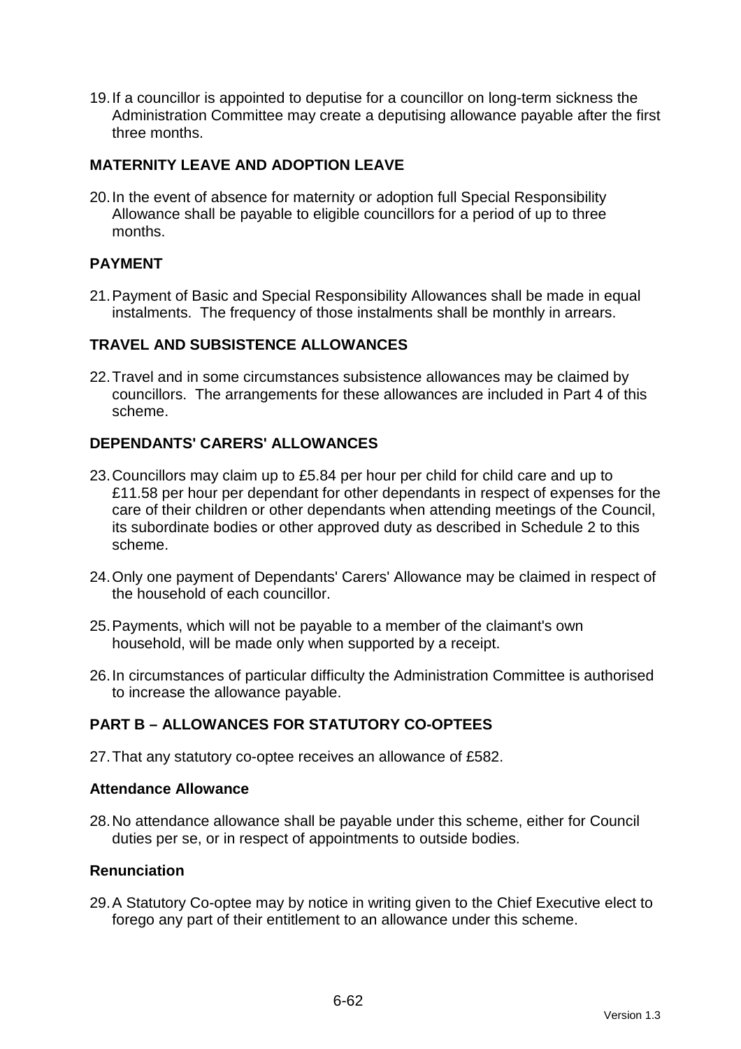19. If a councillor is appointed to deputise for a councillor on long-term sickness the Administration Committee may create a deputising allowance payable after the first three months.

## MATERNITY LEAVE AND ADOPTION LEAVE

20. In the event of absence for maternity or adoption full Special Responsibility Allowance shall be payable to eligible councillors for a period of up to three months.

## PAYMENT

21. Payment of Basic and Special Responsibility Allowances shall be made in equal instalments. The frequency of those instalments shall be monthly in arrears.

## TRAVEL AND SUBSISTENCE ALLOWANCES

22. Travel and in some circumstances subsistence allowances may be claimed by councillors. The arrangements for these allowances are included in Part 4 of this scheme.

## DEPENDANTS' CARERS' ALLOWANCES

23. Councillors may claim up to £5.84 per hour per child for child care and up to £11.58 per hour per dependant for other dependants in respect of expenses for the care of their children or other dependants when attending meetings of the Council, its subordinate bodies or other approved duty as described in Schedule 2 to this scheme.

24. Only one payment of Dependants' Carers' Allowance may be claimed in respect of the household of each councillor.

25. Payments, which will not be payable to a member of the claimant's own household, will be made only when supported by a receipt.

26. In circumstances of particular difficulty the Administration Committee is authorised to increase the allowance payable.

## PART B – ALLOWANCES FOR STATUTORY CO-OPTEES

27. That any statutory co-optee receives an allowance of £582.

### Attendance Allowance

28. No attendance allowance shall be payable under this scheme, either for Council duties per se, or in respect of appointments to outside bodies.

### Renunciation

29. A Statutory Co-optee may by notice in writing given to the Chief Executive elect to forego any part of their entitlement to an allowance under this scheme.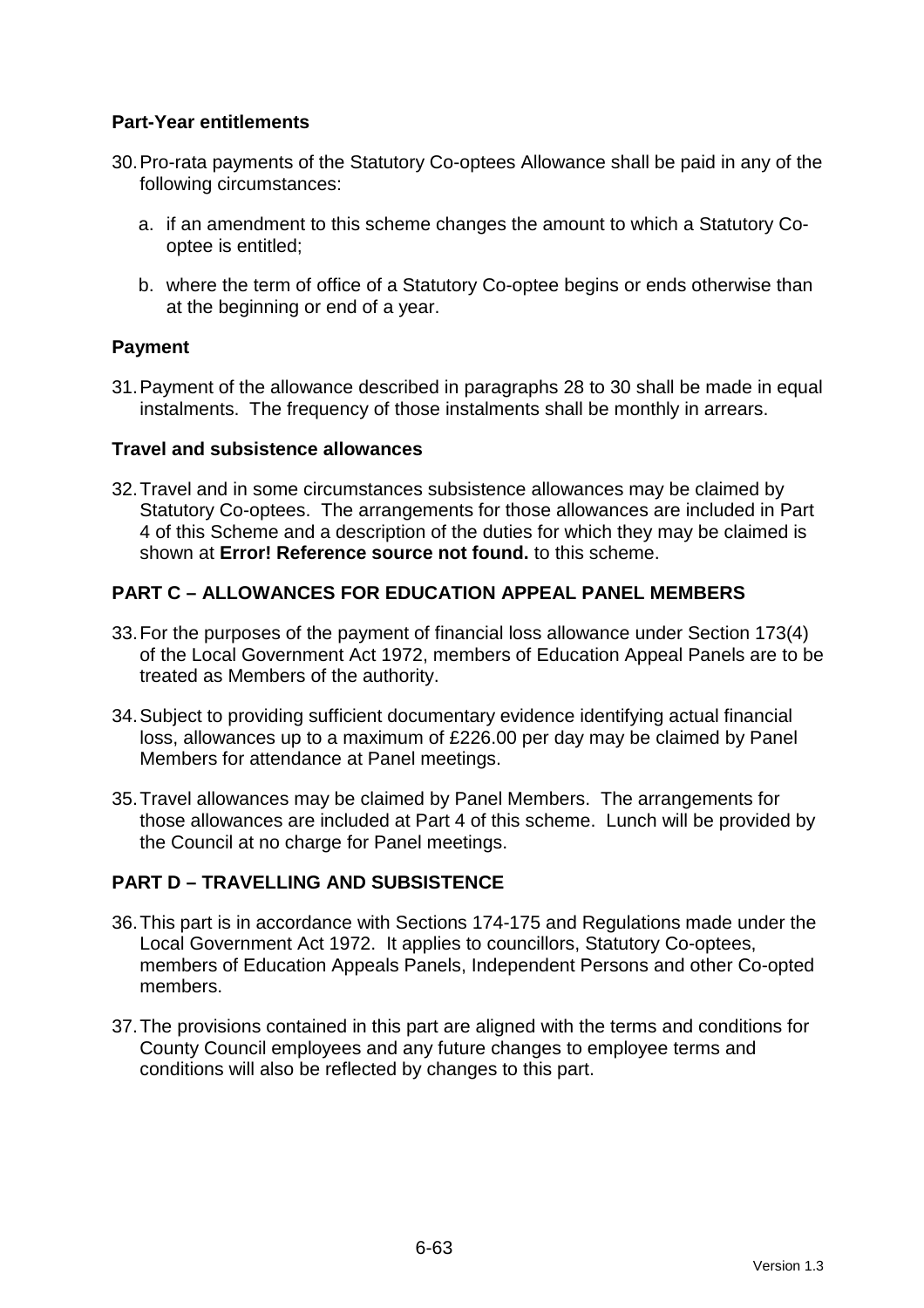**Part-Year entitlements**

30. Pro-rata payments of the Statutory Co-optees Allowance shall be paid in any of the following circumstances:

    a. if an amendment to this scheme changes the amount to which a Statutory Co-optee is entitled;

    b. where the term of office of a Statutory Co-optee begins or ends otherwise than at the beginning or end of a year.

**Payment**

31. Payment of the allowance described in paragraphs 28 to 30 shall be made in equal instalments. The frequency of those instalments shall be monthly in arrears.

**Travel and subsistence allowances**

32. Travel and in some circumstances subsistence allowances may be claimed by Statutory Co-optees. The arrangements for those allowances are included in Part 4 of this Scheme and a description of the duties for which they may be claimed is shown at **Error! Reference source not found.** to this scheme.

## PART C – ALLOWANCES FOR EDUCATION APPEAL PANEL MEMBERS

33. For the purposes of the payment of financial loss allowance under Section 173(4) of the Local Government Act 1972, members of Education Appeal Panels are to be treated as Members of the authority.

34. Subject to providing sufficient documentary evidence identifying actual financial loss, allowances up to a maximum of £226.00 per day may be claimed by Panel Members for attendance at Panel meetings.

35. Travel allowances may be claimed by Panel Members. The arrangements for those allowances are included at Part 4 of this scheme. Lunch will be provided by the Council at no charge for Panel meetings.

## PART D – TRAVELLING AND SUBSISTENCE

36. This part is in accordance with Sections 174-175 and Regulations made under the Local Government Act 1972. It applies to councillors, Statutory Co-optees, members of Education Appeals Panels, Independent Persons and other Co-opted members.

37. The provisions contained in this part are aligned with the terms and conditions for County Council employees and any future changes to employee terms and conditions will also be reflected by changes to this part.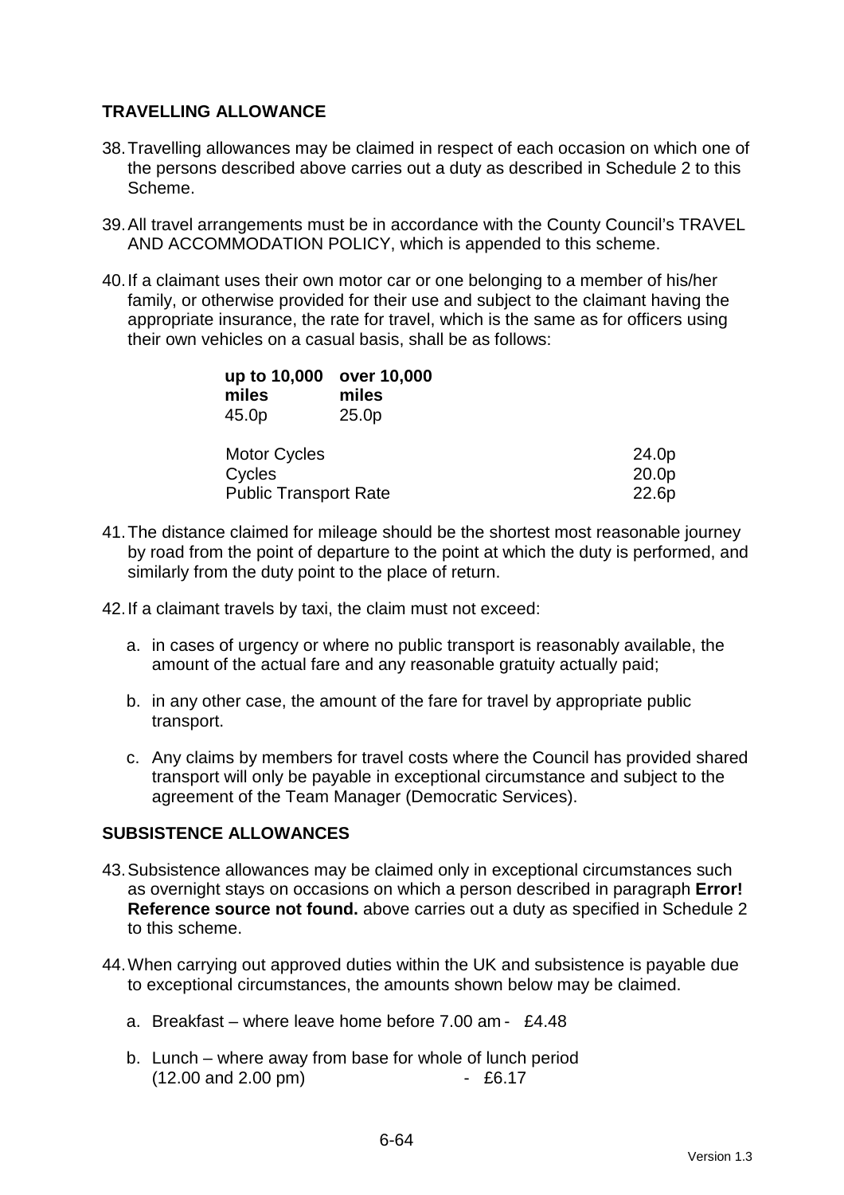## TRAVELLING ALLOWANCE

38. Travelling allowances may be claimed in respect of each occasion on which one of the persons described above carries out a duty as described in Schedule 2 to this Scheme.

39. All travel arrangements must be in accordance with the County Council's TRAVEL AND ACCOMMODATION POLICY, which is appended to this scheme.

40. If a claimant uses their own motor car or one belonging to a member of his/her family, or otherwise provided for their use and subject to the claimant having the appropriate insurance, the rate for travel, which is the same as for officers using their own vehicles on a casual basis, shall be as follows:

| up to 10,000 miles | over 10,000 miles |
| --- | --- |
| 45.0p | 25.0p |

| | |
| --- | --- |
| Motor Cycles | 24.0p |
| Cycles | 20.0p |
| Public Transport Rate | 22.6p |

41. The distance claimed for mileage should be the shortest most reasonable journey by road from the point of departure to the point at which the duty is performed, and similarly from the duty point to the place of return.

42. If a claimant travels by taxi, the claim must not exceed:

    a. in cases of urgency or where no public transport is reasonably available, the amount of the actual fare and any reasonable gratuity actually paid;

    b. in any other case, the amount of the fare for travel by appropriate public transport.

    c. Any claims by members for travel costs where the Council has provided shared transport will only be payable in exceptional circumstance and subject to the agreement of the Team Manager (Democratic Services).

## SUBSISTENCE ALLOWANCES

43. Subsistence allowances may be claimed only in exceptional circumstances such as overnight stays on occasions on which a person described in paragraph **Error! Reference source not found.** above carries out a duty as specified in Schedule 2 to this scheme.

44. When carrying out approved duties within the UK and subsistence is payable due to exceptional circumstances, the amounts shown below may be claimed.

    a. Breakfast – where leave home before 7.00 am - £4.48

    b. Lunch – where away from base for whole of lunch period (12.00 and 2.00 pm) - £6.17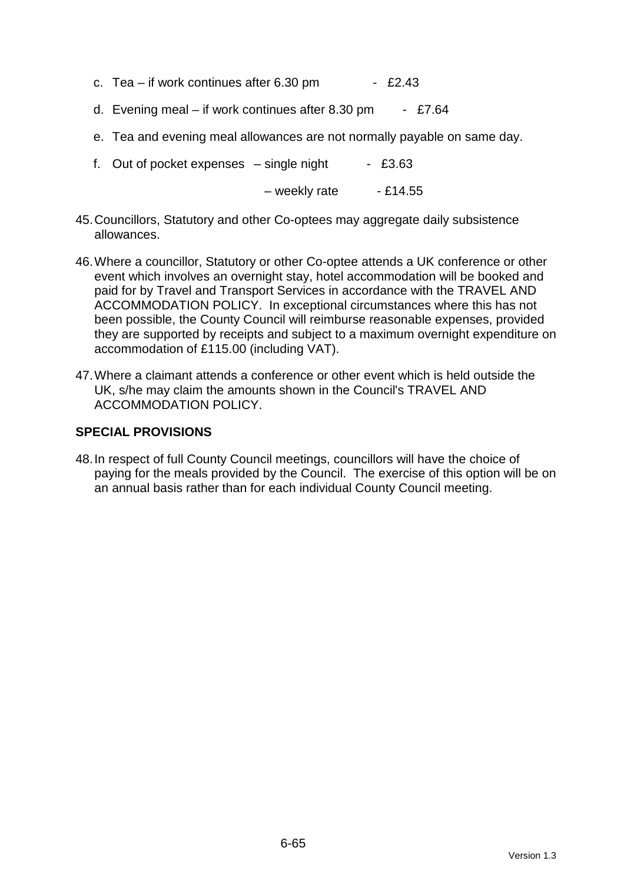c. Tea – if work continues after 6.30 pm - £2.43

d. Evening meal – if work continues after 8.30 pm - £7.64

e. Tea and evening meal allowances are not normally payable on same day.

f. Out of pocket expenses – single night - £3.63

  – weekly rate - £14.55

45. Councillors, Statutory and other Co-optees may aggregate daily subsistence allowances.

46. Where a councillor, Statutory or other Co-optee attends a UK conference or other event which involves an overnight stay, hotel accommodation will be booked and paid for by Travel and Transport Services in accordance with the TRAVEL AND ACCOMMODATION POLICY. In exceptional circumstances where this has not been possible, the County Council will reimburse reasonable expenses, provided they are supported by receipts and subject to a maximum overnight expenditure on accommodation of £115.00 (including VAT).

47. Where a claimant attends a conference or other event which is held outside the UK, s/he may claim the amounts shown in the Council's TRAVEL AND ACCOMMODATION POLICY.

**SPECIAL PROVISIONS**

48. In respect of full County Council meetings, councillors will have the choice of paying for the meals provided by the Council. The exercise of this option will be on an annual basis rather than for each individual County Council meeting.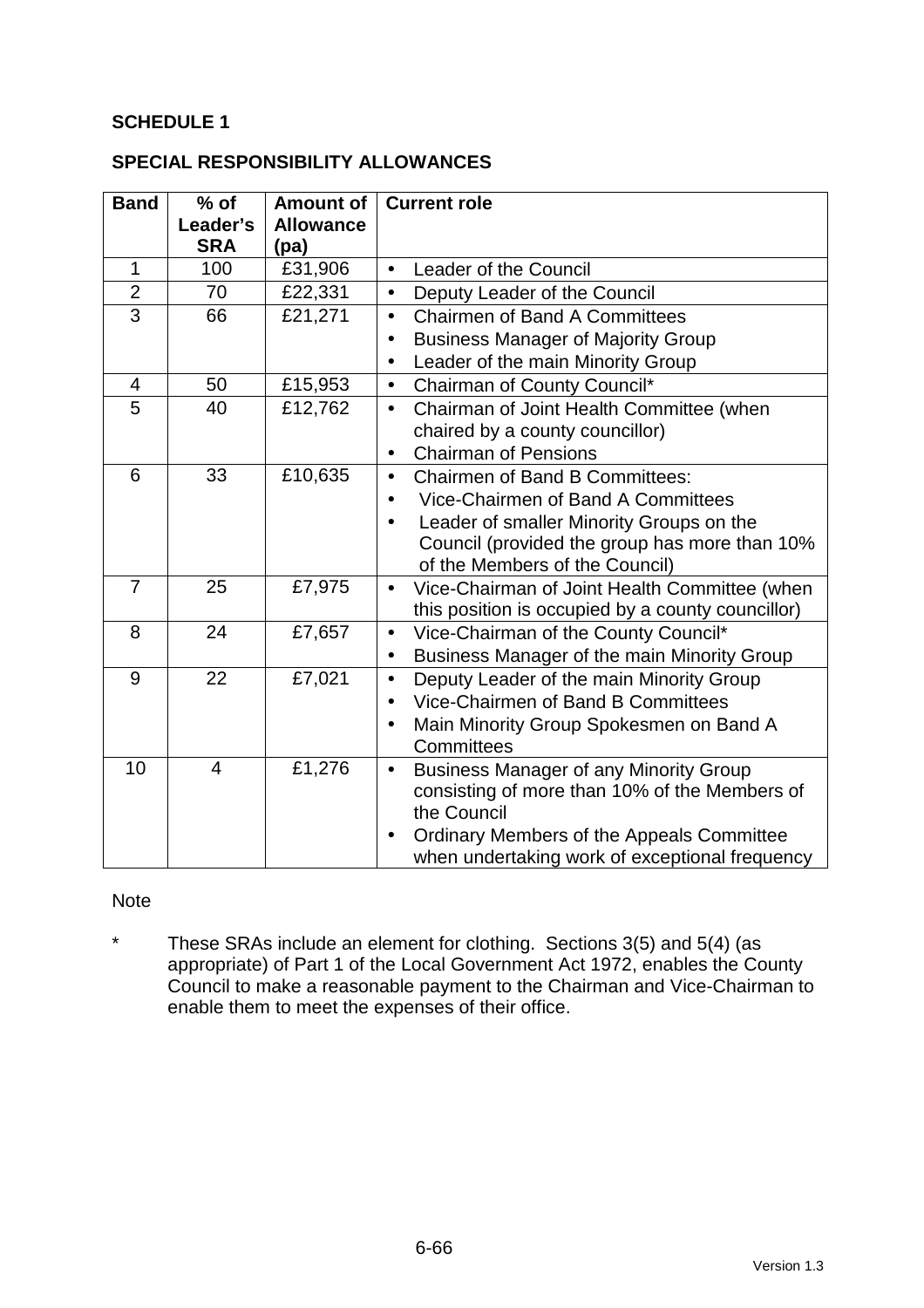**SCHEDULE 1**

**SPECIAL RESPONSIBILITY ALLOWANCES**

| Band | % of Leader's SRA | Amount of Allowance (pa) | Current role |
|---|---|---|---|
| 1 | 100 | £31,906 | • Leader of the Council |
| 2 | 70 | £22,331 | • Deputy Leader of the Council |
| 3 | 66 | £21,271 | • Chairmen of Band A Committees<br>• Business Manager of Majority Group<br>• Leader of the main Minority Group |
| 4 | 50 | £15,953 | • Chairman of County Council* |
| 5 | 40 | £12,762 | • Chairman of Joint Health Committee (when chaired by a county councillor)<br>• Chairman of Pensions |
| 6 | 33 | £10,635 | • Chairmen of Band B Committees:<br>• Vice-Chairmen of Band A Committees<br>• Leader of smaller Minority Groups on the Council (provided the group has more than 10% of the Members of the Council) |
| 7 | 25 | £7,975 | • Vice-Chairman of Joint Health Committee (when this position is occupied by a county councillor) |
| 8 | 24 | £7,657 | • Vice-Chairman of the County Council*<br>• Business Manager of the main Minority Group |
| 9 | 22 | £7,021 | • Deputy Leader of the main Minority Group<br>• Vice-Chairmen of Band B Committees<br>• Main Minority Group Spokesmen on Band A Committees |
| 10 | 4 | £1,276 | • Business Manager of any Minority Group consisting of more than 10% of the Members of the Council<br>• Ordinary Members of the Appeals Committee when undertaking work of exceptional frequency |

Note

\* These SRAs include an element for clothing. Sections 3(5) and 5(4) (as appropriate) of Part 1 of the Local Government Act 1972, enables the County Council to make a reasonable payment to the Chairman and Vice-Chairman to enable them to meet the expenses of their office.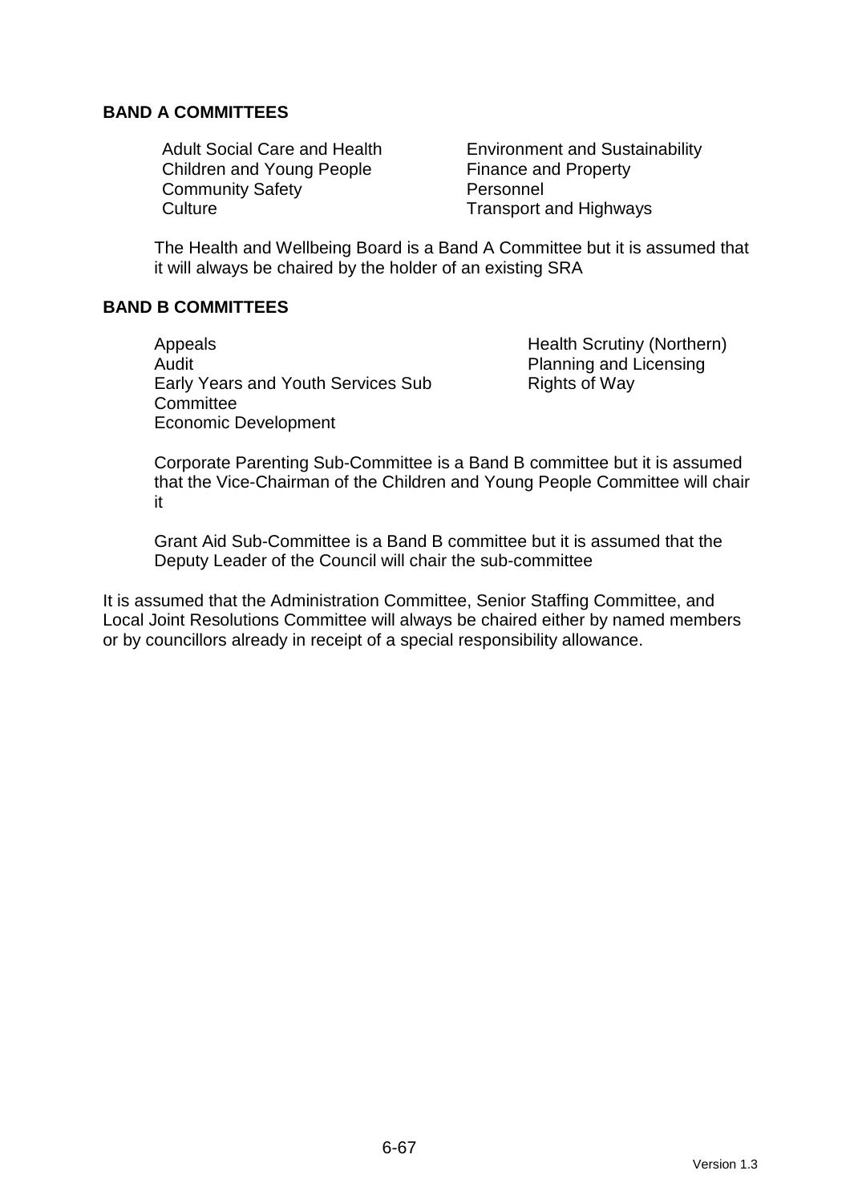**BAND A COMMITTEES**

Adult Social Care and Health
Children and Young People
Community Safety
Culture
Environment and Sustainability
Finance and Property
Personnel
Transport and Highways

The Health and Wellbeing Board is a Band A Committee but it is assumed that it will always be chaired by the holder of an existing SRA

**BAND B COMMITTEES**

Appeals
Audit
Early Years and Youth Services Sub Committee
Economic Development
Health Scrutiny (Northern)
Planning and Licensing
Rights of Way

Corporate Parenting Sub-Committee is a Band B committee but it is assumed that the Vice-Chairman of the Children and Young People Committee will chair it

Grant Aid Sub-Committee is a Band B committee but it is assumed that the Deputy Leader of the Council will chair the sub-committee

It is assumed that the Administration Committee, Senior Staffing Committee, and Local Joint Resolutions Committee will always be chaired either by named members or by councillors already in receipt of a special responsibility allowance.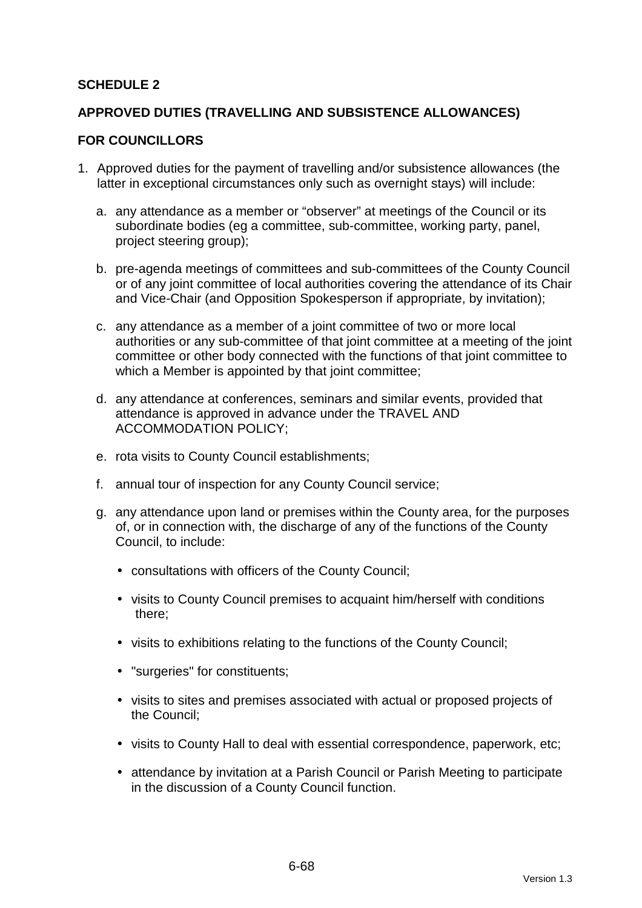## SCHEDULE 2

## APPROVED DUTIES (TRAVELLING AND SUBSISTENCE ALLOWANCES)

## FOR COUNCILLORS

1. Approved duties for the payment of travelling and/or subsistence allowances (the latter in exceptional circumstances only such as overnight stays) will include:

   a. any attendance as a member or "observer" at meetings of the Council or its subordinate bodies (eg a committee, sub-committee, working party, panel, project steering group);

   b. pre-agenda meetings of committees and sub-committees of the County Council or of any joint committee of local authorities covering the attendance of its Chair and Vice-Chair (and Opposition Spokesperson if appropriate, by invitation);

   c. any attendance as a member of a joint committee of two or more local authorities or any sub-committee of that joint committee at a meeting of the joint committee or other body connected with the functions of that joint committee to which a Member is appointed by that joint committee;

   d. any attendance at conferences, seminars and similar events, provided that attendance is approved in advance under the TRAVEL AND ACCOMMODATION POLICY;

   e. rota visits to County Council establishments;

   f. annual tour of inspection for any County Council service;

   g. any attendance upon land or premises within the County area, for the purposes of, or in connection with, the discharge of any of the functions of the County Council, to include:

      - consultations with officers of the County Council;
      - visits to County Council premises to acquaint him/herself with conditions there;
      - visits to exhibitions relating to the functions of the County Council;
      - "surgeries" for constituents;
      - visits to sites and premises associated with actual or proposed projects of the Council;
      - visits to County Hall to deal with essential correspondence, paperwork, etc;
      - attendance by invitation at a Parish Council or Parish Meeting to participate in the discussion of a County Council function.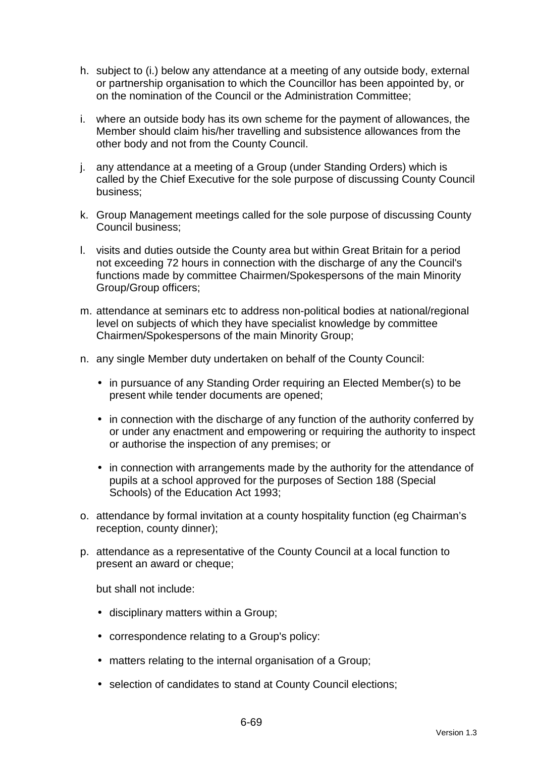h. subject to (i.) below any attendance at a meeting of any outside body, external or partnership organisation to which the Councillor has been appointed by, or on the nomination of the Council or the Administration Committee;

i. where an outside body has its own scheme for the payment of allowances, the Member should claim his/her travelling and subsistence allowances from the other body and not from the County Council.

j. any attendance at a meeting of a Group (under Standing Orders) which is called by the Chief Executive for the sole purpose of discussing County Council business;

k. Group Management meetings called for the sole purpose of discussing County Council business;

l. visits and duties outside the County area but within Great Britain for a period not exceeding 72 hours in connection with the discharge of any the Council's functions made by committee Chairmen/Spokespersons of the main Minority Group/Group officers;

m. attendance at seminars etc to address non-political bodies at national/regional level on subjects of which they have specialist knowledge by committee Chairmen/Spokespersons of the main Minority Group;

n. any single Member duty undertaken on behalf of the County Council:

   - in pursuance of any Standing Order requiring an Elected Member(s) to be present while tender documents are opened;
   - in connection with the discharge of any function of the authority conferred by or under any enactment and empowering or requiring the authority to inspect or authorise the inspection of any premises; or
   - in connection with arrangements made by the authority for the attendance of pupils at a school approved for the purposes of Section 188 (Special Schools) of the Education Act 1993;

o. attendance by formal invitation at a county hospitality function (eg Chairman's reception, county dinner);

p. attendance as a representative of the County Council at a local function to present an award or cheque;

   but shall not include:

   - disciplinary matters within a Group;
   - correspondence relating to a Group's policy:
   - matters relating to the internal organisation of a Group;
   - selection of candidates to stand at County Council elections;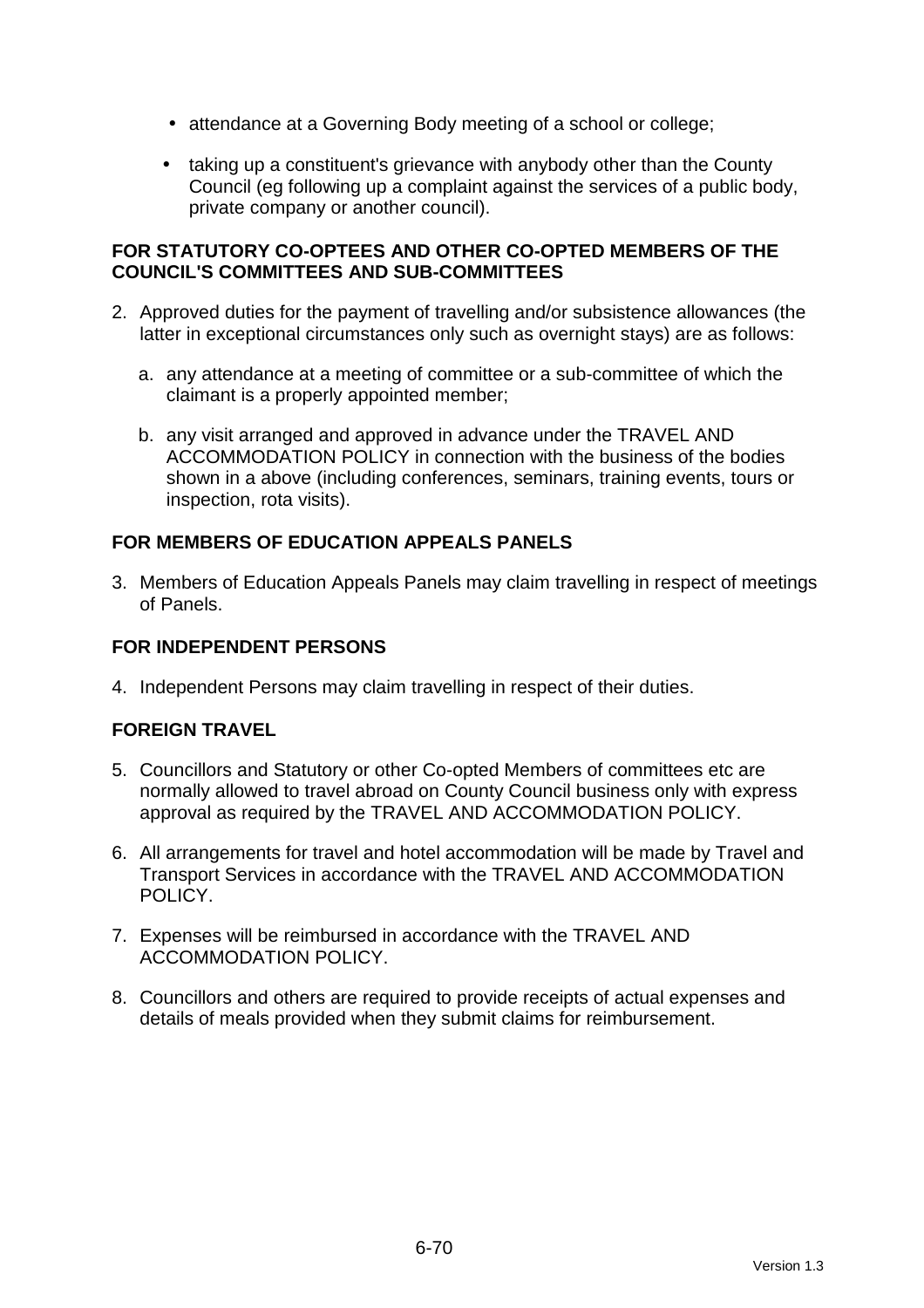- attendance at a Governing Body meeting of a school or college;
- taking up a constituent's grievance with anybody other than the County Council (eg following up a complaint against the services of a public body, private company or another council).

**FOR STATUTORY CO-OPTEES AND OTHER CO-OPTED MEMBERS OF THE COUNCIL'S COMMITTEES AND SUB-COMMITTEES**

2. Approved duties for the payment of travelling and/or subsistence allowances (the latter in exceptional circumstances only such as overnight stays) are as follows:

   a. any attendance at a meeting of committee or a sub-committee of which the claimant is a properly appointed member;

   b. any visit arranged and approved in advance under the TRAVEL AND ACCOMMODATION POLICY in connection with the business of the bodies shown in a above (including conferences, seminars, training events, tours or inspection, rota visits).

**FOR MEMBERS OF EDUCATION APPEALS PANELS**

3. Members of Education Appeals Panels may claim travelling in respect of meetings of Panels.

**FOR INDEPENDENT PERSONS**

4. Independent Persons may claim travelling in respect of their duties.

**FOREIGN TRAVEL**

5. Councillors and Statutory or other Co-opted Members of committees etc are normally allowed to travel abroad on County Council business only with express approval as required by the TRAVEL AND ACCOMMODATION POLICY.

6. All arrangements for travel and hotel accommodation will be made by Travel and Transport Services in accordance with the TRAVEL AND ACCOMMODATION POLICY.

7. Expenses will be reimbursed in accordance with the TRAVEL AND ACCOMMODATION POLICY.

8. Councillors and others are required to provide receipts of actual expenses and details of meals provided when they submit claims for reimbursement.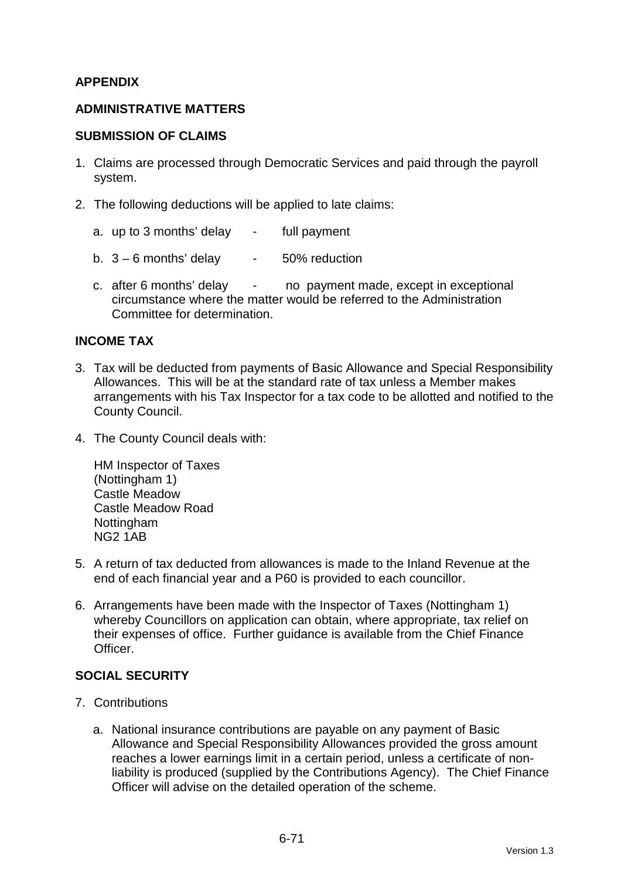**APPENDIX**

**ADMINISTRATIVE MATTERS**

**SUBMISSION OF CLAIMS**

1. Claims are processed through Democratic Services and paid through the payroll system.

2. The following deductions will be applied to late claims:

   a. up to 3 months' delay - full payment

   b. 3 – 6 months' delay - 50% reduction

   c. after 6 months' delay - no payment made, except in exceptional circumstance where the matter would be referred to the Administration Committee for determination.

**INCOME TAX**

3. Tax will be deducted from payments of Basic Allowance and Special Responsibility Allowances. This will be at the standard rate of tax unless a Member makes arrangements with his Tax Inspector for a tax code to be allotted and notified to the County Council.

4. The County Council deals with:

   HM Inspector of Taxes
   (Nottingham 1)
   Castle Meadow
   Castle Meadow Road
   Nottingham
   NG2 1AB

5. A return of tax deducted from allowances is made to the Inland Revenue at the end of each financial year and a P60 is provided to each councillor.

6. Arrangements have been made with the Inspector of Taxes (Nottingham 1) whereby Councillors on application can obtain, where appropriate, tax relief on their expenses of office. Further guidance is available from the Chief Finance Officer.

**SOCIAL SECURITY**

7. Contributions

   a. National insurance contributions are payable on any payment of Basic Allowance and Special Responsibility Allowances provided the gross amount reaches a lower earnings limit in a certain period, unless a certificate of non-liability is produced (supplied by the Contributions Agency). The Chief Finance Officer will advise on the detailed operation of the scheme.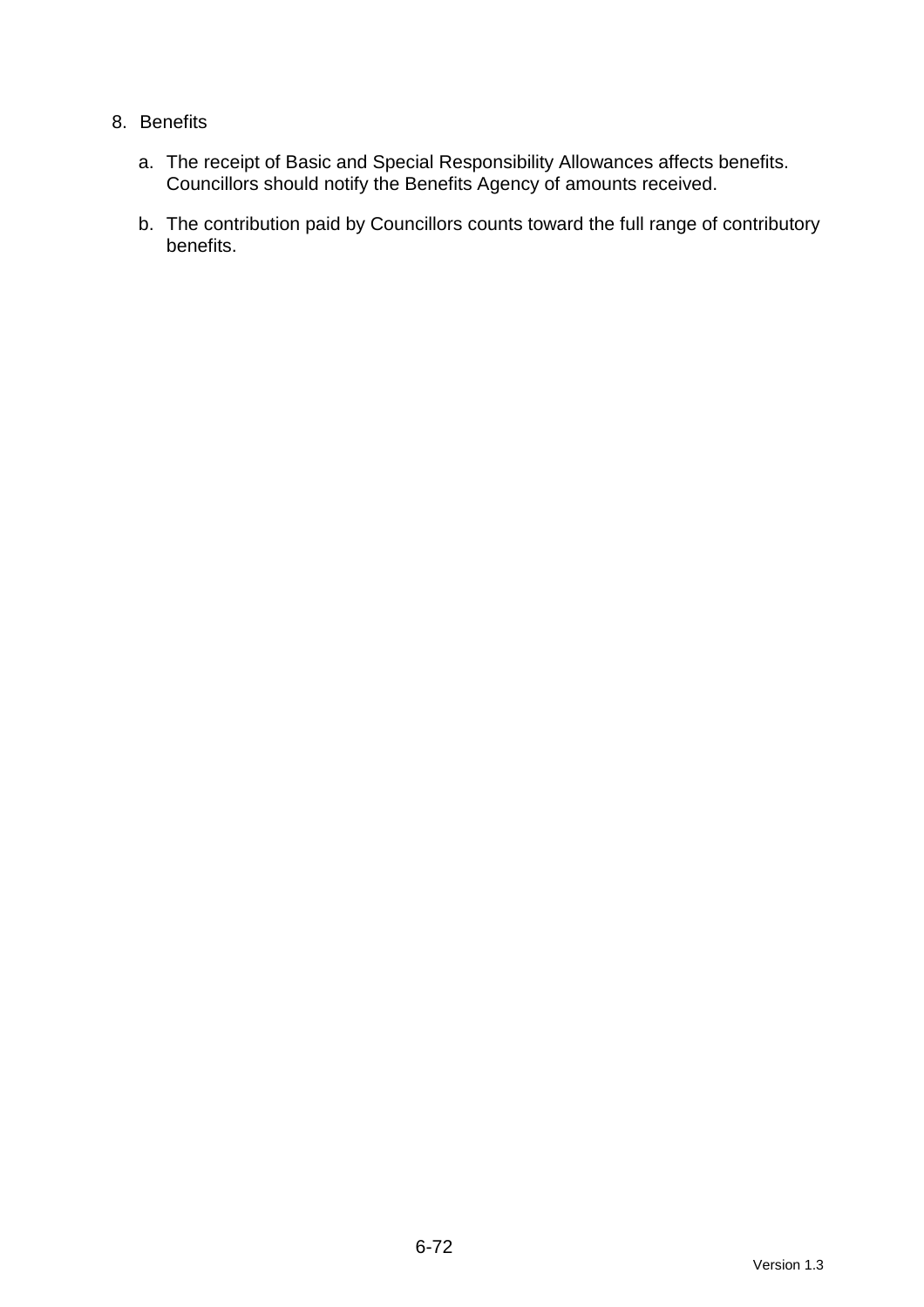8. Benefits

   a. The receipt of Basic and Special Responsibility Allowances affects benefits. Councillors should notify the Benefits Agency of amounts received.

   b. The contribution paid by Councillors counts toward the full range of contributory benefits.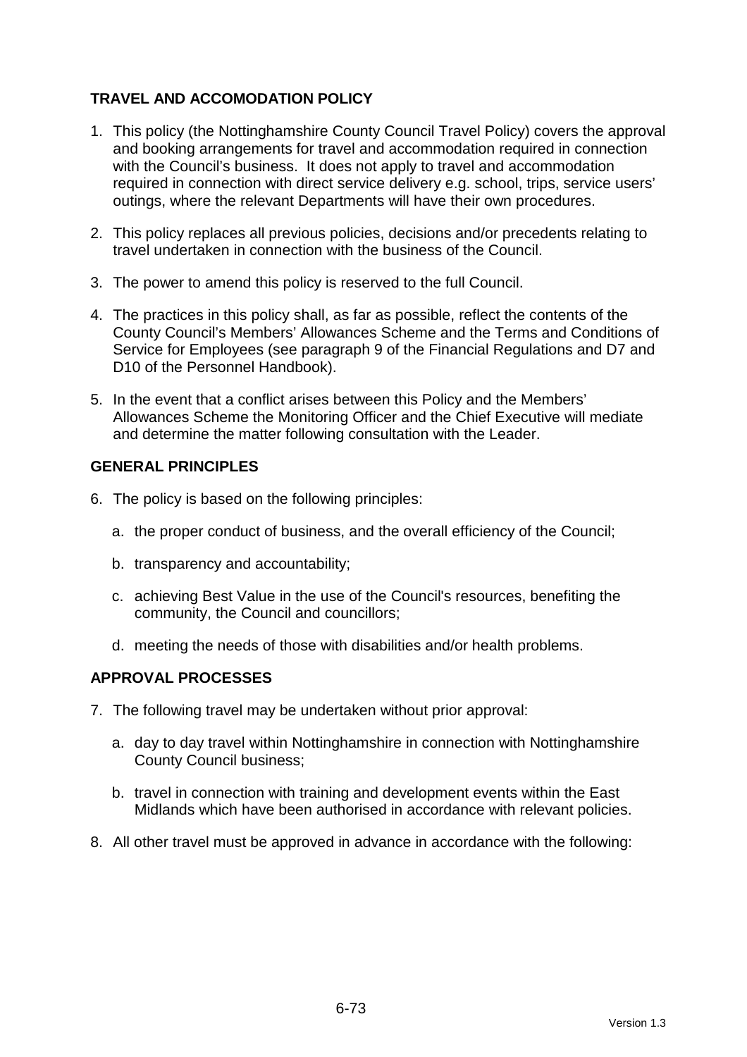## TRAVEL AND ACCOMODATION POLICY

1. This policy (the Nottinghamshire County Council Travel Policy) covers the approval and booking arrangements for travel and accommodation required in connection with the Council's business. It does not apply to travel and accommodation required in connection with direct service delivery e.g. school, trips, service users' outings, where the relevant Departments will have their own procedures.

2. This policy replaces all previous policies, decisions and/or precedents relating to travel undertaken in connection with the business of the Council.

3. The power to amend this policy is reserved to the full Council.

4. The practices in this policy shall, as far as possible, reflect the contents of the County Council's Members' Allowances Scheme and the Terms and Conditions of Service for Employees (see paragraph 9 of the Financial Regulations and D7 and D10 of the Personnel Handbook).

5. In the event that a conflict arises between this Policy and the Members' Allowances Scheme the Monitoring Officer and the Chief Executive will mediate and determine the matter following consultation with the Leader.

## GENERAL PRINCIPLES

6. The policy is based on the following principles:

   a. the proper conduct of business, and the overall efficiency of the Council;

   b. transparency and accountability;

   c. achieving Best Value in the use of the Council's resources, benefiting the community, the Council and councillors;

   d. meeting the needs of those with disabilities and/or health problems.

## APPROVAL PROCESSES

7. The following travel may be undertaken without prior approval:

   a. day to day travel within Nottinghamshire in connection with Nottinghamshire County Council business;

   b. travel in connection with training and development events within the East Midlands which have been authorised in accordance with relevant policies.

8. All other travel must be approved in advance in accordance with the following: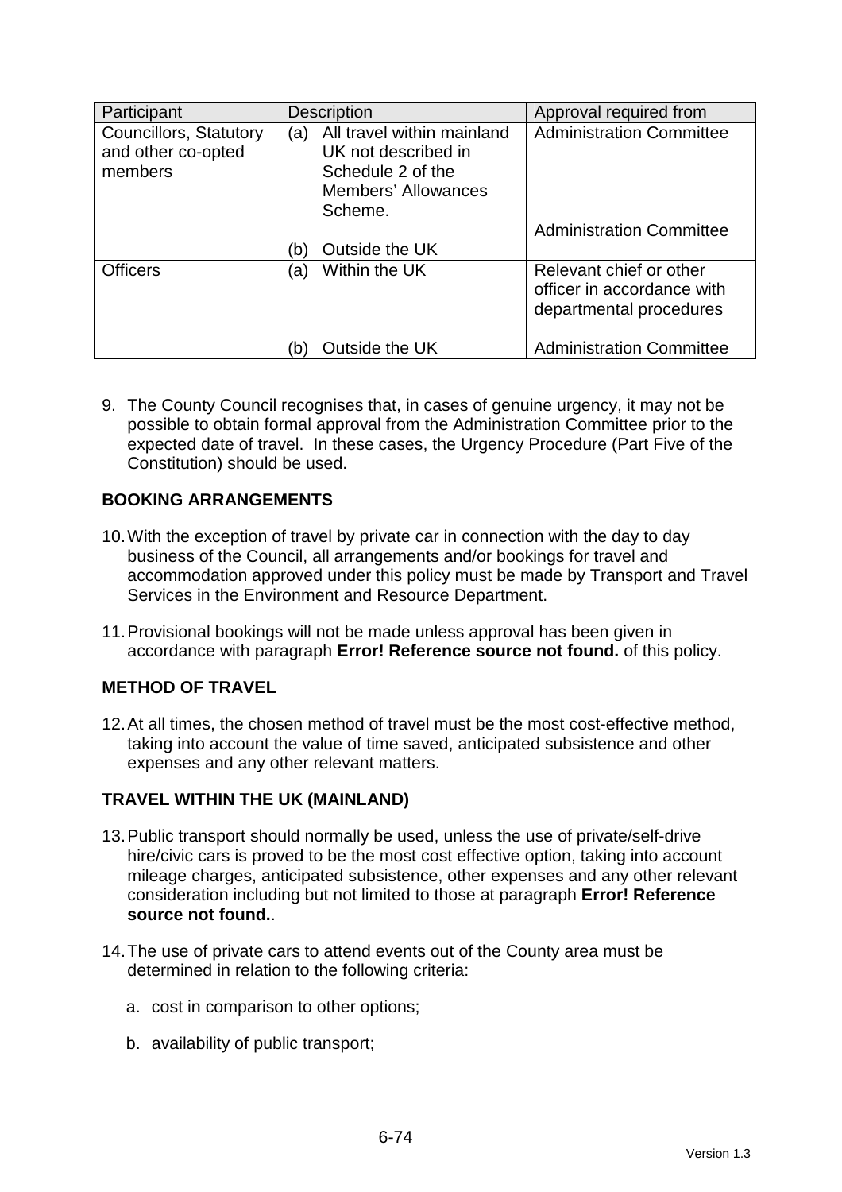| Participant | Description | Approval required from |
|---|---|---|
| Councillors, Statutory and other co-opted members | (a) All travel within mainland UK not described in Schedule 2 of the Members' Allowances Scheme. | Administration Committee |
| | (b) Outside the UK | Administration Committee |
| Officers | (a) Within the UK | Relevant chief or other officer in accordance with departmental procedures |
| | (b) Outside the UK | Administration Committee |

9. The County Council recognises that, in cases of genuine urgency, it may not be possible to obtain formal approval from the Administration Committee prior to the expected date of travel. In these cases, the Urgency Procedure (Part Five of the Constitution) should be used.

**BOOKING ARRANGEMENTS**

10. With the exception of travel by private car in connection with the day to day business of the Council, all arrangements and/or bookings for travel and accommodation approved under this policy must be made by Transport and Travel Services in the Environment and Resource Department.

11. Provisional bookings will not be made unless approval has been given in accordance with paragraph **Error! Reference source not found.** of this policy.

**METHOD OF TRAVEL**

12. At all times, the chosen method of travel must be the most cost-effective method, taking into account the value of time saved, anticipated subsistence and other expenses and any other relevant matters.

**TRAVEL WITHIN THE UK (MAINLAND)**

13. Public transport should normally be used, unless the use of private/self-drive hire/civic cars is proved to be the most cost effective option, taking into account mileage charges, anticipated subsistence, other expenses and any other relevant consideration including but not limited to those at paragraph **Error! Reference source not found.**.

14. The use of private cars to attend events out of the County area must be determined in relation to the following criteria:

    a. cost in comparison to other options;

    b. availability of public transport;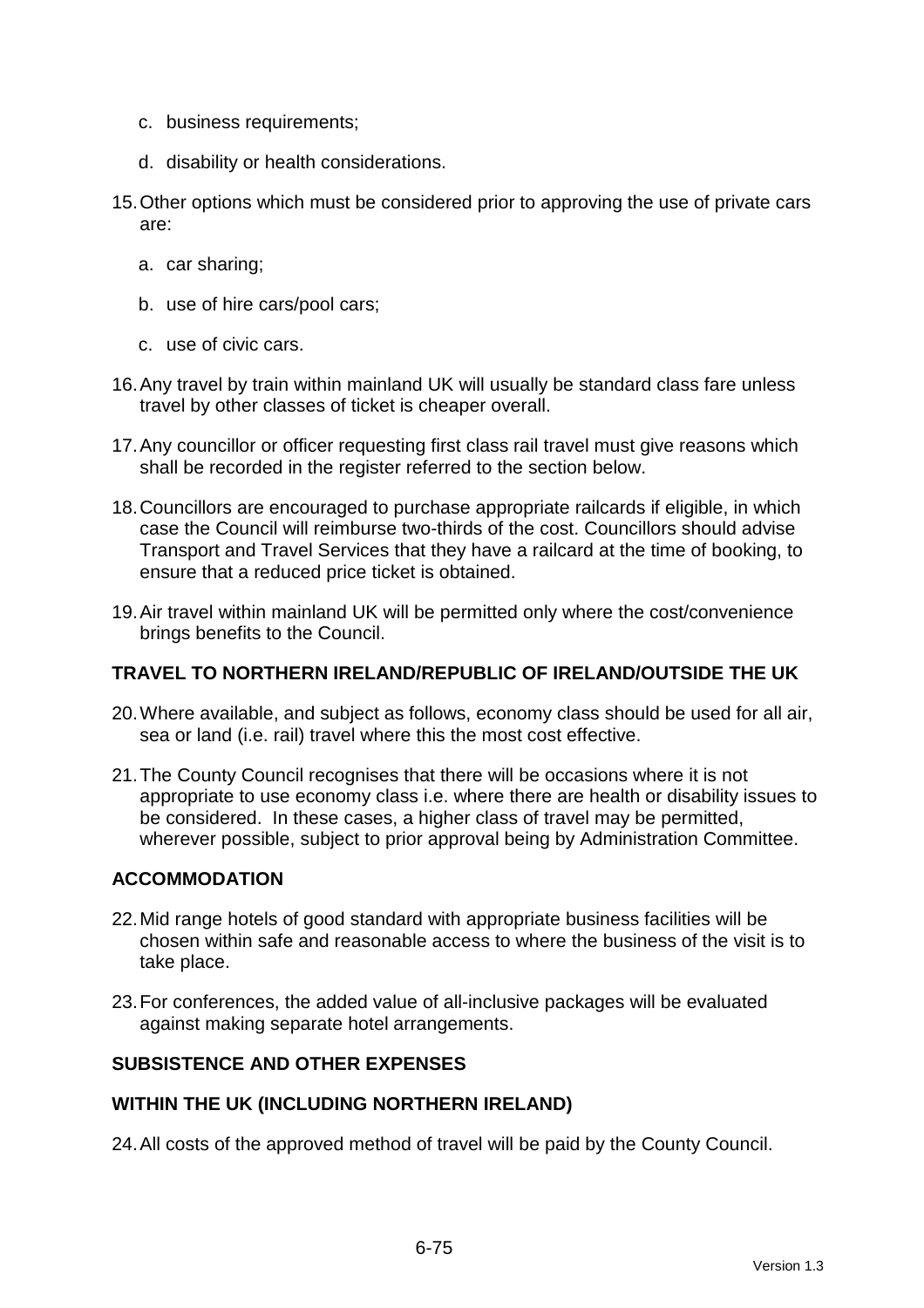c. business requirements;

d. disability or health considerations.

15. Other options which must be considered prior to approving the use of private cars are:

    a. car sharing;

    b. use of hire cars/pool cars;

    c. use of civic cars.

16. Any travel by train within mainland UK will usually be standard class fare unless travel by other classes of ticket is cheaper overall.

17. Any councillor or officer requesting first class rail travel must give reasons which shall be recorded in the register referred to the section below.

18. Councillors are encouraged to purchase appropriate railcards if eligible, in which case the Council will reimburse two-thirds of the cost. Councillors should advise Transport and Travel Services that they have a railcard at the time of booking, to ensure that a reduced price ticket is obtained.

19. Air travel within mainland UK will be permitted only where the cost/convenience brings benefits to the Council.

**TRAVEL TO NORTHERN IRELAND/REPUBLIC OF IRELAND/OUTSIDE THE UK**

20. Where available, and subject as follows, economy class should be used for all air, sea or land (i.e. rail) travel where this the most cost effective.

21. The County Council recognises that there will be occasions where it is not appropriate to use economy class i.e. where there are health or disability issues to be considered. In these cases, a higher class of travel may be permitted, wherever possible, subject to prior approval being by Administration Committee.

**ACCOMMODATION**

22. Mid range hotels of good standard with appropriate business facilities will be chosen within safe and reasonable access to where the business of the visit is to take place.

23. For conferences, the added value of all-inclusive packages will be evaluated against making separate hotel arrangements.

**SUBSISTENCE AND OTHER EXPENSES**

**WITHIN THE UK (INCLUDING NORTHERN IRELAND)**

24. All costs of the approved method of travel will be paid by the County Council.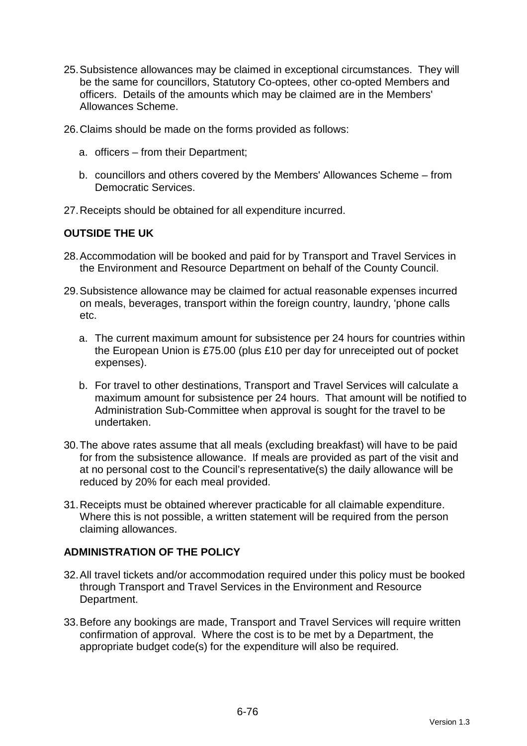25. Subsistence allowances may be claimed in exceptional circumstances. They will be the same for councillors, Statutory Co-optees, other co-opted Members and officers. Details of the amounts which may be claimed are in the Members' Allowances Scheme.

26. Claims should be made on the forms provided as follows:

    a. officers – from their Department;

    b. councillors and others covered by the Members' Allowances Scheme – from Democratic Services.

27. Receipts should be obtained for all expenditure incurred.

**OUTSIDE THE UK**

28. Accommodation will be booked and paid for by Transport and Travel Services in the Environment and Resource Department on behalf of the County Council.

29. Subsistence allowance may be claimed for actual reasonable expenses incurred on meals, beverages, transport within the foreign country, laundry, 'phone calls etc.

    a. The current maximum amount for subsistence per 24 hours for countries within the European Union is £75.00 (plus £10 per day for unreceipted out of pocket expenses).

    b. For travel to other destinations, Transport and Travel Services will calculate a maximum amount for subsistence per 24 hours. That amount will be notified to Administration Sub-Committee when approval is sought for the travel to be undertaken.

30. The above rates assume that all meals (excluding breakfast) will have to be paid for from the subsistence allowance. If meals are provided as part of the visit and at no personal cost to the Council's representative(s) the daily allowance will be reduced by 20% for each meal provided.

31. Receipts must be obtained wherever practicable for all claimable expenditure. Where this is not possible, a written statement will be required from the person claiming allowances.

**ADMINISTRATION OF THE POLICY**

32. All travel tickets and/or accommodation required under this policy must be booked through Transport and Travel Services in the Environment and Resource Department.

33. Before any bookings are made, Transport and Travel Services will require written confirmation of approval. Where the cost is to be met by a Department, the appropriate budget code(s) for the expenditure will also be required.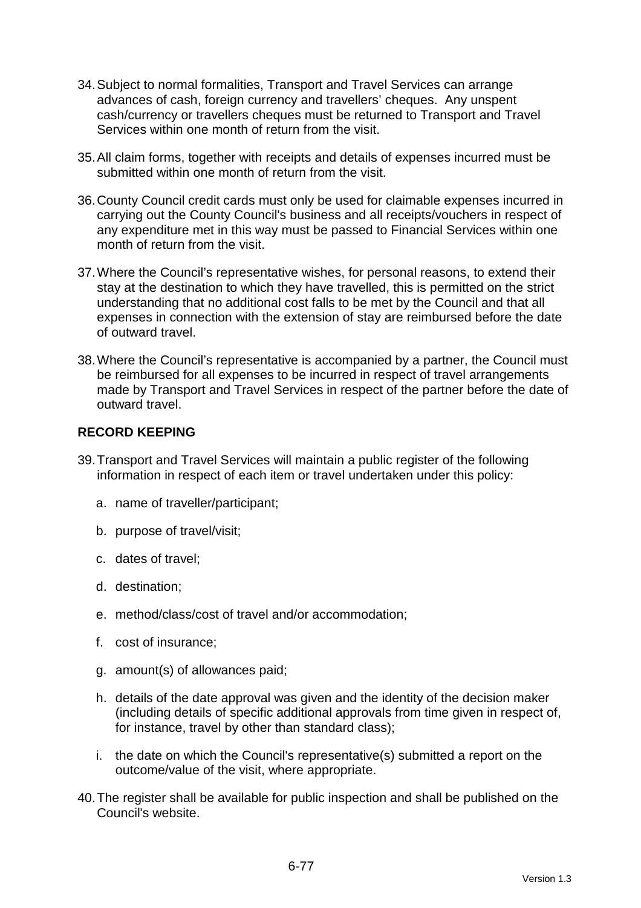34. Subject to normal formalities, Transport and Travel Services can arrange advances of cash, foreign currency and travellers' cheques. Any unspent cash/currency or travellers cheques must be returned to Transport and Travel Services within one month of return from the visit.

35. All claim forms, together with receipts and details of expenses incurred must be submitted within one month of return from the visit.

36. County Council credit cards must only be used for claimable expenses incurred in carrying out the County Council's business and all receipts/vouchers in respect of any expenditure met in this way must be passed to Financial Services within one month of return from the visit.

37. Where the Council's representative wishes, for personal reasons, to extend their stay at the destination to which they have travelled, this is permitted on the strict understanding that no additional cost falls to be met by the Council and that all expenses in connection with the extension of stay are reimbursed before the date of outward travel.

38. Where the Council's representative is accompanied by a partner, the Council must be reimbursed for all expenses to be incurred in respect of travel arrangements made by Transport and Travel Services in respect of the partner before the date of outward travel.

**RECORD KEEPING**

39. Transport and Travel Services will maintain a public register of the following information in respect of each item or travel undertaken under this policy:

    a. name of traveller/participant;

    b. purpose of travel/visit;

    c. dates of travel;

    d. destination;

    e. method/class/cost of travel and/or accommodation;

    f. cost of insurance;

    g. amount(s) of allowances paid;

    h. details of the date approval was given and the identity of the decision maker (including details of specific additional approvals from time given in respect of, for instance, travel by other than standard class);

    i. the date on which the Council's representative(s) submitted a report on the outcome/value of the visit, where appropriate.

40. The register shall be available for public inspection and shall be published on the Council's website.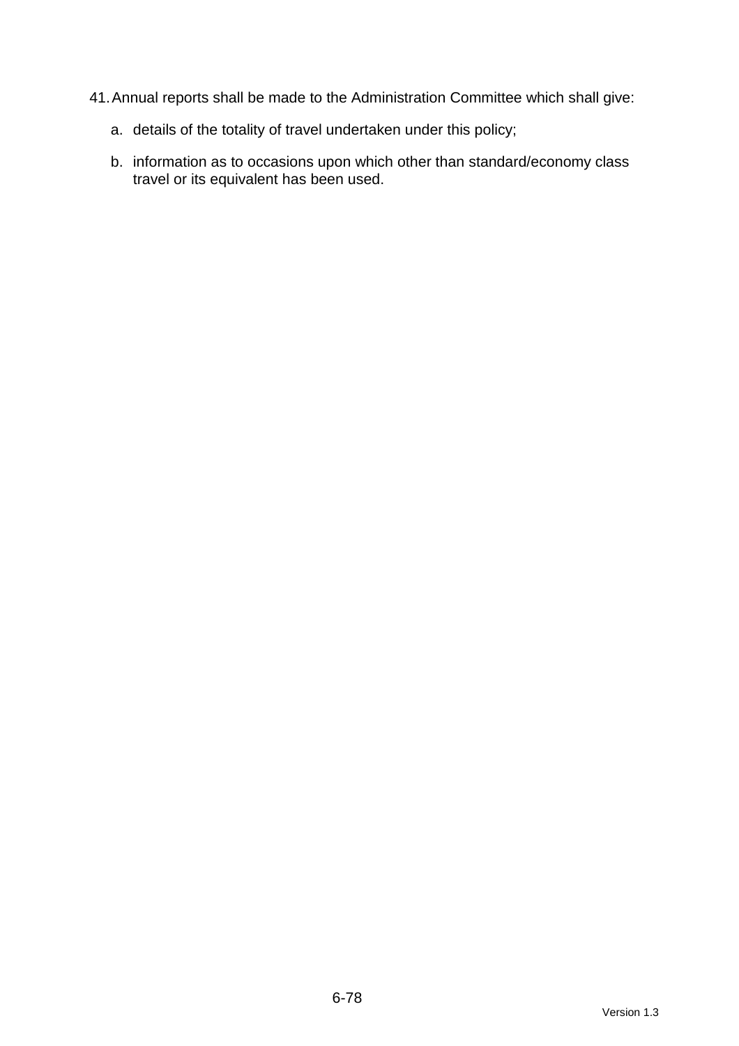41. Annual reports shall be made to the Administration Committee which shall give:

    a. details of the totality of travel undertaken under this policy;

    b. information as to occasions upon which other than standard/economy class travel or its equivalent has been used.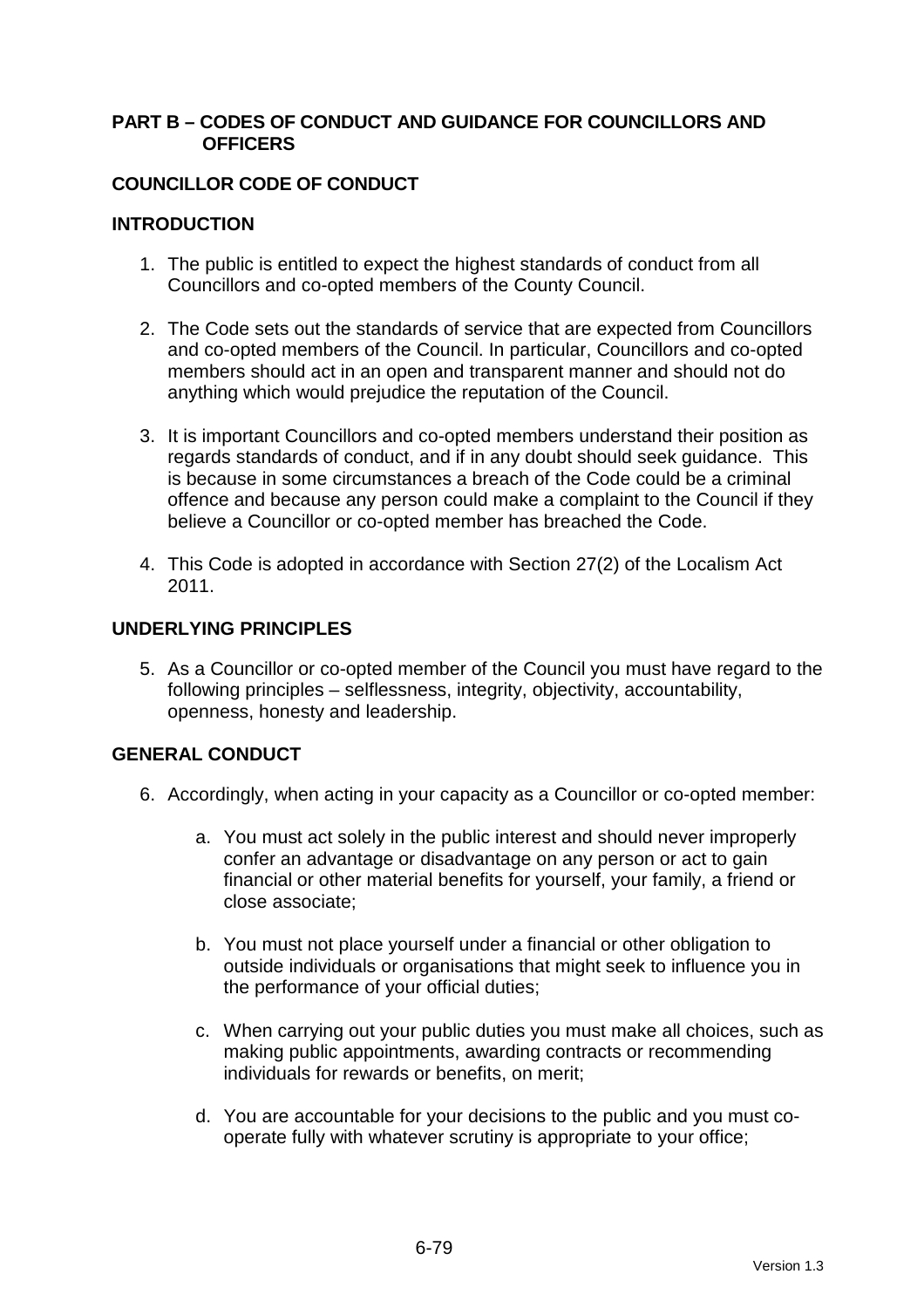## PART B – CODES OF CONDUCT AND GUIDANCE FOR COUNCILLORS AND OFFICERS

## COUNCILLOR CODE OF CONDUCT

### INTRODUCTION

1. The public is entitled to expect the highest standards of conduct from all Councillors and co-opted members of the County Council.

2. The Code sets out the standards of service that are expected from Councillors and co-opted members of the Council. In particular, Councillors and co-opted members should act in an open and transparent manner and should not do anything which would prejudice the reputation of the Council.

3. It is important Councillors and co-opted members understand their position as regards standards of conduct, and if in any doubt should seek guidance. This is because in some circumstances a breach of the Code could be a criminal offence and because any person could make a complaint to the Council if they believe a Councillor or co-opted member has breached the Code.

4. This Code is adopted in accordance with Section 27(2) of the Localism Act 2011.

### UNDERLYING PRINCIPLES

5. As a Councillor or co-opted member of the Council you must have regard to the following principles – selflessness, integrity, objectivity, accountability, openness, honesty and leadership.

### GENERAL CONDUCT

6. Accordingly, when acting in your capacity as a Councillor or co-opted member:

    a. You must act solely in the public interest and should never improperly confer an advantage or disadvantage on any person or act to gain financial or other material benefits for yourself, your family, a friend or close associate;

    b. You must not place yourself under a financial or other obligation to outside individuals or organisations that might seek to influence you in the performance of your official duties;

    c. When carrying out your public duties you must make all choices, such as making public appointments, awarding contracts or recommending individuals for rewards or benefits, on merit;

    d. You are accountable for your decisions to the public and you must co-operate fully with whatever scrutiny is appropriate to your office;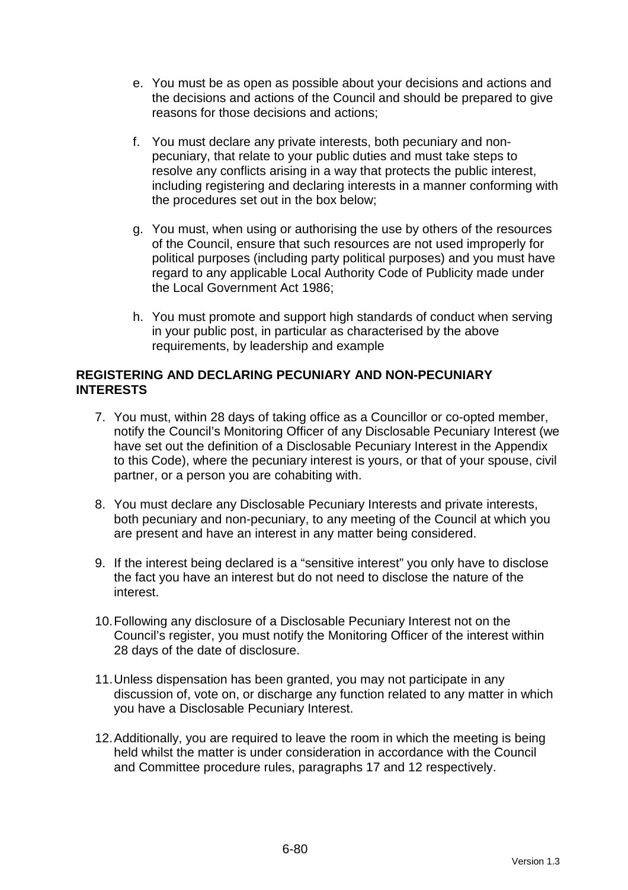e. You must be as open as possible about your decisions and actions and the decisions and actions of the Council and should be prepared to give reasons for those decisions and actions;

f. You must declare any private interests, both pecuniary and non-pecuniary, that relate to your public duties and must take steps to resolve any conflicts arising in a way that protects the public interest, including registering and declaring interests in a manner conforming with the procedures set out in the box below;

g. You must, when using or authorising the use by others of the resources of the Council, ensure that such resources are not used improperly for political purposes (including party political purposes) and you must have regard to any applicable Local Authority Code of Publicity made under the Local Government Act 1986;

h. You must promote and support high standards of conduct when serving in your public post, in particular as characterised by the above requirements, by leadership and example

**REGISTERING AND DECLARING PECUNIARY AND NON-PECUNIARY INTERESTS**

7. You must, within 28 days of taking office as a Councillor or co-opted member, notify the Council's Monitoring Officer of any Disclosable Pecuniary Interest (we have set out the definition of a Disclosable Pecuniary Interest in the Appendix to this Code), where the pecuniary interest is yours, or that of your spouse, civil partner, or a person you are cohabiting with.

8. You must declare any Disclosable Pecuniary Interests and private interests, both pecuniary and non-pecuniary, to any meeting of the Council at which you are present and have an interest in any matter being considered.

9. If the interest being declared is a "sensitive interest" you only have to disclose the fact you have an interest but do not need to disclose the nature of the interest.

10. Following any disclosure of a Disclosable Pecuniary Interest not on the Council's register, you must notify the Monitoring Officer of the interest within 28 days of the date of disclosure.

11. Unless dispensation has been granted, you may not participate in any discussion of, vote on, or discharge any function related to any matter in which you have a Disclosable Pecuniary Interest.

12. Additionally, you are required to leave the room in which the meeting is being held whilst the matter is under consideration in accordance with the Council and Committee procedure rules, paragraphs 17 and 12 respectively.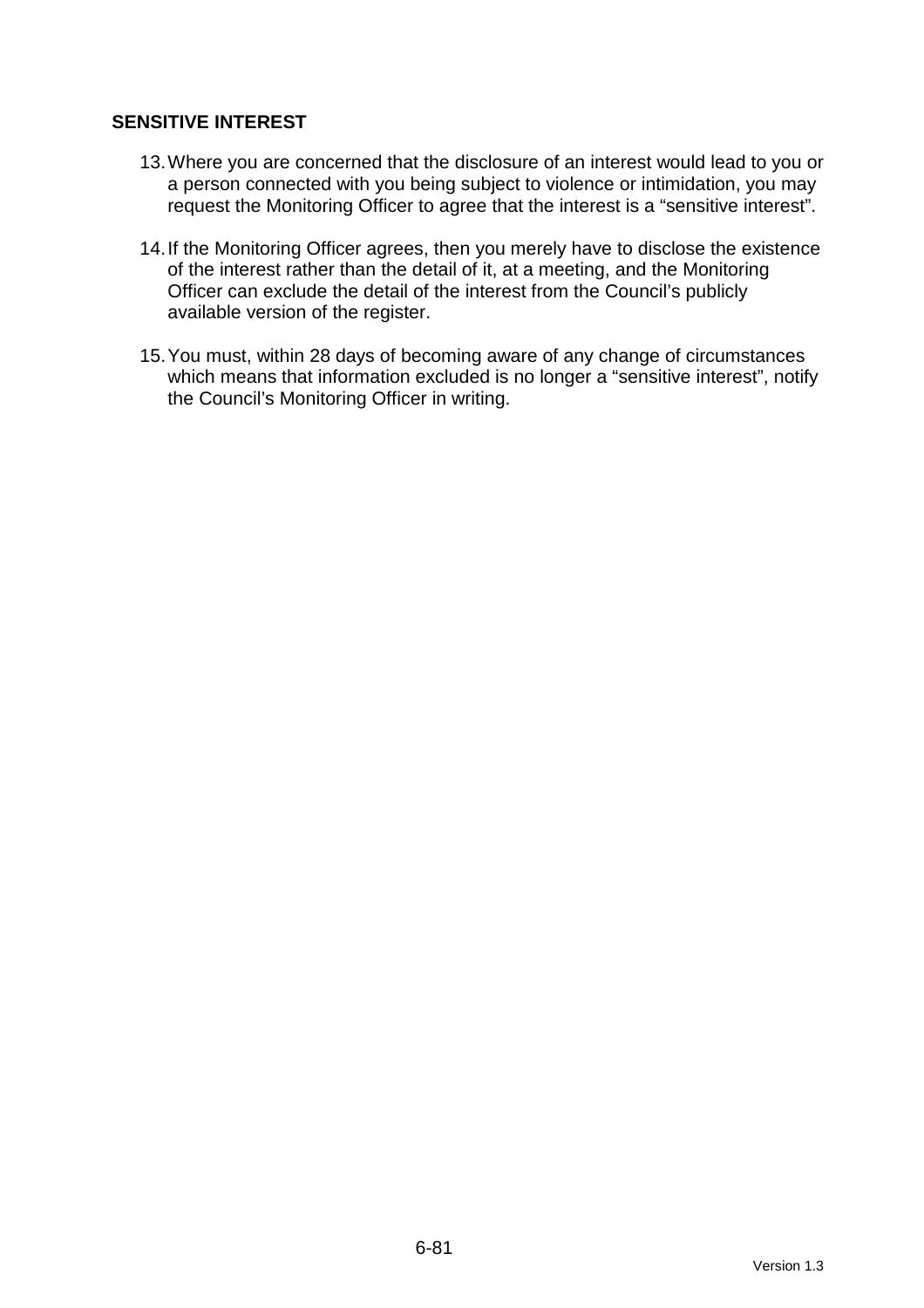**SENSITIVE INTEREST**

13. Where you are concerned that the disclosure of an interest would lead to you or a person connected with you being subject to violence or intimidation, you may request the Monitoring Officer to agree that the interest is a “sensitive interest”.

14. If the Monitoring Officer agrees, then you merely have to disclose the existence of the interest rather than the detail of it, at a meeting, and the Monitoring Officer can exclude the detail of the interest from the Council’s publicly available version of the register.

15. You must, within 28 days of becoming aware of any change of circumstances which means that information excluded is no longer a “sensitive interest”, notify the Council’s Monitoring Officer in writing.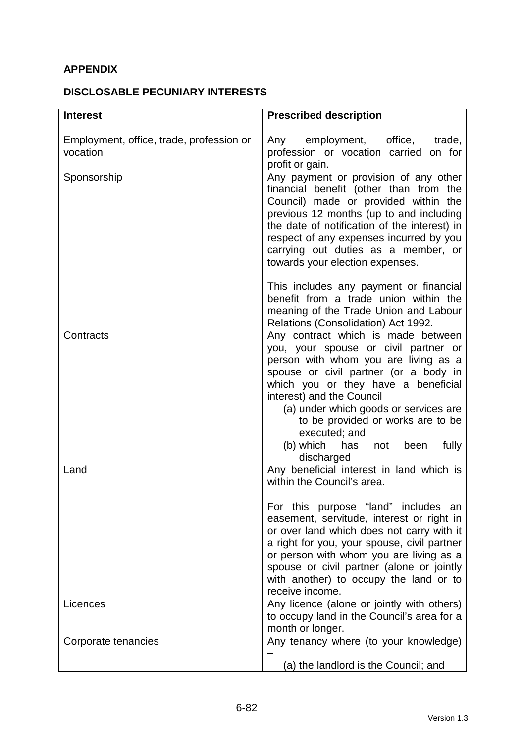**APPENDIX**

**DISCLOSABLE PECUNIARY INTERESTS**

| **Interest** | **Prescribed description** |
|---|---|
| Employment, office, trade, profession or vocation | Any employment, office, trade, profession or vocation carried on for profit or gain. |
| Sponsorship | Any payment or provision of any other financial benefit (other than from the Council) made or provided within the previous 12 months (up to and including the date of notification of the interest) in respect of any expenses incurred by you carrying out duties as a member, or towards your election expenses.<br><br>This includes any payment or financial benefit from a trade union within the meaning of the Trade Union and Labour Relations (Consolidation) Act 1992. |
| Contracts | Any contract which is made between you, your spouse or civil partner or person with whom you are living as a spouse or civil partner (or a body in which you or they have a beneficial interest) and the Council<br>(a) under which goods or services are to be provided or works are to be executed; and<br>(b) which has not been fully discharged |
| Land | Any beneficial interest in land which is within the Council's area.<br><br>For this purpose "land" includes an easement, servitude, interest or right in or over land which does not carry with it a right for you, your spouse, civil partner or person with whom you are living as a spouse or civil partner (alone or jointly with another) to occupy the land or to receive income. |
| Licences | Any licence (alone or jointly with others) to occupy land in the Council's area for a month or longer. |
| Corporate tenancies | Any tenancy where (to your knowledge) –<br>(a) the landlord is the Council; and |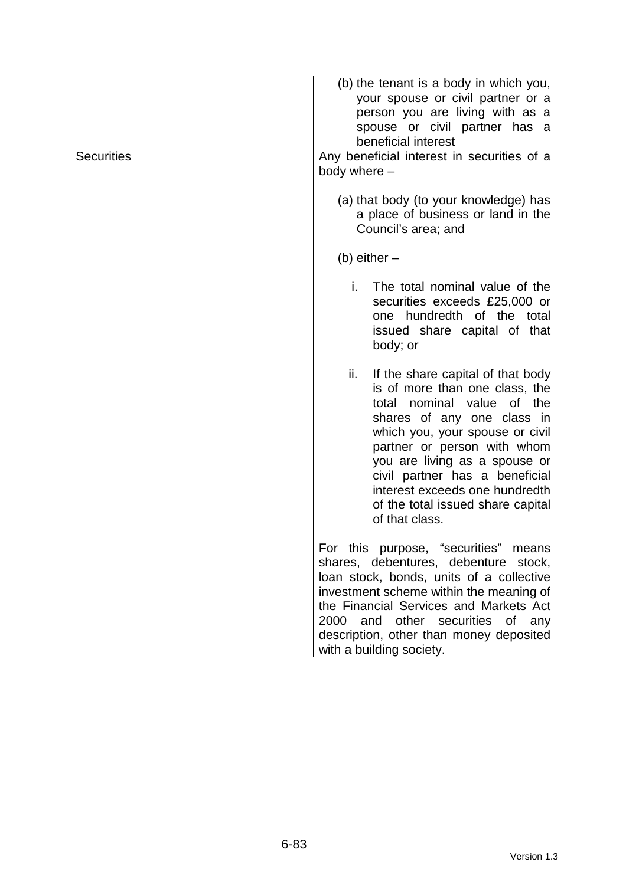| | |
|---|---|
| | (b) the tenant is a body in which you, your spouse or civil partner or a person you are living with as a spouse or civil partner has a beneficial interest |
| Securities | Any beneficial interest in securities of a body where –<br><br>(a) that body (to your knowledge) has a place of business or land in the Council's area; and<br><br>(b) either –<br><br>i. The total nominal value of the securities exceeds £25,000 or one hundredth of the total issued share capital of that body; or<br><br>ii. If the share capital of that body is of more than one class, the total nominal value of the shares of any one class in which you, your spouse or civil partner or person with whom you are living as a spouse or civil partner has a beneficial interest exceeds one hundredth of the total issued share capital of that class.<br><br>For this purpose, "securities" means shares, debentures, debenture stock, loan stock, bonds, units of a collective investment scheme within the meaning of the Financial Services and Markets Act 2000 and other securities of any description, other than money deposited with a building society. |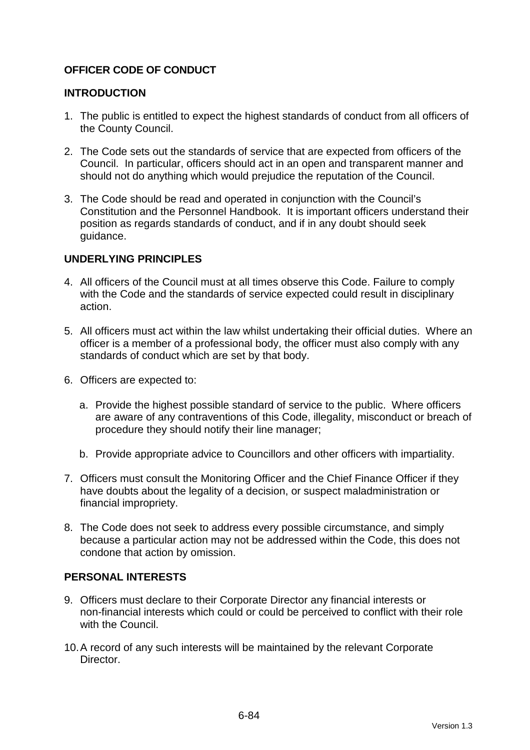## OFFICER CODE OF CONDUCT

### INTRODUCTION

1. The public is entitled to expect the highest standards of conduct from all officers of the County Council.

2. The Code sets out the standards of service that are expected from officers of the Council. In particular, officers should act in an open and transparent manner and should not do anything which would prejudice the reputation of the Council.

3. The Code should be read and operated in conjunction with the Council's Constitution and the Personnel Handbook. It is important officers understand their position as regards standards of conduct, and if in any doubt should seek guidance.

### UNDERLYING PRINCIPLES

4. All officers of the Council must at all times observe this Code. Failure to comply with the Code and the standards of service expected could result in disciplinary action.

5. All officers must act within the law whilst undertaking their official duties. Where an officer is a member of a professional body, the officer must also comply with any standards of conduct which are set by that body.

6. Officers are expected to:

   a. Provide the highest possible standard of service to the public. Where officers are aware of any contraventions of this Code, illegality, misconduct or breach of procedure they should notify their line manager;

   b. Provide appropriate advice to Councillors and other officers with impartiality.

7. Officers must consult the Monitoring Officer and the Chief Finance Officer if they have doubts about the legality of a decision, or suspect maladministration or financial impropriety.

8. The Code does not seek to address every possible circumstance, and simply because a particular action may not be addressed within the Code, this does not condone that action by omission.

### PERSONAL INTERESTS

9. Officers must declare to their Corporate Director any financial interests or non-financial interests which could or could be perceived to conflict with their role with the Council.

10. A record of any such interests will be maintained by the relevant Corporate Director.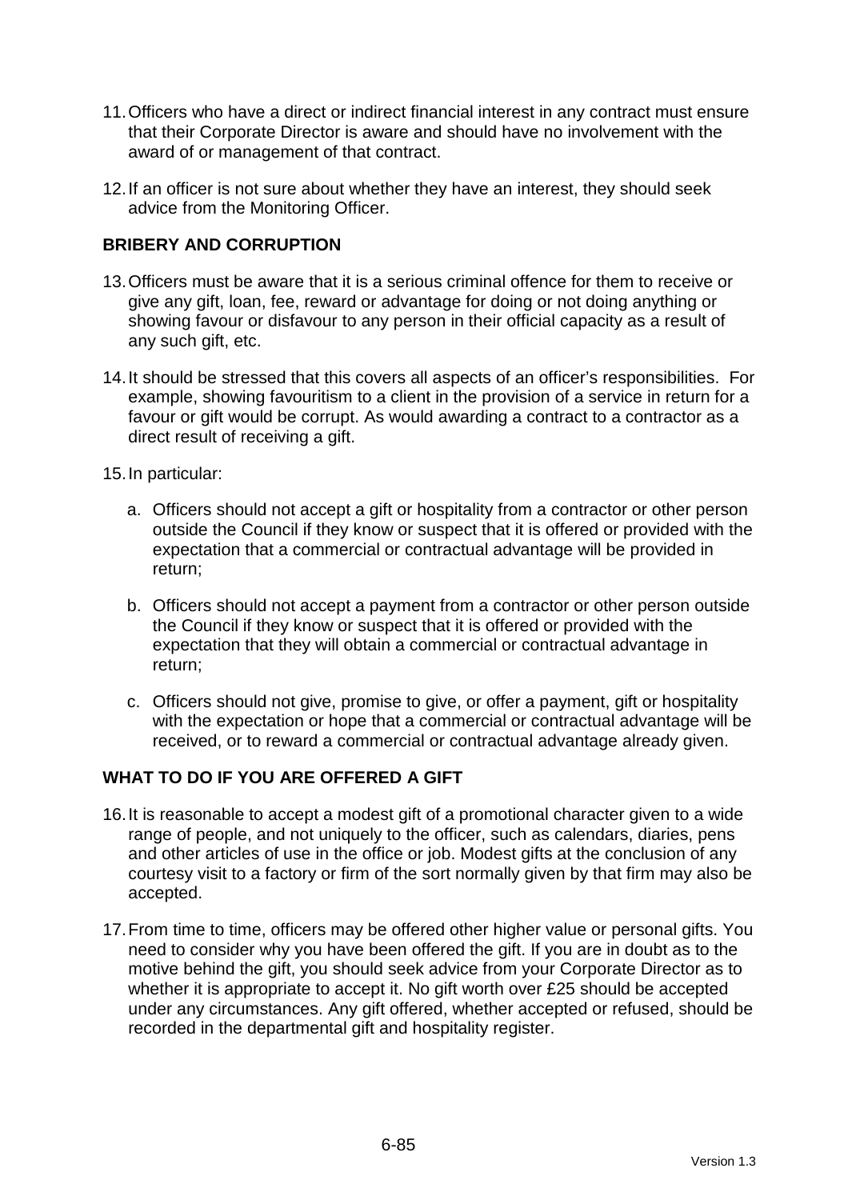11. Officers who have a direct or indirect financial interest in any contract must ensure that their Corporate Director is aware and should have no involvement with the award of or management of that contract.

12. If an officer is not sure about whether they have an interest, they should seek advice from the Monitoring Officer.

## BRIBERY AND CORRUPTION

13. Officers must be aware that it is a serious criminal offence for them to receive or give any gift, loan, fee, reward or advantage for doing or not doing anything or showing favour or disfavour to any person in their official capacity as a result of any such gift, etc.

14. It should be stressed that this covers all aspects of an officer's responsibilities. For example, showing favouritism to a client in the provision of a service in return for a favour or gift would be corrupt. As would awarding a contract to a contractor as a direct result of receiving a gift.

15. In particular:

    a. Officers should not accept a gift or hospitality from a contractor or other person outside the Council if they know or suspect that it is offered or provided with the expectation that a commercial or contractual advantage will be provided in return;

    b. Officers should not accept a payment from a contractor or other person outside the Council if they know or suspect that it is offered or provided with the expectation that they will obtain a commercial or contractual advantage in return;

    c. Officers should not give, promise to give, or offer a payment, gift or hospitality with the expectation or hope that a commercial or contractual advantage will be received, or to reward a commercial or contractual advantage already given.

## WHAT TO DO IF YOU ARE OFFERED A GIFT

16. It is reasonable to accept a modest gift of a promotional character given to a wide range of people, and not uniquely to the officer, such as calendars, diaries, pens and other articles of use in the office or job. Modest gifts at the conclusion of any courtesy visit to a factory or firm of the sort normally given by that firm may also be accepted.

17. From time to time, officers may be offered other higher value or personal gifts. You need to consider why you have been offered the gift. If you are in doubt as to the motive behind the gift, you should seek advice from your Corporate Director as to whether it is appropriate to accept it. No gift worth over £25 should be accepted under any circumstances. Any gift offered, whether accepted or refused, should be recorded in the departmental gift and hospitality register.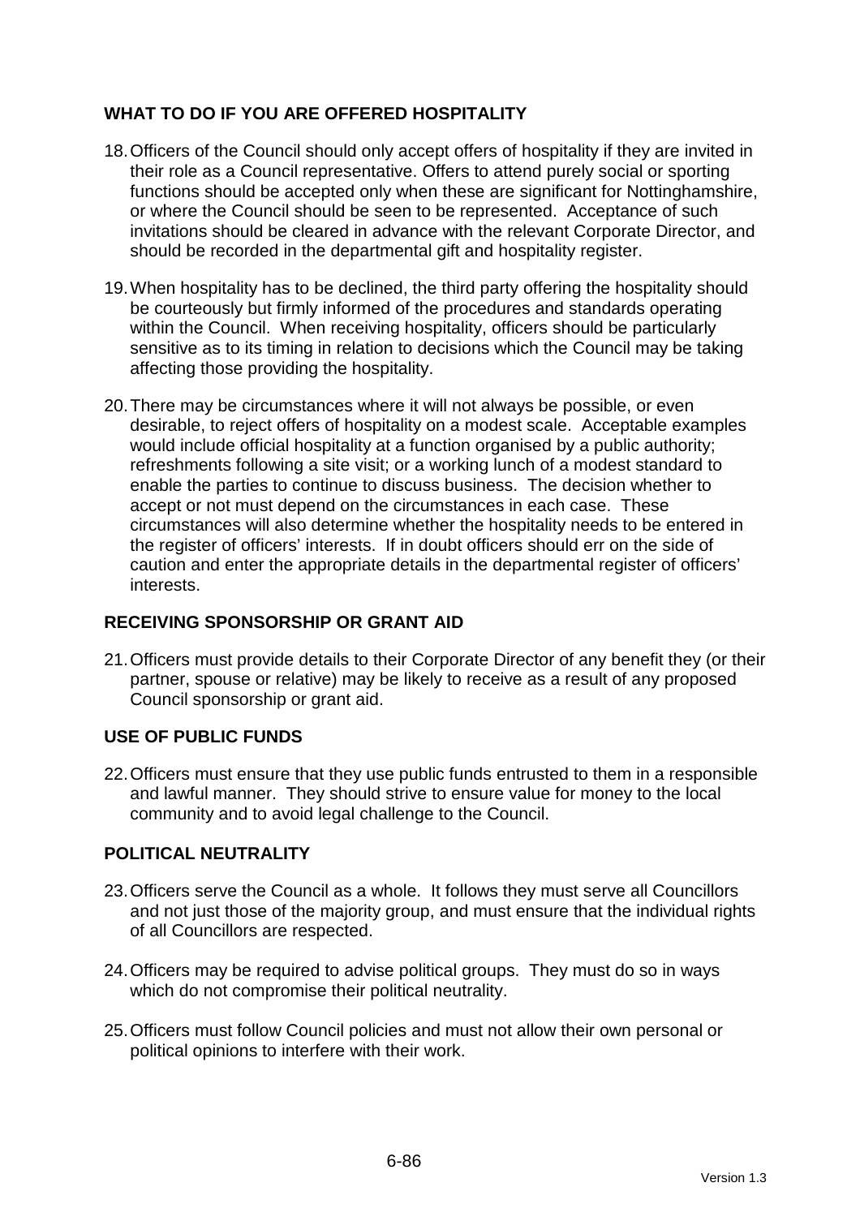## WHAT TO DO IF YOU ARE OFFERED HOSPITALITY

18. Officers of the Council should only accept offers of hospitality if they are invited in their role as a Council representative. Offers to attend purely social or sporting functions should be accepted only when these are significant for Nottinghamshire, or where the Council should be seen to be represented. Acceptance of such invitations should be cleared in advance with the relevant Corporate Director, and should be recorded in the departmental gift and hospitality register.

19. When hospitality has to be declined, the third party offering the hospitality should be courteously but firmly informed of the procedures and standards operating within the Council. When receiving hospitality, officers should be particularly sensitive as to its timing in relation to decisions which the Council may be taking affecting those providing the hospitality.

20. There may be circumstances where it will not always be possible, or even desirable, to reject offers of hospitality on a modest scale. Acceptable examples would include official hospitality at a function organised by a public authority; refreshments following a site visit; or a working lunch of a modest standard to enable the parties to continue to discuss business. The decision whether to accept or not must depend on the circumstances in each case. These circumstances will also determine whether the hospitality needs to be entered in the register of officers' interests. If in doubt officers should err on the side of caution and enter the appropriate details in the departmental register of officers' interests.

## RECEIVING SPONSORSHIP OR GRANT AID

21. Officers must provide details to their Corporate Director of any benefit they (or their partner, spouse or relative) may be likely to receive as a result of any proposed Council sponsorship or grant aid.

## USE OF PUBLIC FUNDS

22. Officers must ensure that they use public funds entrusted to them in a responsible and lawful manner. They should strive to ensure value for money to the local community and to avoid legal challenge to the Council.

## POLITICAL NEUTRALITY

23. Officers serve the Council as a whole. It follows they must serve all Councillors and not just those of the majority group, and must ensure that the individual rights of all Councillors are respected.

24. Officers may be required to advise political groups. They must do so in ways which do not compromise their political neutrality.

25. Officers must follow Council policies and must not allow their own personal or political opinions to interfere with their work.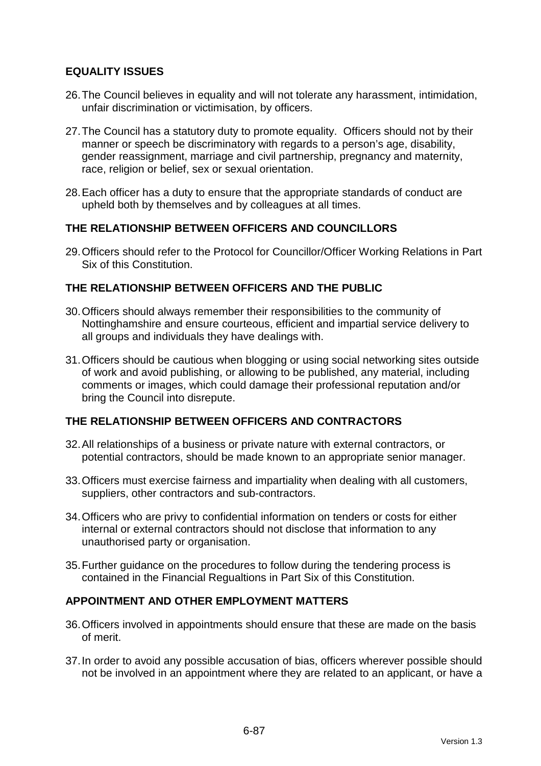## EQUALITY ISSUES

26. The Council believes in equality and will not tolerate any harassment, intimidation, unfair discrimination or victimisation, by officers.

27. The Council has a statutory duty to promote equality. Officers should not by their manner or speech be discriminatory with regards to a person's age, disability, gender reassignment, marriage and civil partnership, pregnancy and maternity, race, religion or belief, sex or sexual orientation.

28. Each officer has a duty to ensure that the appropriate standards of conduct are upheld both by themselves and by colleagues at all times.

## THE RELATIONSHIP BETWEEN OFFICERS AND COUNCILLORS

29. Officers should refer to the Protocol for Councillor/Officer Working Relations in Part Six of this Constitution.

## THE RELATIONSHIP BETWEEN OFFICERS AND THE PUBLIC

30. Officers should always remember their responsibilities to the community of Nottinghamshire and ensure courteous, efficient and impartial service delivery to all groups and individuals they have dealings with.

31. Officers should be cautious when blogging or using social networking sites outside of work and avoid publishing, or allowing to be published, any material, including comments or images, which could damage their professional reputation and/or bring the Council into disrepute.

## THE RELATIONSHIP BETWEEN OFFICERS AND CONTRACTORS

32. All relationships of a business or private nature with external contractors, or potential contractors, should be made known to an appropriate senior manager.

33. Officers must exercise fairness and impartiality when dealing with all customers, suppliers, other contractors and sub-contractors.

34. Officers who are privy to confidential information on tenders or costs for either internal or external contractors should not disclose that information to any unauthorised party or organisation.

35. Further guidance on the procedures to follow during the tendering process is contained in the Financial Regualtions in Part Six of this Constitution.

## APPOINTMENT AND OTHER EMPLOYMENT MATTERS

36. Officers involved in appointments should ensure that these are made on the basis of merit.

37. In order to avoid any possible accusation of bias, officers wherever possible should not be involved in an appointment where they are related to an applicant, or have a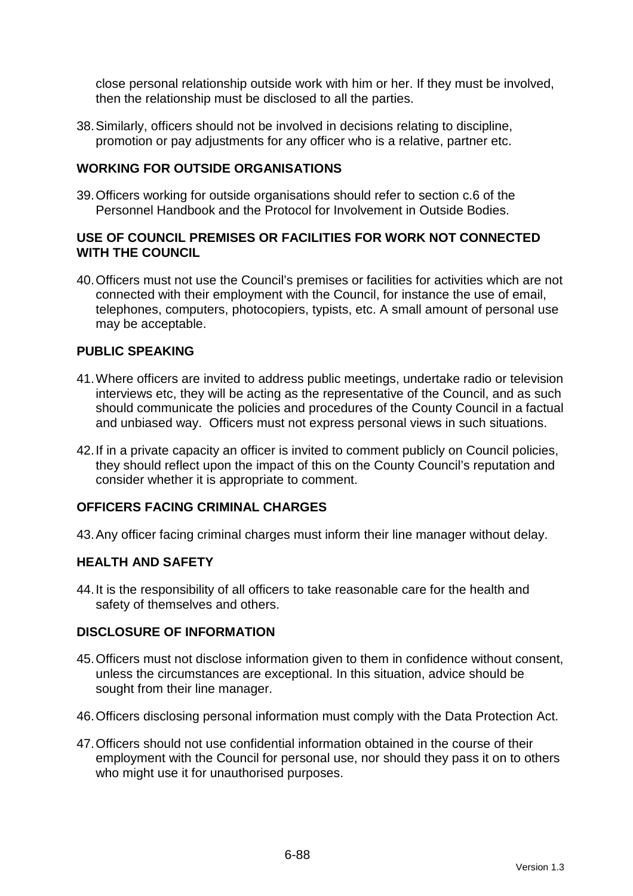close personal relationship outside work with him or her. If they must be involved, then the relationship must be disclosed to all the parties.

38. Similarly, officers should not be involved in decisions relating to discipline, promotion or pay adjustments for any officer who is a relative, partner etc.

## WORKING FOR OUTSIDE ORGANISATIONS

39. Officers working for outside organisations should refer to section c.6 of the Personnel Handbook and the Protocol for Involvement in Outside Bodies.

## USE OF COUNCIL PREMISES OR FACILITIES FOR WORK NOT CONNECTED WITH THE COUNCIL

40. Officers must not use the Council's premises or facilities for activities which are not connected with their employment with the Council, for instance the use of email, telephones, computers, photocopiers, typists, etc. A small amount of personal use may be acceptable.

## PUBLIC SPEAKING

41. Where officers are invited to address public meetings, undertake radio or television interviews etc, they will be acting as the representative of the Council, and as such should communicate the policies and procedures of the County Council in a factual and unbiased way. Officers must not express personal views in such situations.

42. If in a private capacity an officer is invited to comment publicly on Council policies, they should reflect upon the impact of this on the County Council's reputation and consider whether it is appropriate to comment.

## OFFICERS FACING CRIMINAL CHARGES

43. Any officer facing criminal charges must inform their line manager without delay.

## HEALTH AND SAFETY

44. It is the responsibility of all officers to take reasonable care for the health and safety of themselves and others.

## DISCLOSURE OF INFORMATION

45. Officers must not disclose information given to them in confidence without consent, unless the circumstances are exceptional. In this situation, advice should be sought from their line manager.

46. Officers disclosing personal information must comply with the Data Protection Act.

47. Officers should not use confidential information obtained in the course of their employment with the Council for personal use, nor should they pass it on to others who might use it for unauthorised purposes.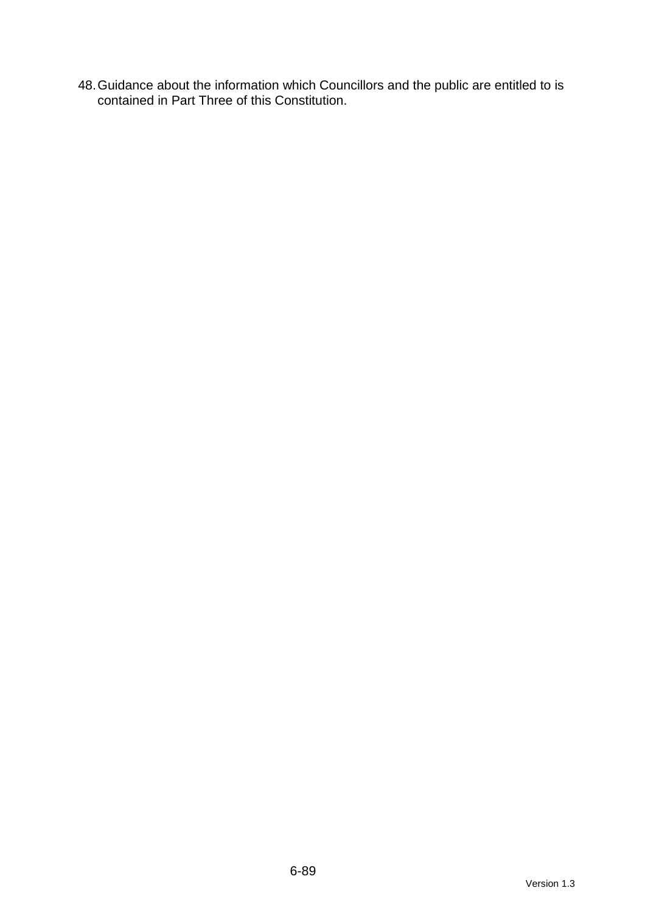48. Guidance about the information which Councillors and the public are entitled to is contained in Part Three of this Constitution.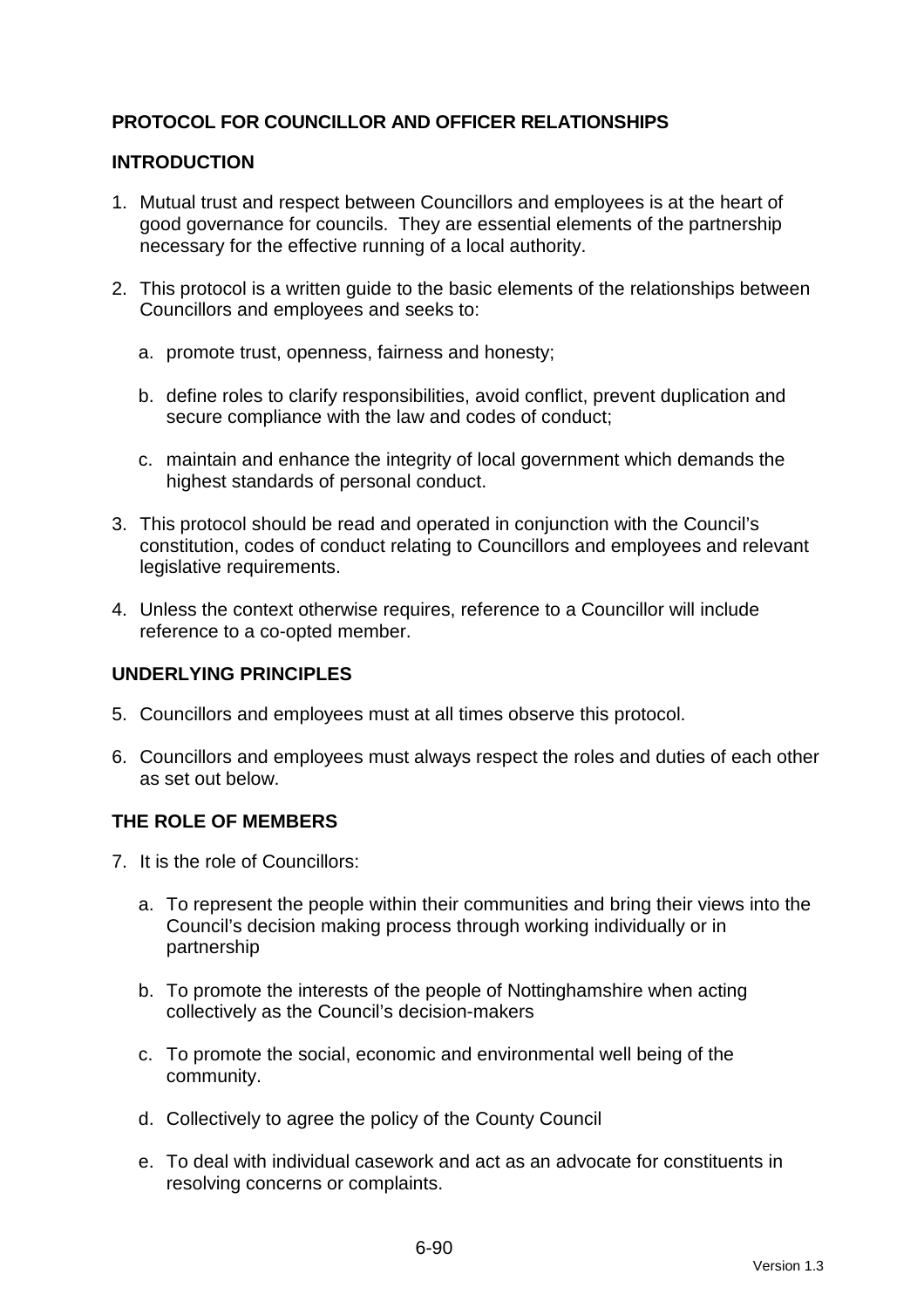**PROTOCOL FOR COUNCILLOR AND OFFICER RELATIONSHIPS**

**INTRODUCTION**

1. Mutual trust and respect between Councillors and employees is at the heart of good governance for councils. They are essential elements of the partnership necessary for the effective running of a local authority.

2. This protocol is a written guide to the basic elements of the relationships between Councillors and employees and seeks to:

   a. promote trust, openness, fairness and honesty;

   b. define roles to clarify responsibilities, avoid conflict, prevent duplication and secure compliance with the law and codes of conduct;

   c. maintain and enhance the integrity of local government which demands the highest standards of personal conduct.

3. This protocol should be read and operated in conjunction with the Council's constitution, codes of conduct relating to Councillors and employees and relevant legislative requirements.

4. Unless the context otherwise requires, reference to a Councillor will include reference to a co-opted member.

**UNDERLYING PRINCIPLES**

5. Councillors and employees must at all times observe this protocol.

6. Councillors and employees must always respect the roles and duties of each other as set out below.

**THE ROLE OF MEMBERS**

7. It is the role of Councillors:

   a. To represent the people within their communities and bring their views into the Council's decision making process through working individually or in partnership

   b. To promote the interests of the people of Nottinghamshire when acting collectively as the Council's decision-makers

   c. To promote the social, economic and environmental well being of the community.

   d. Collectively to agree the policy of the County Council

   e. To deal with individual casework and act as an advocate for constituents in resolving concerns or complaints.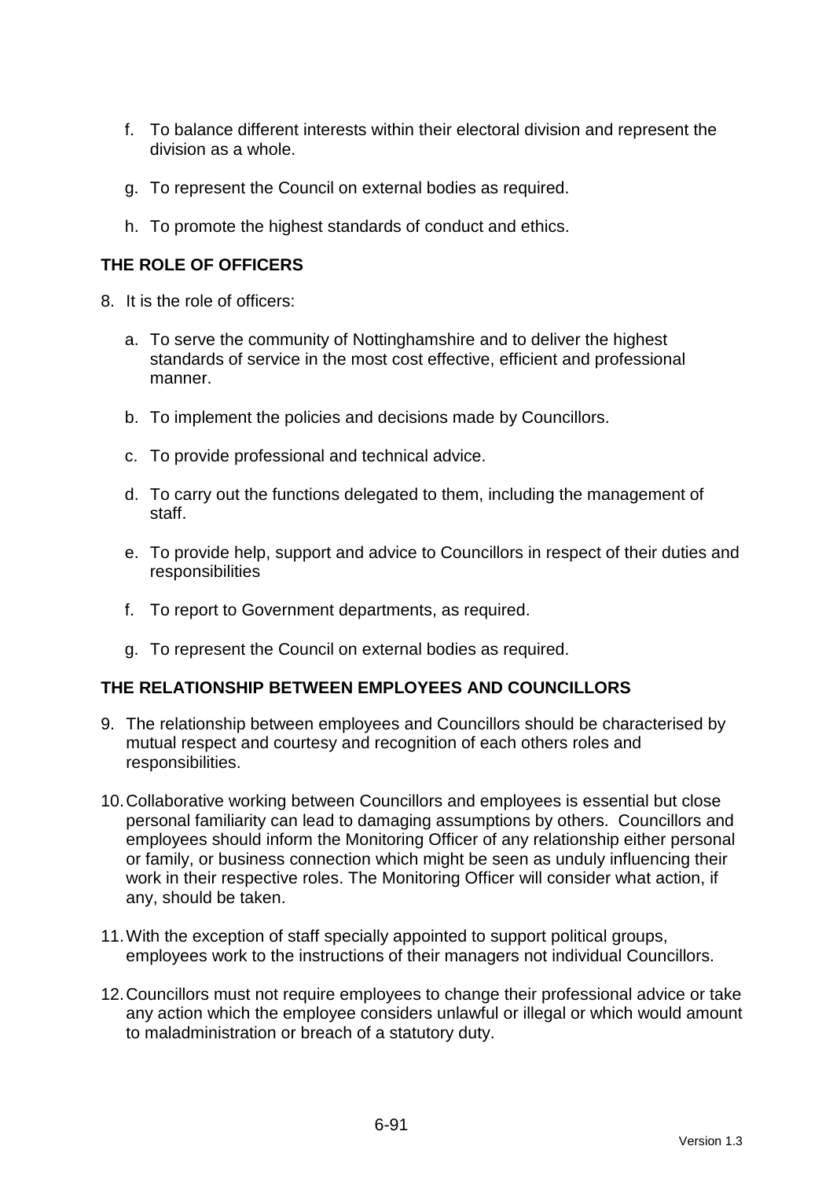f. To balance different interests within their electoral division and represent the division as a whole.

g. To represent the Council on external bodies as required.

h. To promote the highest standards of conduct and ethics.

## THE ROLE OF OFFICERS

8. It is the role of officers:

   a. To serve the community of Nottinghamshire and to deliver the highest standards of service in the most cost effective, efficient and professional manner.

   b. To implement the policies and decisions made by Councillors.

   c. To provide professional and technical advice.

   d. To carry out the functions delegated to them, including the management of staff.

   e. To provide help, support and advice to Councillors in respect of their duties and responsibilities

   f. To report to Government departments, as required.

   g. To represent the Council on external bodies as required.

## THE RELATIONSHIP BETWEEN EMPLOYEES AND COUNCILLORS

9. The relationship between employees and Councillors should be characterised by mutual respect and courtesy and recognition of each others roles and responsibilities.

10. Collaborative working between Councillors and employees is essential but close personal familiarity can lead to damaging assumptions by others. Councillors and employees should inform the Monitoring Officer of any relationship either personal or family, or business connection which might be seen as unduly influencing their work in their respective roles. The Monitoring Officer will consider what action, if any, should be taken.

11. With the exception of staff specially appointed to support political groups, employees work to the instructions of their managers not individual Councillors.

12. Councillors must not require employees to change their professional advice or take any action which the employee considers unlawful or illegal or which would amount to maladministration or breach of a statutory duty.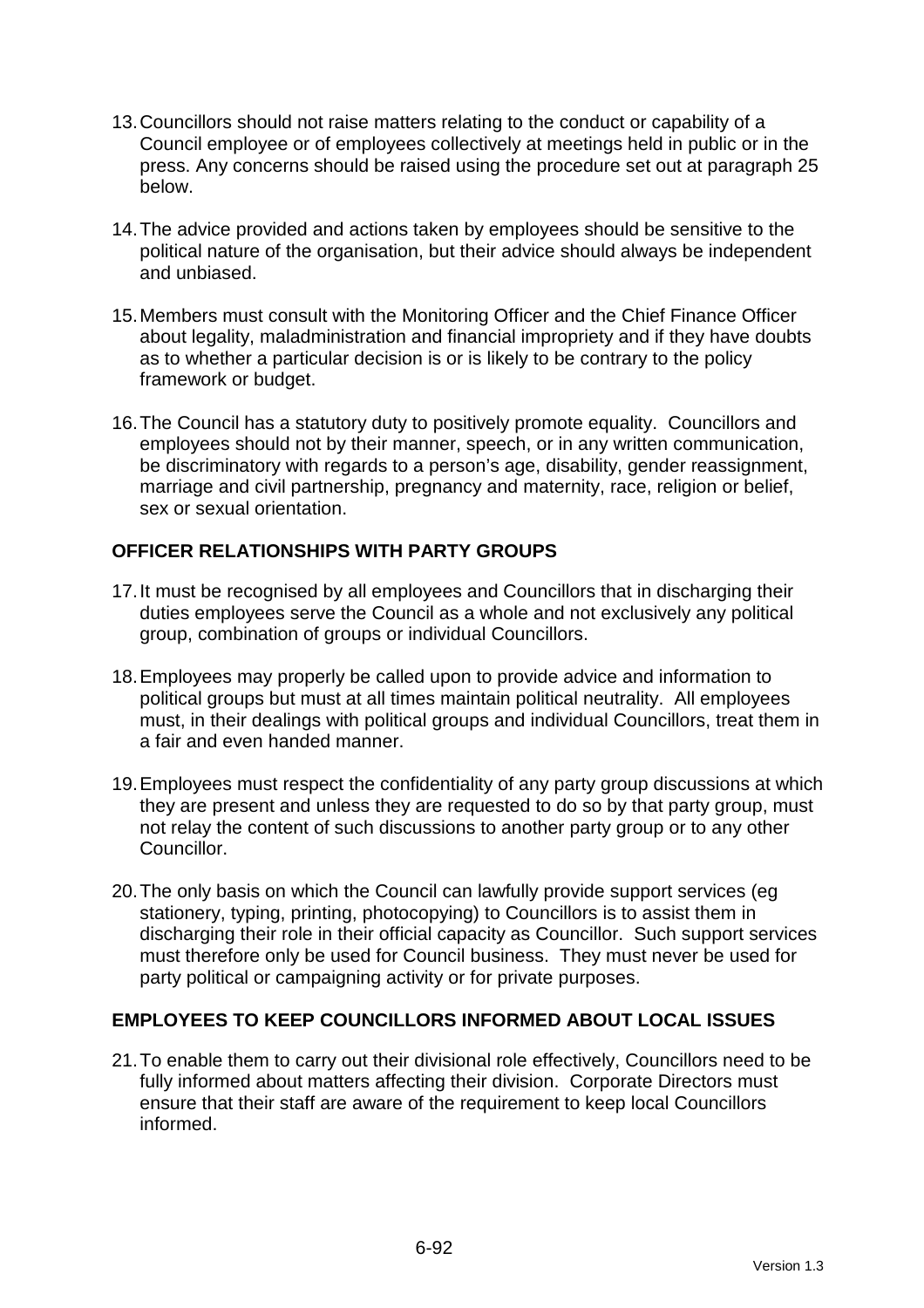13. Councillors should not raise matters relating to the conduct or capability of a Council employee or of employees collectively at meetings held in public or in the press. Any concerns should be raised using the procedure set out at paragraph 25 below.

14. The advice provided and actions taken by employees should be sensitive to the political nature of the organisation, but their advice should always be independent and unbiased.

15. Members must consult with the Monitoring Officer and the Chief Finance Officer about legality, maladministration and financial impropriety and if they have doubts as to whether a particular decision is or is likely to be contrary to the policy framework or budget.

16. The Council has a statutory duty to positively promote equality. Councillors and employees should not by their manner, speech, or in any written communication, be discriminatory with regards to a person's age, disability, gender reassignment, marriage and civil partnership, pregnancy and maternity, race, religion or belief, sex or sexual orientation.

**OFFICER RELATIONSHIPS WITH PARTY GROUPS**

17. It must be recognised by all employees and Councillors that in discharging their duties employees serve the Council as a whole and not exclusively any political group, combination of groups or individual Councillors.

18. Employees may properly be called upon to provide advice and information to political groups but must at all times maintain political neutrality. All employees must, in their dealings with political groups and individual Councillors, treat them in a fair and even handed manner.

19. Employees must respect the confidentiality of any party group discussions at which they are present and unless they are requested to do so by that party group, must not relay the content of such discussions to another party group or to any other Councillor.

20. The only basis on which the Council can lawfully provide support services (eg stationery, typing, printing, photocopying) to Councillors is to assist them in discharging their role in their official capacity as Councillor. Such support services must therefore only be used for Council business. They must never be used for party political or campaigning activity or for private purposes.

**EMPLOYEES TO KEEP COUNCILLORS INFORMED ABOUT LOCAL ISSUES**

21. To enable them to carry out their divisional role effectively, Councillors need to be fully informed about matters affecting their division. Corporate Directors must ensure that their staff are aware of the requirement to keep local Councillors informed.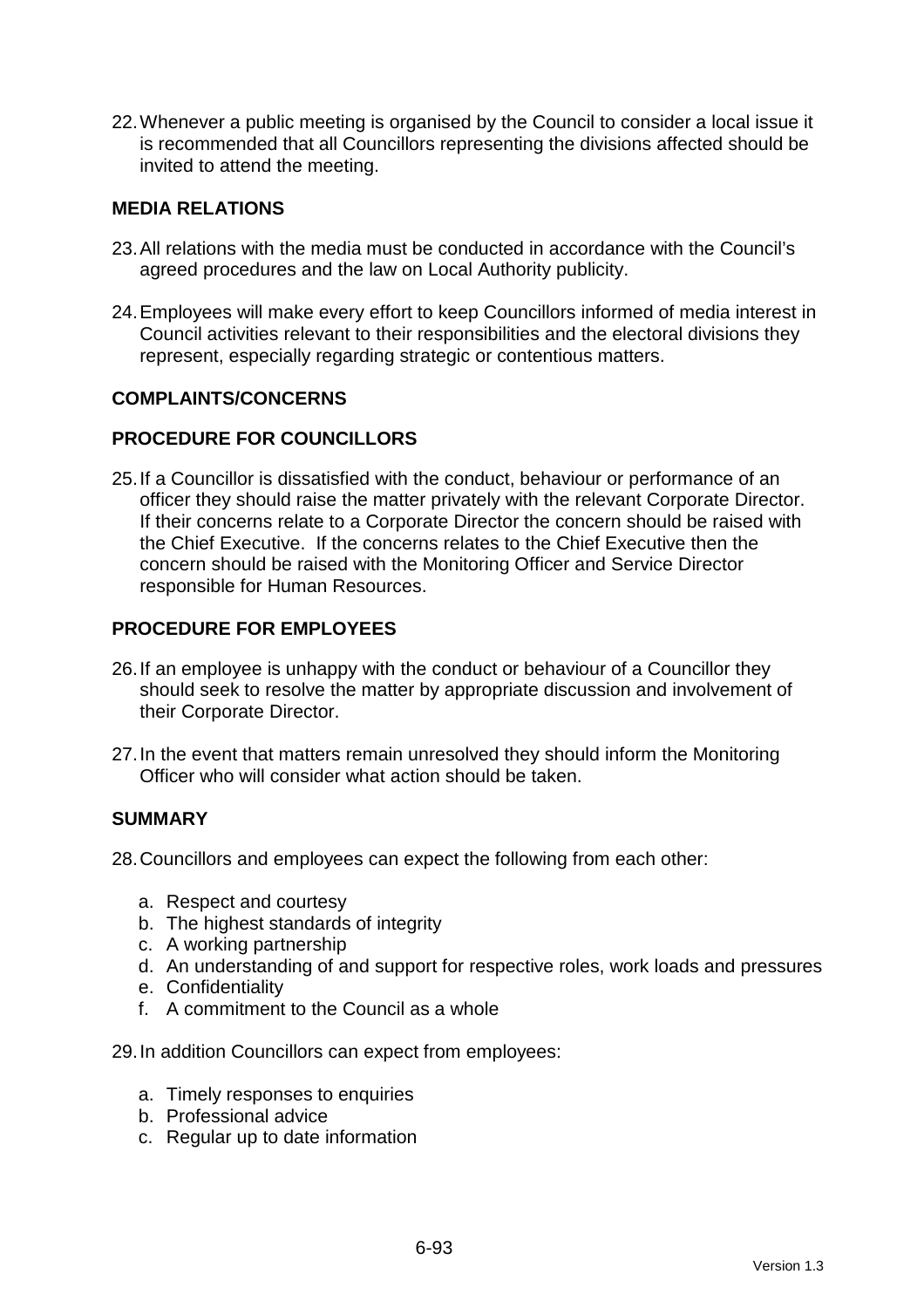22. Whenever a public meeting is organised by the Council to consider a local issue it is recommended that all Councillors representing the divisions affected should be invited to attend the meeting.

## MEDIA RELATIONS

23. All relations with the media must be conducted in accordance with the Council's agreed procedures and the law on Local Authority publicity.

24. Employees will make every effort to keep Councillors informed of media interest in Council activities relevant to their responsibilities and the electoral divisions they represent, especially regarding strategic or contentious matters.

## COMPLAINTS/CONCERNS

## PROCEDURE FOR COUNCILLORS

25. If a Councillor is dissatisfied with the conduct, behaviour or performance of an officer they should raise the matter privately with the relevant Corporate Director. If their concerns relate to a Corporate Director the concern should be raised with the Chief Executive. If the concerns relates to the Chief Executive then the concern should be raised with the Monitoring Officer and Service Director responsible for Human Resources.

## PROCEDURE FOR EMPLOYEES

26. If an employee is unhappy with the conduct or behaviour of a Councillor they should seek to resolve the matter by appropriate discussion and involvement of their Corporate Director.

27. In the event that matters remain unresolved they should inform the Monitoring Officer who will consider what action should be taken.

## SUMMARY

28. Councillors and employees can expect the following from each other:

    a. Respect and courtesy
    b. The highest standards of integrity
    c. A working partnership
    d. An understanding of and support for respective roles, work loads and pressures
    e. Confidentiality
    f. A commitment to the Council as a whole

29. In addition Councillors can expect from employees:

    a. Timely responses to enquiries
    b. Professional advice
    c. Regular up to date information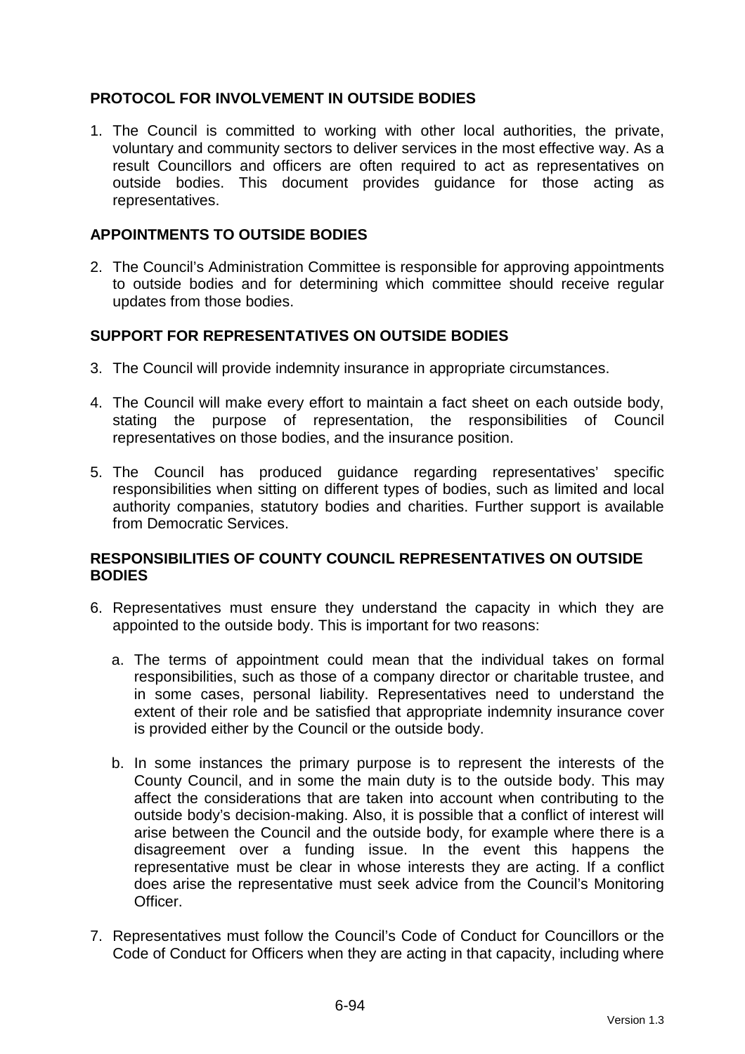## PROTOCOL FOR INVOLVEMENT IN OUTSIDE BODIES

1. The Council is committed to working with other local authorities, the private, voluntary and community sectors to deliver services in the most effective way. As a result Councillors and officers are often required to act as representatives on outside bodies. This document provides guidance for those acting as representatives.

## APPOINTMENTS TO OUTSIDE BODIES

2. The Council's Administration Committee is responsible for approving appointments to outside bodies and for determining which committee should receive regular updates from those bodies.

## SUPPORT FOR REPRESENTATIVES ON OUTSIDE BODIES

3. The Council will provide indemnity insurance in appropriate circumstances.

4. The Council will make every effort to maintain a fact sheet on each outside body, stating the purpose of representation, the responsibilities of Council representatives on those bodies, and the insurance position.

5. The Council has produced guidance regarding representatives' specific responsibilities when sitting on different types of bodies, such as limited and local authority companies, statutory bodies and charities. Further support is available from Democratic Services.

## RESPONSIBILITIES OF COUNTY COUNCIL REPRESENTATIVES ON OUTSIDE BODIES

6. Representatives must ensure they understand the capacity in which they are appointed to the outside body. This is important for two reasons:

   a. The terms of appointment could mean that the individual takes on formal responsibilities, such as those of a company director or charitable trustee, and in some cases, personal liability. Representatives need to understand the extent of their role and be satisfied that appropriate indemnity insurance cover is provided either by the Council or the outside body.

   b. In some instances the primary purpose is to represent the interests of the County Council, and in some the main duty is to the outside body. This may affect the considerations that are taken into account when contributing to the outside body's decision-making. Also, it is possible that a conflict of interest will arise between the Council and the outside body, for example where there is a disagreement over a funding issue. In the event this happens the representative must be clear in whose interests they are acting. If a conflict does arise the representative must seek advice from the Council's Monitoring Officer.

7. Representatives must follow the Council's Code of Conduct for Councillors or the Code of Conduct for Officers when they are acting in that capacity, including where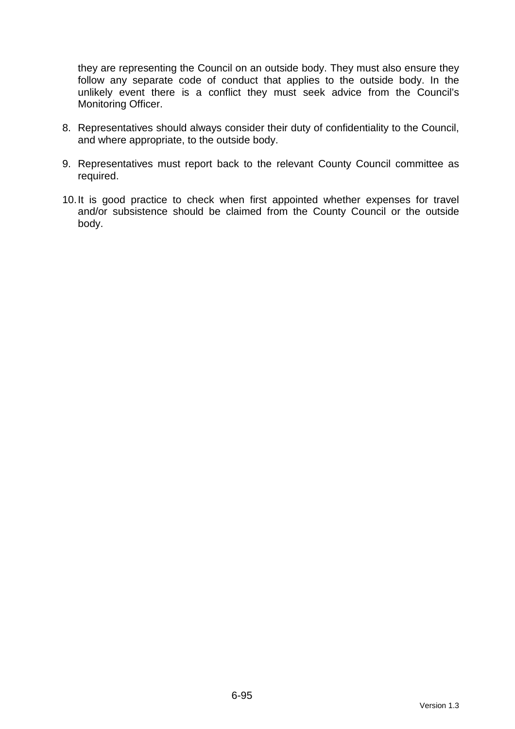they are representing the Council on an outside body. They must also ensure they follow any separate code of conduct that applies to the outside body. In the unlikely event there is a conflict they must seek advice from the Council's Monitoring Officer.

8. Representatives should always consider their duty of confidentiality to the Council, and where appropriate, to the outside body.

9. Representatives must report back to the relevant County Council committee as required.

10. It is good practice to check when first appointed whether expenses for travel and/or subsistence should be claimed from the County Council or the outside body.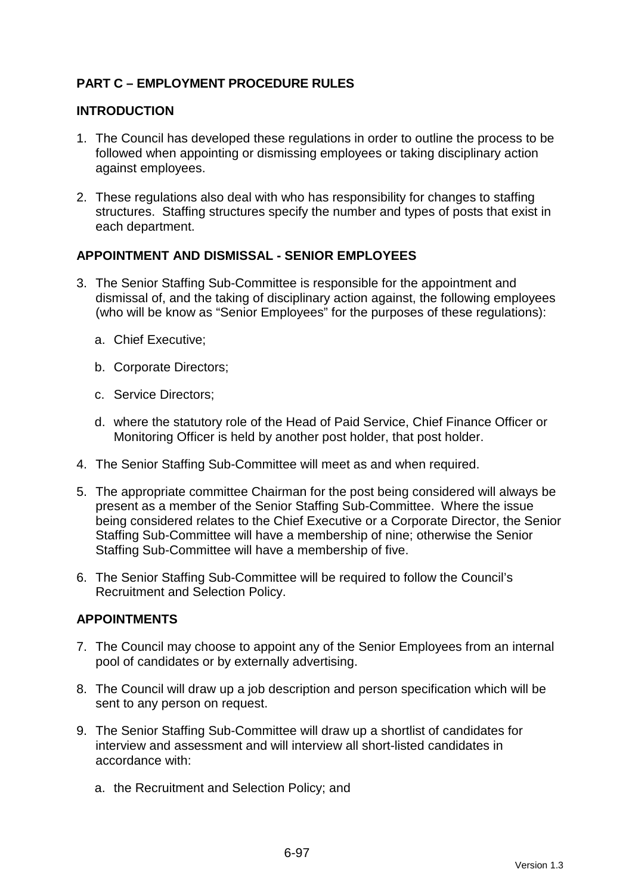## PART C – EMPLOYMENT PROCEDURE RULES

### INTRODUCTION

1. The Council has developed these regulations in order to outline the process to be followed when appointing or dismissing employees or taking disciplinary action against employees.

2. These regulations also deal with who has responsibility for changes to staffing structures. Staffing structures specify the number and types of posts that exist in each department.

### APPOINTMENT AND DISMISSAL - SENIOR EMPLOYEES

3. The Senior Staffing Sub-Committee is responsible for the appointment and dismissal of, and the taking of disciplinary action against, the following employees (who will be know as "Senior Employees" for the purposes of these regulations):

   a. Chief Executive;

   b. Corporate Directors;

   c. Service Directors;

   d. where the statutory role of the Head of Paid Service, Chief Finance Officer or Monitoring Officer is held by another post holder, that post holder.

4. The Senior Staffing Sub-Committee will meet as and when required.

5. The appropriate committee Chairman for the post being considered will always be present as a member of the Senior Staffing Sub-Committee. Where the issue being considered relates to the Chief Executive or a Corporate Director, the Senior Staffing Sub-Committee will have a membership of nine; otherwise the Senior Staffing Sub-Committee will have a membership of five.

6. The Senior Staffing Sub-Committee will be required to follow the Council's Recruitment and Selection Policy.

### APPOINTMENTS

7. The Council may choose to appoint any of the Senior Employees from an internal pool of candidates or by externally advertising.

8. The Council will draw up a job description and person specification which will be sent to any person on request.

9. The Senior Staffing Sub-Committee will draw up a shortlist of candidates for interview and assessment and will interview all short-listed candidates in accordance with:

   a. the Recruitment and Selection Policy; and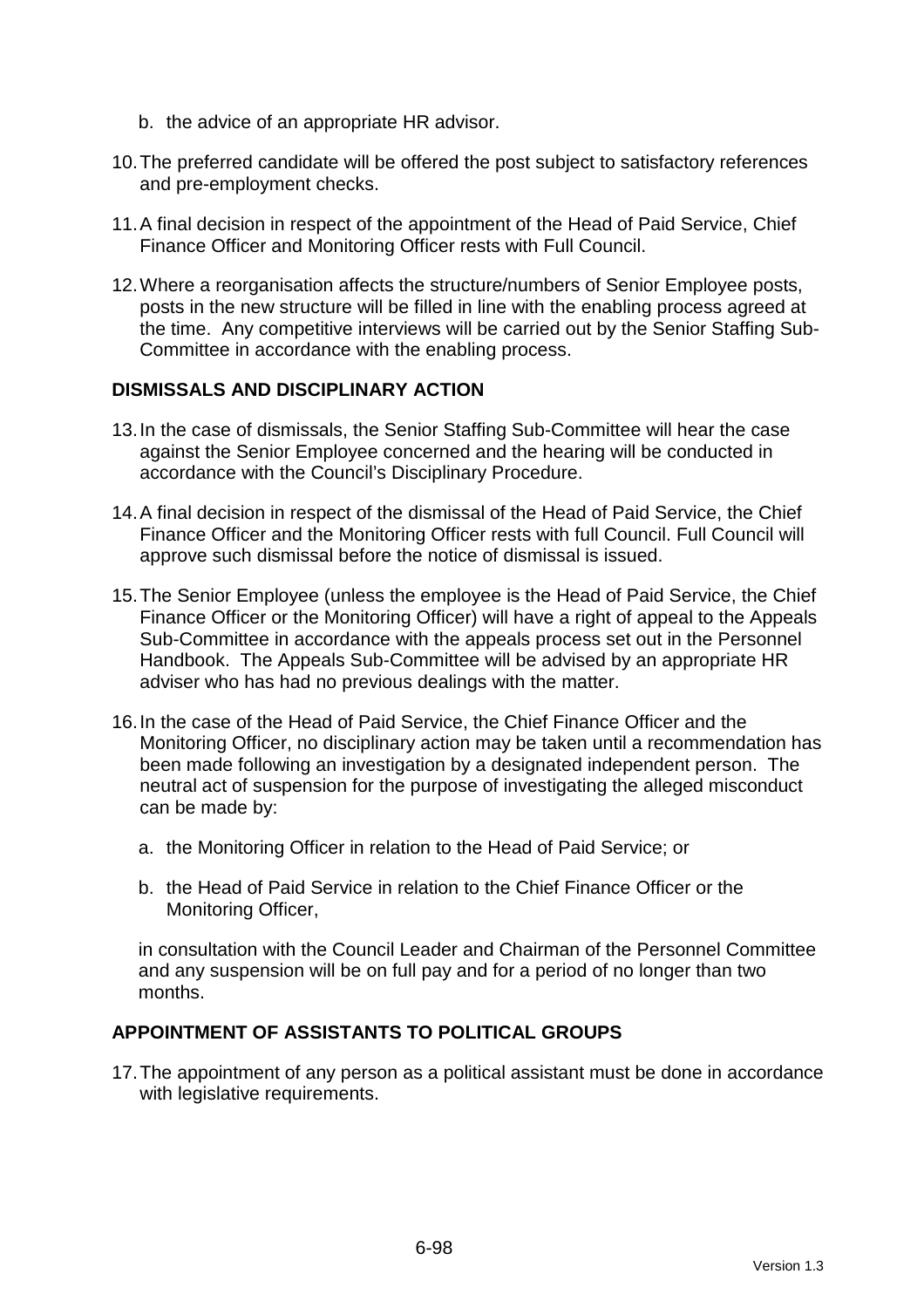b. the advice of an appropriate HR advisor.

10. The preferred candidate will be offered the post subject to satisfactory references and pre-employment checks.

11. A final decision in respect of the appointment of the Head of Paid Service, Chief Finance Officer and Monitoring Officer rests with Full Council.

12. Where a reorganisation affects the structure/numbers of Senior Employee posts, posts in the new structure will be filled in line with the enabling process agreed at the time. Any competitive interviews will be carried out by the Senior Staffing Sub-Committee in accordance with the enabling process.

## DISMISSALS AND DISCIPLINARY ACTION

13. In the case of dismissals, the Senior Staffing Sub-Committee will hear the case against the Senior Employee concerned and the hearing will be conducted in accordance with the Council's Disciplinary Procedure.

14. A final decision in respect of the dismissal of the Head of Paid Service, the Chief Finance Officer and the Monitoring Officer rests with full Council. Full Council will approve such dismissal before the notice of dismissal is issued.

15. The Senior Employee (unless the employee is the Head of Paid Service, the Chief Finance Officer or the Monitoring Officer) will have a right of appeal to the Appeals Sub-Committee in accordance with the appeals process set out in the Personnel Handbook. The Appeals Sub-Committee will be advised by an appropriate HR adviser who has had no previous dealings with the matter.

16. In the case of the Head of Paid Service, the Chief Finance Officer and the Monitoring Officer, no disciplinary action may be taken until a recommendation has been made following an investigation by a designated independent person. The neutral act of suspension for the purpose of investigating the alleged misconduct can be made by:

    a. the Monitoring Officer in relation to the Head of Paid Service; or

    b. the Head of Paid Service in relation to the Chief Finance Officer or the Monitoring Officer,

    in consultation with the Council Leader and Chairman of the Personnel Committee and any suspension will be on full pay and for a period of no longer than two months.

## APPOINTMENT OF ASSISTANTS TO POLITICAL GROUPS

17. The appointment of any person as a political assistant must be done in accordance with legislative requirements.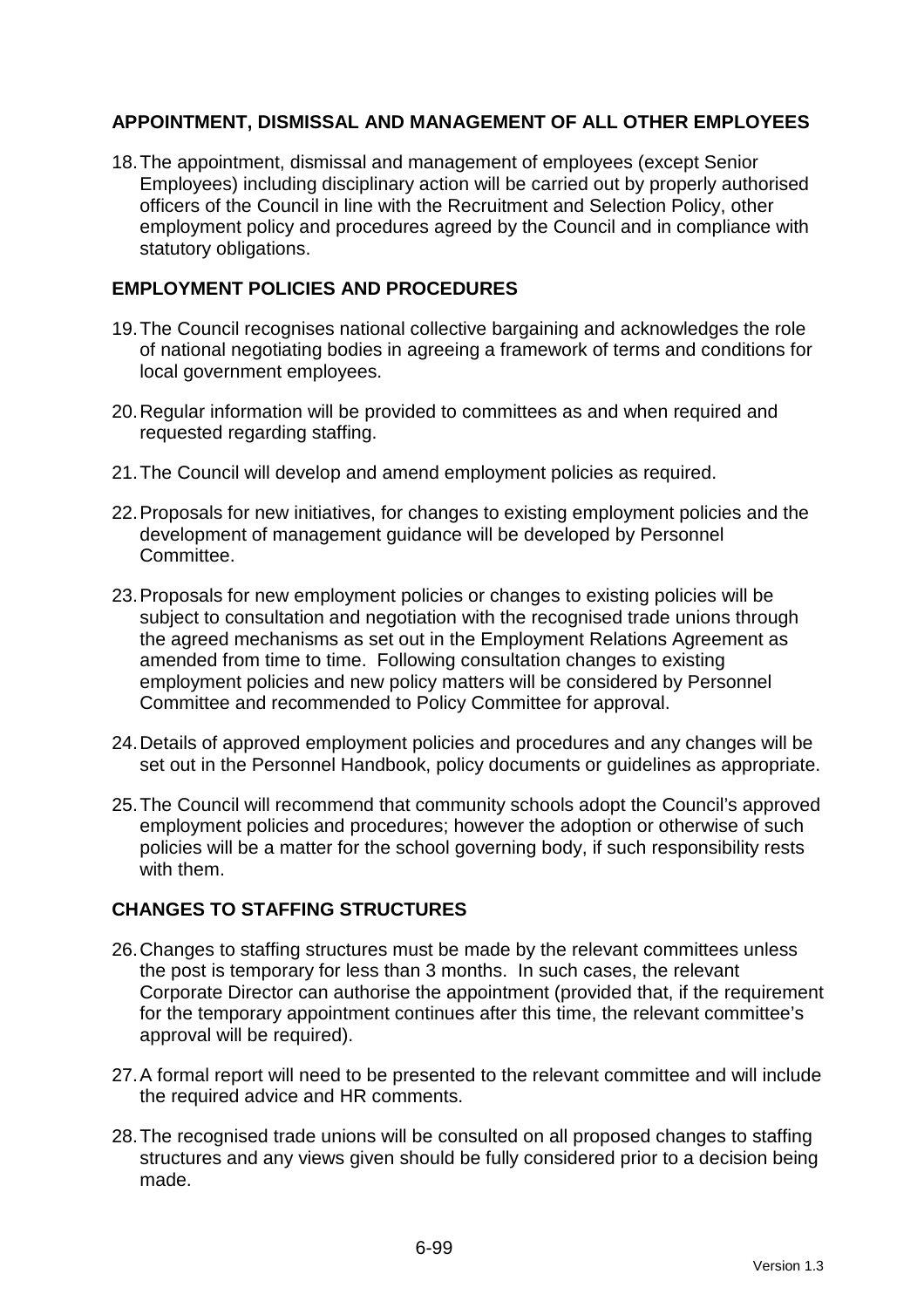## APPOINTMENT, DISMISSAL AND MANAGEMENT OF ALL OTHER EMPLOYEES

18. The appointment, dismissal and management of employees (except Senior Employees) including disciplinary action will be carried out by properly authorised officers of the Council in line with the Recruitment and Selection Policy, other employment policy and procedures agreed by the Council and in compliance with statutory obligations.

## EMPLOYMENT POLICIES AND PROCEDURES

19. The Council recognises national collective bargaining and acknowledges the role of national negotiating bodies in agreeing a framework of terms and conditions for local government employees.

20. Regular information will be provided to committees as and when required and requested regarding staffing.

21. The Council will develop and amend employment policies as required.

22. Proposals for new initiatives, for changes to existing employment policies and the development of management guidance will be developed by Personnel Committee.

23. Proposals for new employment policies or changes to existing policies will be subject to consultation and negotiation with the recognised trade unions through the agreed mechanisms as set out in the Employment Relations Agreement as amended from time to time. Following consultation changes to existing employment policies and new policy matters will be considered by Personnel Committee and recommended to Policy Committee for approval.

24. Details of approved employment policies and procedures and any changes will be set out in the Personnel Handbook, policy documents or guidelines as appropriate.

25. The Council will recommend that community schools adopt the Council's approved employment policies and procedures; however the adoption or otherwise of such policies will be a matter for the school governing body, if such responsibility rests with them.

## CHANGES TO STAFFING STRUCTURES

26. Changes to staffing structures must be made by the relevant committees unless the post is temporary for less than 3 months. In such cases, the relevant Corporate Director can authorise the appointment (provided that, if the requirement for the temporary appointment continues after this time, the relevant committee's approval will be required).

27. A formal report will need to be presented to the relevant committee and will include the required advice and HR comments.

28. The recognised trade unions will be consulted on all proposed changes to staffing structures and any views given should be fully considered prior to a decision being made.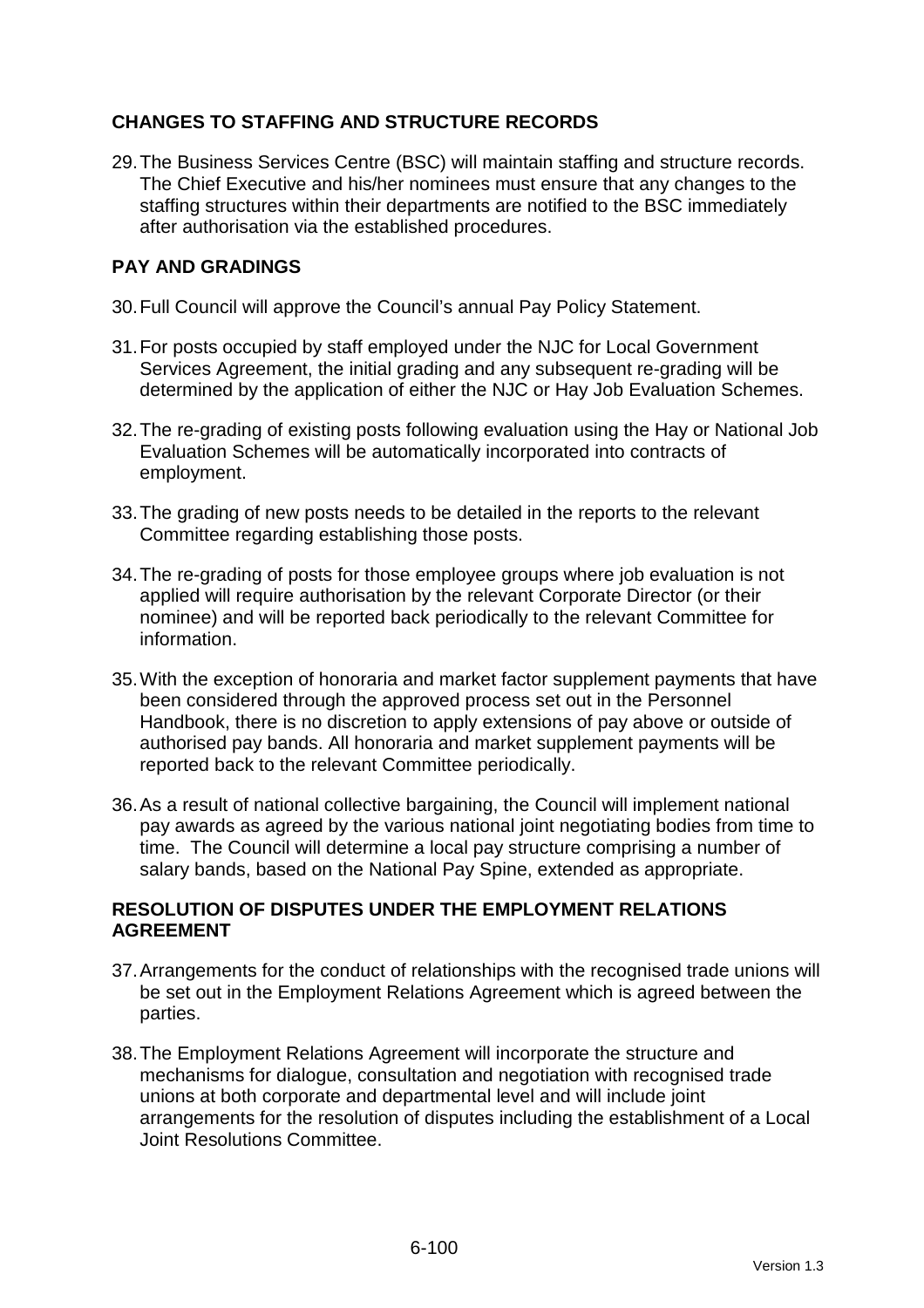## CHANGES TO STAFFING AND STRUCTURE RECORDS

29. The Business Services Centre (BSC) will maintain staffing and structure records. The Chief Executive and his/her nominees must ensure that any changes to the staffing structures within their departments are notified to the BSC immediately after authorisation via the established procedures.

## PAY AND GRADINGS

30. Full Council will approve the Council's annual Pay Policy Statement.

31. For posts occupied by staff employed under the NJC for Local Government Services Agreement, the initial grading and any subsequent re-grading will be determined by the application of either the NJC or Hay Job Evaluation Schemes.

32. The re-grading of existing posts following evaluation using the Hay or National Job Evaluation Schemes will be automatically incorporated into contracts of employment.

33. The grading of new posts needs to be detailed in the reports to the relevant Committee regarding establishing those posts.

34. The re-grading of posts for those employee groups where job evaluation is not applied will require authorisation by the relevant Corporate Director (or their nominee) and will be reported back periodically to the relevant Committee for information.

35. With the exception of honoraria and market factor supplement payments that have been considered through the approved process set out in the Personnel Handbook, there is no discretion to apply extensions of pay above or outside of authorised pay bands. All honoraria and market supplement payments will be reported back to the relevant Committee periodically.

36. As a result of national collective bargaining, the Council will implement national pay awards as agreed by the various national joint negotiating bodies from time to time. The Council will determine a local pay structure comprising a number of salary bands, based on the National Pay Spine, extended as appropriate.

## RESOLUTION OF DISPUTES UNDER THE EMPLOYMENT RELATIONS AGREEMENT

37. Arrangements for the conduct of relationships with the recognised trade unions will be set out in the Employment Relations Agreement which is agreed between the parties.

38. The Employment Relations Agreement will incorporate the structure and mechanisms for dialogue, consultation and negotiation with recognised trade unions at both corporate and departmental level and will include joint arrangements for the resolution of disputes including the establishment of a Local Joint Resolutions Committee.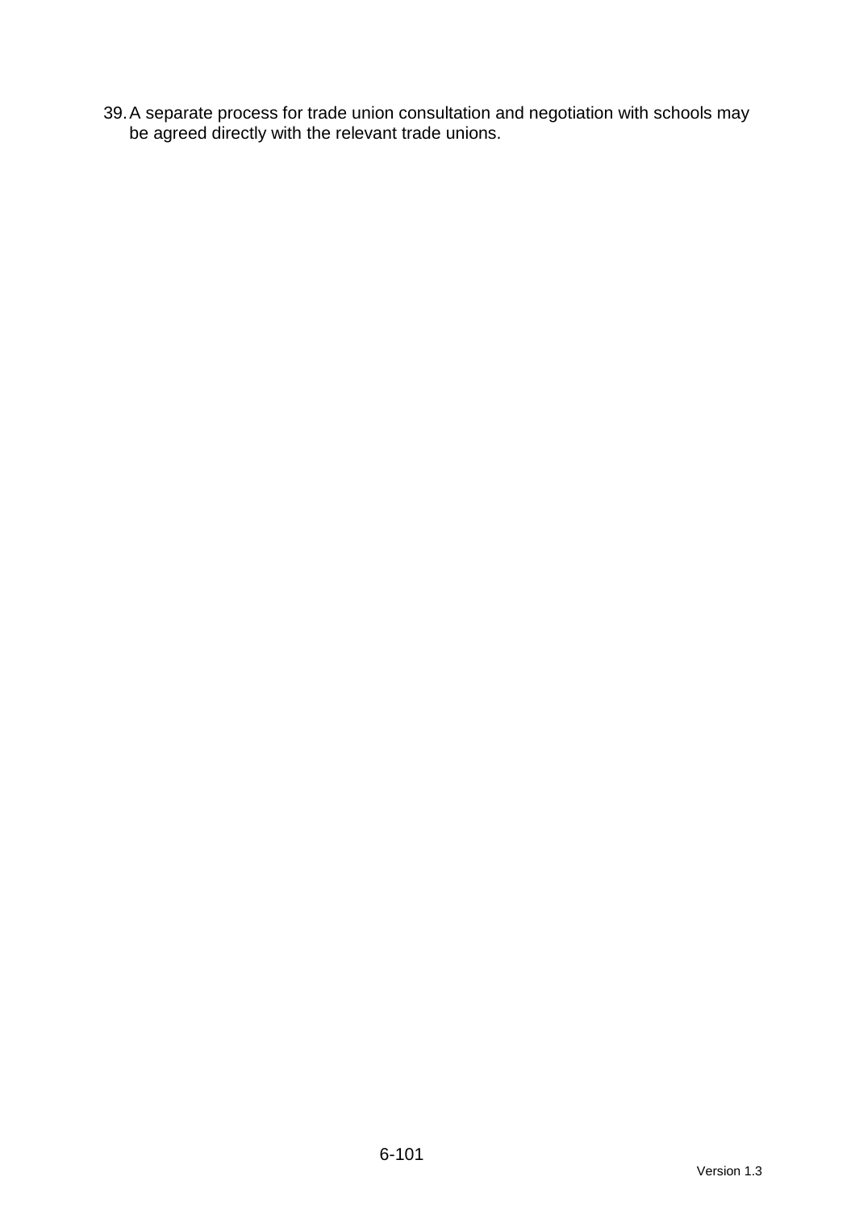39. A separate process for trade union consultation and negotiation with schools may be agreed directly with the relevant trade unions.